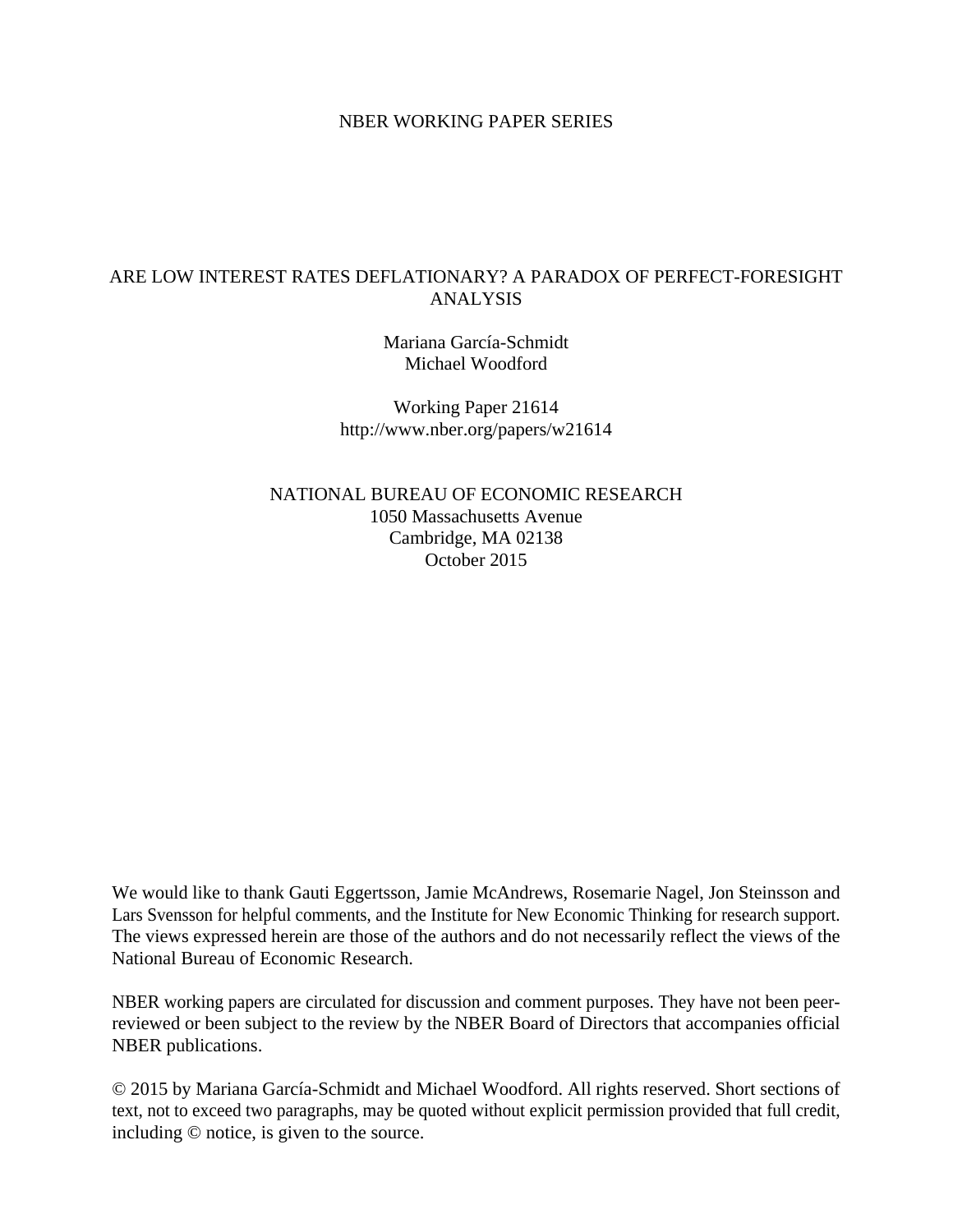NBER WORKING PAPER SERIES

# ARE LOW INTEREST RATES DEFLATIONARY? A PARADOX OF PERFECT-FORESIGHT ANALYSIS

Mariana García-Schmidt
Michael Woodford

Working Paper 21614
http://www.nber.org/papers/w21614

NATIONAL BUREAU OF ECONOMIC RESEARCH
1050 Massachusetts Avenue
Cambridge, MA 02138
October 2015

We would like to thank Gauti Eggertsson, Jamie McAndrews, Rosemarie Nagel, Jon Steinsson and Lars Svensson for helpful comments, and the Institute for New Economic Thinking for research support. The views expressed herein are those of the authors and do not necessarily reflect the views of the National Bureau of Economic Research.

NBER working papers are circulated for discussion and comment purposes. They have not been peer-reviewed or been subject to the review by the NBER Board of Directors that accompanies official NBER publications.

© 2015 by Mariana García-Schmidt and Michael Woodford. All rights reserved. Short sections of text, not to exceed two paragraphs, may be quoted without explicit permission provided that full credit, including © notice, is given to the source.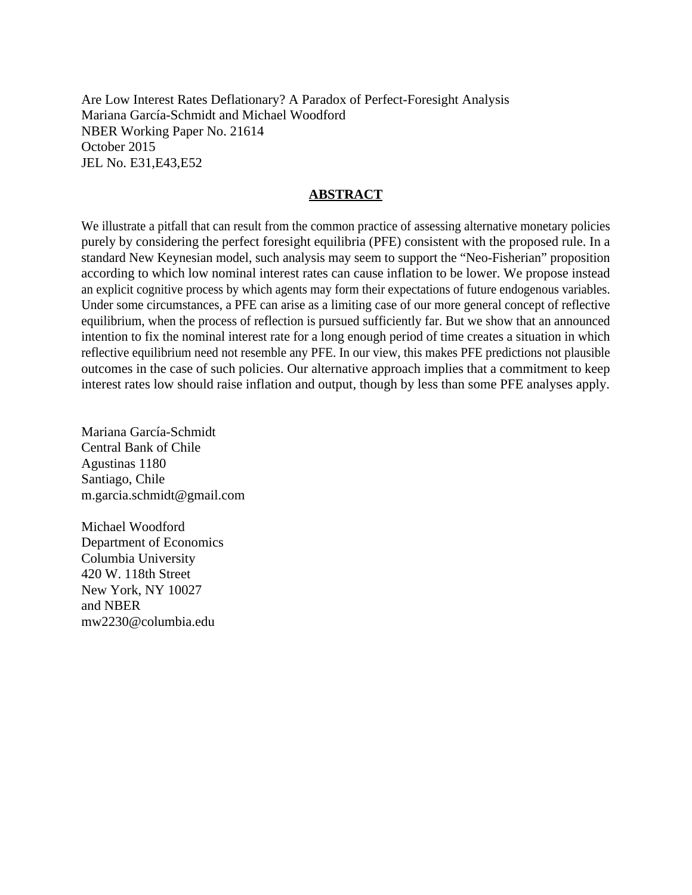Are Low Interest Rates Deflationary? A Paradox of Perfect-Foresight Analysis
Mariana García-Schmidt and Michael Woodford
NBER Working Paper No. 21614
October 2015
JEL No. E31,E43,E52

## ABSTRACT

We illustrate a pitfall that can result from the common practice of assessing alternative monetary policies purely by considering the perfect foresight equilibria (PFE) consistent with the proposed rule. In a standard New Keynesian model, such analysis may seem to support the "Neo-Fisherian" proposition according to which low nominal interest rates can cause inflation to be lower. We propose instead an explicit cognitive process by which agents may form their expectations of future endogenous variables. Under some circumstances, a PFE can arise as a limiting case of our more general concept of reflective equilibrium, when the process of reflection is pursued sufficiently far. But we show that an announced intention to fix the nominal interest rate for a long enough period of time creates a situation in which reflective equilibrium need not resemble any PFE. In our view, this makes PFE predictions not plausible outcomes in the case of such policies. Our alternative approach implies that a commitment to keep interest rates low should raise inflation and output, though by less than some PFE analyses apply.

Mariana García-Schmidt
Central Bank of Chile
Agustinas 1180
Santiago, Chile
m.garcia.schmidt@gmail.com

Michael Woodford
Department of Economics
Columbia University
420 W. 118th Street
New York, NY 10027
and NBER
mw2230@columbia.edu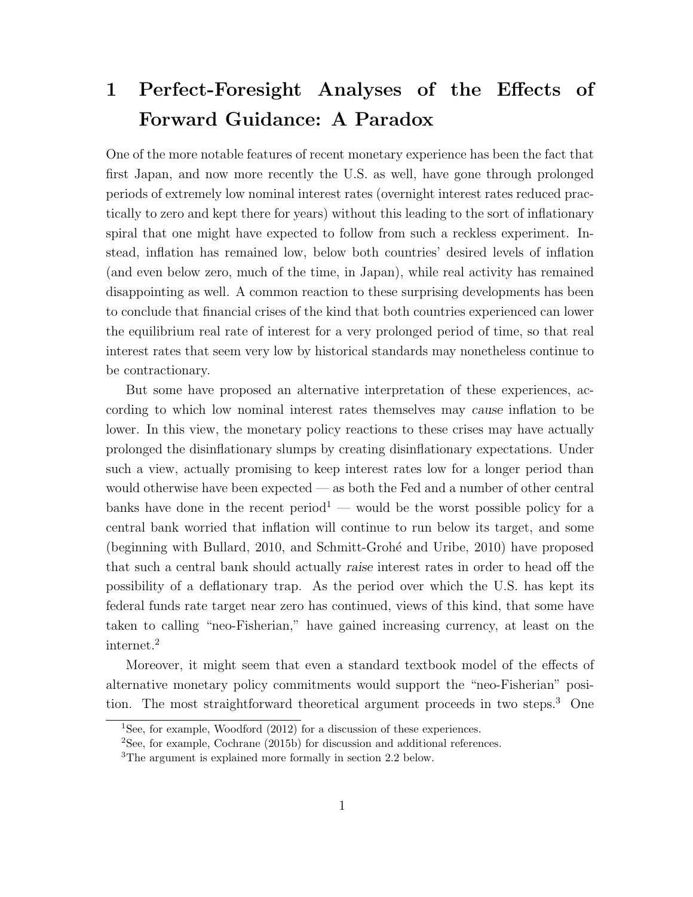# 1 Perfect-Foresight Analyses of the Effects of Forward Guidance: A Paradox

One of the more notable features of recent monetary experience has been the fact that first Japan, and now more recently the U.S. as well, have gone through prolonged periods of extremely low nominal interest rates (overnight interest rates reduced practically to zero and kept there for years) without this leading to the sort of inflationary spiral that one might have expected to follow from such a reckless experiment. Instead, inflation has remained low, below both countries' desired levels of inflation (and even below zero, much of the time, in Japan), while real activity has remained disappointing as well. A common reaction to these surprising developments has been to conclude that financial crises of the kind that both countries experienced can lower the equilibrium real rate of interest for a very prolonged period of time, so that real interest rates that seem very low by historical standards may nonetheless continue to be contractionary.

But some have proposed an alternative interpretation of these experiences, according to which low nominal interest rates themselves may *cause* inflation to be lower. In this view, the monetary policy reactions to these crises may have actually prolonged the disinflationary slumps by creating disinflationary expectations. Under such a view, actually promising to keep interest rates low for a longer period than would otherwise have been expected — as both the Fed and a number of other central banks have done in the recent period[1] — would be the worst possible policy for a central bank worried that inflation will continue to run below its target, and some (beginning with Bullard, 2010, and Schmitt-Grohé and Uribe, 2010) have proposed that such a central bank should actually *raise* interest rates in order to head off the possibility of a deflationary trap. As the period over which the U.S. has kept its federal funds rate target near zero has continued, views of this kind, that some have taken to calling "neo-Fisherian," have gained increasing currency, at least on the internet.[2]

Moreover, it might seem that even a standard textbook model of the effects of alternative monetary policy commitments would support the "neo-Fisherian" position. The most straightforward theoretical argument proceeds in two steps.[3] One

[1] See, for example, Woodford (2012) for a discussion of these experiences.

[2] See, for example, Cochrane (2015b) for discussion and additional references.

[3] The argument is explained more formally in section 2.2 below.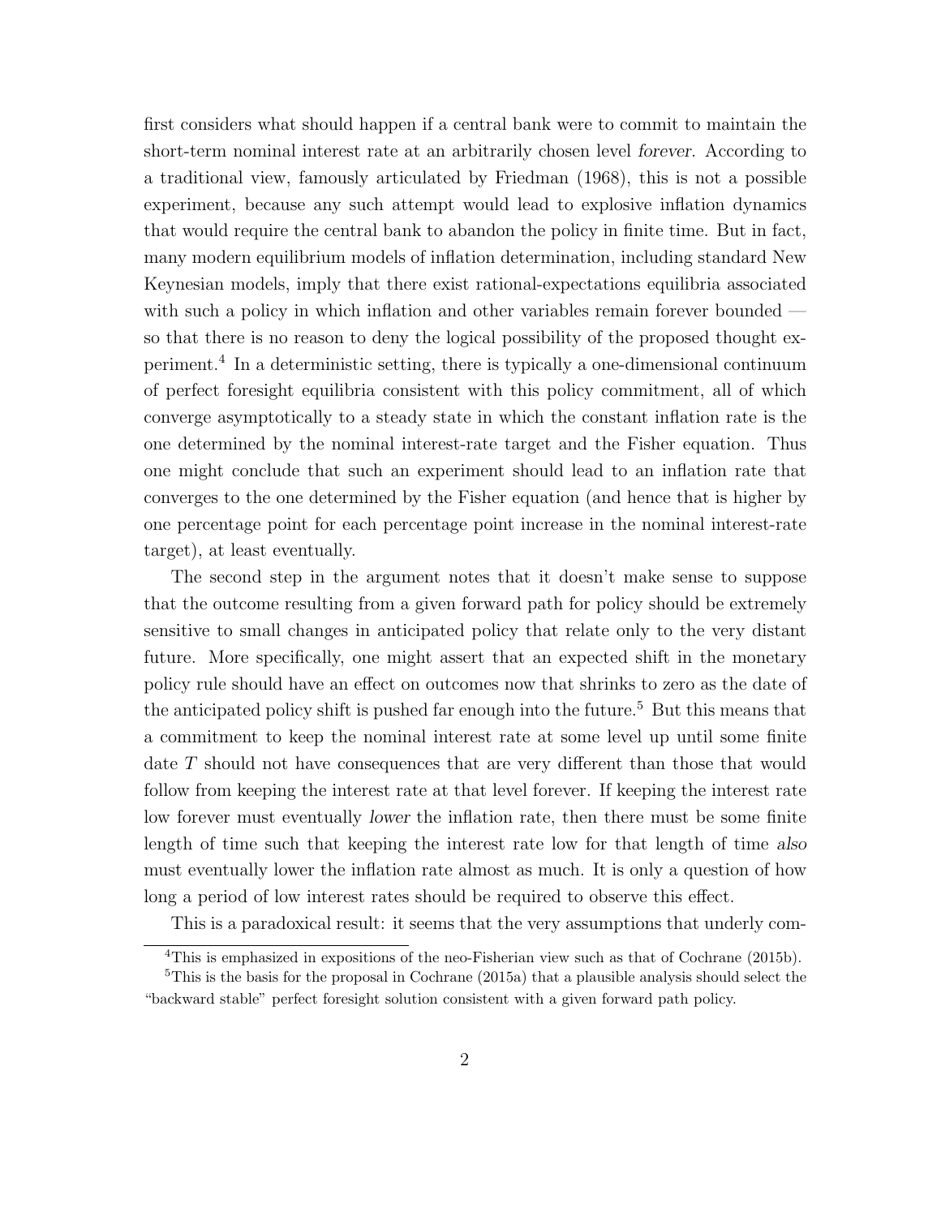first considers what should happen if a central bank were to commit to maintain the short-term nominal interest rate at an arbitrarily chosen level *forever*. According to a traditional view, famously articulated by Friedman (1968), this is not a possible experiment, because any such attempt would lead to explosive inflation dynamics that would require the central bank to abandon the policy in finite time. But in fact, many modern equilibrium models of inflation determination, including standard New Keynesian models, imply that there exist rational-expectations equilibria associated with such a policy in which inflation and other variables remain forever bounded — so that there is no reason to deny the logical possibility of the proposed thought experiment.[4] In a deterministic setting, there is typically a one-dimensional continuum of perfect foresight equilibria consistent with this policy commitment, all of which converge asymptotically to a steady state in which the constant inflation rate is the one determined by the nominal interest-rate target and the Fisher equation. Thus one might conclude that such an experiment should lead to an inflation rate that converges to the one determined by the Fisher equation (and hence that is higher by one percentage point for each percentage point increase in the nominal interest-rate target), at least eventually.

The second step in the argument notes that it doesn't make sense to suppose that the outcome resulting from a given forward path for policy should be extremely sensitive to small changes in anticipated policy that relate only to the very distant future. More specifically, one might assert that an expected shift in the monetary policy rule should have an effect on outcomes now that shrinks to zero as the date of the anticipated policy shift is pushed far enough into the future.[5] But this means that a commitment to keep the nominal interest rate at some level up until some finite date $T$ should not have consequences that are very different than those that would follow from keeping the interest rate at that level forever. If keeping the interest rate low forever must eventually *lower* the inflation rate, then there must be some finite length of time such that keeping the interest rate low for that length of time *also* must eventually lower the inflation rate almost as much. It is only a question of how long a period of low interest rates should be required to observe this effect.

This is a paradoxical result: it seems that the very assumptions that underly com-

[4]This is emphasized in expositions of the neo-Fisherian view such as that of Cochrane (2015b).

[5]This is the basis for the proposal in Cochrane (2015a) that a plausible analysis should select the "backward stable" perfect foresight solution consistent with a given forward path policy.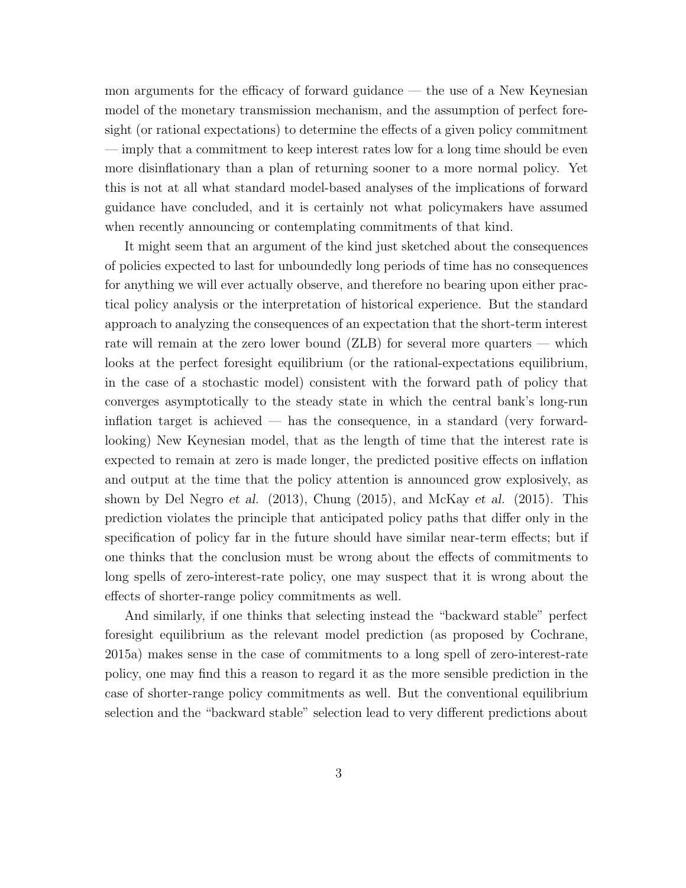mon arguments for the efficacy of forward guidance — the use of a New Keynesian model of the monetary transmission mechanism, and the assumption of perfect foresight (or rational expectations) to determine the effects of a given policy commitment — imply that a commitment to keep interest rates low for a long time should be even more disinflationary than a plan of returning sooner to a more normal policy. Yet this is not at all what standard model-based analyses of the implications of forward guidance have concluded, and it is certainly not what policymakers have assumed when recently announcing or contemplating commitments of that kind.

It might seem that an argument of the kind just sketched about the consequences of policies expected to last for unboundedly long periods of time has no consequences for anything we will ever actually observe, and therefore no bearing upon either practical policy analysis or the interpretation of historical experience. But the standard approach to analyzing the consequences of an expectation that the short-term interest rate will remain at the zero lower bound (ZLB) for several more quarters — which looks at the perfect foresight equilibrium (or the rational-expectations equilibrium, in the case of a stochastic model) consistent with the forward path of policy that converges asymptotically to the steady state in which the central bank's long-run inflation target is achieved — has the consequence, in a standard (very forward-looking) New Keynesian model, that as the length of time that the interest rate is expected to remain at zero is made longer, the predicted positive effects on inflation and output at the time that the policy attention is announced grow explosively, as shown by Del Negro *et al.* (2013), Chung (2015), and McKay *et al.* (2015). This prediction violates the principle that anticipated policy paths that differ only in the specification of policy far in the future should have similar near-term effects; but if one thinks that the conclusion must be wrong about the effects of commitments to long spells of zero-interest-rate policy, one may suspect that it is wrong about the effects of shorter-range policy commitments as well.

And similarly, if one thinks that selecting instead the "backward stable" perfect foresight equilibrium as the relevant model prediction (as proposed by Cochrane, 2015a) makes sense in the case of commitments to a long spell of zero-interest-rate policy, one may find this a reason to regard it as the more sensible prediction in the case of shorter-range policy commitments as well. But the conventional equilibrium selection and the "backward stable" selection lead to very different predictions about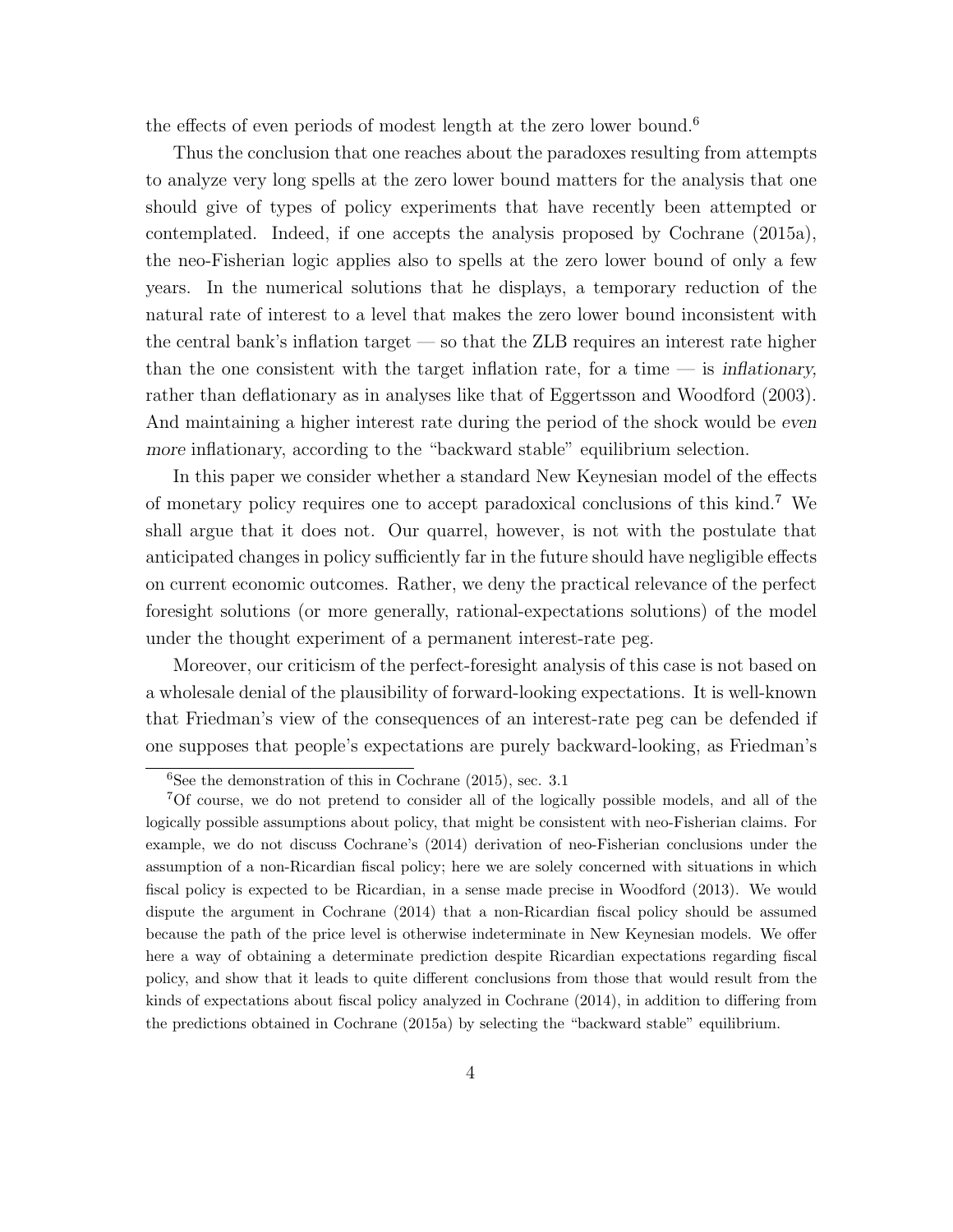the effects of even periods of modest length at the zero lower bound.[6]

Thus the conclusion that one reaches about the paradoxes resulting from attempts to analyze very long spells at the zero lower bound matters for the analysis that one should give of types of policy experiments that have recently been attempted or contemplated. Indeed, if one accepts the analysis proposed by Cochrane (2015a), the neo-Fisherian logic applies also to spells at the zero lower bound of only a few years. In the numerical solutions that he displays, a temporary reduction of the natural rate of interest to a level that makes the zero lower bound inconsistent with the central bank's inflation target — so that the ZLB requires an interest rate higher than the one consistent with the target inflation rate, for a time — is *inflationary,* rather than deflationary as in analyses like that of Eggertsson and Woodford (2003). And maintaining a higher interest rate during the period of the shock would be *even more* inflationary, according to the "backward stable" equilibrium selection.

In this paper we consider whether a standard New Keynesian model of the effects of monetary policy requires one to accept paradoxical conclusions of this kind.[7] We shall argue that it does not. Our quarrel, however, is not with the postulate that anticipated changes in policy sufficiently far in the future should have negligible effects on current economic outcomes. Rather, we deny the practical relevance of the perfect foresight solutions (or more generally, rational-expectations solutions) of the model under the thought experiment of a permanent interest-rate peg.

Moreover, our criticism of the perfect-foresight analysis of this case is not based on a wholesale denial of the plausibility of forward-looking expectations. It is well-known that Friedman's view of the consequences of an interest-rate peg can be defended if one supposes that people's expectations are purely backward-looking, as Friedman's

[6] See the demonstration of this in Cochrane (2015), sec. 3.1

[7] Of course, we do not pretend to consider all of the logically possible models, and all of the logically possible assumptions about policy, that might be consistent with neo-Fisherian claims. For example, we do not discuss Cochrane's (2014) derivation of neo-Fisherian conclusions under the assumption of a non-Ricardian fiscal policy; here we are solely concerned with situations in which fiscal policy is expected to be Ricardian, in a sense made precise in Woodford (2013). We would dispute the argument in Cochrane (2014) that a non-Ricardian fiscal policy should be assumed because the path of the price level is otherwise indeterminate in New Keynesian models. We offer here a way of obtaining a determinate prediction despite Ricardian expectations regarding fiscal policy, and show that it leads to quite different conclusions from those that would result from the kinds of expectations about fiscal policy analyzed in Cochrane (2014), in addition to differing from the predictions obtained in Cochrane (2015a) by selecting the "backward stable" equilibrium.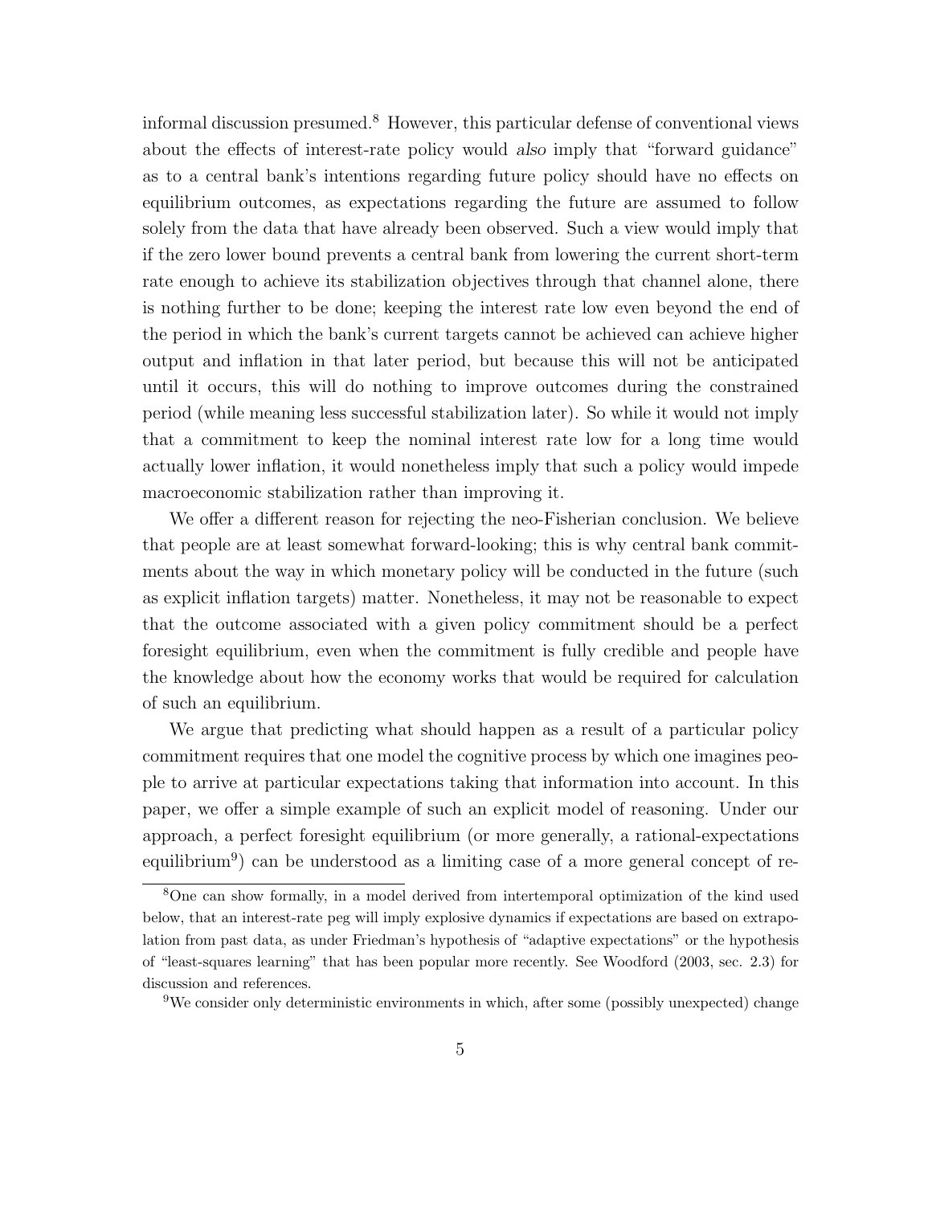informal discussion presumed.[8] However, this particular defense of conventional views about the effects of interest-rate policy would *also* imply that "forward guidance" as to a central bank's intentions regarding future policy should have no effects on equilibrium outcomes, as expectations regarding the future are assumed to follow solely from the data that have already been observed. Such a view would imply that if the zero lower bound prevents a central bank from lowering the current short-term rate enough to achieve its stabilization objectives through that channel alone, there is nothing further to be done; keeping the interest rate low even beyond the end of the period in which the bank's current targets cannot be achieved can achieve higher output and inflation in that later period, but because this will not be anticipated until it occurs, this will do nothing to improve outcomes during the constrained period (while meaning less successful stabilization later). So while it would not imply that a commitment to keep the nominal interest rate low for a long time would actually lower inflation, it would nonetheless imply that such a policy would impede macroeconomic stabilization rather than improving it.

We offer a different reason for rejecting the neo-Fisherian conclusion. We believe that people are at least somewhat forward-looking; this is why central bank commitments about the way in which monetary policy will be conducted in the future (such as explicit inflation targets) matter. Nonetheless, it may not be reasonable to expect that the outcome associated with a given policy commitment should be a perfect foresight equilibrium, even when the commitment is fully credible and people have the knowledge about how the economy works that would be required for calculation of such an equilibrium.

We argue that predicting what should happen as a result of a particular policy commitment requires that one model the cognitive process by which one imagines people to arrive at particular expectations taking that information into account. In this paper, we offer a simple example of such an explicit model of reasoning. Under our approach, a perfect foresight equilibrium (or more generally, a rational-expectations equilibrium[9]) can be understood as a limiting case of a more general concept of re-

[8] One can show formally, in a model derived from intertemporal optimization of the kind used below, that an interest-rate peg will imply explosive dynamics if expectations are based on extrapolation from past data, as under Friedman's hypothesis of "adaptive expectations" or the hypothesis of "least-squares learning" that has been popular more recently. See Woodford (2003, sec. 2.3) for discussion and references.

[9] We consider only deterministic environments in which, after some (possibly unexpected) change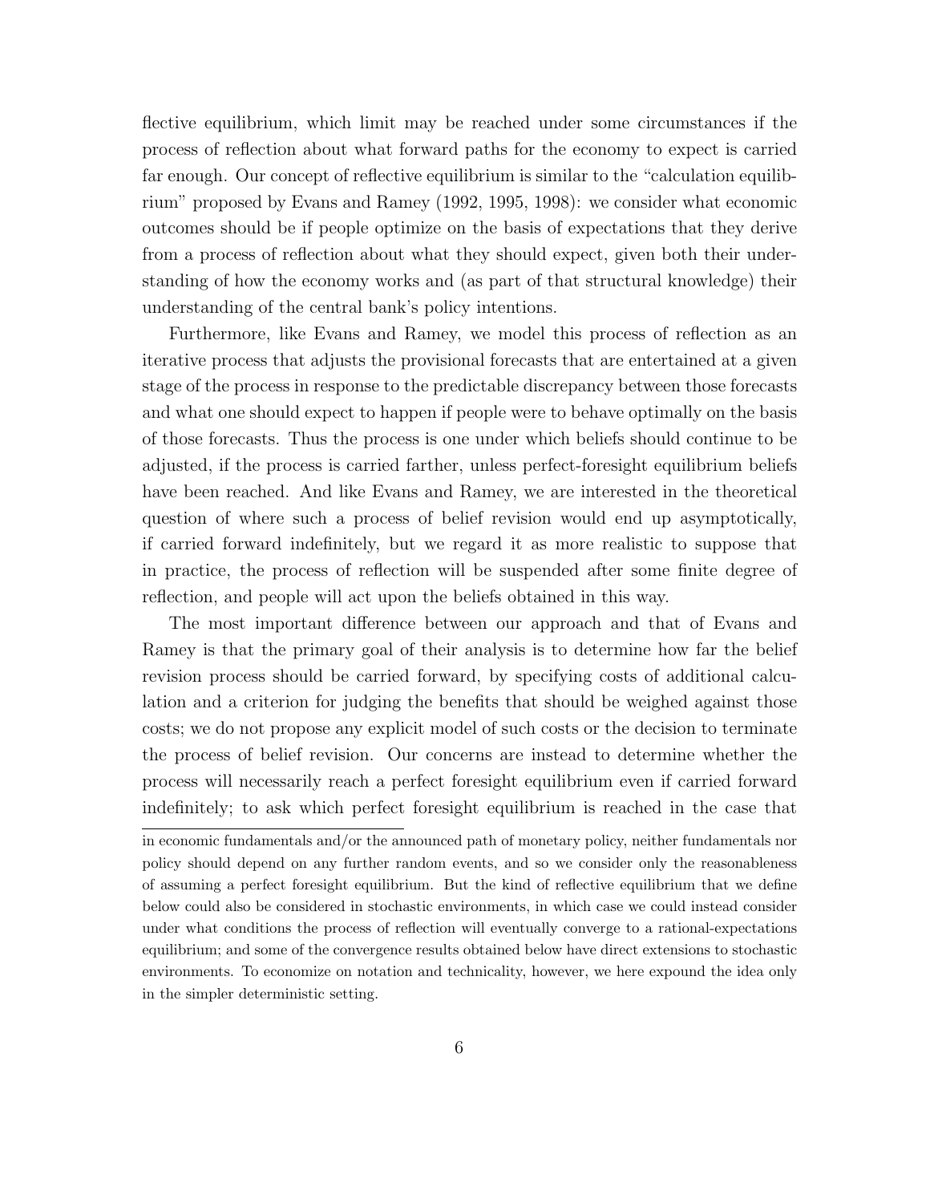flective equilibrium, which limit may be reached under some circumstances if the process of reflection about what forward paths for the economy to expect is carried far enough. Our concept of reflective equilibrium is similar to the "calculation equilibrium" proposed by Evans and Ramey (1992, 1995, 1998): we consider what economic outcomes should be if people optimize on the basis of expectations that they derive from a process of reflection about what they should expect, given both their understanding of how the economy works and (as part of that structural knowledge) their understanding of the central bank's policy intentions.

Furthermore, like Evans and Ramey, we model this process of reflection as an iterative process that adjusts the provisional forecasts that are entertained at a given stage of the process in response to the predictable discrepancy between those forecasts and what one should expect to happen if people were to behave optimally on the basis of those forecasts. Thus the process is one under which beliefs should continue to be adjusted, if the process is carried farther, unless perfect-foresight equilibrium beliefs have been reached. And like Evans and Ramey, we are interested in the theoretical question of where such a process of belief revision would end up asymptotically, if carried forward indefinitely, but we regard it as more realistic to suppose that in practice, the process of reflection will be suspended after some finite degree of reflection, and people will act upon the beliefs obtained in this way.

The most important difference between our approach and that of Evans and Ramey is that the primary goal of their analysis is to determine how far the belief revision process should be carried forward, by specifying costs of additional calculation and a criterion for judging the benefits that should be weighed against those costs; we do not propose any explicit model of such costs or the decision to terminate the process of belief revision. Our concerns are instead to determine whether the process will necessarily reach a perfect foresight equilibrium even if carried forward indefinitely; to ask which perfect foresight equilibrium is reached in the case that

---

in economic fundamentals and/or the announced path of monetary policy, neither fundamentals nor policy should depend on any further random events, and so we consider only the reasonableness of assuming a perfect foresight equilibrium. But the kind of reflective equilibrium that we define below could also be considered in stochastic environments, in which case we could instead consider under what conditions the process of reflection will eventually converge to a rational-expectations equilibrium; and some of the convergence results obtained below have direct extensions to stochastic environments. To economize on notation and technicality, however, we here expound the idea only in the simpler deterministic setting.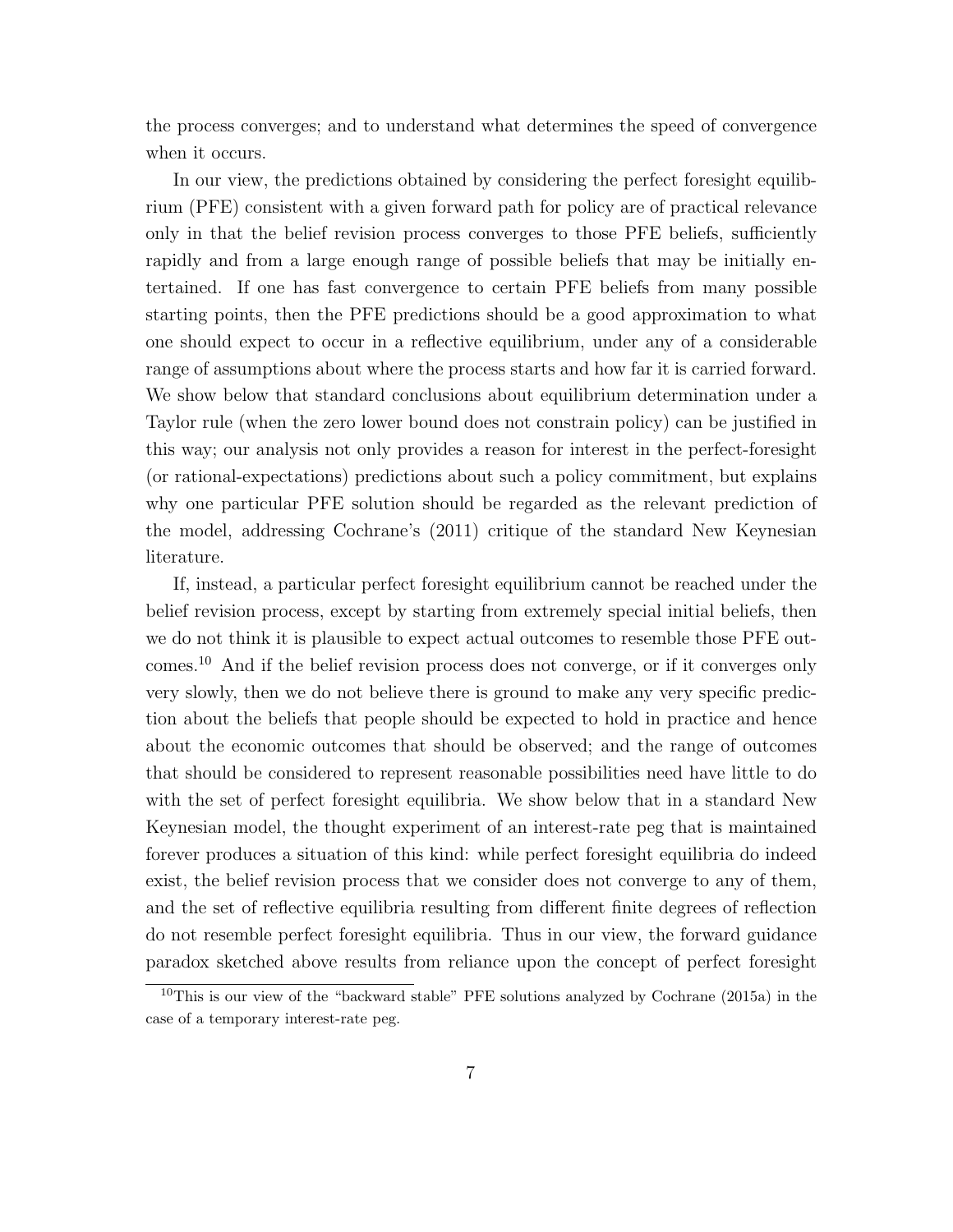the process converges; and to understand what determines the speed of convergence when it occurs.

In our view, the predictions obtained by considering the perfect foresight equilibrium (PFE) consistent with a given forward path for policy are of practical relevance only in that the belief revision process converges to those PFE beliefs, sufficiently rapidly and from a large enough range of possible beliefs that may be initially entertained. If one has fast convergence to certain PFE beliefs from many possible starting points, then the PFE predictions should be a good approximation to what one should expect to occur in a reflective equilibrium, under any of a considerable range of assumptions about where the process starts and how far it is carried forward. We show below that standard conclusions about equilibrium determination under a Taylor rule (when the zero lower bound does not constrain policy) can be justified in this way; our analysis not only provides a reason for interest in the perfect-foresight (or rational-expectations) predictions about such a policy commitment, but explains why one particular PFE solution should be regarded as the relevant prediction of the model, addressing Cochrane's (2011) critique of the standard New Keynesian literature.

If, instead, a particular perfect foresight equilibrium cannot be reached under the belief revision process, except by starting from extremely special initial beliefs, then we do not think it is plausible to expect actual outcomes to resemble those PFE outcomes.[10] And if the belief revision process does not converge, or if it converges only very slowly, then we do not believe there is ground to make any very specific prediction about the beliefs that people should be expected to hold in practice and hence about the economic outcomes that should be observed; and the range of outcomes that should be considered to represent reasonable possibilities need have little to do with the set of perfect foresight equilibria. We show below that in a standard New Keynesian model, the thought experiment of an interest-rate peg that is maintained forever produces a situation of this kind: while perfect foresight equilibria do indeed exist, the belief revision process that we consider does not converge to any of them, and the set of reflective equilibria resulting from different finite degrees of reflection do not resemble perfect foresight equilibria. Thus in our view, the forward guidance paradox sketched above results from reliance upon the concept of perfect foresight

[10] This is our view of the "backward stable" PFE solutions analyzed by Cochrane (2015a) in the case of a temporary interest-rate peg.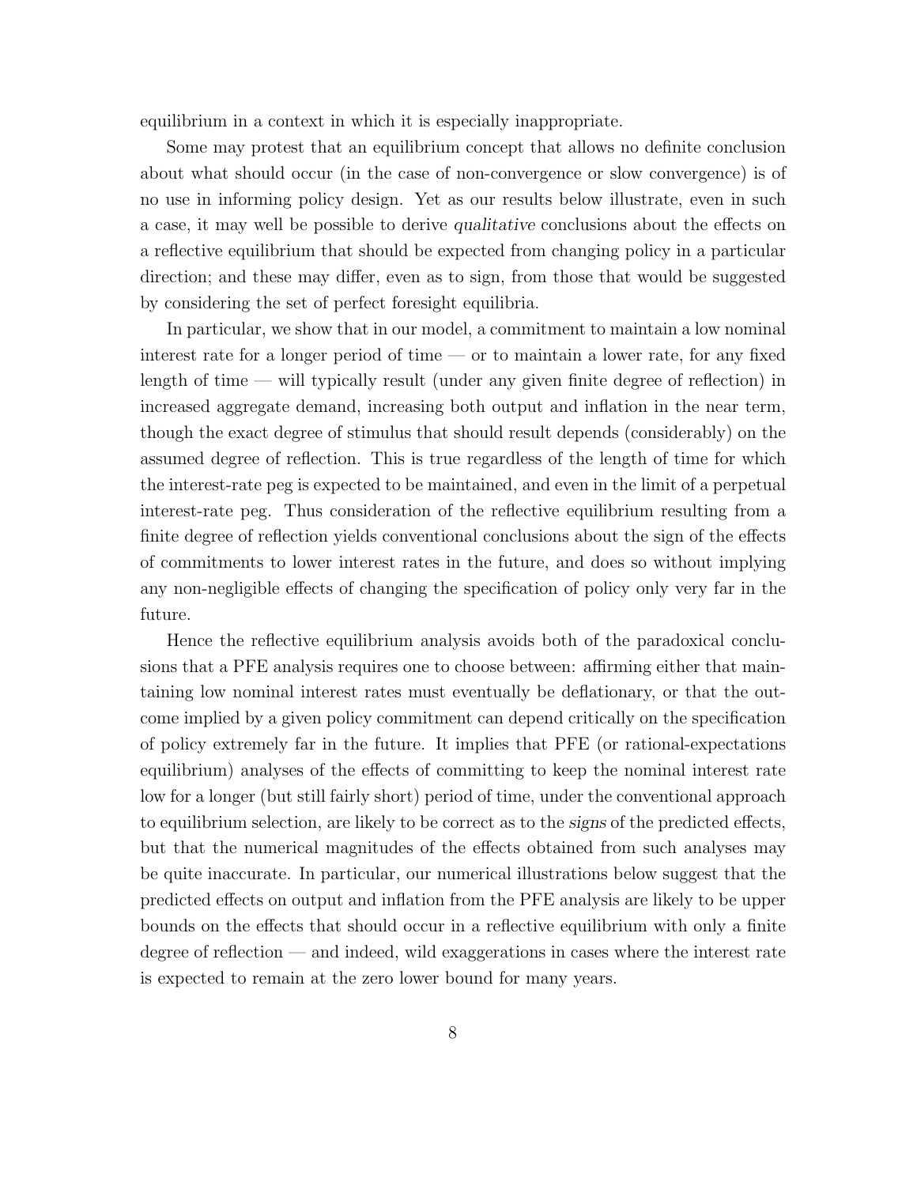equilibrium in a context in which it is especially inappropriate.

Some may protest that an equilibrium concept that allows no definite conclusion about what should occur (in the case of non-convergence or slow convergence) is of no use in informing policy design. Yet as our results below illustrate, even in such a case, it may well be possible to derive *qualitative* conclusions about the effects on a reflective equilibrium that should be expected from changing policy in a particular direction; and these may differ, even as to sign, from those that would be suggested by considering the set of perfect foresight equilibria.

In particular, we show that in our model, a commitment to maintain a low nominal interest rate for a longer period of time — or to maintain a lower rate, for any fixed length of time — will typically result (under any given finite degree of reflection) in increased aggregate demand, increasing both output and inflation in the near term, though the exact degree of stimulus that should result depends (considerably) on the assumed degree of reflection. This is true regardless of the length of time for which the interest-rate peg is expected to be maintained, and even in the limit of a perpetual interest-rate peg. Thus consideration of the reflective equilibrium resulting from a finite degree of reflection yields conventional conclusions about the sign of the effects of commitments to lower interest rates in the future, and does so without implying any non-negligible effects of changing the specification of policy only very far in the future.

Hence the reflective equilibrium analysis avoids both of the paradoxical conclusions that a PFE analysis requires one to choose between: affirming either that maintaining low nominal interest rates must eventually be deflationary, or that the outcome implied by a given policy commitment can depend critically on the specification of policy extremely far in the future. It implies that PFE (or rational-expectations equilibrium) analyses of the effects of committing to keep the nominal interest rate low for a longer (but still fairly short) period of time, under the conventional approach to equilibrium selection, are likely to be correct as to the *signs* of the predicted effects, but that the numerical magnitudes of the effects obtained from such analyses may be quite inaccurate. In particular, our numerical illustrations below suggest that the predicted effects on output and inflation from the PFE analysis are likely to be upper bounds on the effects that should occur in a reflective equilibrium with only a finite degree of reflection — and indeed, wild exaggerations in cases where the interest rate is expected to remain at the zero lower bound for many years.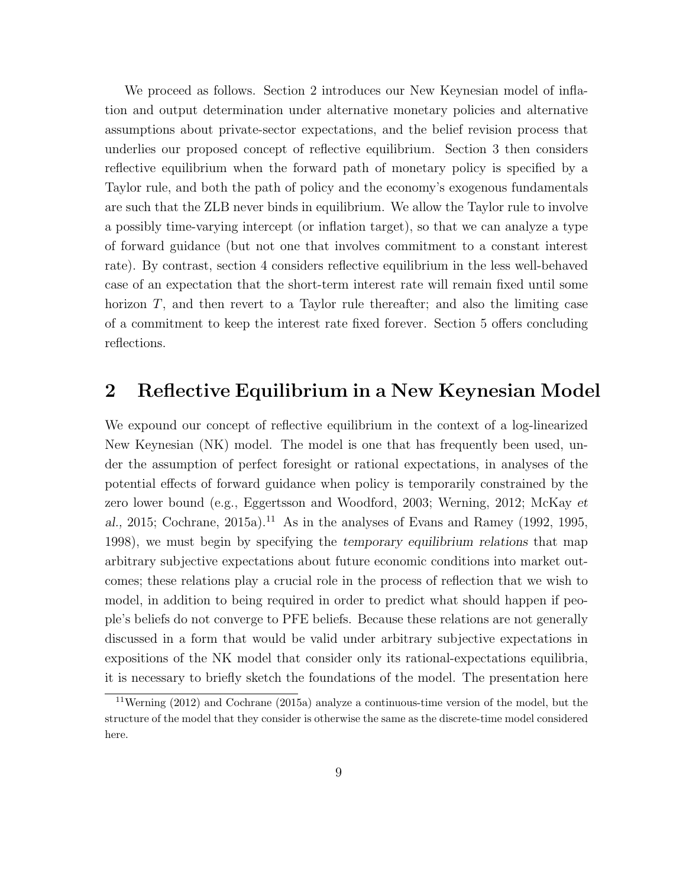We proceed as follows. Section 2 introduces our New Keynesian model of inflation and output determination under alternative monetary policies and alternative assumptions about private-sector expectations, and the belief revision process that underlies our proposed concept of reflective equilibrium. Section 3 then considers reflective equilibrium when the forward path of monetary policy is specified by a Taylor rule, and both the path of policy and the economy's exogenous fundamentals are such that the ZLB never binds in equilibrium. We allow the Taylor rule to involve a possibly time-varying intercept (or inflation target), so that we can analyze a type of forward guidance (but not one that involves commitment to a constant interest rate). By contrast, section 4 considers reflective equilibrium in the less well-behaved case of an expectation that the short-term interest rate will remain fixed until some horizon $T$, and then revert to a Taylor rule thereafter; and also the limiting case of a commitment to keep the interest rate fixed forever. Section 5 offers concluding reflections.

## 2 Reflective Equilibrium in a New Keynesian Model

We expound our concept of reflective equilibrium in the context of a log-linearized New Keynesian (NK) model. The model is one that has frequently been used, under the assumption of perfect foresight or rational expectations, in analyses of the potential effects of forward guidance when policy is temporarily constrained by the zero lower bound (e.g., Eggertsson and Woodford, 2003; Werning, 2012; McKay *et al.,* 2015; Cochrane, 2015a).[11] As in the analyses of Evans and Ramey (1992, 1995, 1998), we must begin by specifying the *temporary equilibrium relations* that map arbitrary subjective expectations about future economic conditions into market outcomes; these relations play a crucial role in the process of reflection that we wish to model, in addition to being required in order to predict what should happen if people's beliefs do not converge to PFE beliefs. Because these relations are not generally discussed in a form that would be valid under arbitrary subjective expectations in expositions of the NK model that consider only its rational-expectations equilibria, it is necessary to briefly sketch the foundations of the model. The presentation here

[11] Werning (2012) and Cochrane (2015a) analyze a continuous-time version of the model, but the structure of the model that they consider is otherwise the same as the discrete-time model considered here.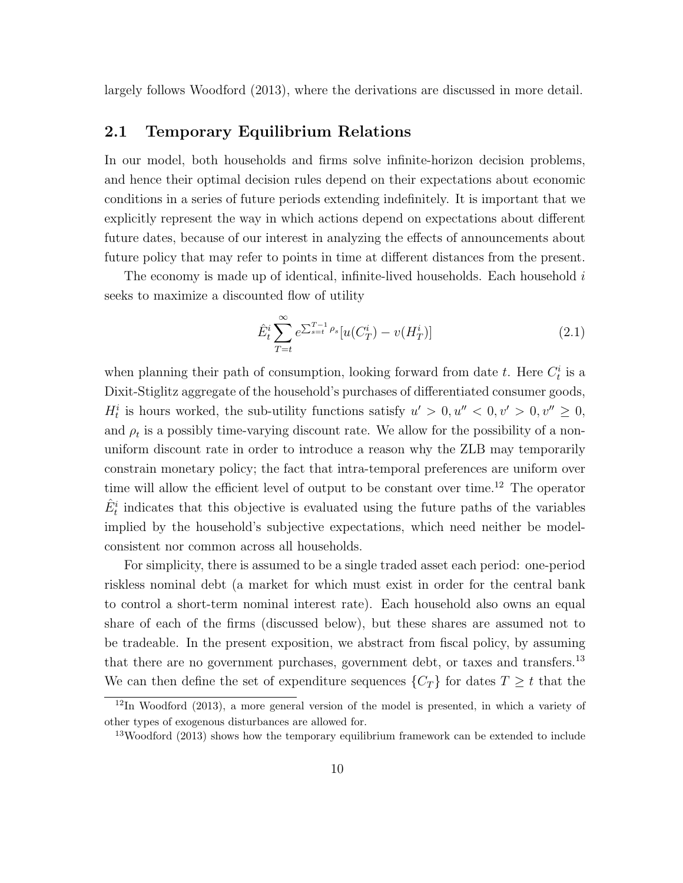largely follows Woodford (2013), where the derivations are discussed in more detail.

## 2.1 Temporary Equilibrium Relations

In our model, both households and firms solve infinite-horizon decision problems, and hence their optimal decision rules depend on their expectations about economic conditions in a series of future periods extending indefinitely. It is important that we explicitly represent the way in which actions depend on expectations about different future dates, because of our interest in analyzing the effects of announcements about future policy that may refer to points in time at different distances from the present.

The economy is made up of identical, infinite-lived households. Each household $i$ seeks to maximize a discounted flow of utility

$$\hat{E}_t^i \sum_{T=t}^{\infty} e^{\sum_{s=t}^{T-1} \rho_s} [u(C_T^i) - v(H_T^i)] \tag{2.1}$$

when planning their path of consumption, looking forward from date $t$. Here $C_t^i$ is a Dixit-Stiglitz aggregate of the household's purchases of differentiated consumer goods, $H_t^i$ is hours worked, the sub-utility functions satisfy $u' > 0, u'' < 0, v' > 0, v'' \geq 0$, and $\rho_t$ is a possibly time-varying discount rate. We allow for the possibility of a non-uniform discount rate in order to introduce a reason why the ZLB may temporarily constrain monetary policy; the fact that intra-temporal preferences are uniform over time will allow the efficient level of output to be constant over time.[12] The operator $\hat{E}_t^i$ indicates that this objective is evaluated using the future paths of the variables implied by the household's subjective expectations, which need neither be model-consistent nor common across all households.

For simplicity, there is assumed to be a single traded asset each period: one-period riskless nominal debt (a market for which must exist in order for the central bank to control a short-term nominal interest rate). Each household also owns an equal share of each of the firms (discussed below), but these shares are assumed not to be tradeable. In the present exposition, we abstract from fiscal policy, by assuming that there are no government purchases, government debt, or taxes and transfers.[13] We can then define the set of expenditure sequences $\{C_T\}$ for dates $T \geq t$ that the

[12] In Woodford (2013), a more general version of the model is presented, in which a variety of other types of exogenous disturbances are allowed for.

[13] Woodford (2013) shows how the temporary equilibrium framework can be extended to include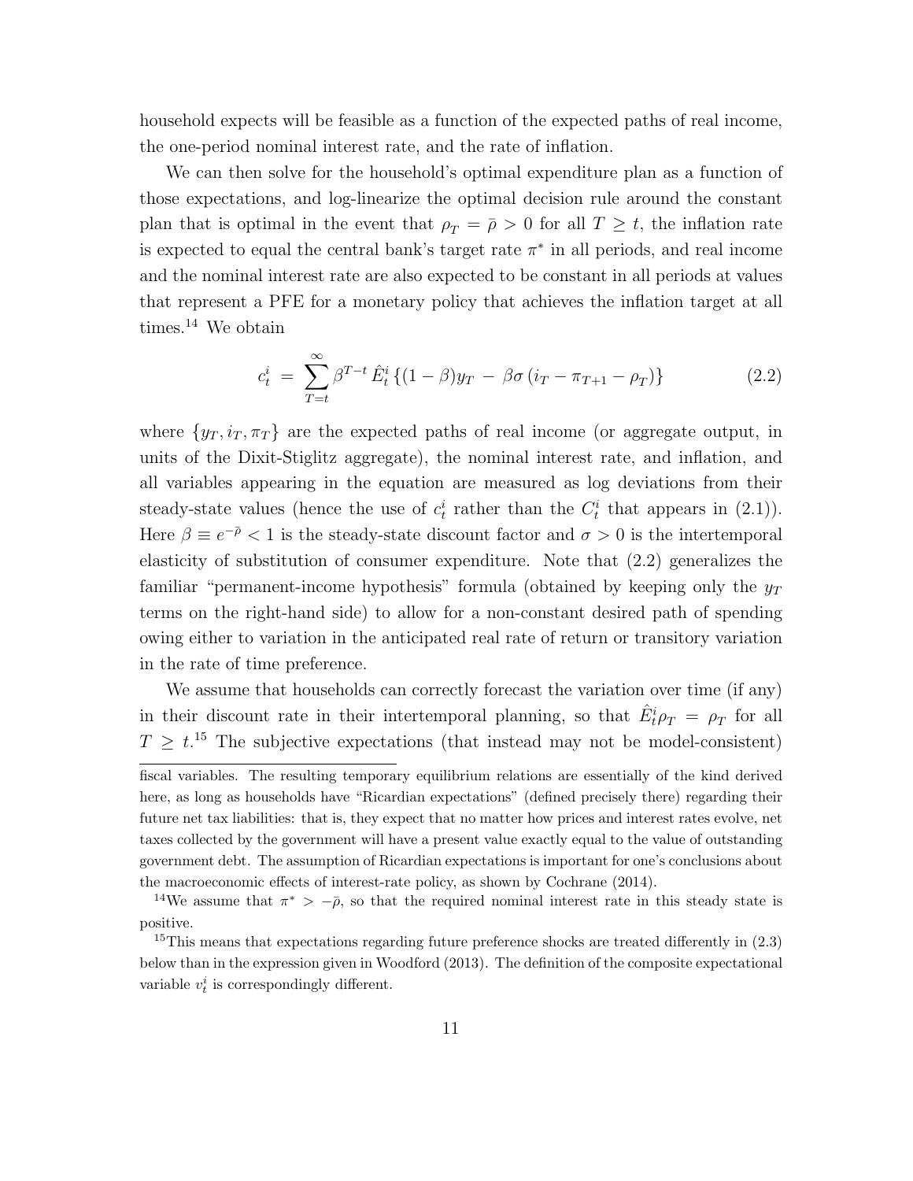household expects will be feasible as a function of the expected paths of real income, the one-period nominal interest rate, and the rate of inflation.

We can then solve for the household's optimal expenditure plan as a function of those expectations, and log-linearize the optimal decision rule around the constant plan that is optimal in the event that $\rho_T = \bar{\rho} > 0$ for all $T \geq t$, the inflation rate is expected to equal the central bank's target rate $\pi^*$ in all periods, and real income and the nominal interest rate are also expected to be constant in all periods at values that represent a PFE for a monetary policy that achieves the inflation target at all times.[14] We obtain

$$c_t^i \;=\; \sum_{T=t}^{\infty} \beta^{T-t}\, \hat{E}_t^i \left\{(1-\beta) y_T \;-\; \beta\sigma\left(i_T - \pi_{T+1} - \rho_T\right)\right\} \tag{2.2}$$

where $\{y_T, i_T, \pi_T\}$ are the expected paths of real income (or aggregate output, in units of the Dixit-Stiglitz aggregate), the nominal interest rate, and inflation, and all variables appearing in the equation are measured as log deviations from their steady-state values (hence the use of $c_t^i$ rather than the $C_t^i$ that appears in (2.1)). Here $\beta \equiv e^{-\bar{\rho}} < 1$ is the steady-state discount factor and $\sigma > 0$ is the intertemporal elasticity of substitution of consumer expenditure. Note that (2.2) generalizes the familiar "permanent-income hypothesis" formula (obtained by keeping only the $y_T$ terms on the right-hand side) to allow for a non-constant desired path of spending owing either to variation in the anticipated real rate of return or transitory variation in the rate of time preference.

We assume that households can correctly forecast the variation over time (if any) in their discount rate in their intertemporal planning, so that $\hat{E}_t^i \rho_T = \rho_T$ for all $T \geq t$.[15] The subjective expectations (that instead may not be model-consistent)

fiscal variables. The resulting temporary equilibrium relations are essentially of the kind derived here, as long as households have "Ricardian expectations" (defined precisely there) regarding their future net tax liabilities: that is, they expect that no matter how prices and interest rates evolve, net taxes collected by the government will have a present value exactly equal to the value of outstanding government debt. The assumption of Ricardian expectations is important for one's conclusions about the macroeconomic effects of interest-rate policy, as shown by Cochrane (2014).

[14] We assume that $\pi^* > -\bar{\rho}$, so that the required nominal interest rate in this steady state is positive.

[15] This means that expectations regarding future preference shocks are treated differently in (2.3) below than in the expression given in Woodford (2013). The definition of the composite expectational variable $v_t^i$ is correspondingly different.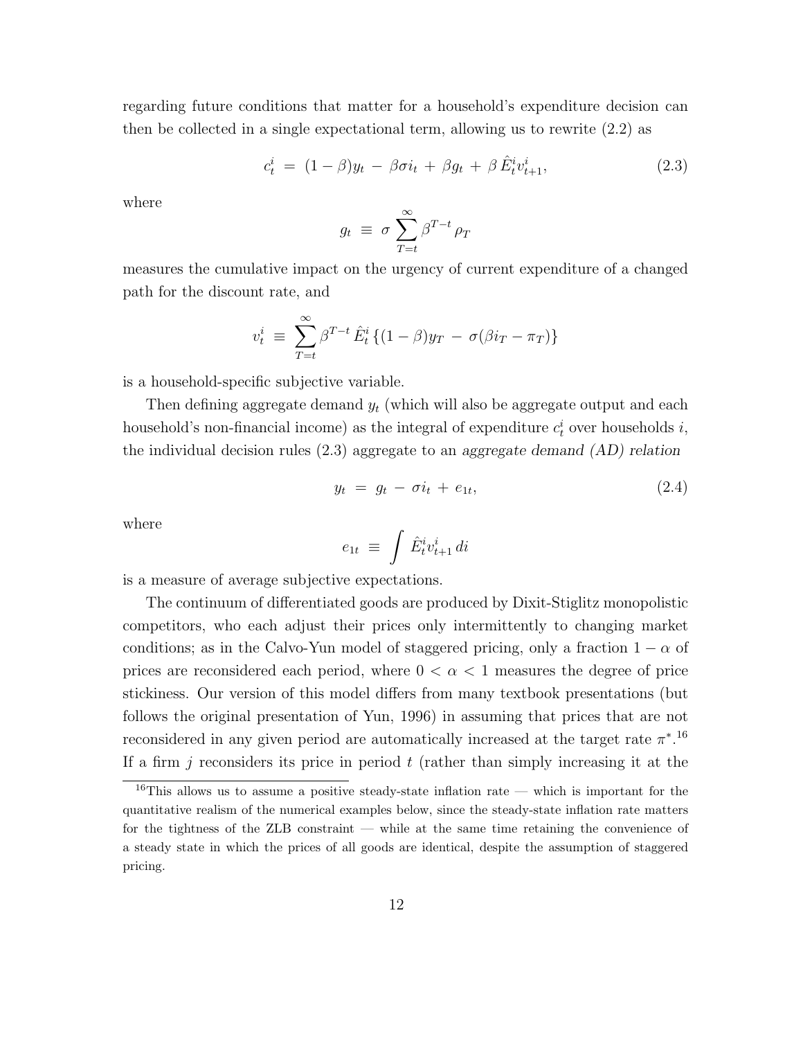regarding future conditions that matter for a household's expenditure decision can then be collected in a single expectational term, allowing us to rewrite (2.2) as

$$c_t^i \;=\; (1-\beta)y_t \;-\; \beta\sigma i_t \;+\; \beta g_t \;+\; \beta\,\hat{E}_t^i v_{t+1}^i, \tag{2.3}$$

where

$$g_t \;\equiv\; \sigma \sum_{T=t}^{\infty} \beta^{T-t}\,\rho_T$$

measures the cumulative impact on the urgency of current expenditure of a changed path for the discount rate, and

$$v_t^i \;\equiv\; \sum_{T=t}^{\infty} \beta^{T-t}\,\hat{E}_t^i\,\{(1-\beta)y_T \;-\; \sigma(\beta i_T - \pi_T)\}$$

is a household-specific subjective variable.

Then defining aggregate demand $y_t$ (which will also be aggregate output and each household's non-financial income) as the integral of expenditure $c_t^i$ over households $i$, the individual decision rules (2.3) aggregate to an *aggregate demand (AD) relation*

$$y_t \;=\; g_t \;-\; \sigma i_t \;+\; e_{1t}, \tag{2.4}$$

where

$$e_{1t} \;\equiv\; \int \hat{E}_t^i v_{t+1}^i\, di$$

is a measure of average subjective expectations.

The continuum of differentiated goods are produced by Dixit-Stiglitz monopolistic competitors, who each adjust their prices only intermittently to changing market conditions; as in the Calvo-Yun model of staggered pricing, only a fraction $1-\alpha$ of prices are reconsidered each period, where $0 < \alpha < 1$ measures the degree of price stickiness. Our version of this model differs from many textbook presentations (but follows the original presentation of Yun, 1996) in assuming that prices that are not reconsidered in any given period are automatically increased at the target rate $\pi^*$.[16] If a firm $j$ reconsiders its price in period $t$ (rather than simply increasing it at the

[16] This allows us to assume a positive steady-state inflation rate — which is important for the quantitative realism of the numerical examples below, since the steady-state inflation rate matters for the tightness of the ZLB constraint — while at the same time retaining the convenience of a steady state in which the prices of all goods are identical, despite the assumption of staggered pricing.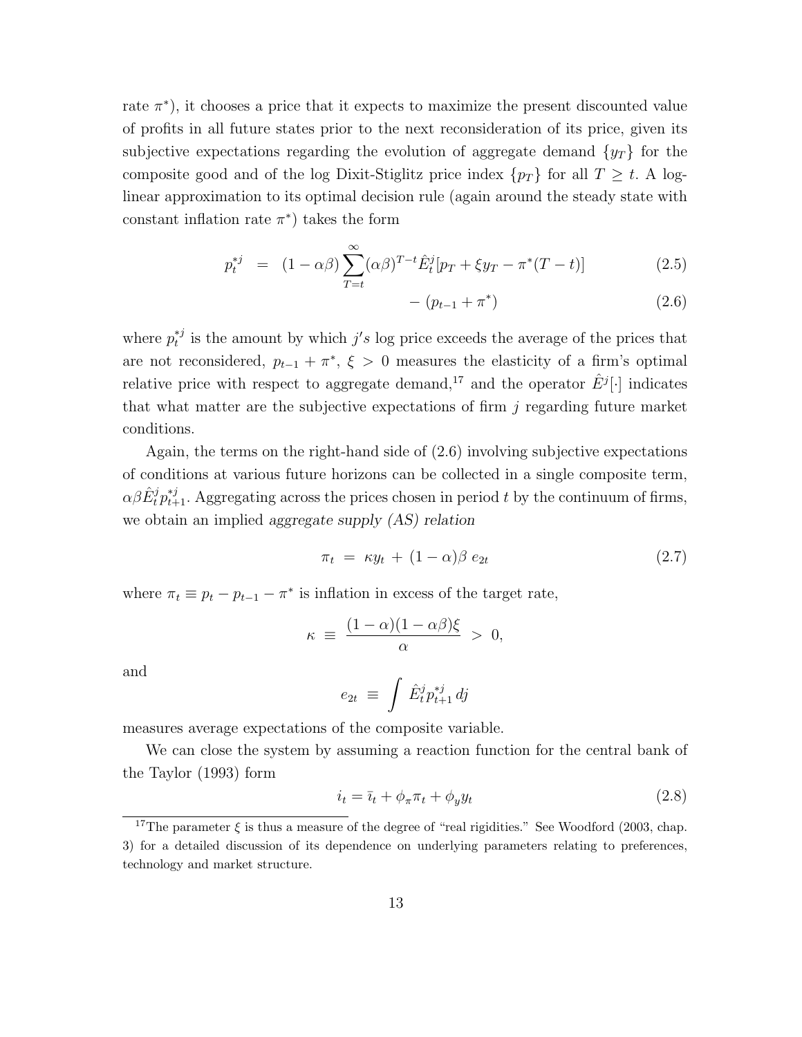rate $\pi^*$), it chooses a price that it expects to maximize the present discounted value of profits in all future states prior to the next reconsideration of its price, given its subjective expectations regarding the evolution of aggregate demand $\{y_T\}$ for the composite good and of the log Dixit-Stiglitz price index $\{p_T\}$ for all $T \geq t$. A log-linear approximation to its optimal decision rule (again around the steady state with constant inflation rate $\pi^*$) takes the form

$$
\begin{aligned}
p_t^{*j} \;\; &= \;\; (1-\alpha\beta)\sum_{T=t}^{\infty}(\alpha\beta)^{T-t}\hat{E}_t^j[p_T + \xi y_T - \pi^*(T-t)] && (2.5)\\
&\qquad - (p_{t-1} + \pi^*) && (2.6)
\end{aligned}
$$

where $p_t^{*j}$ is the amount by which $j's$ log price exceeds the average of the prices that are not reconsidered, $p_{t-1} + \pi^*$, $\xi > 0$ measures the elasticity of a firm's optimal relative price with respect to aggregate demand,[17] and the operator $\hat{E}^j[\cdot]$ indicates that what matter are the subjective expectations of firm $j$ regarding future market conditions.

Again, the terms on the right-hand side of (2.6) involving subjective expectations of conditions at various future horizons can be collected in a single composite term, $\alpha\beta\hat{E}_t^j p_{t+1}^{*j}$. Aggregating across the prices chosen in period $t$ by the continuum of firms, we obtain an implied *aggregate supply (AS) relation*

$$
\pi_t \;=\; \kappa y_t \;+\; (1-\alpha)\beta \; e_{2t} \tag{2.7}
$$

where $\pi_t \equiv p_t - p_{t-1} - \pi^*$ is inflation in excess of the target rate,

$$
\kappa \;\equiv\; \frac{(1-\alpha)(1-\alpha\beta)\xi}{\alpha} \;>\; 0,
$$

and

$$
e_{2t} \;\equiv\; \int \hat{E}_t^j p_{t+1}^{*j}\, dj
$$

measures average expectations of the composite variable.

We can close the system by assuming a reaction function for the central bank of the Taylor (1993) form

$$
i_t = \bar{\imath}_t + \phi_\pi \pi_t + \phi_y y_t \tag{2.8}
$$

[17] The parameter $\xi$ is thus a measure of the degree of "real rigidities." See Woodford (2003, chap. 3) for a detailed discussion of its dependence on underlying parameters relating to preferences, technology and market structure.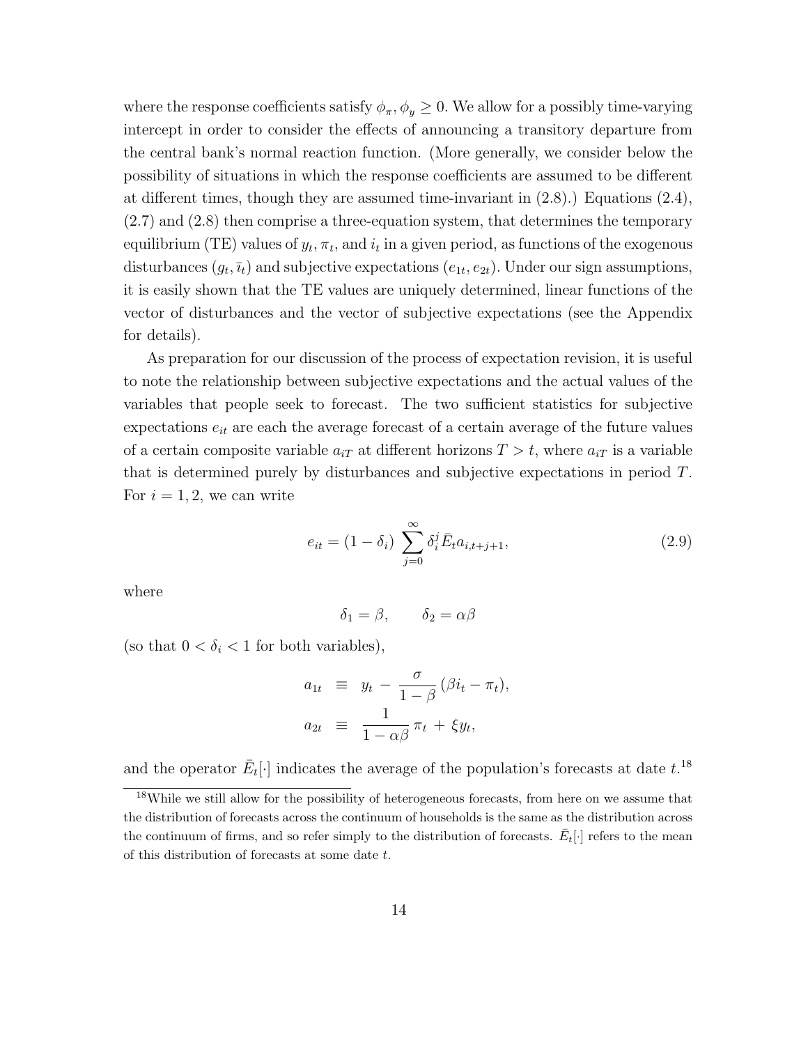where the response coefficients satisfy $\phi_\pi, \phi_y \geq 0$. We allow for a possibly time-varying intercept in order to consider the effects of announcing a transitory departure from the central bank's normal reaction function. (More generally, we consider below the possibility of situations in which the response coefficients are assumed to be different at different times, though they are assumed time-invariant in (2.8).) Equations (2.4), (2.7) and (2.8) then comprise a three-equation system, that determines the temporary equilibrium (TE) values of $y_t, \pi_t$, and $i_t$ in a given period, as functions of the exogenous disturbances $(g_t, \bar{\imath}_t)$ and subjective expectations $(e_{1t}, e_{2t})$. Under our sign assumptions, it is easily shown that the TE values are uniquely determined, linear functions of the vector of disturbances and the vector of subjective expectations (see the Appendix for details).

As preparation for our discussion of the process of expectation revision, it is useful to note the relationship between subjective expectations and the actual values of the variables that people seek to forecast. The two sufficient statistics for subjective expectations $e_{it}$ are each the average forecast of a certain average of the future values of a certain composite variable $a_{iT}$ at different horizons $T > t$, where $a_{iT}$ is a variable that is determined purely by disturbances and subjective expectations in period $T$. For $i = 1, 2$, we can write

$$e_{it} = (1 - \delta_i) \sum_{j=0}^{\infty} \delta_i^j \bar{E}_t a_{i,t+j+1}, \tag{2.9}$$

where

$$\delta_1 = \beta, \qquad \delta_2 = \alpha\beta$$

(so that $0 < \delta_i < 1$ for both variables),

$$\begin{aligned} a_{1t} &\equiv y_t - \frac{\sigma}{1-\beta}(\beta i_t - \pi_t), \\ a_{2t} &\equiv \frac{1}{1-\alpha\beta}\pi_t + \xi y_t, \end{aligned}$$

and the operator $\bar{E}_t[\cdot]$ indicates the average of the population's forecasts at date $t$.[18]

[18] While we still allow for the possibility of heterogeneous forecasts, from here on we assume that the distribution of forecasts across the continuum of households is the same as the distribution across the continuum of firms, and so refer simply to the distribution of forecasts. $\bar{E}_t[\cdot]$ refers to the mean of this distribution of forecasts at some date $t$.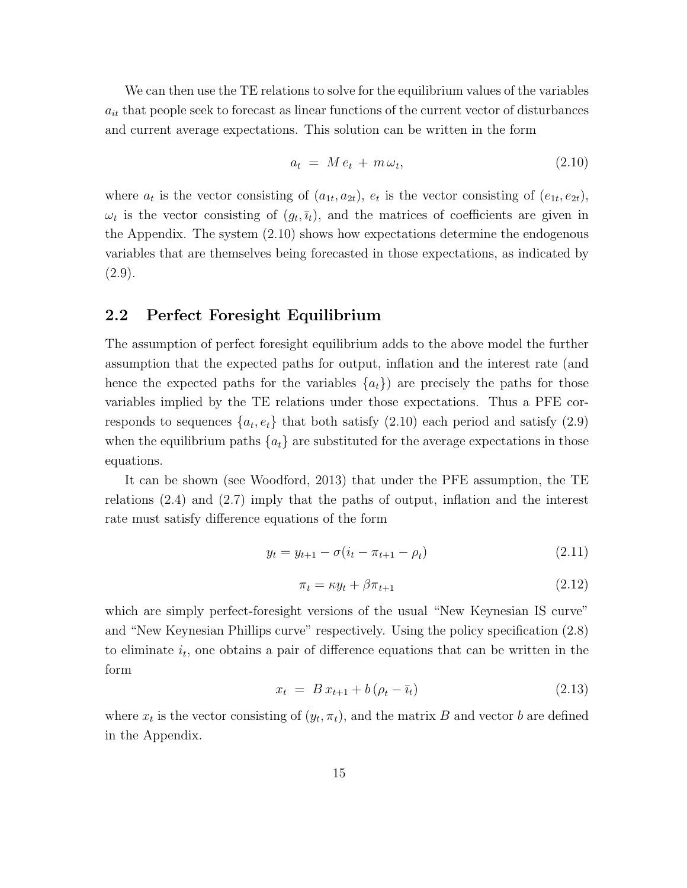We can then use the TE relations to solve for the equilibrium values of the variables $a_{it}$ that people seek to forecast as linear functions of the current vector of disturbances and current average expectations. This solution can be written in the form

$$a_t \;=\; M\,e_t \;+\; m\,\omega_t, \tag{2.10}$$

where $a_t$ is the vector consisting of $(a_{1t}, a_{2t})$, $e_t$ is the vector consisting of $(e_{1t}, e_{2t})$, $\omega_t$ is the vector consisting of $(g_t, \bar{\imath}_t)$, and the matrices of coefficients are given in the Appendix. The system (2.10) shows how expectations determine the endogenous variables that are themselves being forecasted in those expectations, as indicated by (2.9).

## 2.2 Perfect Foresight Equilibrium

The assumption of perfect foresight equilibrium adds to the above model the further assumption that the expected paths for output, inflation and the interest rate (and hence the expected paths for the variables $\{a_t\}$) are precisely the paths for those variables implied by the TE relations under those expectations. Thus a PFE corresponds to sequences $\{a_t, e_t\}$ that both satisfy (2.10) each period and satisfy (2.9) when the equilibrium paths $\{a_t\}$ are substituted for the average expectations in those equations.

It can be shown (see Woodford, 2013) that under the PFE assumption, the TE relations (2.4) and (2.7) imply that the paths of output, inflation and the interest rate must satisfy difference equations of the form

$$y_t = y_{t+1} - \sigma(i_t - \pi_{t+1} - \rho_t) \tag{2.11}$$

$$\pi_t = \kappa y_t + \beta \pi_{t+1} \tag{2.12}$$

which are simply perfect-foresight versions of the usual "New Keynesian IS curve" and "New Keynesian Phillips curve" respectively. Using the policy specification (2.8) to eliminate $i_t$, one obtains a pair of difference equations that can be written in the form

$$x_t \;=\; B\,x_{t+1} + b\,(\rho_t - \bar{\imath}_t) \tag{2.13}$$

where $x_t$ is the vector consisting of $(y_t, \pi_t)$, and the matrix $B$ and vector $b$ are defined in the Appendix.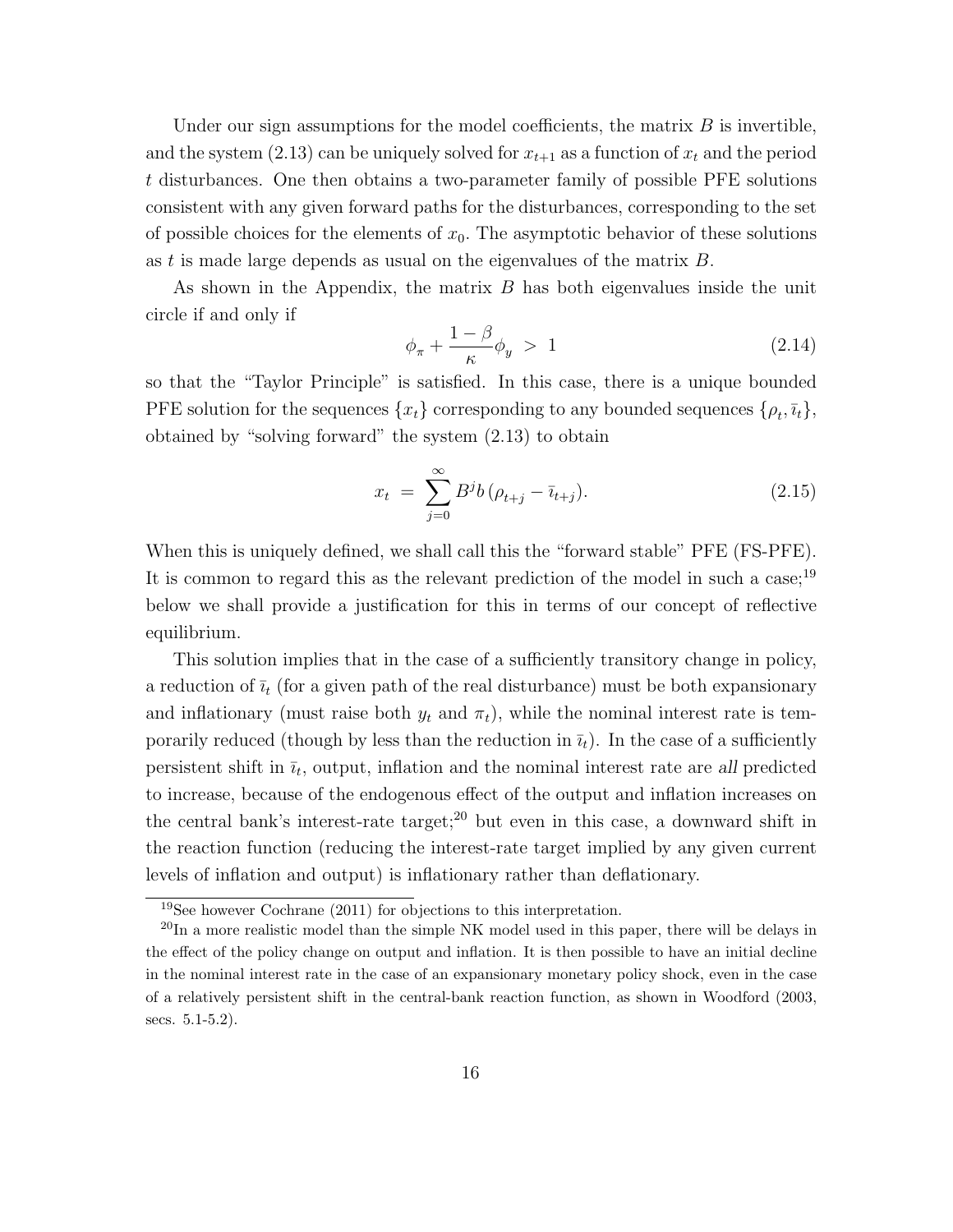Under our sign assumptions for the model coefficients, the matrix $B$ is invertible, and the system (2.13) can be uniquely solved for $x_{t+1}$ as a function of $x_t$ and the period $t$ disturbances. One then obtains a two-parameter family of possible PFE solutions consistent with any given forward paths for the disturbances, corresponding to the set of possible choices for the elements of $x_0$. The asymptotic behavior of these solutions as $t$ is made large depends as usual on the eigenvalues of the matrix $B$.

As shown in the Appendix, the matrix $B$ has both eigenvalues inside the unit circle if and only if

$$\phi_\pi + \frac{1-\beta}{\kappa}\phi_y \;>\; 1 \tag{2.14}$$

so that the "Taylor Principle" is satisfied. In this case, there is a unique bounded PFE solution for the sequences $\{x_t\}$ corresponding to any bounded sequences $\{\rho_t, \bar{\imath}_t\}$, obtained by "solving forward" the system (2.13) to obtain

$$x_t \;=\; \sum_{j=0}^{\infty} B^j b\,(\rho_{t+j} - \bar{\imath}_{t+j}). \tag{2.15}$$

When this is uniquely defined, we shall call this the "forward stable" PFE (FS-PFE). It is common to regard this as the relevant prediction of the model in such a case;[19] below we shall provide a justification for this in terms of our concept of reflective equilibrium.

This solution implies that in the case of a sufficiently transitory change in policy, a reduction of $\bar{\imath}_t$ (for a given path of the real disturbance) must be both expansionary and inflationary (must raise both $y_t$ and $\pi_t$), while the nominal interest rate is temporarily reduced (though by less than the reduction in $\bar{\imath}_t$). In the case of a sufficiently persistent shift in $\bar{\imath}_t$, output, inflation and the nominal interest rate are *all* predicted to increase, because of the endogenous effect of the output and inflation increases on the central bank's interest-rate target;[20] but even in this case, a downward shift in the reaction function (reducing the interest-rate target implied by any given current levels of inflation and output) is inflationary rather than deflationary.

[19] See however Cochrane (2011) for objections to this interpretation.

[20] In a more realistic model than the simple NK model used in this paper, there will be delays in the effect of the policy change on output and inflation. It is then possible to have an initial decline in the nominal interest rate in the case of an expansionary monetary policy shock, even in the case of a relatively persistent shift in the central-bank reaction function, as shown in Woodford (2003, secs. 5.1-5.2).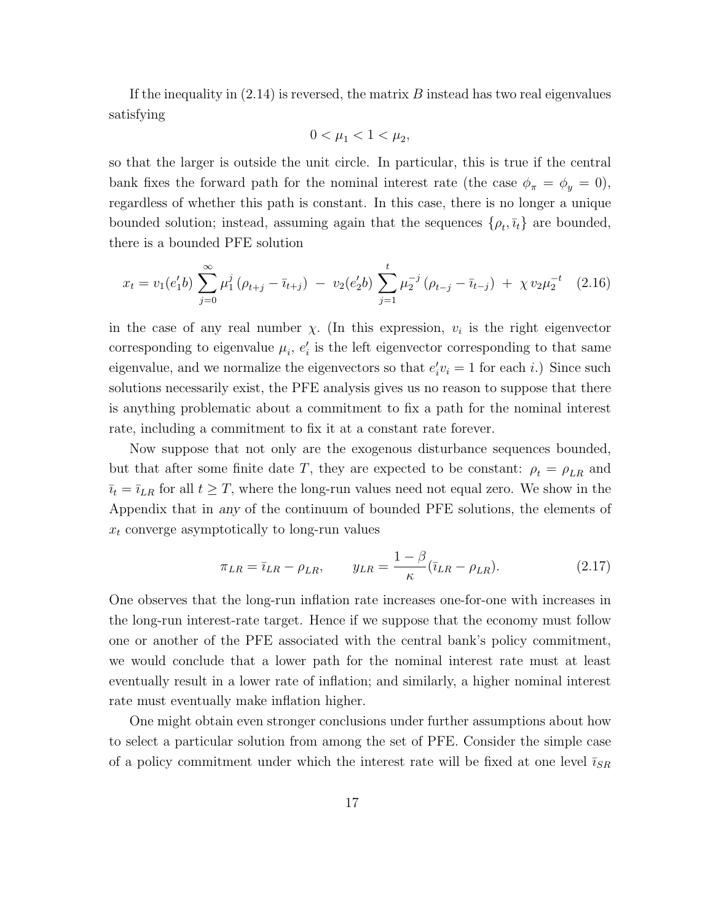If the inequality in (2.14) is reversed, the matrix $B$ instead has two real eigenvalues satisfying

$$0 < \mu_1 < 1 < \mu_2,$$

so that the larger is outside the unit circle. In particular, this is true if the central bank fixes the forward path for the nominal interest rate (the case $\phi_\pi = \phi_y = 0$), regardless of whether this path is constant. In this case, there is no longer a unique bounded solution; instead, assuming again that the sequences $\{\rho_t, \bar{\imath}_t\}$ are bounded, there is a bounded PFE solution

$$x_t = v_1(e_1'b) \sum_{j=0}^{\infty} \mu_1^j (\rho_{t+j} - \bar{\imath}_{t+j}) \; - \; v_2(e_2'b) \sum_{j=1}^{t} \mu_2^{-j} (\rho_{t-j} - \bar{\imath}_{t-j}) \; + \; \chi \, v_2 \mu_2^{-t} \quad (2.16)$$

in the case of any real number $\chi$. (In this expression, $v_i$ is the right eigenvector corresponding to eigenvalue $\mu_i$, $e_i'$ is the left eigenvector corresponding to that same eigenvalue, and we normalize the eigenvectors so that $e_i'v_i = 1$ for each $i$.) Since such solutions necessarily exist, the PFE analysis gives us no reason to suppose that there is anything problematic about a commitment to fix a path for the nominal interest rate, including a commitment to fix it at a constant rate forever.

Now suppose that not only are the exogenous disturbance sequences bounded, but that after some finite date $T$, they are expected to be constant: $\rho_t = \rho_{LR}$ and $\bar{\imath}_t = \bar{\imath}_{LR}$ for all $t \geq T$, where the long-run values need not equal zero. We show in the Appendix that in *any* of the continuum of bounded PFE solutions, the elements of $x_t$ converge asymptotically to long-run values

$$\pi_{LR} = \bar{\imath}_{LR} - \rho_{LR}, \qquad y_{LR} = \frac{1-\beta}{\kappa}(\bar{\imath}_{LR} - \rho_{LR}). \quad (2.17)$$

One observes that the long-run inflation rate increases one-for-one with increases in the long-run interest-rate target. Hence if we suppose that the economy must follow one or another of the PFE associated with the central bank's policy commitment, we would conclude that a lower path for the nominal interest rate must at least eventually result in a lower rate of inflation; and similarly, a higher nominal interest rate must eventually make inflation higher.

One might obtain even stronger conclusions under further assumptions about how to select a particular solution from among the set of PFE. Consider the simple case of a policy commitment under which the interest rate will be fixed at one level $\bar{\imath}_{SR}$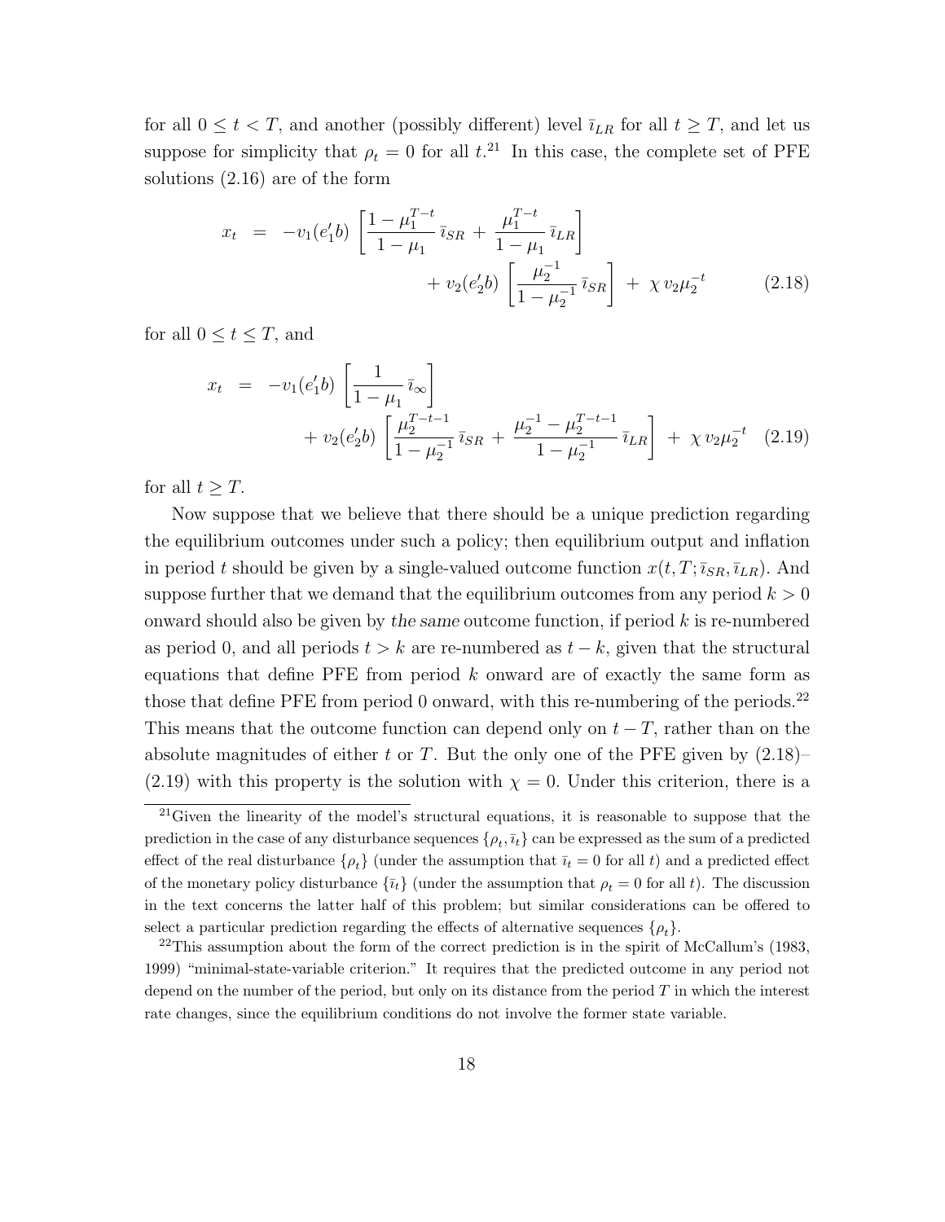for all $0 \leq t < T$, and another (possibly different) level $\bar{\imath}_{LR}$ for all $t \geq T$, and let us suppose for simplicity that $\rho_t = 0$ for all $t$.[21] In this case, the complete set of PFE solutions (2.16) are of the form

$$
\begin{aligned}
x_t \;\; = \;\; & -v_1(e_1'b) \left[ \frac{1-\mu_1^{T-t}}{1-\mu_1}\,\bar{\imath}_{SR} + \frac{\mu_1^{T-t}}{1-\mu_1}\,\bar{\imath}_{LR} \right] \\
& + v_2(e_2'b) \left[ \frac{\mu_2^{-1}}{1-\mu_2^{-1}}\,\bar{\imath}_{SR} \right] + \chi\, v_2 \mu_2^{-t} \qquad (2.18)
\end{aligned}
$$

for all $0 \leq t \leq T$, and

$$
\begin{aligned}
x_t \;\; = \;\; & -v_1(e_1'b) \left[ \frac{1}{1-\mu_1}\,\bar{\imath}_{\infty} \right] \\
& + v_2(e_2'b) \left[ \frac{\mu_2^{T-t-1}}{1-\mu_2^{-1}}\,\bar{\imath}_{SR} + \frac{\mu_2^{-1}-\mu_2^{T-t-1}}{1-\mu_2^{-1}}\,\bar{\imath}_{LR} \right] + \chi\, v_2 \mu_2^{-t} \qquad (2.19)
\end{aligned}
$$

for all $t \geq T$.

Now suppose that we believe that there should be a unique prediction regarding the equilibrium outcomes under such a policy; then equilibrium output and inflation in period $t$ should be given by a single-valued outcome function $x(t, T; \bar{\imath}_{SR}, \bar{\imath}_{LR})$. And suppose further that we demand that the equilibrium outcomes from any period $k > 0$ onward should also be given by *the same* outcome function, if period $k$ is re-numbered as period 0, and all periods $t > k$ are re-numbered as $t - k$, given that the structural equations that define PFE from period $k$ onward are of exactly the same form as those that define PFE from period 0 onward, with this re-numbering of the periods.[22] This means that the outcome function can depend only on $t - T$, rather than on the absolute magnitudes of either $t$ or $T$. But the only one of the PFE given by (2.18)–(2.19) with this property is the solution with $\chi = 0$. Under this criterion, there is a

[21] Given the linearity of the model's structural equations, it is reasonable to suppose that the prediction in the case of any disturbance sequences $\{\rho_t, \bar{\imath}_t\}$ can be expressed as the sum of a predicted effect of the real disturbance $\{\rho_t\}$ (under the assumption that $\bar{\imath}_t = 0$ for all $t$) and a predicted effect of the monetary policy disturbance $\{\bar{\imath}_t\}$ (under the assumption that $\rho_t = 0$ for all $t$). The discussion in the text concerns the latter half of this problem; but similar considerations can be offered to select a particular prediction regarding the effects of alternative sequences $\{\rho_t\}$.

[22] This assumption about the form of the correct prediction is in the spirit of McCallum's (1983, 1999) "minimal-state-variable criterion." It requires that the predicted outcome in any period not depend on the number of the period, but only on its distance from the period $T$ in which the interest rate changes, since the equilibrium conditions do not involve the former state variable.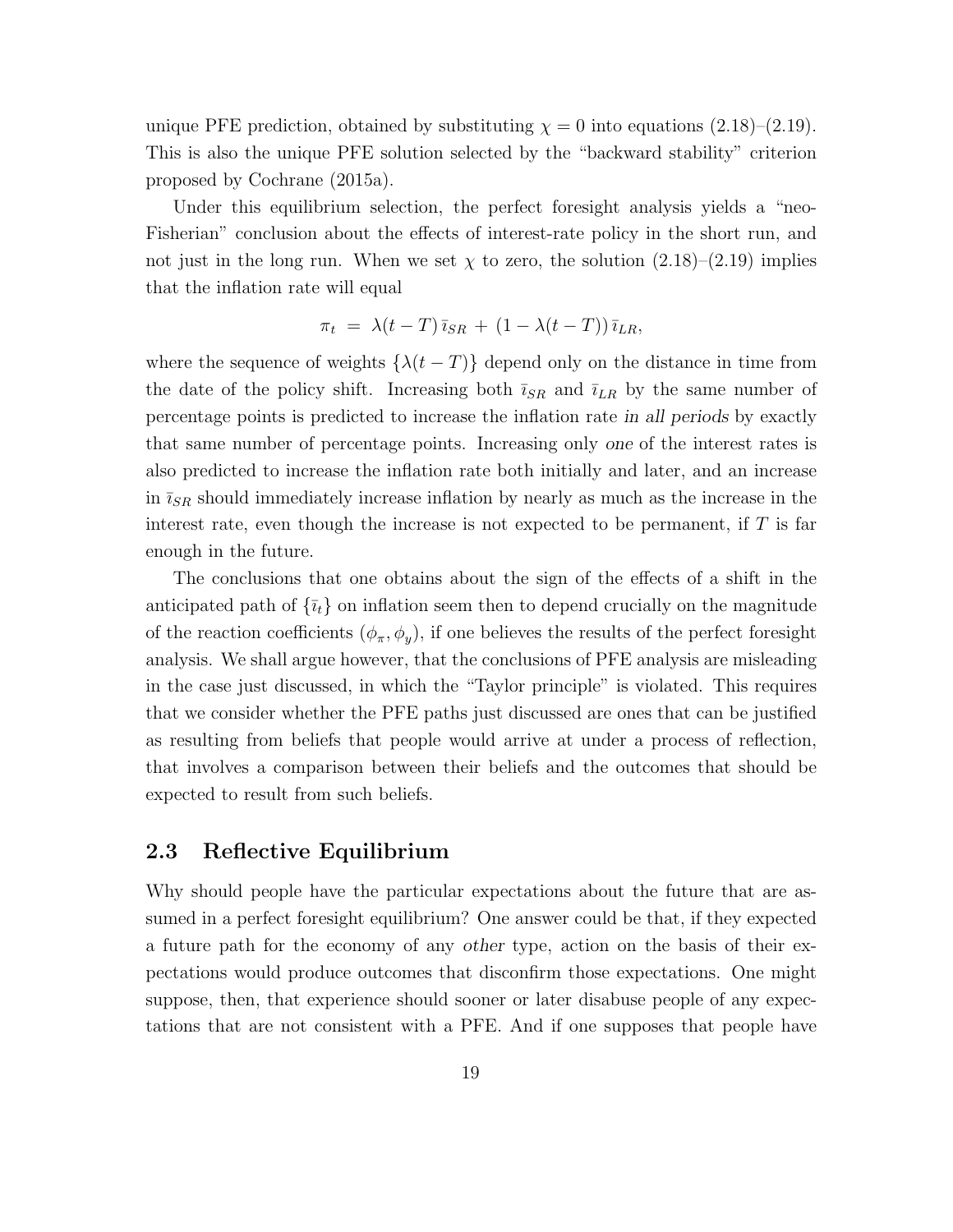unique PFE prediction, obtained by substituting $\chi = 0$ into equations (2.18)–(2.19). This is also the unique PFE solution selected by the "backward stability" criterion proposed by Cochrane (2015a).

Under this equilibrium selection, the perfect foresight analysis yields a "neo-Fisherian" conclusion about the effects of interest-rate policy in the short run, and not just in the long run. When we set $\chi$ to zero, the solution (2.18)–(2.19) implies that the inflation rate will equal

$$\pi_t \ = \ \lambda(t-T)\,\bar{\imath}_{SR} \, + \, (1-\lambda(t-T))\,\bar{\imath}_{LR},$$

where the sequence of weights $\{\lambda(t-T)\}$ depend only on the distance in time from the date of the policy shift. Increasing both $\bar{\imath}_{SR}$ and $\bar{\imath}_{LR}$ by the same number of percentage points is predicted to increase the inflation rate *in all periods* by exactly that same number of percentage points. Increasing only *one* of the interest rates is also predicted to increase the inflation rate both initially and later, and an increase in $\bar{\imath}_{SR}$ should immediately increase inflation by nearly as much as the increase in the interest rate, even though the increase is not expected to be permanent, if $T$ is far enough in the future.

The conclusions that one obtains about the sign of the effects of a shift in the anticipated path of $\{\bar{\imath}_t\}$ on inflation seem then to depend crucially on the magnitude of the reaction coefficients $(\phi_\pi, \phi_y)$, if one believes the results of the perfect foresight analysis. We shall argue however, that the conclusions of PFE analysis are misleading in the case just discussed, in which the "Taylor principle" is violated. This requires that we consider whether the PFE paths just discussed are ones that can be justified as resulting from beliefs that people would arrive at under a process of reflection, that involves a comparison between their beliefs and the outcomes that should be expected to result from such beliefs.

## 2.3 Reflective Equilibrium

Why should people have the particular expectations about the future that are assumed in a perfect foresight equilibrium? One answer could be that, if they expected a future path for the economy of any *other* type, action on the basis of their expectations would produce outcomes that disconfirm those expectations. One might suppose, then, that experience should sooner or later disabuse people of any expectations that are not consistent with a PFE. And if one supposes that people have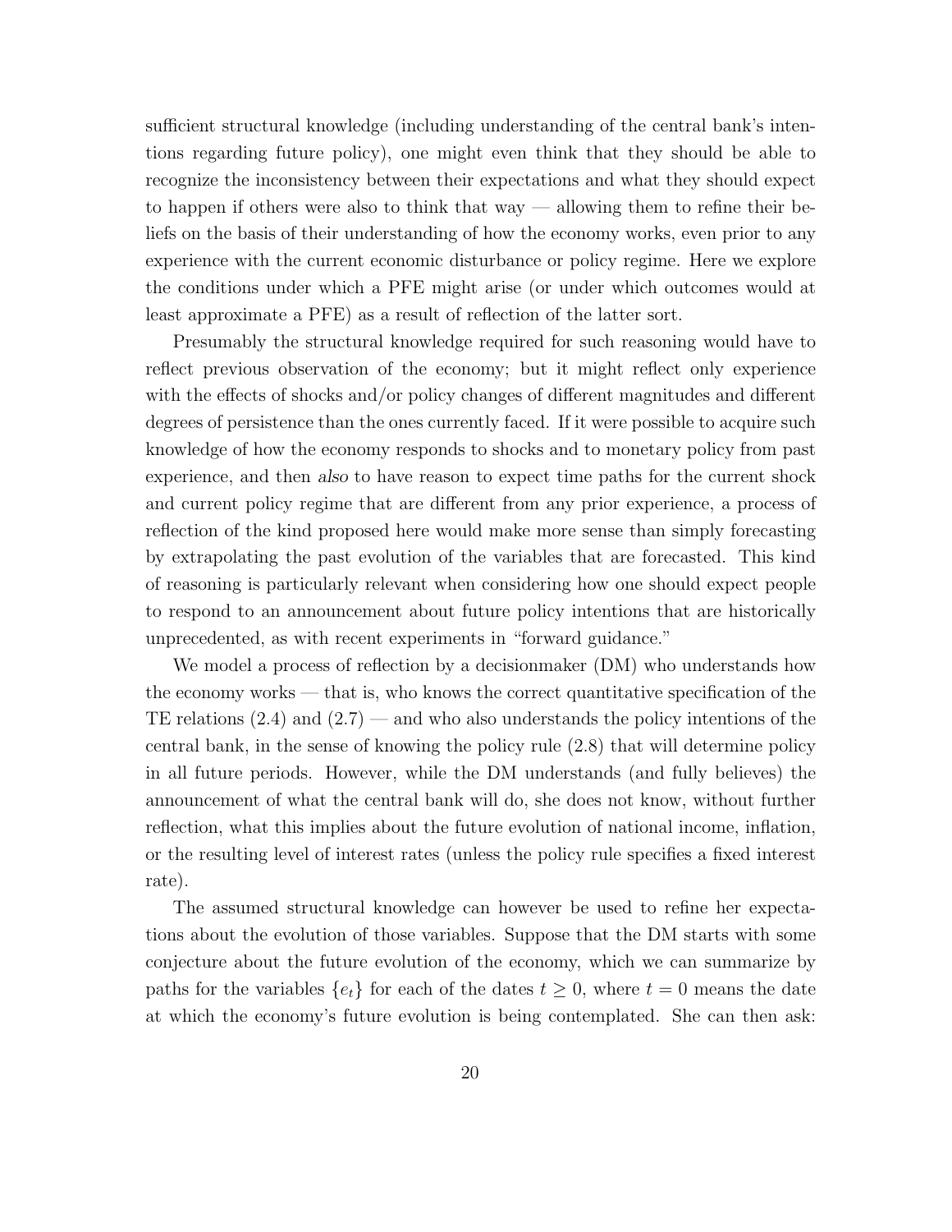sufficient structural knowledge (including understanding of the central bank's intentions regarding future policy), one might even think that they should be able to recognize the inconsistency between their expectations and what they should expect to happen if others were also to think that way — allowing them to refine their beliefs on the basis of their understanding of how the economy works, even prior to any experience with the current economic disturbance or policy regime. Here we explore the conditions under which a PFE might arise (or under which outcomes would at least approximate a PFE) as a result of reflection of the latter sort.

Presumably the structural knowledge required for such reasoning would have to reflect previous observation of the economy; but it might reflect only experience with the effects of shocks and/or policy changes of different magnitudes and different degrees of persistence than the ones currently faced. If it were possible to acquire such knowledge of how the economy responds to shocks and to monetary policy from past experience, and then *also* to have reason to expect time paths for the current shock and current policy regime that are different from any prior experience, a process of reflection of the kind proposed here would make more sense than simply forecasting by extrapolating the past evolution of the variables that are forecasted. This kind of reasoning is particularly relevant when considering how one should expect people to respond to an announcement about future policy intentions that are historically unprecedented, as with recent experiments in "forward guidance."

We model a process of reflection by a decisionmaker (DM) who understands how the economy works — that is, who knows the correct quantitative specification of the TE relations (2.4) and (2.7) — and who also understands the policy intentions of the central bank, in the sense of knowing the policy rule (2.8) that will determine policy in all future periods. However, while the DM understands (and fully believes) the announcement of what the central bank will do, she does not know, without further reflection, what this implies about the future evolution of national income, inflation, or the resulting level of interest rates (unless the policy rule specifies a fixed interest rate).

The assumed structural knowledge can however be used to refine her expectations about the evolution of those variables. Suppose that the DM starts with some conjecture about the future evolution of the economy, which we can summarize by paths for the variables $\{e_t\}$ for each of the dates $t \geq 0$, where $t = 0$ means the date at which the economy's future evolution is being contemplated. She can then ask: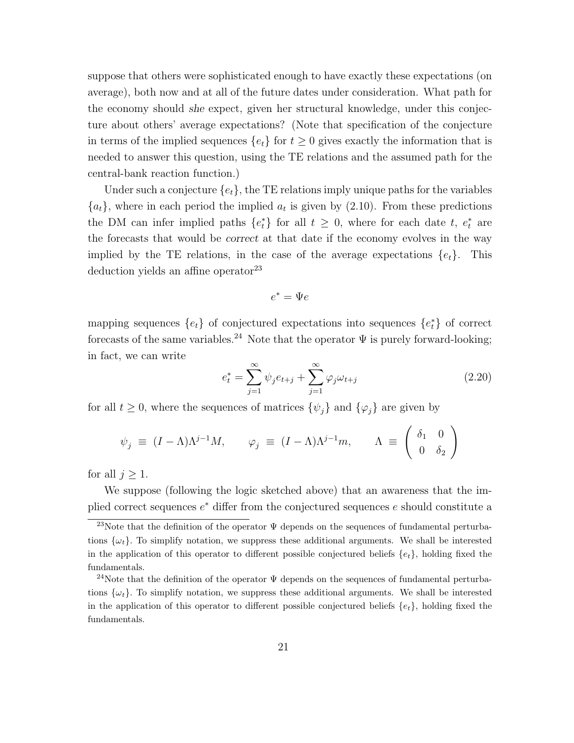suppose that others were sophisticated enough to have exactly these expectations (on average), both now and at all of the future dates under consideration. What path for the economy should *she* expect, given her structural knowledge, under this conjecture about others' average expectations? (Note that specification of the conjecture in terms of the implied sequences $\{e_t\}$ for $t \geq 0$ gives exactly the information that is needed to answer this question, using the TE relations and the assumed path for the central-bank reaction function.)

Under such a conjecture $\{e_t\}$, the TE relations imply unique paths for the variables $\{a_t\}$, where in each period the implied $a_t$ is given by (2.10). From these predictions the DM can infer implied paths $\{e_t^*\}$ for all $t \geq 0$, where for each date $t$, $e_t^*$ are the forecasts that would be *correct* at that date if the economy evolves in the way implied by the TE relations, in the case of the average expectations $\{e_t\}$. This deduction yields an affine operator[23]

$$e^* = \Psi e$$

mapping sequences $\{e_t\}$ of conjectured expectations into sequences $\{e_t^*\}$ of correct forecasts of the same variables.[24] Note that the operator $\Psi$ is purely forward-looking; in fact, we can write

$$e_t^* = \sum_{j=1}^{\infty} \psi_j e_{t+j} + \sum_{j=1}^{\infty} \varphi_j \omega_{t+j} \tag{2.20}$$

for all $t \geq 0$, where the sequences of matrices $\{\psi_j\}$ and $\{\varphi_j\}$ are given by

$$\psi_j \equiv (I - \Lambda)\Lambda^{j-1} M, \qquad \varphi_j \equiv (I - \Lambda)\Lambda^{j-1} m, \qquad \Lambda \equiv \begin{pmatrix} \delta_1 & 0 \\ 0 & \delta_2 \end{pmatrix}$$

for all $j \geq 1$.

We suppose (following the logic sketched above) that an awareness that the implied correct sequences $e^*$ differ from the conjectured sequences $e$ should constitute a

[23]Note that the definition of the operator $\Psi$ depends on the sequences of fundamental perturbations $\{\omega_t\}$. To simplify notation, we suppress these additional arguments. We shall be interested in the application of this operator to different possible conjectured beliefs $\{e_t\}$, holding fixed the fundamentals.

[24]Note that the definition of the operator $\Psi$ depends on the sequences of fundamental perturbations $\{\omega_t\}$. To simplify notation, we suppress these additional arguments. We shall be interested in the application of this operator to different possible conjectured beliefs $\{e_t\}$, holding fixed the fundamentals.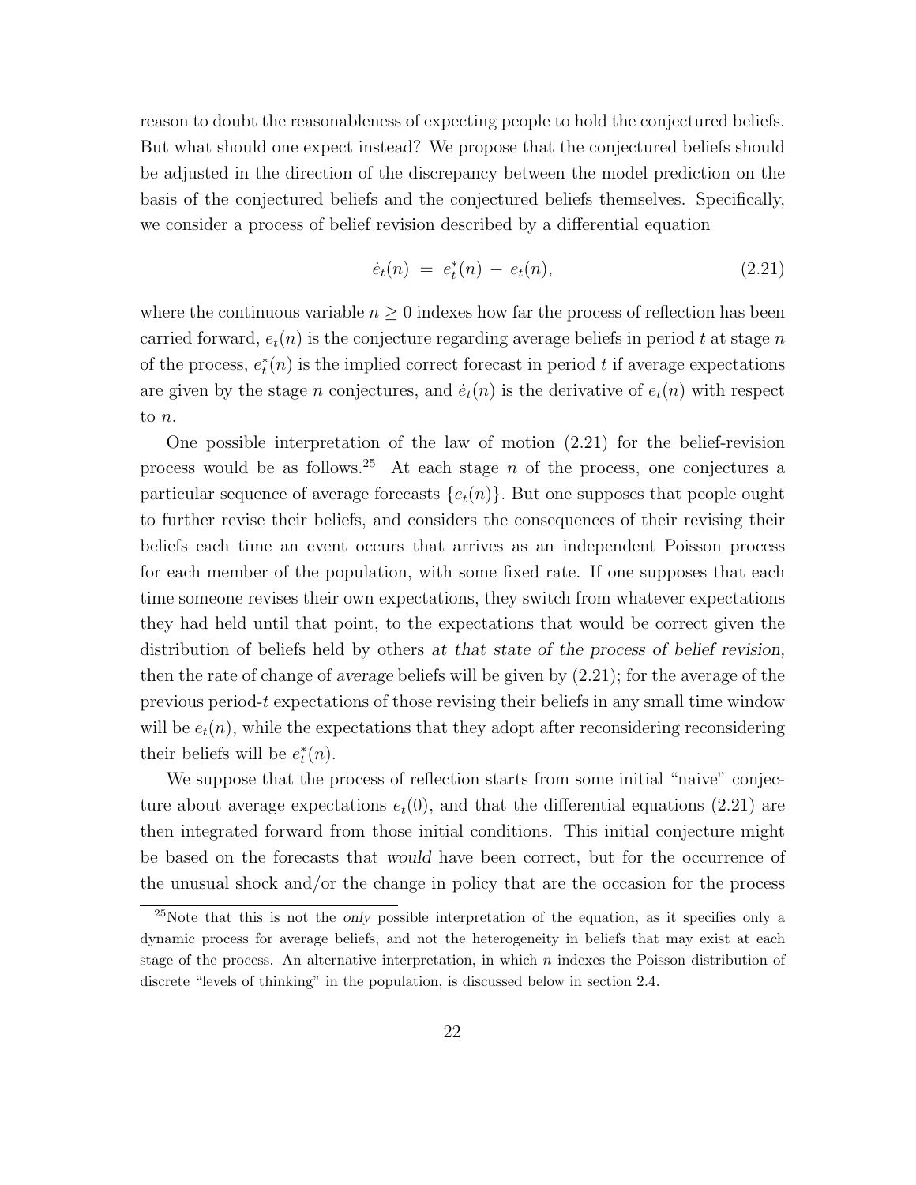reason to doubt the reasonableness of expecting people to hold the conjectured beliefs. But what should one expect instead? We propose that the conjectured beliefs should be adjusted in the direction of the discrepancy between the model prediction on the basis of the conjectured beliefs and the conjectured beliefs themselves. Specifically, we consider a process of belief revision described by a differential equation

$$\dot{e}_t(n) \;=\; e^*_t(n) \,-\, e_t(n), \tag{2.21}$$

where the continuous variable $n \geq 0$ indexes how far the process of reflection has been carried forward, $e_t(n)$ is the conjecture regarding average beliefs in period $t$ at stage $n$ of the process, $e^*_t(n)$ is the implied correct forecast in period $t$ if average expectations are given by the stage $n$ conjectures, and $\dot{e}_t(n)$ is the derivative of $e_t(n)$ with respect to $n$.

One possible interpretation of the law of motion (2.21) for the belief-revision process would be as follows.[25] At each stage $n$ of the process, one conjectures a particular sequence of average forecasts $\{e_t(n)\}$. But one supposes that people ought to further revise their beliefs, and considers the consequences of their revising their beliefs each time an event occurs that arrives as an independent Poisson process for each member of the population, with some fixed rate. If one supposes that each time someone revises their own expectations, they switch from whatever expectations they had held until that point, to the expectations that would be correct given the distribution of beliefs held by others *at that state of the process of belief revision*, then the rate of change of *average* beliefs will be given by (2.21); for the average of the previous period-$t$ expectations of those revising their beliefs in any small time window will be $e_t(n)$, while the expectations that they adopt after reconsidering reconsidering their beliefs will be $e^*_t(n)$.

We suppose that the process of reflection starts from some initial "naive" conjecture about average expectations $e_t(0)$, and that the differential equations (2.21) are then integrated forward from those initial conditions. This initial conjecture might be based on the forecasts that *would* have been correct, but for the occurrence of the unusual shock and/or the change in policy that are the occasion for the process

[25] Note that this is not the *only* possible interpretation of the equation, as it specifies only a dynamic process for average beliefs, and not the heterogeneity in beliefs that may exist at each stage of the process. An alternative interpretation, in which $n$ indexes the Poisson distribution of discrete "levels of thinking" in the population, is discussed below in section 2.4.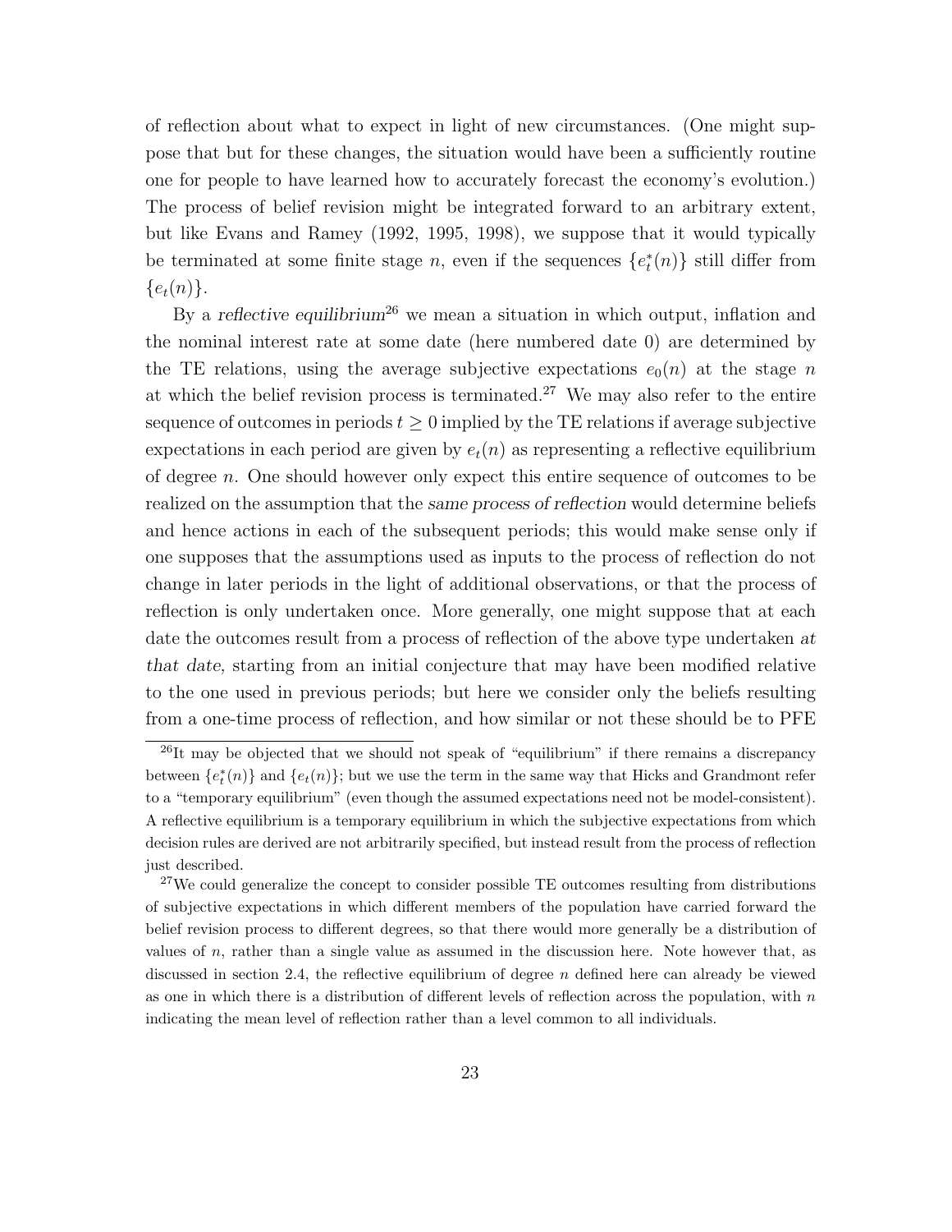of reflection about what to expect in light of new circumstances. (One might suppose that but for these changes, the situation would have been a sufficiently routine one for people to have learned how to accurately forecast the economy's evolution.) The process of belief revision might be integrated forward to an arbitrary extent, but like Evans and Ramey (1992, 1995, 1998), we suppose that it would typically be terminated at some finite stage $n$, even if the sequences $\{e_t^*(n)\}$ still differ from $\{e_t(n)\}$.

By a *reflective equilibrium*[26] we mean a situation in which output, inflation and the nominal interest rate at some date (here numbered date 0) are determined by the TE relations, using the average subjective expectations $e_0(n)$ at the stage $n$ at which the belief revision process is terminated.[27] We may also refer to the entire sequence of outcomes in periods $t \geq 0$ implied by the TE relations if average subjective expectations in each period are given by $e_t(n)$ as representing a reflective equilibrium of degree $n$. One should however only expect this entire sequence of outcomes to be realized on the assumption that the *same process of reflection* would determine beliefs and hence actions in each of the subsequent periods; this would make sense only if one supposes that the assumptions used as inputs to the process of reflection do not change in later periods in the light of additional observations, or that the process of reflection is only undertaken once. More generally, one might suppose that at each date the outcomes result from a process of reflection of the above type undertaken *at that date,* starting from an initial conjecture that may have been modified relative to the one used in previous periods; but here we consider only the beliefs resulting from a one-time process of reflection, and how similar or not these should be to PFE

[26] It may be objected that we should not speak of "equilibrium" if there remains a discrepancy between $\{e_t^*(n)\}$ and $\{e_t(n)\}$; but we use the term in the same way that Hicks and Grandmont refer to a "temporary equilibrium" (even though the assumed expectations need not be model-consistent). A reflective equilibrium is a temporary equilibrium in which the subjective expectations from which decision rules are derived are not arbitrarily specified, but instead result from the process of reflection just described.

[27] We could generalize the concept to consider possible TE outcomes resulting from distributions of subjective expectations in which different members of the population have carried forward the belief revision process to different degrees, so that there would more generally be a distribution of values of $n$, rather than a single value as assumed in the discussion here. Note however that, as discussed in section 2.4, the reflective equilibrium of degree $n$ defined here can already be viewed as one in which there is a distribution of different levels of reflection across the population, with $n$ indicating the mean level of reflection rather than a level common to all individuals.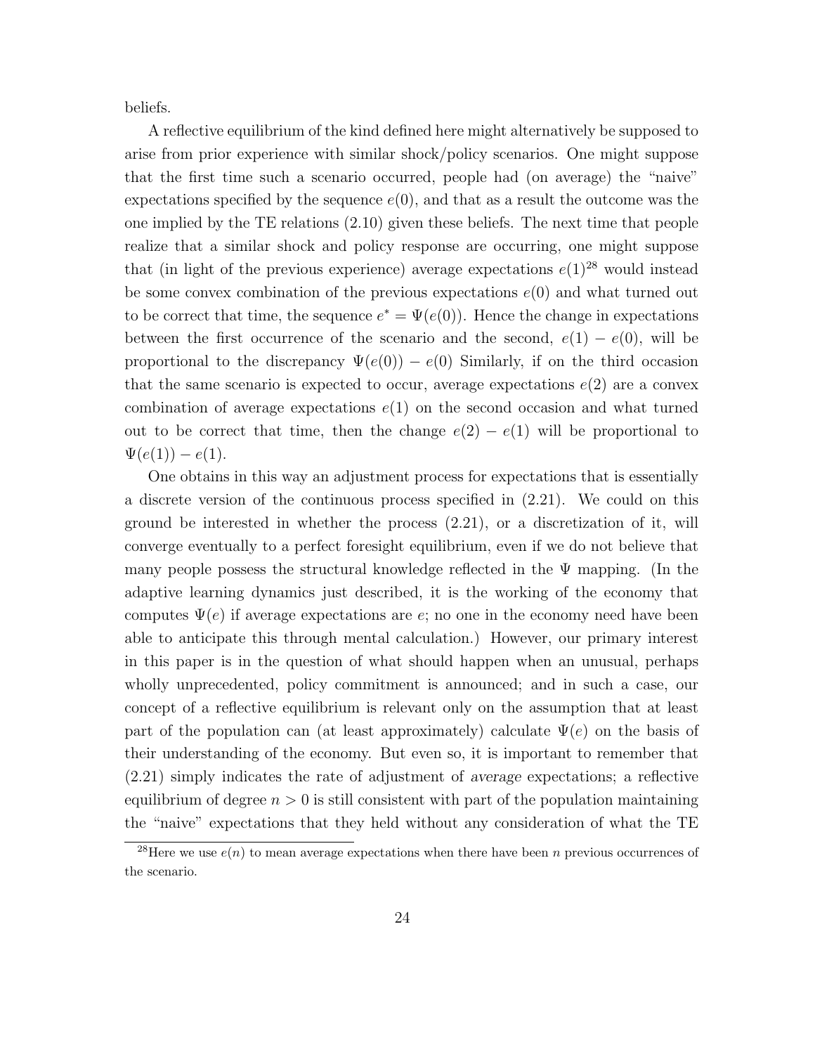beliefs.

A reflective equilibrium of the kind defined here might alternatively be supposed to arise from prior experience with similar shock/policy scenarios. One might suppose that the first time such a scenario occurred, people had (on average) the "naive" expectations specified by the sequence $e(0)$, and that as a result the outcome was the one implied by the TE relations (2.10) given these beliefs. The next time that people realize that a similar shock and policy response are occurring, one might suppose that (in light of the previous experience) average expectations $e(1)$[28] would instead be some convex combination of the previous expectations $e(0)$ and what turned out to be correct that time, the sequence $e^* = \Psi(e(0))$. Hence the change in expectations between the first occurrence of the scenario and the second, $e(1) - e(0)$, will be proportional to the discrepancy $\Psi(e(0)) - e(0)$ Similarly, if on the third occasion that the same scenario is expected to occur, average expectations $e(2)$ are a convex combination of average expectations $e(1)$ on the second occasion and what turned out to be correct that time, then the change $e(2) - e(1)$ will be proportional to $\Psi(e(1)) - e(1)$.

One obtains in this way an adjustment process for expectations that is essentially a discrete version of the continuous process specified in (2.21). We could on this ground be interested in whether the process (2.21), or a discretization of it, will converge eventually to a perfect foresight equilibrium, even if we do not believe that many people possess the structural knowledge reflected in the $\Psi$ mapping. (In the adaptive learning dynamics just described, it is the working of the economy that computes $\Psi(e)$ if average expectations are $e$; no one in the economy need have been able to anticipate this through mental calculation.) However, our primary interest in this paper is in the question of what should happen when an unusual, perhaps wholly unprecedented, policy commitment is announced; and in such a case, our concept of a reflective equilibrium is relevant only on the assumption that at least part of the population can (at least approximately) calculate $\Psi(e)$ on the basis of their understanding of the economy. But even so, it is important to remember that (2.21) simply indicates the rate of adjustment of *average* expectations; a reflective equilibrium of degree $n > 0$ is still consistent with part of the population maintaining the "naive" expectations that they held without any consideration of what the TE

[28] Here we use $e(n)$ to mean average expectations when there have been $n$ previous occurrences of the scenario.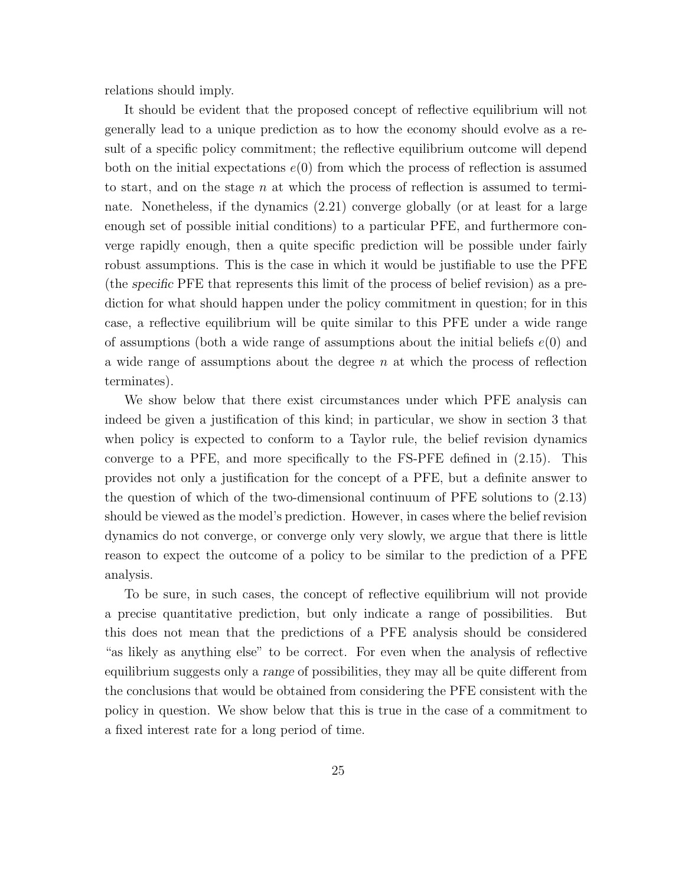relations should imply.

It should be evident that the proposed concept of reflective equilibrium will not generally lead to a unique prediction as to how the economy should evolve as a result of a specific policy commitment; the reflective equilibrium outcome will depend both on the initial expectations $e(0)$ from which the process of reflection is assumed to start, and on the stage $n$ at which the process of reflection is assumed to terminate. Nonetheless, if the dynamics (2.21) converge globally (or at least for a large enough set of possible initial conditions) to a particular PFE, and furthermore converge rapidly enough, then a quite specific prediction will be possible under fairly robust assumptions. This is the case in which it would be justifiable to use the PFE (the *specific* PFE that represents this limit of the process of belief revision) as a prediction for what should happen under the policy commitment in question; for in this case, a reflective equilibrium will be quite similar to this PFE under a wide range of assumptions (both a wide range of assumptions about the initial beliefs $e(0)$ and a wide range of assumptions about the degree $n$ at which the process of reflection terminates).

We show below that there exist circumstances under which PFE analysis can indeed be given a justification of this kind; in particular, we show in section 3 that when policy is expected to conform to a Taylor rule, the belief revision dynamics converge to a PFE, and more specifically to the FS-PFE defined in (2.15). This provides not only a justification for the concept of a PFE, but a definite answer to the question of which of the two-dimensional continuum of PFE solutions to (2.13) should be viewed as the model's prediction. However, in cases where the belief revision dynamics do not converge, or converge only very slowly, we argue that there is little reason to expect the outcome of a policy to be similar to the prediction of a PFE analysis.

To be sure, in such cases, the concept of reflective equilibrium will not provide a precise quantitative prediction, but only indicate a range of possibilities. But this does not mean that the predictions of a PFE analysis should be considered "as likely as anything else" to be correct. For even when the analysis of reflective equilibrium suggests only a *range* of possibilities, they may all be quite different from the conclusions that would be obtained from considering the PFE consistent with the policy in question. We show below that this is true in the case of a commitment to a fixed interest rate for a long period of time.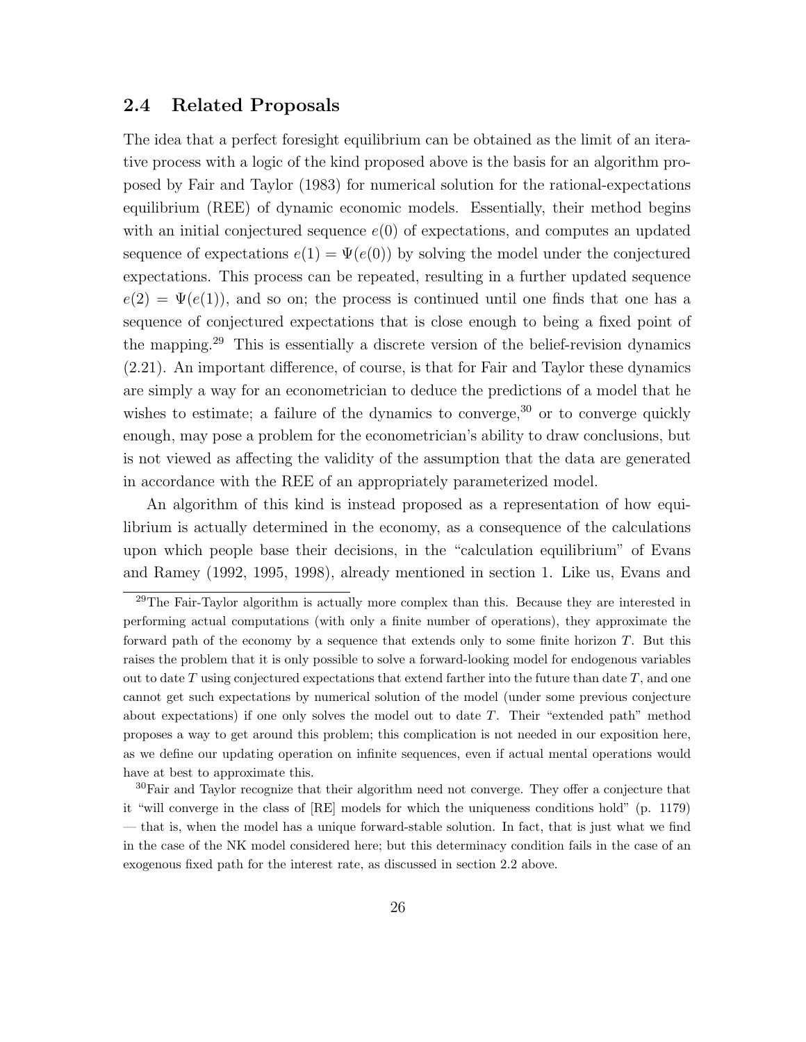## 2.4 Related Proposals

The idea that a perfect foresight equilibrium can be obtained as the limit of an iterative process with a logic of the kind proposed above is the basis for an algorithm proposed by Fair and Taylor (1983) for numerical solution for the rational-expectations equilibrium (REE) of dynamic economic models. Essentially, their method begins with an initial conjectured sequence $e(0)$ of expectations, and computes an updated sequence of expectations $e(1) = \Psi(e(0))$ by solving the model under the conjectured expectations. This process can be repeated, resulting in a further updated sequence $e(2) = \Psi(e(1))$, and so on; the process is continued until one finds that one has a sequence of conjectured expectations that is close enough to being a fixed point of the mapping.[29] This is essentially a discrete version of the belief-revision dynamics (2.21). An important difference, of course, is that for Fair and Taylor these dynamics are simply a way for an econometrician to deduce the predictions of a model that he wishes to estimate; a failure of the dynamics to converge,[30] or to converge quickly enough, may pose a problem for the econometrician's ability to draw conclusions, but is not viewed as affecting the validity of the assumption that the data are generated in accordance with the REE of an appropriately parameterized model.

An algorithm of this kind is instead proposed as a representation of how equilibrium is actually determined in the economy, as a consequence of the calculations upon which people base their decisions, in the "calculation equilibrium" of Evans and Ramey (1992, 1995, 1998), already mentioned in section 1. Like us, Evans and

[29] The Fair-Taylor algorithm is actually more complex than this. Because they are interested in performing actual computations (with only a finite number of operations), they approximate the forward path of the economy by a sequence that extends only to some finite horizon $T$. But this raises the problem that it is only possible to solve a forward-looking model for endogenous variables out to date $T$ using conjectured expectations that extend farther into the future than date $T$, and one cannot get such expectations by numerical solution of the model (under some previous conjecture about expectations) if one only solves the model out to date $T$. Their "extended path" method proposes a way to get around this problem; this complication is not needed in our exposition here, as we define our updating operation on infinite sequences, even if actual mental operations would have at best to approximate this.

[30] Fair and Taylor recognize that their algorithm need not converge. They offer a conjecture that it "will converge in the class of [RE] models for which the uniqueness conditions hold" (p. 1179) — that is, when the model has a unique forward-stable solution. In fact, that is just what we find in the case of the NK model considered here; but this determinacy condition fails in the case of an exogenous fixed path for the interest rate, as discussed in section 2.2 above.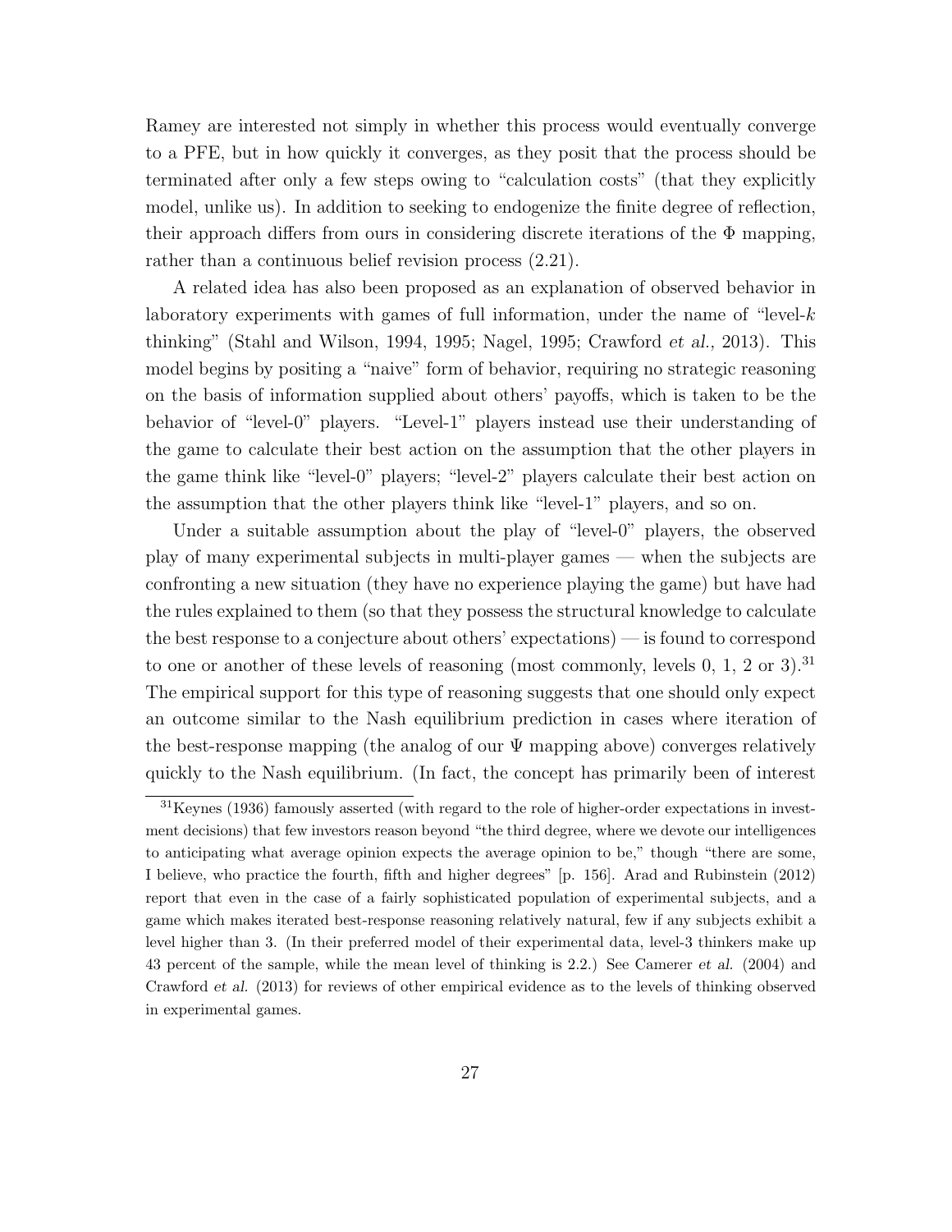Ramey are interested not simply in whether this process would eventually converge to a PFE, but in how quickly it converges, as they posit that the process should be terminated after only a few steps owing to "calculation costs" (that they explicitly model, unlike us). In addition to seeking to endogenize the finite degree of reflection, their approach differs from ours in considering discrete iterations of the $\Phi$ mapping, rather than a continuous belief revision process (2.21).

A related idea has also been proposed as an explanation of observed behavior in laboratory experiments with games of full information, under the name of "level-$k$ thinking" (Stahl and Wilson, 1994, 1995; Nagel, 1995; Crawford *et al.,* 2013). This model begins by positing a "naive" form of behavior, requiring no strategic reasoning on the basis of information supplied about others' payoffs, which is taken to be the behavior of "level-0" players. "Level-1" players instead use their understanding of the game to calculate their best action on the assumption that the other players in the game think like "level-0" players; "level-2" players calculate their best action on the assumption that the other players think like "level-1" players, and so on.

Under a suitable assumption about the play of "level-0" players, the observed play of many experimental subjects in multi-player games — when the subjects are confronting a new situation (they have no experience playing the game) but have had the rules explained to them (so that they possess the structural knowledge to calculate the best response to a conjecture about others' expectations) — is found to correspond to one or another of these levels of reasoning (most commonly, levels 0, 1, 2 or 3).[31] The empirical support for this type of reasoning suggests that one should only expect an outcome similar to the Nash equilibrium prediction in cases where iteration of the best-response mapping (the analog of our $\Psi$ mapping above) converges relatively quickly to the Nash equilibrium. (In fact, the concept has primarily been of interest

[31] Keynes (1936) famously asserted (with regard to the role of higher-order expectations in investment decisions) that few investors reason beyond "the third degree, where we devote our intelligences to anticipating what average opinion expects the average opinion to be," though "there are some, I believe, who practice the fourth, fifth and higher degrees" [p. 156]. Arad and Rubinstein (2012) report that even in the case of a fairly sophisticated population of experimental subjects, and a game which makes iterated best-response reasoning relatively natural, few if any subjects exhibit a level higher than 3. (In their preferred model of their experimental data, level-3 thinkers make up 43 percent of the sample, while the mean level of thinking is 2.2.) See Camerer *et al.* (2004) and Crawford *et al.* (2013) for reviews of other empirical evidence as to the levels of thinking observed in experimental games.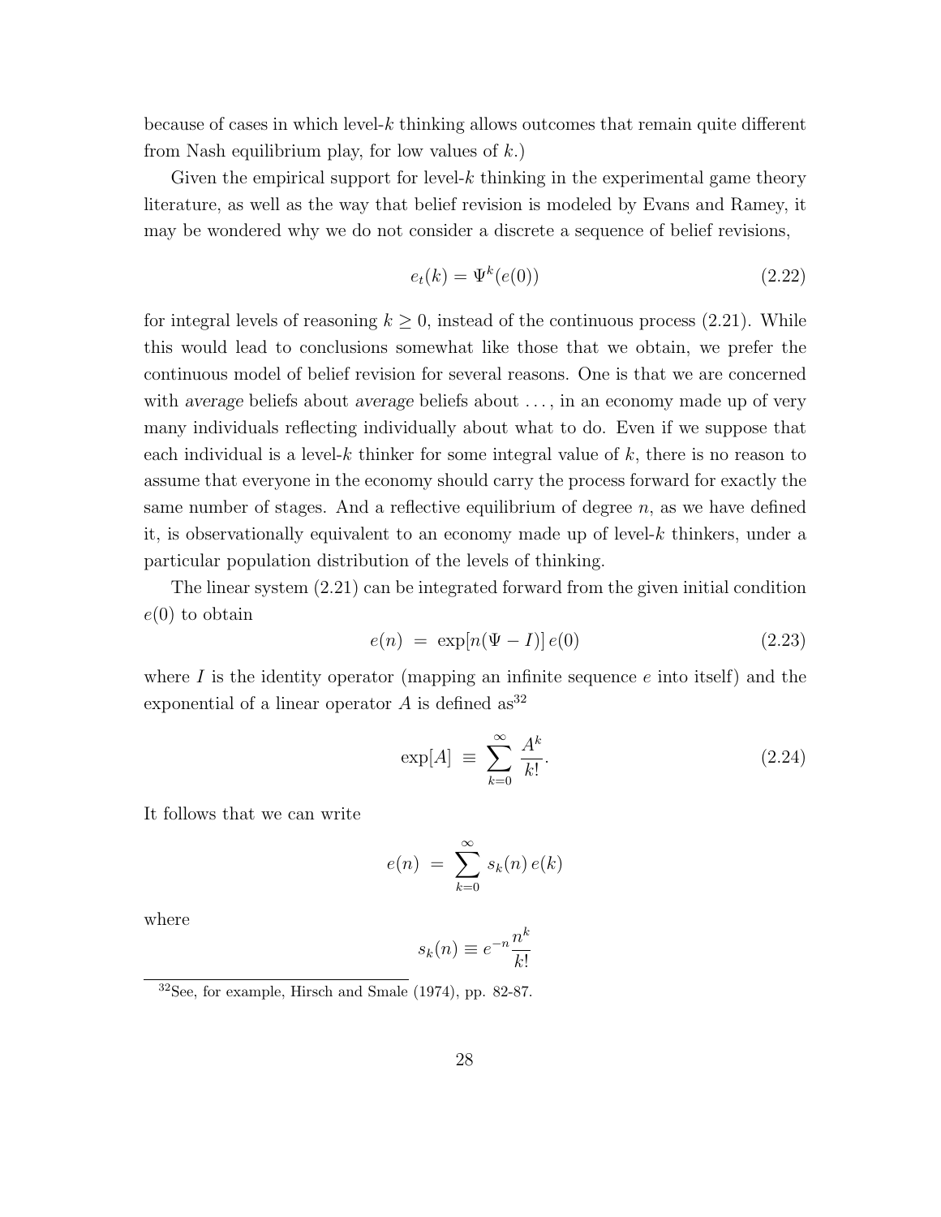because of cases in which level-$k$ thinking allows outcomes that remain quite different from Nash equilibrium play, for low values of $k$.)

Given the empirical support for level-$k$ thinking in the experimental game theory literature, as well as the way that belief revision is modeled by Evans and Ramey, it may be wondered why we do not consider a discrete a sequence of belief revisions,

$$e_t(k) = \Psi^k(e(0)) \tag{2.22}$$

for integral levels of reasoning $k \geq 0$, instead of the continuous process (2.21). While this would lead to conclusions somewhat like those that we obtain, we prefer the continuous model of belief revision for several reasons. One is that we are concerned with *average* beliefs about *average* beliefs about ..., in an economy made up of very many individuals reflecting individually about what to do. Even if we suppose that each individual is a level-$k$ thinker for some integral value of $k$, there is no reason to assume that everyone in the economy should carry the process forward for exactly the same number of stages. And a reflective equilibrium of degree $n$, as we have defined it, is observationally equivalent to an economy made up of level-$k$ thinkers, under a particular population distribution of the levels of thinking.

The linear system (2.21) can be integrated forward from the given initial condition $e(0)$ to obtain

$$e(n) \;=\; \exp[n(\Psi - I)]\, e(0) \tag{2.23}$$

where $I$ is the identity operator (mapping an infinite sequence $e$ into itself) and the exponential of a linear operator $A$ is defined as[32]

$$\exp[A] \;\equiv\; \sum_{k=0}^{\infty} \frac{A^k}{k!}. \tag{2.24}$$

It follows that we can write

$$e(n) \;=\; \sum_{k=0}^{\infty} s_k(n)\, e(k)$$

where

$$s_k(n) \equiv e^{-n}\frac{n^k}{k!}$$

[32] See, for example, Hirsch and Smale (1974), pp. 82-87.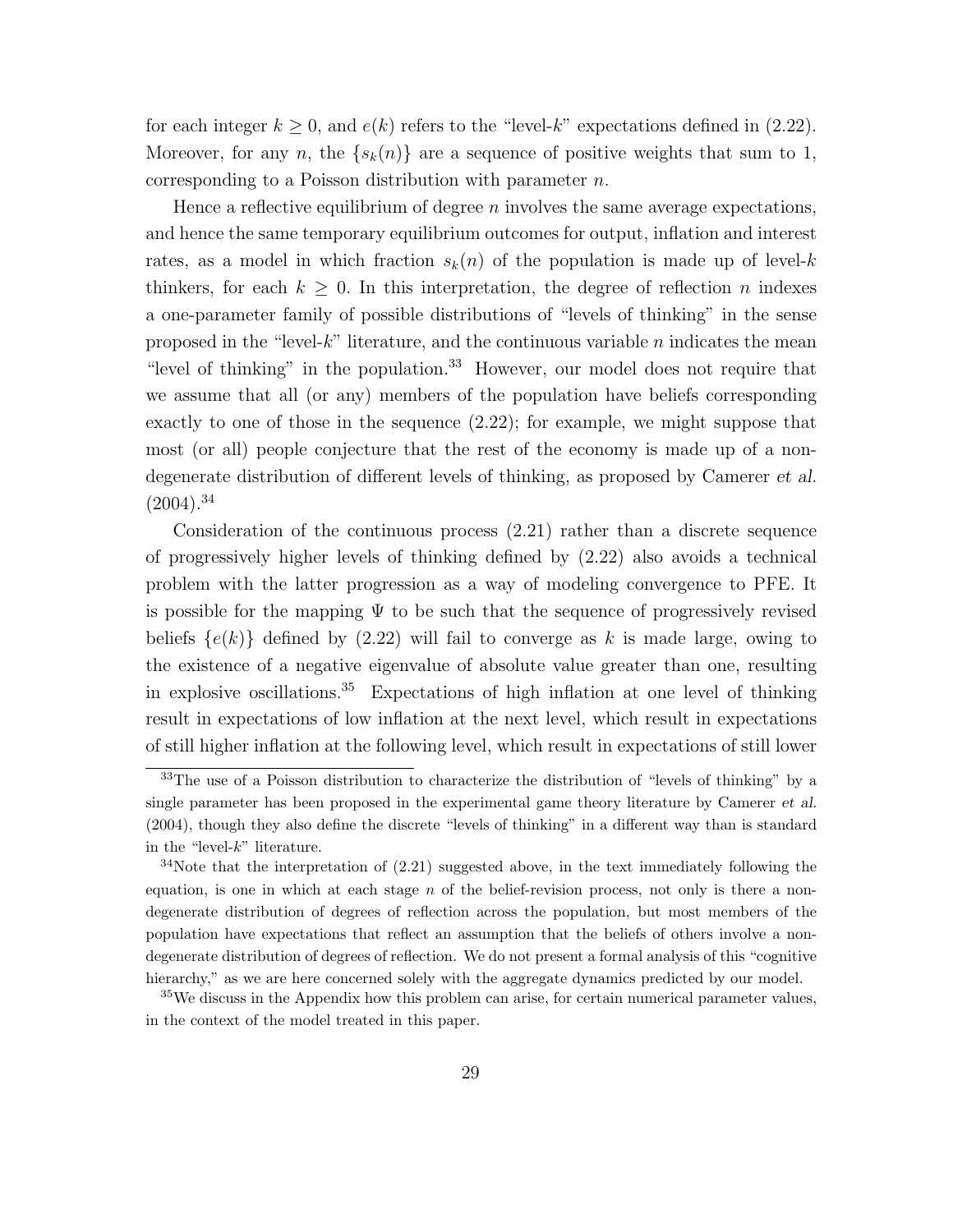for each integer $k \geq 0$, and $e(k)$ refers to the "level-$k$" expectations defined in (2.22). Moreover, for any $n$, the $\{s_k(n)\}$ are a sequence of positive weights that sum to 1, corresponding to a Poisson distribution with parameter $n$.

Hence a reflective equilibrium of degree $n$ involves the same average expectations, and hence the same temporary equilibrium outcomes for output, inflation and interest rates, as a model in which fraction $s_k(n)$ of the population is made up of level-$k$ thinkers, for each $k \geq 0$. In this interpretation, the degree of reflection $n$ indexes a one-parameter family of possible distributions of "levels of thinking" in the sense proposed in the "level-$k$" literature, and the continuous variable $n$ indicates the mean "level of thinking" in the population.[33] However, our model does not require that we assume that all (or any) members of the population have beliefs corresponding exactly to one of those in the sequence (2.22); for example, we might suppose that most (or all) people conjecture that the rest of the economy is made up of a non-degenerate distribution of different levels of thinking, as proposed by Camerer *et al.* (2004).[34]

Consideration of the continuous process (2.21) rather than a discrete sequence of progressively higher levels of thinking defined by (2.22) also avoids a technical problem with the latter progression as a way of modeling convergence to PFE. It is possible for the mapping $\Psi$ to be such that the sequence of progressively revised beliefs $\{e(k)\}$ defined by (2.22) will fail to converge as $k$ is made large, owing to the existence of a negative eigenvalue of absolute value greater than one, resulting in explosive oscillations.[35] Expectations of high inflation at one level of thinking result in expectations of low inflation at the next level, which result in expectations of still higher inflation at the following level, which result in expectations of still lower

[33] The use of a Poisson distribution to characterize the distribution of "levels of thinking" by a single parameter has been proposed in the experimental game theory literature by Camerer *et al.* (2004), though they also define the discrete "levels of thinking" in a different way than is standard in the "level-$k$" literature.

[34] Note that the interpretation of (2.21) suggested above, in the text immediately following the equation, is one in which at each stage $n$ of the belief-revision process, not only is there a non-degenerate distribution of degrees of reflection across the population, but most members of the population have expectations that reflect an assumption that the beliefs of others involve a non-degenerate distribution of degrees of reflection. We do not present a formal analysis of this "cognitive hierarchy," as we are here concerned solely with the aggregate dynamics predicted by our model.

[35] We discuss in the Appendix how this problem can arise, for certain numerical parameter values, in the context of the model treated in this paper.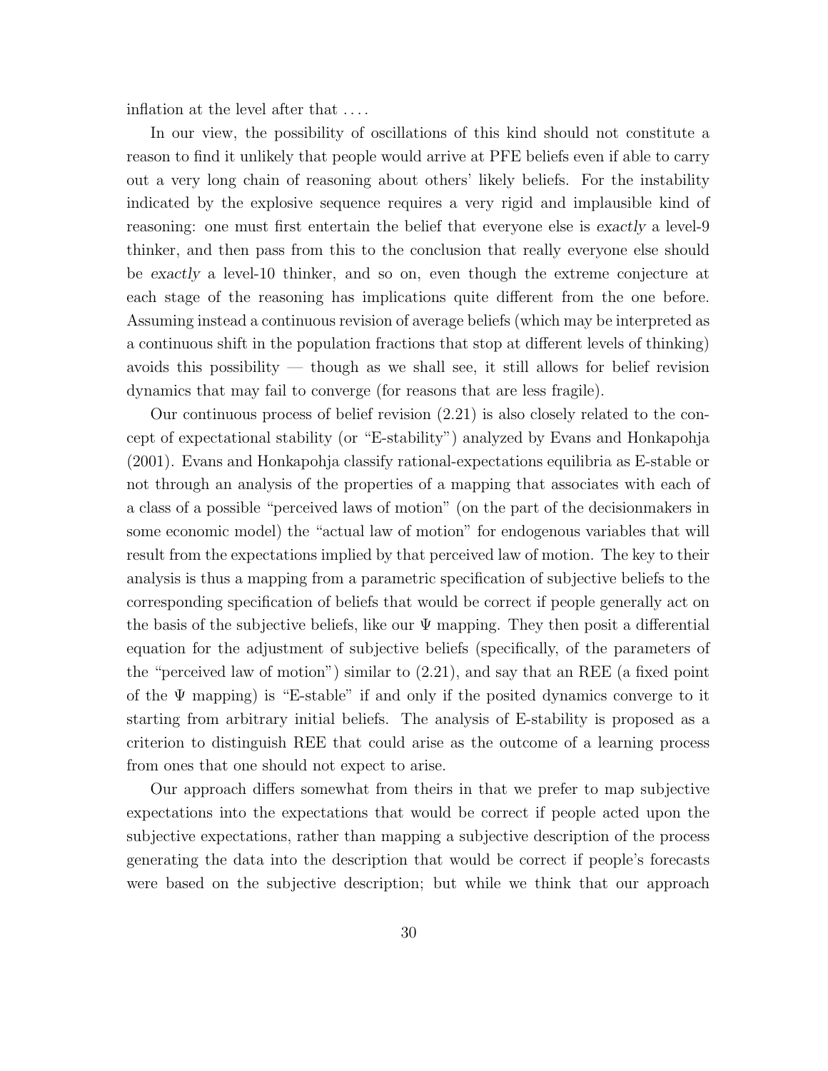inflation at the level after that . . . .

In our view, the possibility of oscillations of this kind should not constitute a reason to find it unlikely that people would arrive at PFE beliefs even if able to carry out a very long chain of reasoning about others' likely beliefs. For the instability indicated by the explosive sequence requires a very rigid and implausible kind of reasoning: one must first entertain the belief that everyone else is *exactly* a level-9 thinker, and then pass from this to the conclusion that really everyone else should be *exactly* a level-10 thinker, and so on, even though the extreme conjecture at each stage of the reasoning has implications quite different from the one before. Assuming instead a continuous revision of average beliefs (which may be interpreted as a continuous shift in the population fractions that stop at different levels of thinking) avoids this possibility — though as we shall see, it still allows for belief revision dynamics that may fail to converge (for reasons that are less fragile).

Our continuous process of belief revision (2.21) is also closely related to the concept of expectational stability (or "E-stability") analyzed by Evans and Honkapohja (2001). Evans and Honkapohja classify rational-expectations equilibria as E-stable or not through an analysis of the properties of a mapping that associates with each of a class of a possible "perceived laws of motion" (on the part of the decisionmakers in some economic model) the "actual law of motion" for endogenous variables that will result from the expectations implied by that perceived law of motion. The key to their analysis is thus a mapping from a parametric specification of subjective beliefs to the corresponding specification of beliefs that would be correct if people generally act on the basis of the subjective beliefs, like our $\Psi$ mapping. They then posit a differential equation for the adjustment of subjective beliefs (specifically, of the parameters of the "perceived law of motion") similar to (2.21), and say that an REE (a fixed point of the $\Psi$ mapping) is "E-stable" if and only if the posited dynamics converge to it starting from arbitrary initial beliefs. The analysis of E-stability is proposed as a criterion to distinguish REE that could arise as the outcome of a learning process from ones that one should not expect to arise.

Our approach differs somewhat from theirs in that we prefer to map subjective expectations into the expectations that would be correct if people acted upon the subjective expectations, rather than mapping a subjective description of the process generating the data into the description that would be correct if people's forecasts were based on the subjective description; but while we think that our approach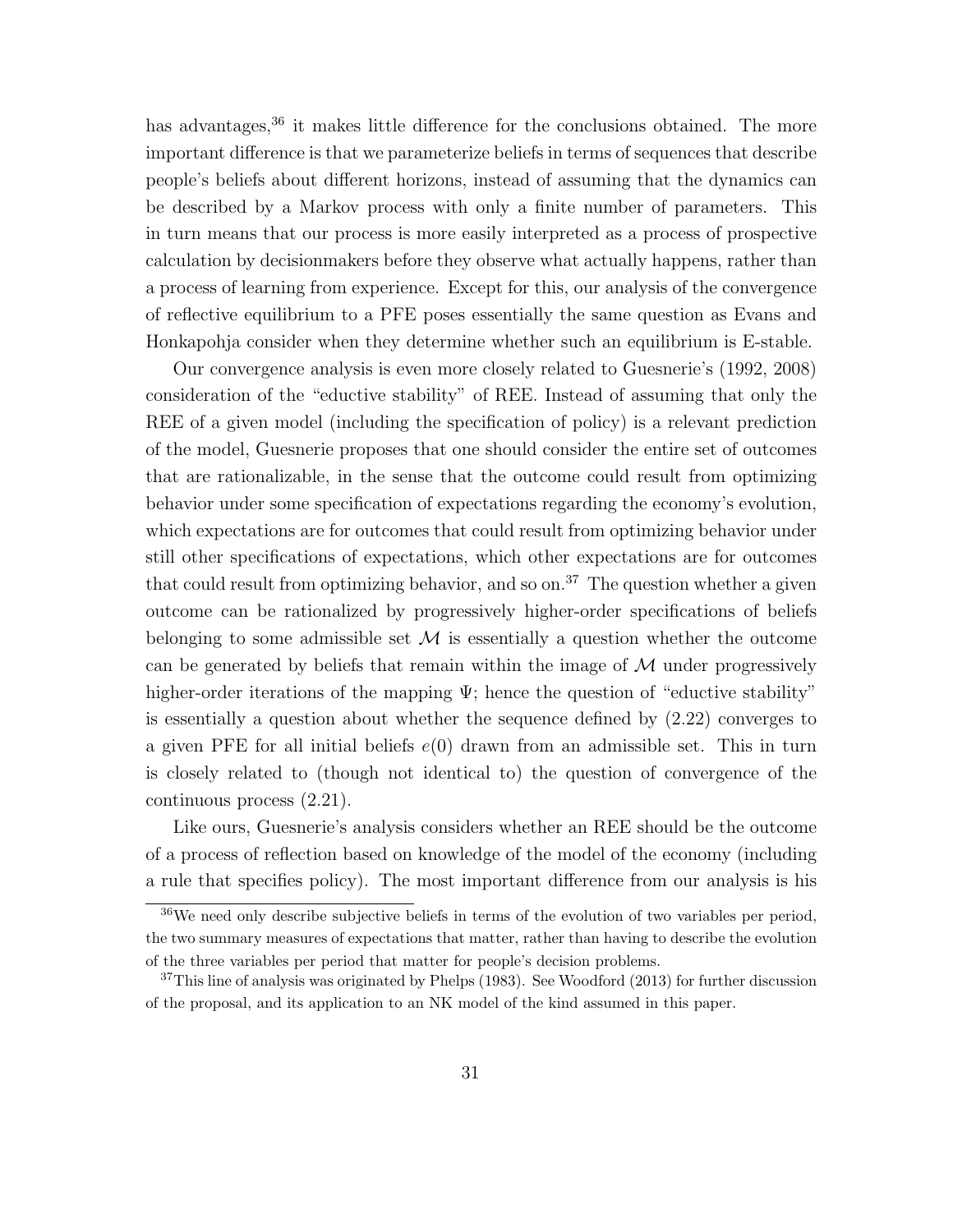has advantages,[36] it makes little difference for the conclusions obtained. The more important difference is that we parameterize beliefs in terms of sequences that describe people's beliefs about different horizons, instead of assuming that the dynamics can be described by a Markov process with only a finite number of parameters. This in turn means that our process is more easily interpreted as a process of prospective calculation by decisionmakers before they observe what actually happens, rather than a process of learning from experience. Except for this, our analysis of the convergence of reflective equilibrium to a PFE poses essentially the same question as Evans and Honkapohja consider when they determine whether such an equilibrium is E-stable.

Our convergence analysis is even more closely related to Guesnerie's (1992, 2008) consideration of the "eductive stability" of REE. Instead of assuming that only the REE of a given model (including the specification of policy) is a relevant prediction of the model, Guesnerie proposes that one should consider the entire set of outcomes that are rationalizable, in the sense that the outcome could result from optimizing behavior under some specification of expectations regarding the economy's evolution, which expectations are for outcomes that could result from optimizing behavior under still other specifications of expectations, which other expectations are for outcomes that could result from optimizing behavior, and so on.[37] The question whether a given outcome can be rationalized by progressively higher-order specifications of beliefs belonging to some admissible set $\mathcal{M}$ is essentially a question whether the outcome can be generated by beliefs that remain within the image of $\mathcal{M}$ under progressively higher-order iterations of the mapping $\Psi$; hence the question of "eductive stability" is essentially a question about whether the sequence defined by (2.22) converges to a given PFE for all initial beliefs $e(0)$ drawn from an admissible set. This in turn is closely related to (though not identical to) the question of convergence of the continuous process (2.21).

Like ours, Guesnerie's analysis considers whether an REE should be the outcome of a process of reflection based on knowledge of the model of the economy (including a rule that specifies policy). The most important difference from our analysis is his

[36] We need only describe subjective beliefs in terms of the evolution of two variables per period, the two summary measures of expectations that matter, rather than having to describe the evolution of the three variables per period that matter for people's decision problems.

[37] This line of analysis was originated by Phelps (1983). See Woodford (2013) for further discussion of the proposal, and its application to an NK model of the kind assumed in this paper.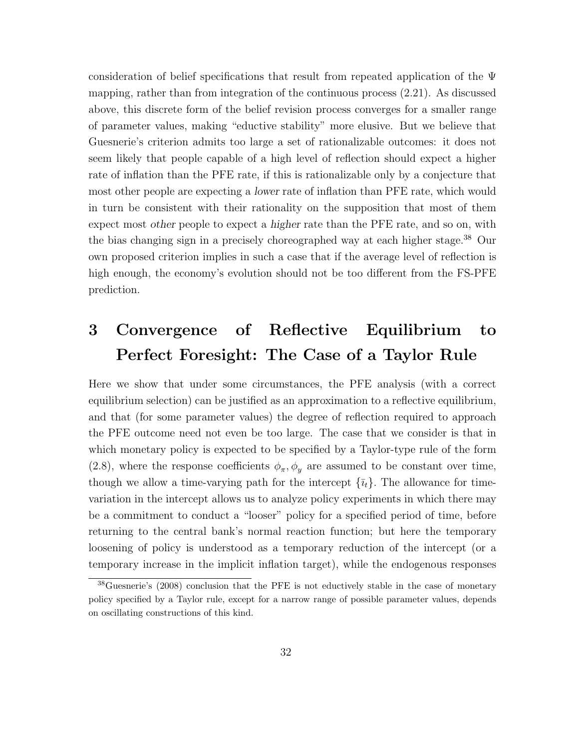consideration of belief specifications that result from repeated application of the $\Psi$ mapping, rather than from integration of the continuous process (2.21). As discussed above, this discrete form of the belief revision process converges for a smaller range of parameter values, making "eductive stability" more elusive. But we believe that Guesnerie's criterion admits too large a set of rationalizable outcomes: it does not seem likely that people capable of a high level of reflection should expect a higher rate of inflation than the PFE rate, if this is rationalizable only by a conjecture that most other people are expecting a *lower* rate of inflation than PFE rate, which would in turn be consistent with their rationality on the supposition that most of them expect most *other* people to expect a *higher* rate than the PFE rate, and so on, with the bias changing sign in a precisely choreographed way at each higher stage.[38] Our own proposed criterion implies in such a case that if the average level of reflection is high enough, the economy's evolution should not be too different from the FS-PFE prediction.

# 3 Convergence of Reflective Equilibrium to Perfect Foresight: The Case of a Taylor Rule

Here we show that under some circumstances, the PFE analysis (with a correct equilibrium selection) can be justified as an approximation to a reflective equilibrium, and that (for some parameter values) the degree of reflection required to approach the PFE outcome need not even be too large. The case that we consider is that in which monetary policy is expected to be specified by a Taylor-type rule of the form (2.8), where the response coefficients $\phi_\pi, \phi_y$ are assumed to be constant over time, though we allow a time-varying path for the intercept $\{\bar{\imath}_t\}$. The allowance for time-variation in the intercept allows us to analyze policy experiments in which there may be a commitment to conduct a "looser" policy for a specified period of time, before returning to the central bank's normal reaction function; but here the temporary loosening of policy is understood as a temporary reduction of the intercept (or a temporary increase in the implicit inflation target), while the endogenous responses

[38] Guesnerie's (2008) conclusion that the PFE is not eductively stable in the case of monetary policy specified by a Taylor rule, except for a narrow range of possible parameter values, depends on oscillating constructions of this kind.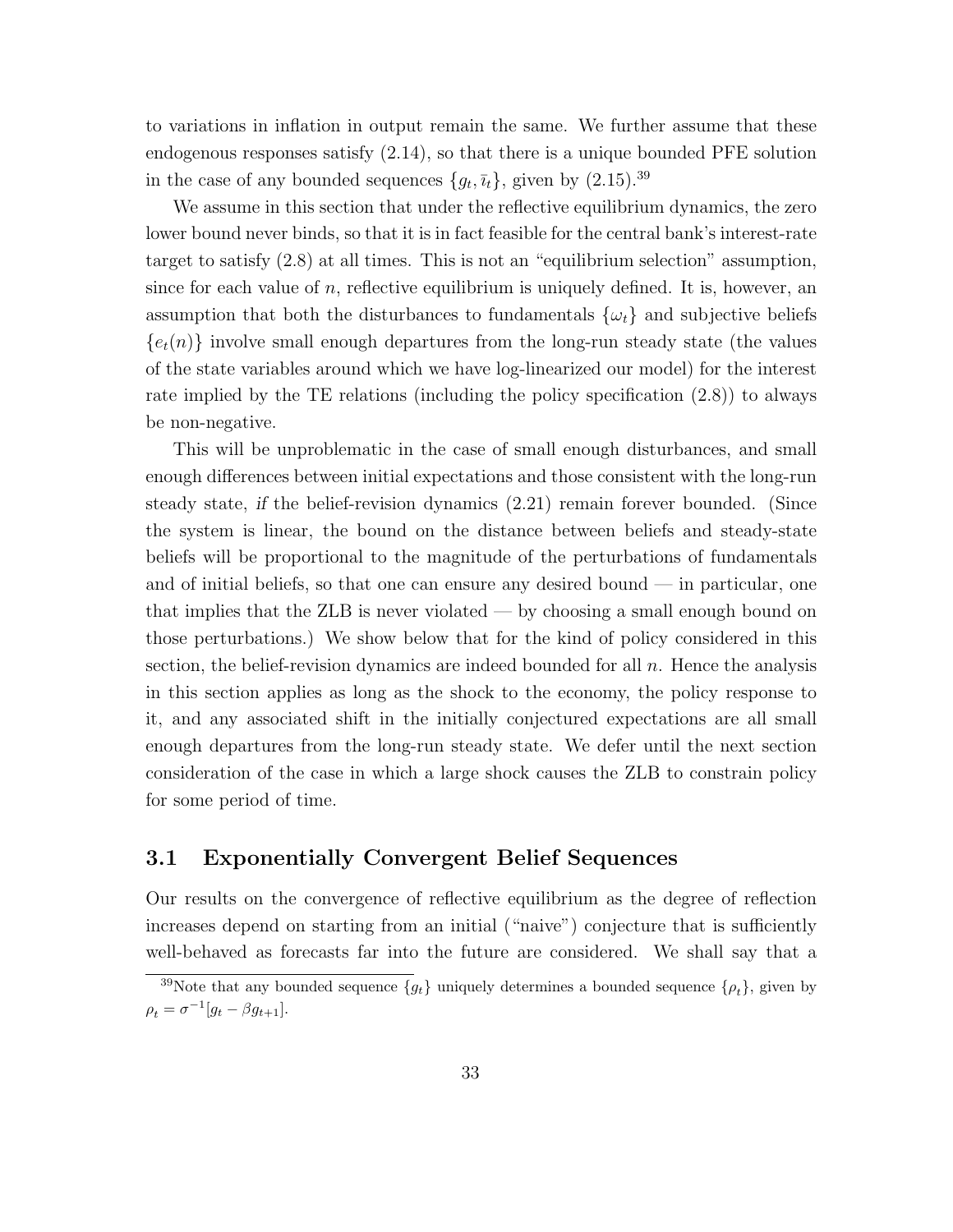to variations in inflation in output remain the same. We further assume that these endogenous responses satisfy (2.14), so that there is a unique bounded PFE solution in the case of any bounded sequences $\{g_t, \bar{\imath}_t\}$, given by (2.15).[39]

We assume in this section that under the reflective equilibrium dynamics, the zero lower bound never binds, so that it is in fact feasible for the central bank's interest-rate target to satisfy (2.8) at all times. This is not an "equilibrium selection" assumption, since for each value of $n$, reflective equilibrium is uniquely defined. It is, however, an assumption that both the disturbances to fundamentals $\{\omega_t\}$ and subjective beliefs $\{e_t(n)\}$ involve small enough departures from the long-run steady state (the values of the state variables around which we have log-linearized our model) for the interest rate implied by the TE relations (including the policy specification (2.8)) to always be non-negative.

This will be unproblematic in the case of small enough disturbances, and small enough differences between initial expectations and those consistent with the long-run steady state, *if* the belief-revision dynamics (2.21) remain forever bounded. (Since the system is linear, the bound on the distance between beliefs and steady-state beliefs will be proportional to the magnitude of the perturbations of fundamentals and of initial beliefs, so that one can ensure any desired bound — in particular, one that implies that the ZLB is never violated — by choosing a small enough bound on those perturbations.) We show below that for the kind of policy considered in this section, the belief-revision dynamics are indeed bounded for all $n$. Hence the analysis in this section applies as long as the shock to the economy, the policy response to it, and any associated shift in the initially conjectured expectations are all small enough departures from the long-run steady state. We defer until the next section consideration of the case in which a large shock causes the ZLB to constrain policy for some period of time.

## 3.1 Exponentially Convergent Belief Sequences

Our results on the convergence of reflective equilibrium as the degree of reflection increases depend on starting from an initial ("naive") conjecture that is sufficiently well-behaved as forecasts far into the future are considered. We shall say that a

[39] Note that any bounded sequence $\{g_t\}$ uniquely determines a bounded sequence $\{\rho_t\}$, given by $\rho_t = \sigma^{-1}[g_t - \beta g_{t+1}]$.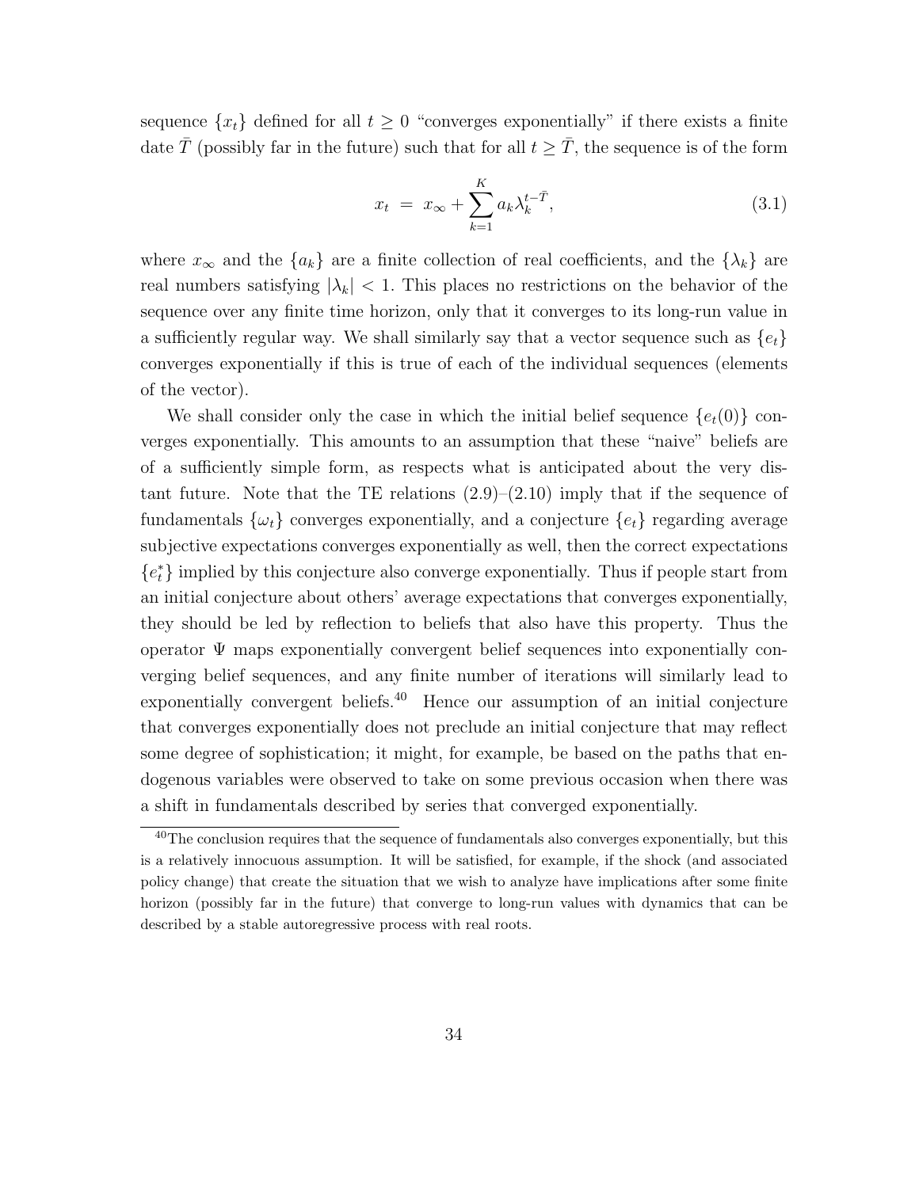sequence $\{x_t\}$ defined for all $t \geq 0$ "converges exponentially" if there exists a finite date $\bar{T}$ (possibly far in the future) such that for all $t \geq \bar{T}$, the sequence is of the form

$$x_t \;=\; x_\infty + \sum_{k=1}^{K} a_k \lambda_k^{t-\bar{T}}, \tag{3.1}$$

where $x_\infty$ and the $\{a_k\}$ are a finite collection of real coefficients, and the $\{\lambda_k\}$ are real numbers satisfying $|\lambda_k| < 1$. This places no restrictions on the behavior of the sequence over any finite time horizon, only that it converges to its long-run value in a sufficiently regular way. We shall similarly say that a vector sequence such as $\{e_t\}$ converges exponentially if this is true of each of the individual sequences (elements of the vector).

We shall consider only the case in which the initial belief sequence $\{e_t(0)\}$ converges exponentially. This amounts to an assumption that these "naive" beliefs are of a sufficiently simple form, as respects what is anticipated about the very distant future. Note that the TE relations (2.9)–(2.10) imply that if the sequence of fundamentals $\{\omega_t\}$ converges exponentially, and a conjecture $\{e_t\}$ regarding average subjective expectations converges exponentially as well, then the correct expectations $\{e_t^*\}$ implied by this conjecture also converge exponentially. Thus if people start from an initial conjecture about others' average expectations that converges exponentially, they should be led by reflection to beliefs that also have this property. Thus the operator $\Psi$ maps exponentially convergent belief sequences into exponentially converging belief sequences, and any finite number of iterations will similarly lead to exponentially convergent beliefs.[40] Hence our assumption of an initial conjecture that converges exponentially does not preclude an initial conjecture that may reflect some degree of sophistication; it might, for example, be based on the paths that endogenous variables were observed to take on some previous occasion when there was a shift in fundamentals described by series that converged exponentially.

[40]The conclusion requires that the sequence of fundamentals also converges exponentially, but this is a relatively innocuous assumption. It will be satisfied, for example, if the shock (and associated policy change) that create the situation that we wish to analyze have implications after some finite horizon (possibly far in the future) that converge to long-run values with dynamics that can be described by a stable autoregressive process with real roots.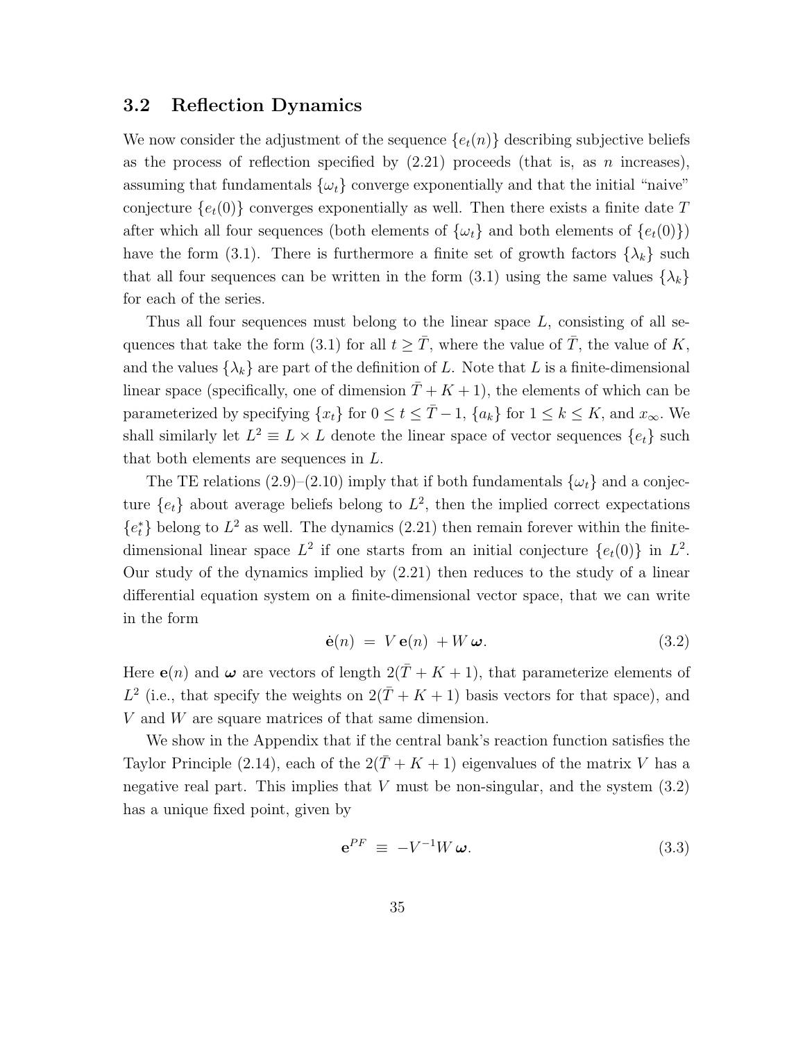### 3.2 Reflection Dynamics

We now consider the adjustment of the sequence $\{e_t(n)\}$ describing subjective beliefs as the process of reflection specified by (2.21) proceeds (that is, as $n$ increases), assuming that fundamentals $\{\omega_t\}$ converge exponentially and that the initial "naive" conjecture $\{e_t(0)\}$ converges exponentially as well. Then there exists a finite date $T$ after which all four sequences (both elements of $\{\omega_t\}$ and both elements of $\{e_t(0)\}$) have the form (3.1). There is furthermore a finite set of growth factors $\{\lambda_k\}$ such that all four sequences can be written in the form (3.1) using the same values $\{\lambda_k\}$ for each of the series.

Thus all four sequences must belong to the linear space $L$, consisting of all sequences that take the form (3.1) for all $t \geq \bar{T}$, where the value of $\bar{T}$, the value of $K$, and the values $\{\lambda_k\}$ are part of the definition of $L$. Note that $L$ is a finite-dimensional linear space (specifically, one of dimension $\bar{T} + K + 1$), the elements of which can be parameterized by specifying $\{x_t\}$ for $0 \leq t \leq \bar{T} - 1$, $\{a_k\}$ for $1 \leq k \leq K$, and $x_\infty$. We shall similarly let $L^2 \equiv L \times L$ denote the linear space of vector sequences $\{e_t\}$ such that both elements are sequences in $L$.

The TE relations (2.9)–(2.10) imply that if both fundamentals $\{\omega_t\}$ and a conjecture $\{e_t\}$ about average beliefs belong to $L^2$, then the implied correct expectations $\{e_t^*\}$ belong to $L^2$ as well. The dynamics (2.21) then remain forever within the finite-dimensional linear space $L^2$ if one starts from an initial conjecture $\{e_t(0)\}$ in $L^2$. Our study of the dynamics implied by (2.21) then reduces to the study of a linear differential equation system on a finite-dimensional vector space, that we can write in the form

$$\dot{\mathbf{e}}(n) \;=\; V\,\mathbf{e}(n) \;+ W\,\boldsymbol{\omega}. \tag{3.2}$$

Here $\mathbf{e}(n)$ and $\boldsymbol{\omega}$ are vectors of length $2(\bar{T} + K + 1)$, that parameterize elements of $L^2$ (i.e., that specify the weights on $2(\bar{T} + K + 1)$ basis vectors for that space), and $V$ and $W$ are square matrices of that same dimension.

We show in the Appendix that if the central bank's reaction function satisfies the Taylor Principle (2.14), each of the $2(\bar{T} + K + 1)$ eigenvalues of the matrix $V$ has a negative real part. This implies that $V$ must be non-singular, and the system (3.2) has a unique fixed point, given by

$$\mathbf{e}^{PF} \;\equiv\; -V^{-1}W\,\boldsymbol{\omega}. \tag{3.3}$$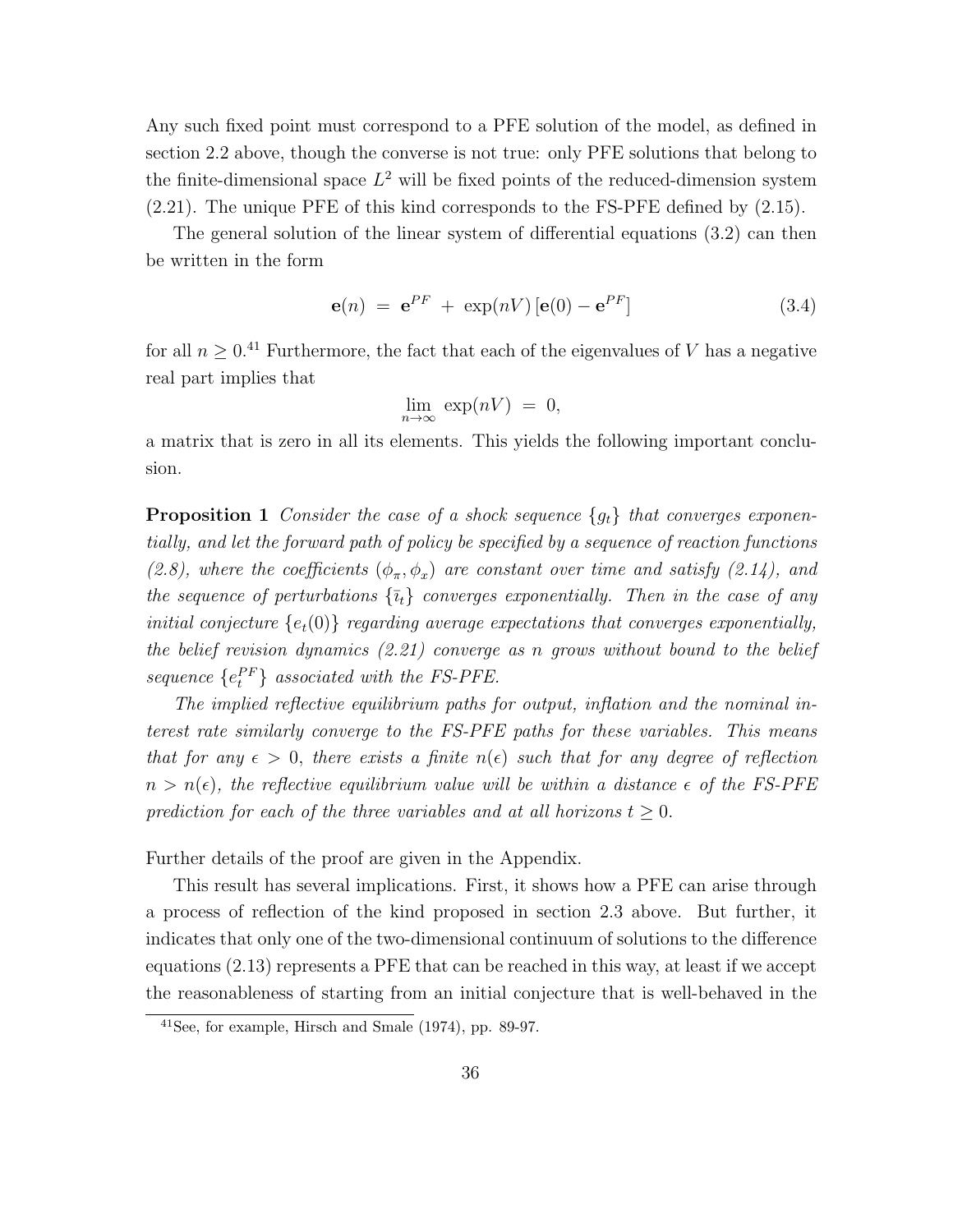Any such fixed point must correspond to a PFE solution of the model, as defined in section 2.2 above, though the converse is not true: only PFE solutions that belong to the finite-dimensional space $L^2$ will be fixed points of the reduced-dimension system (2.21). The unique PFE of this kind corresponds to the FS-PFE defined by (2.15).

The general solution of the linear system of differential equations (3.2) can then be written in the form

$$\mathbf{e}(n) \;=\; \mathbf{e}^{PF} \;+\; \exp(nV)\,[\mathbf{e}(0) - \mathbf{e}^{PF}] \tag{3.4}$$

for all $n \geq 0$.[41] Furthermore, the fact that each of the eigenvalues of $V$ has a negative real part implies that

$$\lim_{n\to\infty} \exp(nV) \;=\; 0,$$

a matrix that is zero in all its elements. This yields the following important conclusion.

**Proposition 1** *Consider the case of a shock sequence $\{g_t\}$ that converges exponentially, and let the forward path of policy be specified by a sequence of reaction functions (2.8), where the coefficients $(\phi_\pi, \phi_x)$ are constant over time and satisfy (2.14), and the sequence of perturbations $\{\bar{\imath}_t\}$ converges exponentially. Then in the case of any initial conjecture $\{e_t(0)\}$ regarding average expectations that converges exponentially, the belief revision dynamics (2.21) converge as n grows without bound to the belief sequence $\{e_t^{PF}\}$ associated with the FS-PFE.*

*The implied reflective equilibrium paths for output, inflation and the nominal interest rate similarly converge to the FS-PFE paths for these variables. This means that for any $\epsilon > 0$, there exists a finite $n(\epsilon)$ such that for any degree of reflection $n > n(\epsilon)$, the reflective equilibrium value will be within a distance $\epsilon$ of the FS-PFE prediction for each of the three variables and at all horizons $t \geq 0$.*

Further details of the proof are given in the Appendix.

This result has several implications. First, it shows how a PFE can arise through a process of reflection of the kind proposed in section 2.3 above. But further, it indicates that only one of the two-dimensional continuum of solutions to the difference equations (2.13) represents a PFE that can be reached in this way, at least if we accept the reasonableness of starting from an initial conjecture that is well-behaved in the

[41] See, for example, Hirsch and Smale (1974), pp. 89-97.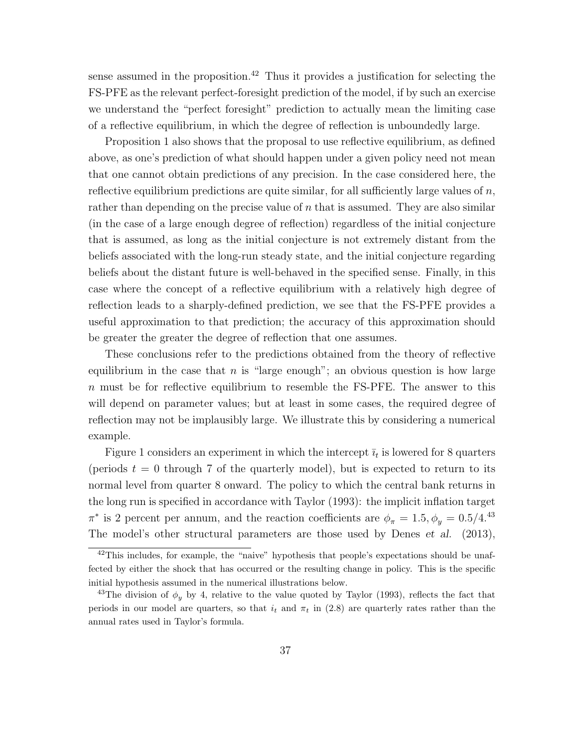sense assumed in the proposition.[42] Thus it provides a justification for selecting the FS-PFE as the relevant perfect-foresight prediction of the model, if by such an exercise we understand the "perfect foresight" prediction to actually mean the limiting case of a reflective equilibrium, in which the degree of reflection is unboundedly large.

Proposition 1 also shows that the proposal to use reflective equilibrium, as defined above, as one's prediction of what should happen under a given policy need not mean that one cannot obtain predictions of any precision. In the case considered here, the reflective equilibrium predictions are quite similar, for all sufficiently large values of $n$, rather than depending on the precise value of $n$ that is assumed. They are also similar (in the case of a large enough degree of reflection) regardless of the initial conjecture that is assumed, as long as the initial conjecture is not extremely distant from the beliefs associated with the long-run steady state, and the initial conjecture regarding beliefs about the distant future is well-behaved in the specified sense. Finally, in this case where the concept of a reflective equilibrium with a relatively high degree of reflection leads to a sharply-defined prediction, we see that the FS-PFE provides a useful approximation to that prediction; the accuracy of this approximation should be greater the greater the degree of reflection that one assumes.

These conclusions refer to the predictions obtained from the theory of reflective equilibrium in the case that $n$ is "large enough"; an obvious question is how large $n$ must be for reflective equilibrium to resemble the FS-PFE. The answer to this will depend on parameter values; but at least in some cases, the required degree of reflection may not be implausibly large. We illustrate this by considering a numerical example.

Figure 1 considers an experiment in which the intercept $\bar{\imath}_t$ is lowered for 8 quarters (periods $t = 0$ through 7 of the quarterly model), but is expected to return to its normal level from quarter 8 onward. The policy to which the central bank returns in the long run is specified in accordance with Taylor (1993): the implicit inflation target $\pi^*$ is 2 percent per annum, and the reaction coefficients are $\phi_\pi = 1.5, \phi_y = 0.5/4$.[43] The model's other structural parameters are those used by Denes *et al.* (2013),

[42] This includes, for example, the "naive" hypothesis that people's expectations should be unaffected by either the shock that has occurred or the resulting change in policy. This is the specific initial hypothesis assumed in the numerical illustrations below.

[43] The division of $\phi_y$ by 4, relative to the value quoted by Taylor (1993), reflects the fact that periods in our model are quarters, so that $i_t$ and $\pi_t$ in (2.8) are quarterly rates rather than the annual rates used in Taylor's formula.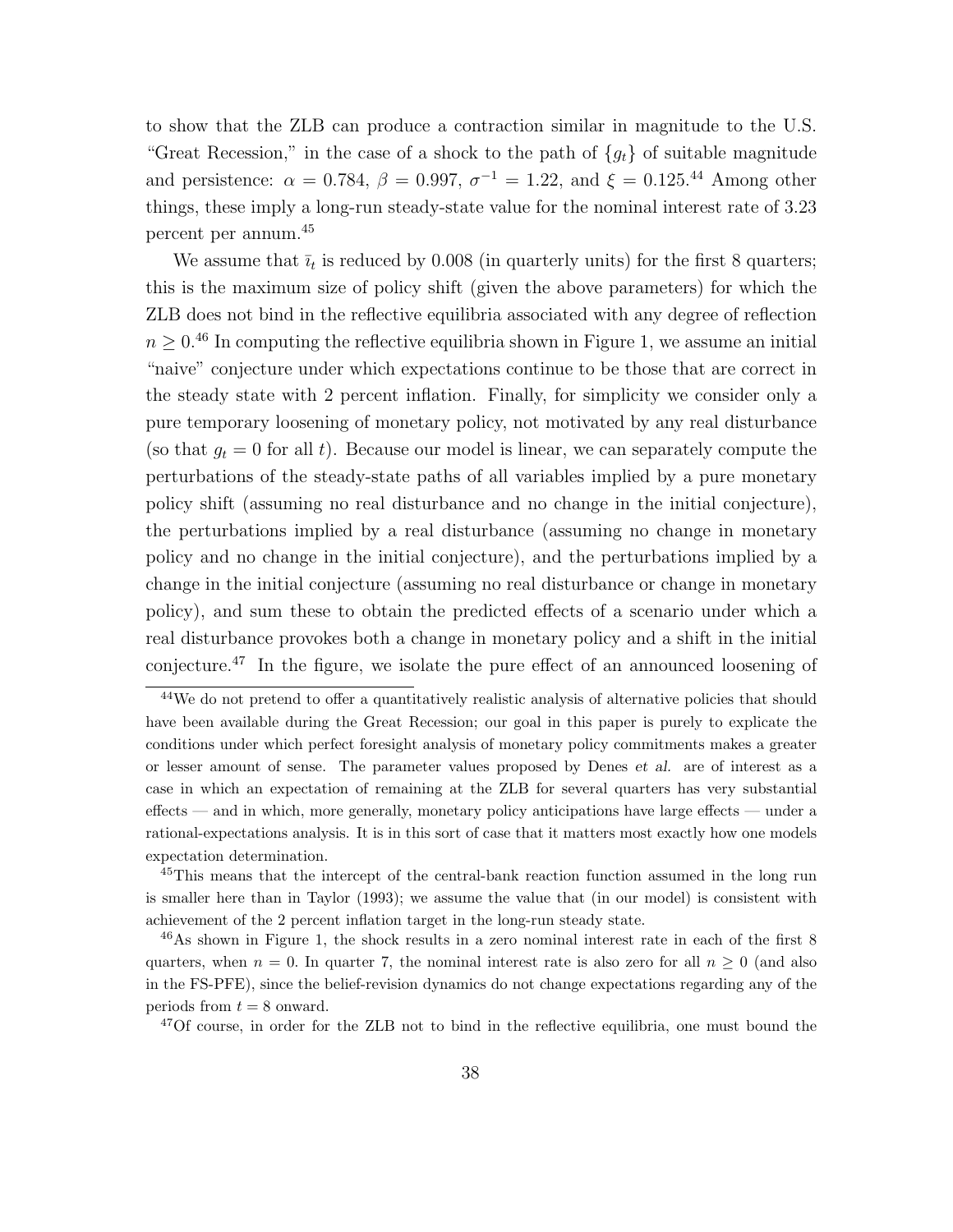to show that the ZLB can produce a contraction similar in magnitude to the U.S. "Great Recession," in the case of a shock to the path of $\{g_t\}$ of suitable magnitude and persistence: $\alpha = 0.784$, $\beta = 0.997$, $\sigma^{-1} = 1.22$, and $\xi = 0.125$.[44] Among other things, these imply a long-run steady-state value for the nominal interest rate of 3.23 percent per annum.[45]

We assume that $\bar{\imath}_t$ is reduced by 0.008 (in quarterly units) for the first 8 quarters; this is the maximum size of policy shift (given the above parameters) for which the ZLB does not bind in the reflective equilibria associated with any degree of reflection $n \geq 0$.[46] In computing the reflective equilibria shown in Figure 1, we assume an initial "naive" conjecture under which expectations continue to be those that are correct in the steady state with 2 percent inflation. Finally, for simplicity we consider only a pure temporary loosening of monetary policy, not motivated by any real disturbance (so that $g_t = 0$ for all $t$). Because our model is linear, we can separately compute the perturbations of the steady-state paths of all variables implied by a pure monetary policy shift (assuming no real disturbance and no change in the initial conjecture), the perturbations implied by a real disturbance (assuming no change in monetary policy and no change in the initial conjecture), and the perturbations implied by a change in the initial conjecture (assuming no real disturbance or change in monetary policy), and sum these to obtain the predicted effects of a scenario under which a real disturbance provokes both a change in monetary policy and a shift in the initial conjecture.[47] In the figure, we isolate the pure effect of an announced loosening of

[44] We do not pretend to offer a quantitatively realistic analysis of alternative policies that should have been available during the Great Recession; our goal in this paper is purely to explicate the conditions under which perfect foresight analysis of monetary policy commitments makes a greater or lesser amount of sense. The parameter values proposed by Denes *et al.* are of interest as a case in which an expectation of remaining at the ZLB for several quarters has very substantial effects — and in which, more generally, monetary policy anticipations have large effects — under a rational-expectations analysis. It is in this sort of case that it matters most exactly how one models expectation determination.

[45] This means that the intercept of the central-bank reaction function assumed in the long run is smaller here than in Taylor (1993); we assume the value that (in our model) is consistent with achievement of the 2 percent inflation target in the long-run steady state.

[46] As shown in Figure 1, the shock results in a zero nominal interest rate in each of the first 8 quarters, when $n = 0$. In quarter 7, the nominal interest rate is also zero for all $n \geq 0$ (and also in the FS-PFE), since the belief-revision dynamics do not change expectations regarding any of the periods from $t = 8$ onward.

[47] Of course, in order for the ZLB not to bind in the reflective equilibria, one must bound the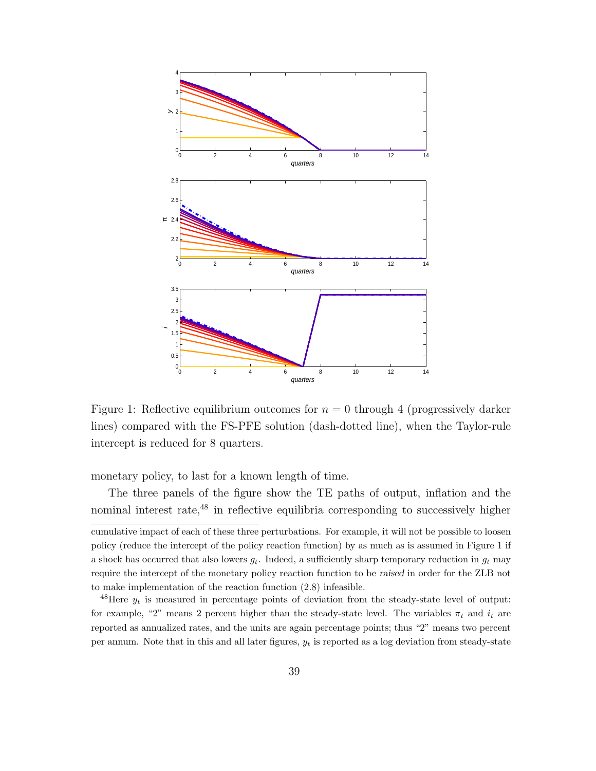Figure 1: Reflective equilibrium outcomes for $n = 0$ through 4 (progressively darker lines) compared with the FS-PFE solution (dash-dotted line), when the Taylor-rule intercept is reduced for 8 quarters.

monetary policy, to last for a known length of time.

The three panels of the figure show the TE paths of output, inflation and the nominal interest rate,[48] in reflective equilibria corresponding to successively higher

---

cumulative impact of each of these three perturbations. For example, it will not be possible to loosen policy (reduce the intercept of the policy reaction function) by as much as is assumed in Figure 1 if a shock has occurred that also lowers $g_t$. Indeed, a sufficiently sharp temporary reduction in $g_t$ may require the intercept of the monetary policy reaction function to be *raised* in order for the ZLB not to make implementation of the reaction function (2.8) infeasible.

[48] Here $y_t$ is measured in percentage points of deviation from the steady-state level of output: for example, "2" means 2 percent higher than the steady-state level. The variables $\pi_t$ and $i_t$ are reported as annualized rates, and the units are again percentage points; thus "2" means two percent per annum. Note that in this and all later figures, $y_t$ is reported as a log deviation from steady-state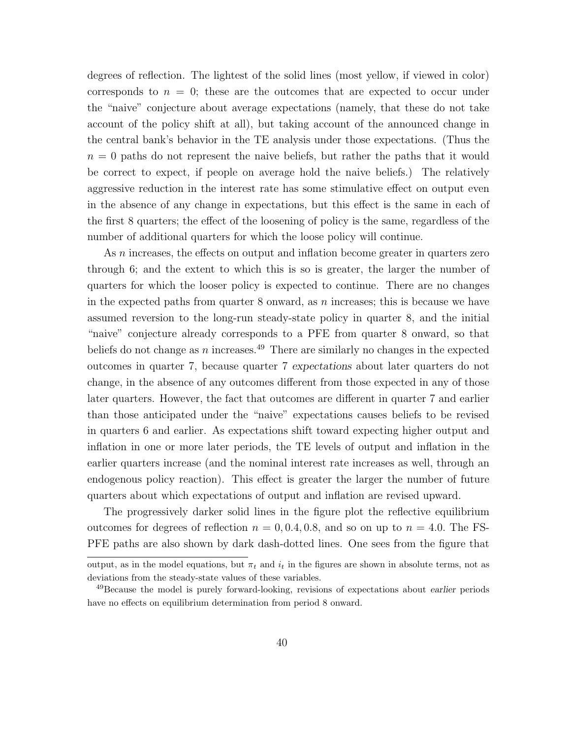degrees of reflection. The lightest of the solid lines (most yellow, if viewed in color) corresponds to $n = 0$; these are the outcomes that are expected to occur under the "naive" conjecture about average expectations (namely, that these do not take account of the policy shift at all), but taking account of the announced change in the central bank's behavior in the TE analysis under those expectations. (Thus the $n = 0$ paths do not represent the naive beliefs, but rather the paths that it would be correct to expect, if people on average hold the naive beliefs.) The relatively aggressive reduction in the interest rate has some stimulative effect on output even in the absence of any change in expectations, but this effect is the same in each of the first 8 quarters; the effect of the loosening of policy is the same, regardless of the number of additional quarters for which the loose policy will continue.

As $n$ increases, the effects on output and inflation become greater in quarters zero through 6; and the extent to which this is so is greater, the larger the number of quarters for which the looser policy is expected to continue. There are no changes in the expected paths from quarter 8 onward, as $n$ increases; this is because we have assumed reversion to the long-run steady-state policy in quarter 8, and the initial "naive" conjecture already corresponds to a PFE from quarter 8 onward, so that beliefs do not change as $n$ increases.[49] There are similarly no changes in the expected outcomes in quarter 7, because quarter 7 *expectations* about later quarters do not change, in the absence of any outcomes different from those expected in any of those later quarters. However, the fact that outcomes are different in quarter 7 and earlier than those anticipated under the "naive" expectations causes beliefs to be revised in quarters 6 and earlier. As expectations shift toward expecting higher output and inflation in one or more later periods, the TE levels of output and inflation in the earlier quarters increase (and the nominal interest rate increases as well, through an endogenous policy reaction). This effect is greater the larger the number of future quarters about which expectations of output and inflation are revised upward.

The progressively darker solid lines in the figure plot the reflective equilibrium outcomes for degrees of reflection $n = 0, 0.4, 0.8$, and so on up to $n = 4.0$. The FS-PFE paths are also shown by dark dash-dotted lines. One sees from the figure that

output, as in the model equations, but $\pi_t$ and $i_t$ in the figures are shown in absolute terms, not as deviations from the steady-state values of these variables.

[49] Because the model is purely forward-looking, revisions of expectations about *earlier* periods have no effects on equilibrium determination from period 8 onward.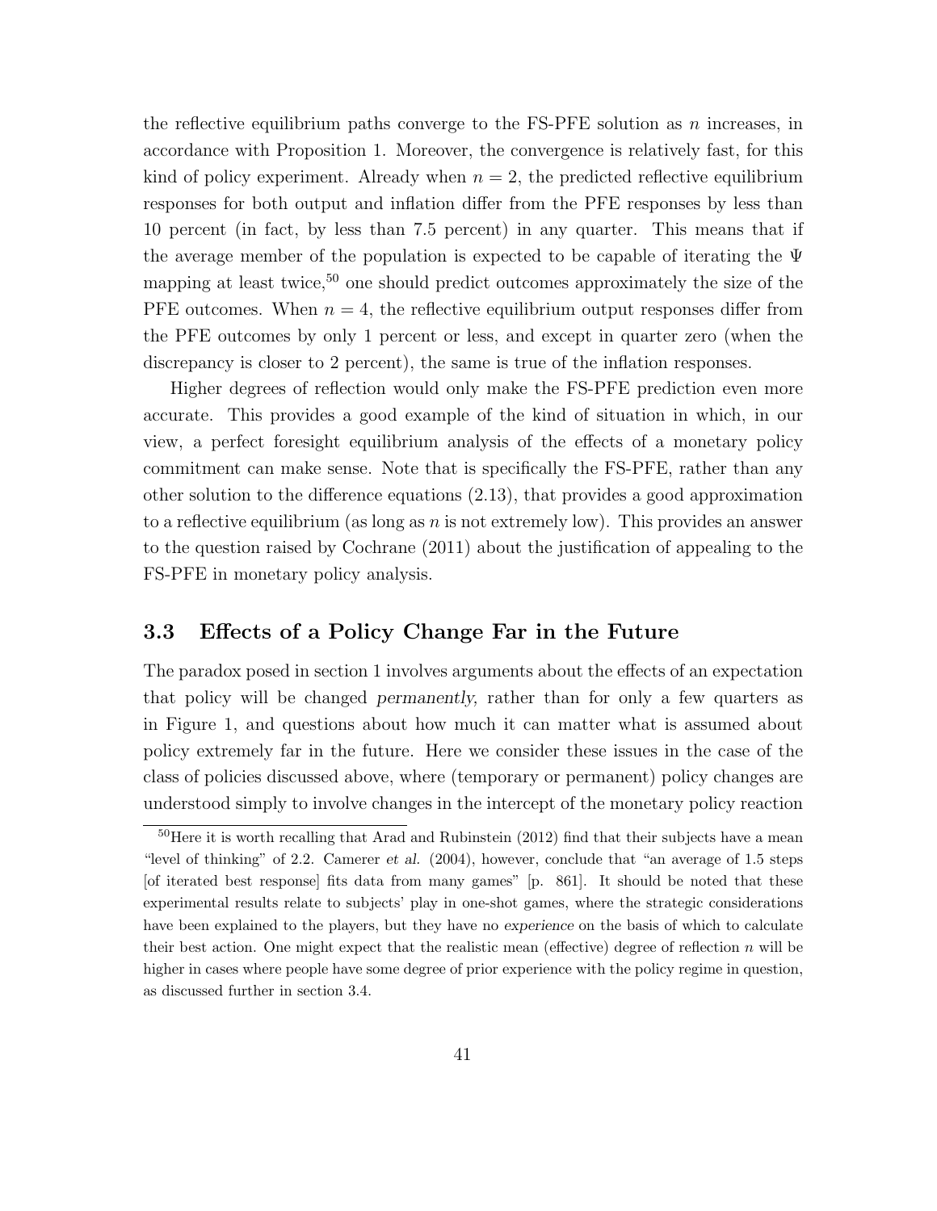the reflective equilibrium paths converge to the FS-PFE solution as $n$ increases, in accordance with Proposition 1. Moreover, the convergence is relatively fast, for this kind of policy experiment. Already when $n = 2$, the predicted reflective equilibrium responses for both output and inflation differ from the PFE responses by less than 10 percent (in fact, by less than 7.5 percent) in any quarter. This means that if the average member of the population is expected to be capable of iterating the $\Psi$ mapping at least twice,[50] one should predict outcomes approximately the size of the PFE outcomes. When $n = 4$, the reflective equilibrium output responses differ from the PFE outcomes by only 1 percent or less, and except in quarter zero (when the discrepancy is closer to 2 percent), the same is true of the inflation responses.

Higher degrees of reflection would only make the FS-PFE prediction even more accurate. This provides a good example of the kind of situation in which, in our view, a perfect foresight equilibrium analysis of the effects of a monetary policy commitment can make sense. Note that is specifically the FS-PFE, rather than any other solution to the difference equations (2.13), that provides a good approximation to a reflective equilibrium (as long as $n$ is not extremely low). This provides an answer to the question raised by Cochrane (2011) about the justification of appealing to the FS-PFE in monetary policy analysis.

### 3.3 Effects of a Policy Change Far in the Future

The paradox posed in section 1 involves arguments about the effects of an expectation that policy will be changed *permanently,* rather than for only a few quarters as in Figure 1, and questions about how much it can matter what is assumed about policy extremely far in the future. Here we consider these issues in the case of the class of policies discussed above, where (temporary or permanent) policy changes are understood simply to involve changes in the intercept of the monetary policy reaction

[50] Here it is worth recalling that Arad and Rubinstein (2012) find that their subjects have a mean "level of thinking" of 2.2. Camerer *et al.* (2004), however, conclude that "an average of 1.5 steps [of iterated best response] fits data from many games" [p. 861]. It should be noted that these experimental results relate to subjects' play in one-shot games, where the strategic considerations have been explained to the players, but they have no *experience* on the basis of which to calculate their best action. One might expect that the realistic mean (effective) degree of reflection $n$ will be higher in cases where people have some degree of prior experience with the policy regime in question, as discussed further in section 3.4.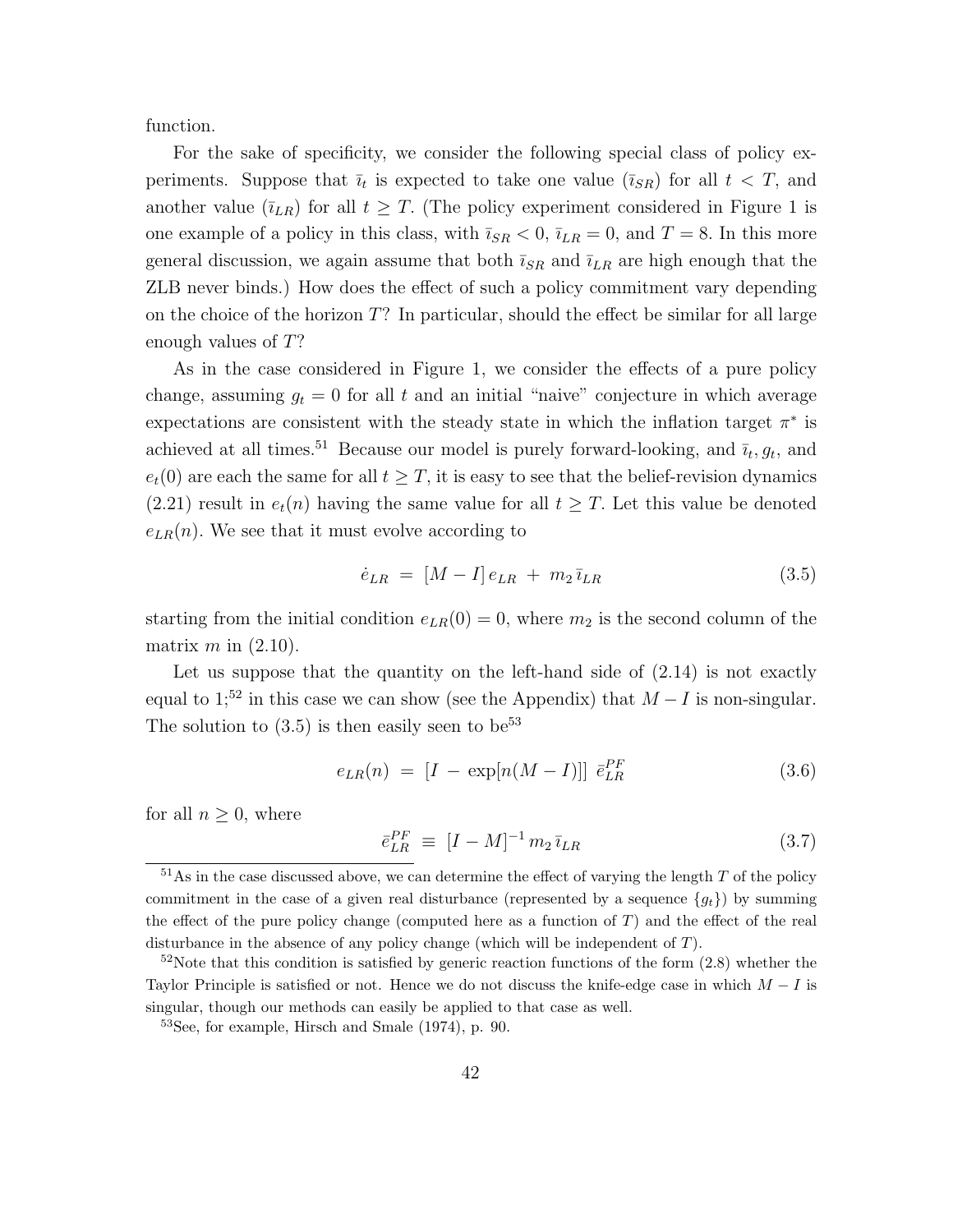function.

For the sake of specificity, we consider the following special class of policy experiments. Suppose that $\bar{\imath}_t$ is expected to take one value ($\bar{\imath}_{SR}$) for all $t < T$, and another value ($\bar{\imath}_{LR}$) for all $t \geq T$. (The policy experiment considered in Figure 1 is one example of a policy in this class, with $\bar{\imath}_{SR} < 0$, $\bar{\imath}_{LR} = 0$, and $T = 8$. In this more general discussion, we again assume that both $\bar{\imath}_{SR}$ and $\bar{\imath}_{LR}$ are high enough that the ZLB never binds.) How does the effect of such a policy commitment vary depending on the choice of the horizon $T$? In particular, should the effect be similar for all large enough values of $T$?

As in the case considered in Figure 1, we consider the effects of a pure policy change, assuming $g_t = 0$ for all $t$ and an initial "naive" conjecture in which average expectations are consistent with the steady state in which the inflation target $\pi^*$ is achieved at all times.[51] Because our model is purely forward-looking, and $\bar{\imath}_t, g_t$, and $e_t(0)$ are each the same for all $t \geq T$, it is easy to see that the belief-revision dynamics (2.21) result in $e_t(n)$ having the same value for all $t \geq T$. Let this value be denoted $e_{LR}(n)$. We see that it must evolve according to

$$\dot{e}_{LR} \;=\; [M - I]\, e_{LR} \;+\; m_2\, \bar{\imath}_{LR} \tag{3.5}$$

starting from the initial condition $e_{LR}(0) = 0$, where $m_2$ is the second column of the matrix $m$ in (2.10).

Let us suppose that the quantity on the left-hand side of (2.14) is not exactly equal to 1;[52] in this case we can show (see the Appendix) that $M - I$ is non-singular. The solution to (3.5) is then easily seen to be[53]

$$e_{LR}(n) \;=\; [I \;-\; \exp[n(M - I)]]\;\, \bar{e}_{LR}^{PF} \tag{3.6}$$

for all $n \geq 0$, where

$$\bar{e}_{LR}^{PF} \;\equiv\; [I - M]^{-1}\, m_2\, \bar{\imath}_{LR} \tag{3.7}$$

[51] As in the case discussed above, we can determine the effect of varying the length $T$ of the policy commitment in the case of a given real disturbance (represented by a sequence $\{g_t\}$) by summing the effect of the pure policy change (computed here as a function of $T$) and the effect of the real disturbance in the absence of any policy change (which will be independent of $T$).

[52] Note that this condition is satisfied by generic reaction functions of the form (2.8) whether the Taylor Principle is satisfied or not. Hence we do not discuss the knife-edge case in which $M - I$ is singular, though our methods can easily be applied to that case as well.

[53] See, for example, Hirsch and Smale (1974), p. 90.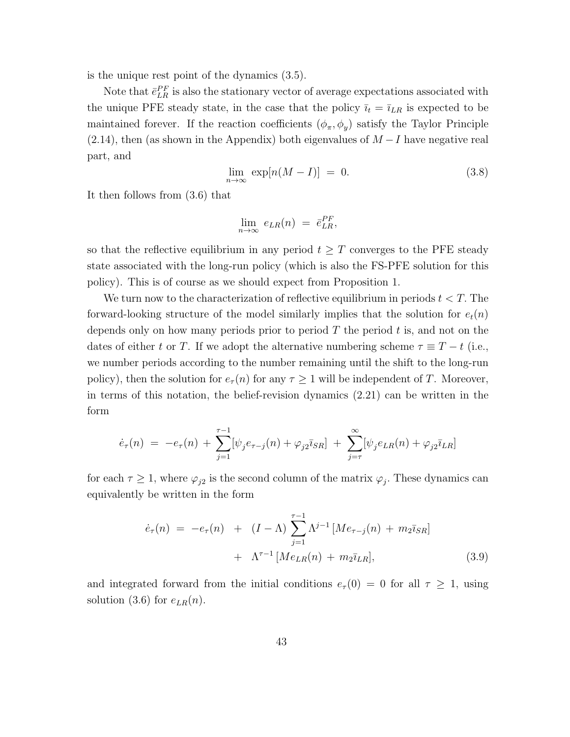is the unique rest point of the dynamics (3.5).

Note that $\bar{e}_{LR}^{PF}$ is also the stationary vector of average expectations associated with the unique PFE steady state, in the case that the policy $\bar{\imath}_t = \bar{\imath}_{LR}$ is expected to be maintained forever. If the reaction coefficients $(\phi_\pi, \phi_y)$ satisfy the Taylor Principle (2.14), then (as shown in the Appendix) both eigenvalues of $M - I$ have negative real part, and

$$\lim_{n\to\infty} \exp[n(M-I)] \; = \; 0. \tag{3.8}$$

It then follows from (3.6) that

$$\lim_{n\to\infty} e_{LR}(n) \; = \; \bar{e}_{LR}^{PF},$$

so that the reflective equilibrium in any period $t \geq T$ converges to the PFE steady state associated with the long-run policy (which is also the FS-PFE solution for this policy). This is of course as we should expect from Proposition 1.

We turn now to the characterization of reflective equilibrium in periods $t < T$. The forward-looking structure of the model similarly implies that the solution for $e_t(n)$ depends only on how many periods prior to period $T$ the period $t$ is, and not on the dates of either $t$ or $T$. If we adopt the alternative numbering scheme $\tau \equiv T - t$ (i.e., we number periods according to the number remaining until the shift to the long-run policy), then the solution for $e_\tau(n)$ for any $\tau \geq 1$ will be independent of $T$. Moreover, in terms of this notation, the belief-revision dynamics (2.21) can be written in the form

$$\dot{e}_\tau(n) \; = \; -e_\tau(n) \; + \; \sum_{j=1}^{\tau-1} [\psi_j e_{\tau-j}(n) + \varphi_{j2}\bar{\imath}_{SR}] \; + \; \sum_{j=\tau}^{\infty} [\psi_j e_{LR}(n) + \varphi_{j2}\bar{\imath}_{LR}]$$

for each $\tau \geq 1$, where $\varphi_{j2}$ is the second column of the matrix $\varphi_j$. These dynamics can equivalently be written in the form

$$\begin{aligned}\dot{e}_\tau(n) \; = \; -e_\tau(n) \;\; &+ \;\; (I - \Lambda) \sum_{j=1}^{\tau-1} \Lambda^{j-1} \left[ M e_{\tau-j}(n) \; + \; m_2 \bar{\imath}_{SR} \right] \\ &+ \;\; \Lambda^{\tau-1} \left[ M e_{LR}(n) \; + \; m_2 \bar{\imath}_{LR} \right],\end{aligned} \tag{3.9}$$

and integrated forward from the initial conditions $e_\tau(0) = 0$ for all $\tau \geq 1$, using solution (3.6) for $e_{LR}(n)$.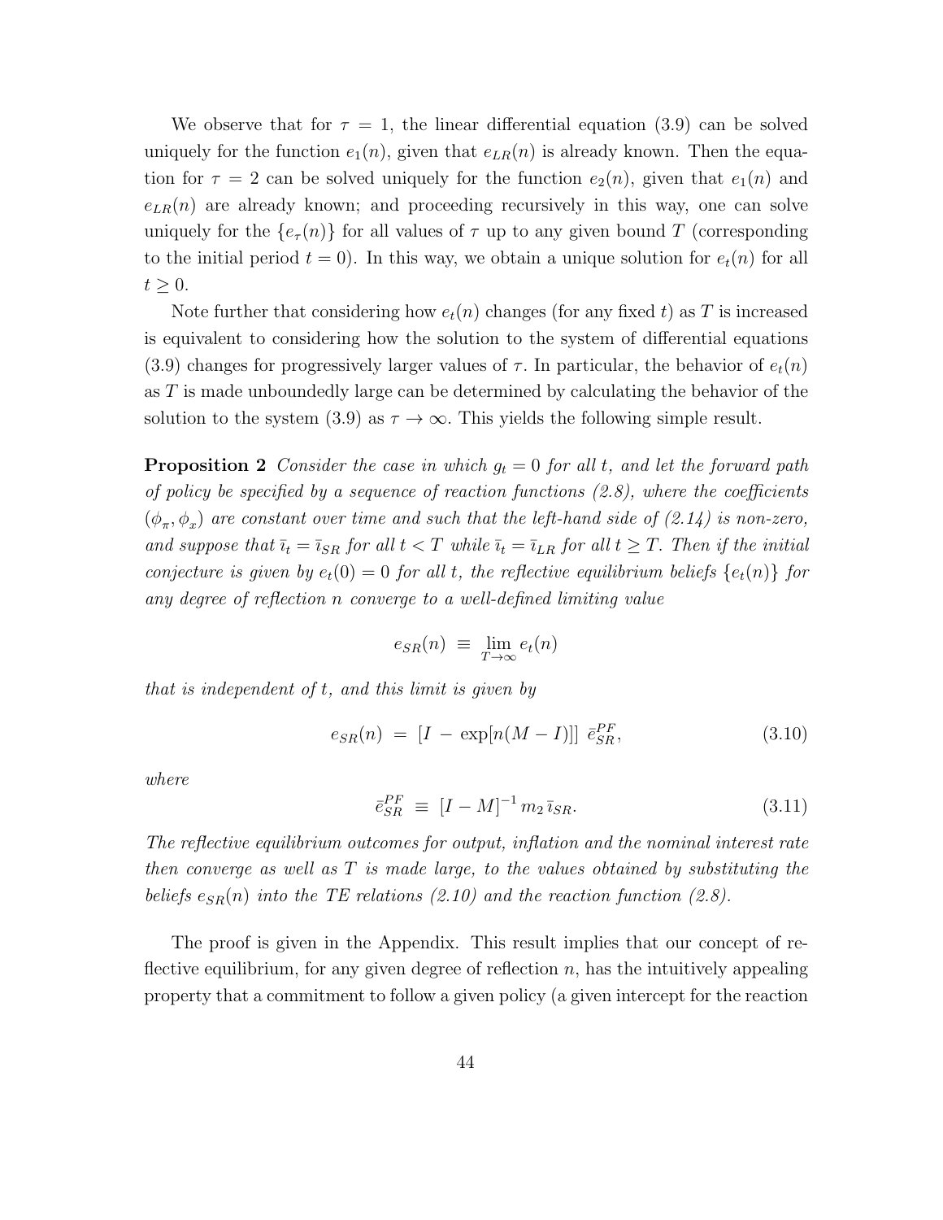We observe that for $\tau = 1$, the linear differential equation (3.9) can be solved uniquely for the function $e_1(n)$, given that $e_{LR}(n)$ is already known. Then the equation for $\tau = 2$ can be solved uniquely for the function $e_2(n)$, given that $e_1(n)$ and $e_{LR}(n)$ are already known; and proceeding recursively in this way, one can solve uniquely for the $\{e_\tau(n)\}$ for all values of $\tau$ up to any given bound $T$ (corresponding to the initial period $t = 0$). In this way, we obtain a unique solution for $e_t(n)$ for all $t \geq 0$.

Note further that considering how $e_t(n)$ changes (for any fixed $t$) as $T$ is increased is equivalent to considering how the solution to the system of differential equations (3.9) changes for progressively larger values of $\tau$. In particular, the behavior of $e_t(n)$ as $T$ is made unboundedly large can be determined by calculating the behavior of the solution to the system (3.9) as $\tau \to \infty$. This yields the following simple result.

**Proposition 2** *Consider the case in which $g_t = 0$ for all $t$, and let the forward path of policy be specified by a sequence of reaction functions (2.8), where the coefficients $(\phi_\pi, \phi_x)$ are constant over time and such that the left-hand side of (2.14) is non-zero, and suppose that $\bar{\imath}_t = \bar{\imath}_{SR}$ for all $t < T$ while $\bar{\imath}_t = \bar{\imath}_{LR}$ for all $t \geq T$. Then if the initial conjecture is given by $e_t(0) = 0$ for all $t$, the reflective equilibrium beliefs $\{e_t(n)\}$ for any degree of reflection $n$ converge to a well-defined limiting value*

$$e_{SR}(n) \equiv \lim_{T \to \infty} e_t(n)$$

*that is independent of $t$, and this limit is given by*

$$e_{SR}(n) = [I - \exp[n(M - I)]] \; \bar{e}_{SR}^{PF}, \tag{3.10}$$

*where*

$$\bar{e}_{SR}^{PF} \equiv [I - M]^{-1} m_2 \, \bar{\imath}_{SR}. \tag{3.11}$$

*The reflective equilibrium outcomes for output, inflation and the nominal interest rate then converge as well as $T$ is made large, to the values obtained by substituting the beliefs $e_{SR}(n)$ into the TE relations (2.10) and the reaction function (2.8).*

The proof is given in the Appendix. This result implies that our concept of reflective equilibrium, for any given degree of reflection $n$, has the intuitively appealing property that a commitment to follow a given policy (a given intercept for the reaction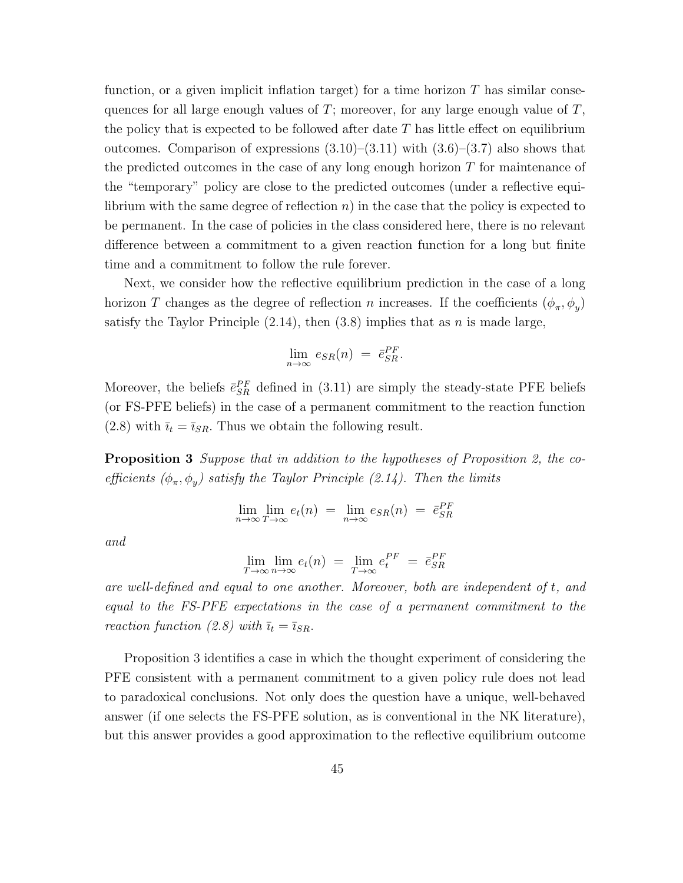function, or a given implicit inflation target) for a time horizon $T$ has similar consequences for all large enough values of $T$; moreover, for any large enough value of $T$, the policy that is expected to be followed after date $T$ has little effect on equilibrium outcomes. Comparison of expressions (3.10)–(3.11) with (3.6)–(3.7) also shows that the predicted outcomes in the case of any long enough horizon $T$ for maintenance of the "temporary" policy are close to the predicted outcomes (under a reflective equilibrium with the same degree of reflection $n$) in the case that the policy is expected to be permanent. In the case of policies in the class considered here, there is no relevant difference between a commitment to a given reaction function for a long but finite time and a commitment to follow the rule forever.

Next, we consider how the reflective equilibrium prediction in the case of a long horizon $T$ changes as the degree of reflection $n$ increases. If the coefficients $(\phi_\pi, \phi_y)$ satisfy the Taylor Principle (2.14), then (3.8) implies that as $n$ is made large,

$$\lim_{n\to\infty} e_{SR}(n) \;=\; \bar{e}_{SR}^{PF}.$$

Moreover, the beliefs $\bar{e}_{SR}^{PF}$ defined in (3.11) are simply the steady-state PFE beliefs (or FS-PFE beliefs) in the case of a permanent commitment to the reaction function (2.8) with $\bar{\imath}_t = \bar{\imath}_{SR}$. Thus we obtain the following result.

**Proposition 3** *Suppose that in addition to the hypotheses of Proposition 2, the coefficients $(\phi_\pi, \phi_y)$ satisfy the Taylor Principle (2.14). Then the limits*

$$\lim_{n\to\infty}\lim_{T\to\infty} e_t(n) \;=\; \lim_{n\to\infty} e_{SR}(n) \;=\; \bar{e}_{SR}^{PF}$$

*and*

$$\lim_{T\to\infty}\lim_{n\to\infty} e_t(n) \;=\; \lim_{T\to\infty} e_t^{PF} \;=\; \bar{e}_{SR}^{PF}$$

*are well-defined and equal to one another. Moreover, both are independent of $t$, and equal to the FS-PFE expectations in the case of a permanent commitment to the reaction function (2.8) with $\bar{\imath}_t = \bar{\imath}_{SR}$.*

Proposition 3 identifies a case in which the thought experiment of considering the PFE consistent with a permanent commitment to a given policy rule does not lead to paradoxical conclusions. Not only does the question have a unique, well-behaved answer (if one selects the FS-PFE solution, as is conventional in the NK literature), but this answer provides a good approximation to the reflective equilibrium outcome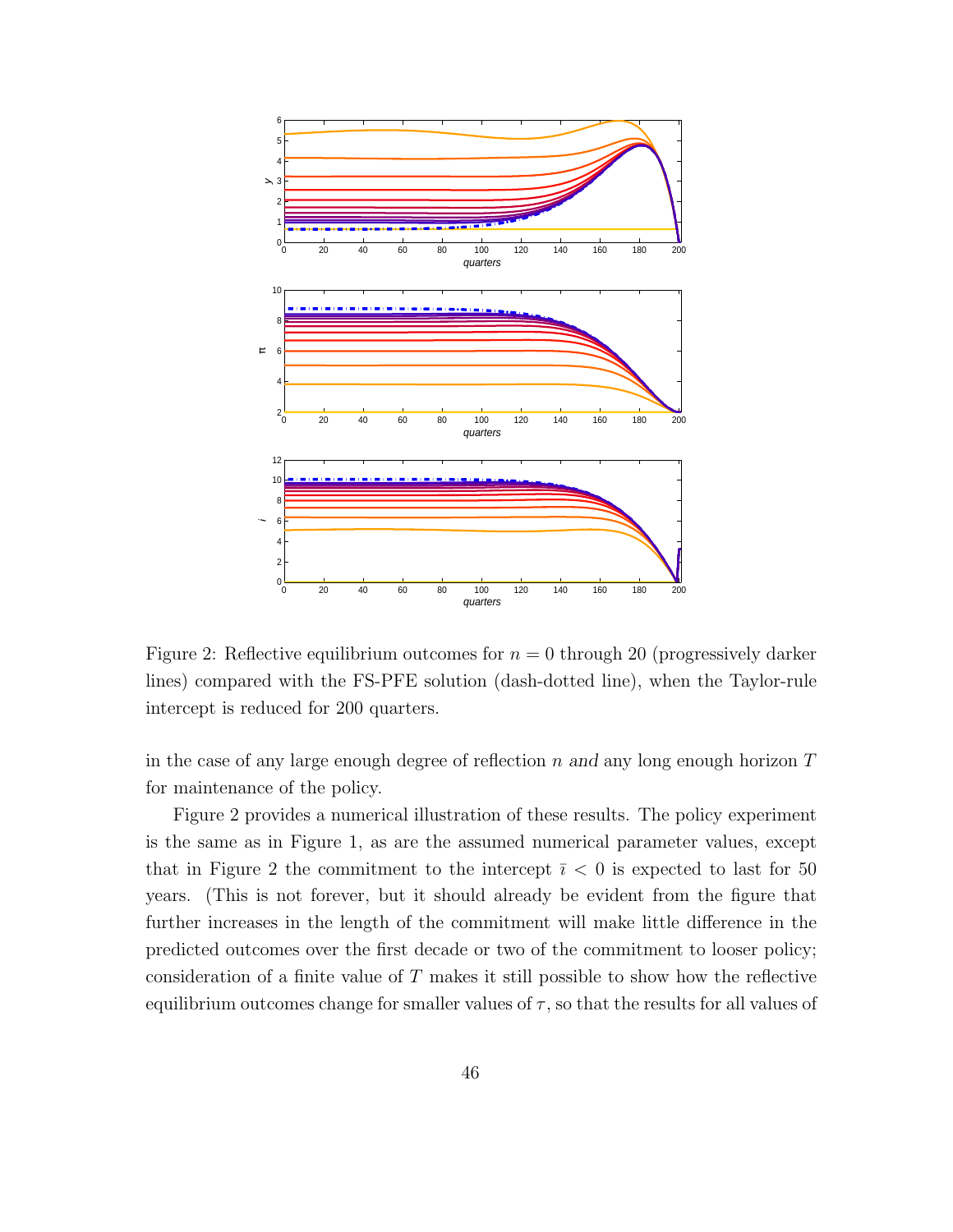Figure 2: Reflective equilibrium outcomes for $n = 0$ through 20 (progressively darker lines) compared with the FS-PFE solution (dash-dotted line), when the Taylor-rule intercept is reduced for 200 quarters.

in the case of any large enough degree of reflection $n$ *and* any long enough horizon $T$ for maintenance of the policy.

Figure 2 provides a numerical illustration of these results. The policy experiment is the same as in Figure 1, as are the assumed numerical parameter values, except that in Figure 2 the commitment to the intercept $\bar{\imath} < 0$ is expected to last for 50 years. (This is not forever, but it should already be evident from the figure that further increases in the length of the commitment will make little difference in the predicted outcomes over the first decade or two of the commitment to looser policy; consideration of a finite value of $T$ makes it still possible to show how the reflective equilibrium outcomes change for smaller values of $\tau$, so that the results for all values of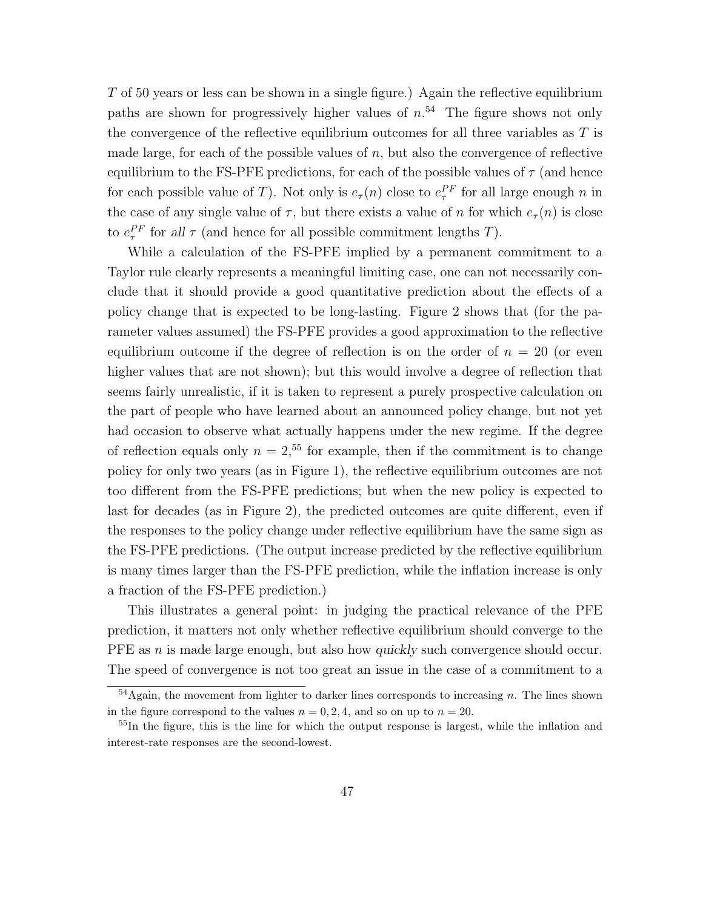$T$ of 50 years or less can be shown in a single figure.) Again the reflective equilibrium paths are shown for progressively higher values of $n$.[54] The figure shows not only the convergence of the reflective equilibrium outcomes for all three variables as $T$ is made large, for each of the possible values of $n$, but also the convergence of reflective equilibrium to the FS-PFE predictions, for each of the possible values of $\tau$ (and hence for each possible value of $T$). Not only is $e_\tau(n)$ close to $e_\tau^{PF}$ for all large enough $n$ in the case of any single value of $\tau$, but there exists a value of $n$ for which $e_\tau(n)$ is close to $e_\tau^{PF}$ for *all* $\tau$ (and hence for all possible commitment lengths $T$).

While a calculation of the FS-PFE implied by a permanent commitment to a Taylor rule clearly represents a meaningful limiting case, one can not necessarily conclude that it should provide a good quantitative prediction about the effects of a policy change that is expected to be long-lasting. Figure 2 shows that (for the parameter values assumed) the FS-PFE provides a good approximation to the reflective equilibrium outcome if the degree of reflection is on the order of $n = 20$ (or even higher values that are not shown); but this would involve a degree of reflection that seems fairly unrealistic, if it is taken to represent a purely prospective calculation on the part of people who have learned about an announced policy change, but not yet had occasion to observe what actually happens under the new regime. If the degree of reflection equals only $n = 2$,[55] for example, then if the commitment is to change policy for only two years (as in Figure 1), the reflective equilibrium outcomes are not too different from the FS-PFE predictions; but when the new policy is expected to last for decades (as in Figure 2), the predicted outcomes are quite different, even if the responses to the policy change under reflective equilibrium have the same sign as the FS-PFE predictions. (The output increase predicted by the reflective equilibrium is many times larger than the FS-PFE prediction, while the inflation increase is only a fraction of the FS-PFE prediction.)

This illustrates a general point: in judging the practical relevance of the PFE prediction, it matters not only whether reflective equilibrium should converge to the PFE as $n$ is made large enough, but also how *quickly* such convergence should occur. The speed of convergence is not too great an issue in the case of a commitment to a

[54] Again, the movement from lighter to darker lines corresponds to increasing $n$. The lines shown in the figure correspond to the values $n = 0, 2, 4$, and so on up to $n = 20$.

[55] In the figure, this is the line for which the output response is largest, while the inflation and interest-rate responses are the second-lowest.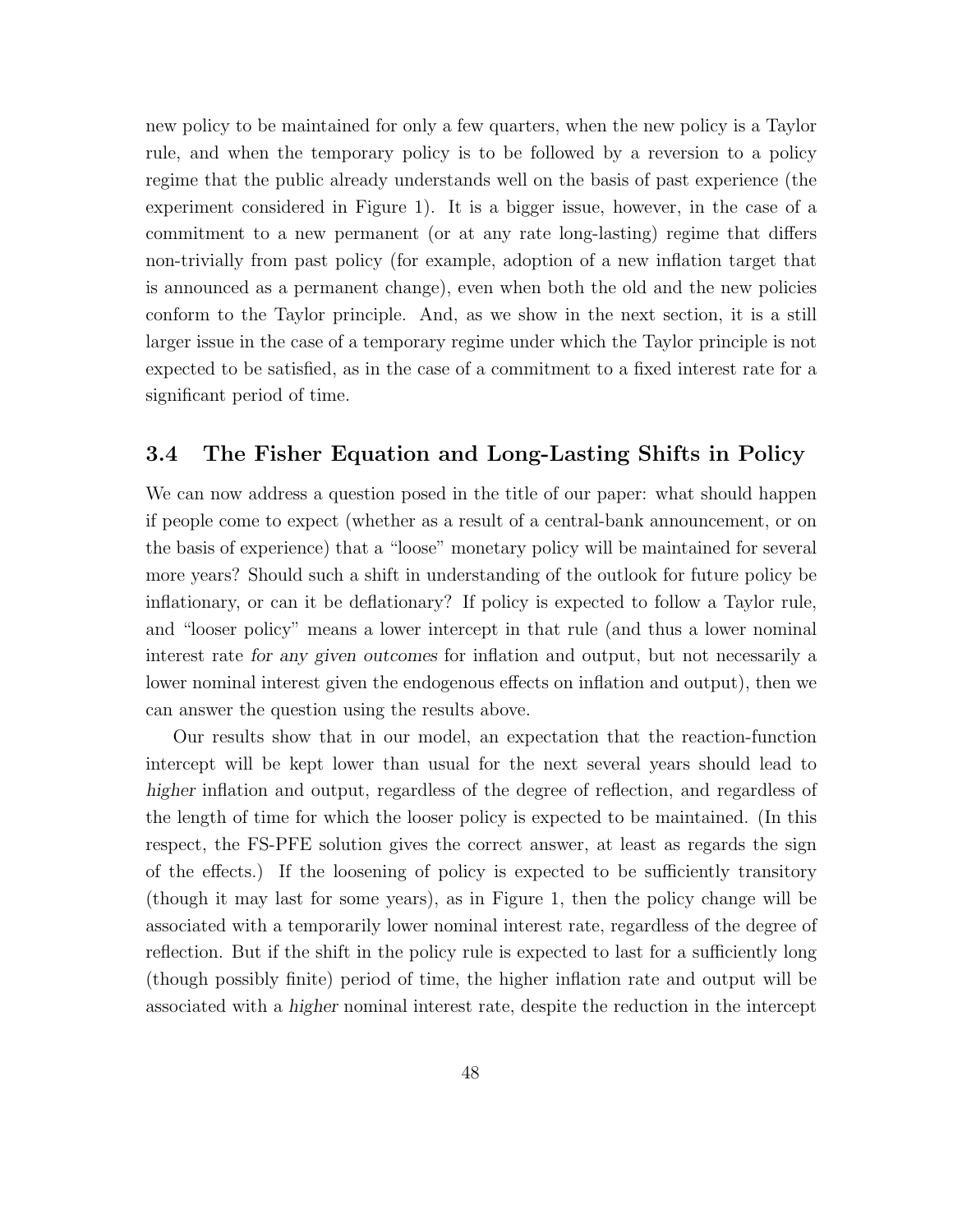new policy to be maintained for only a few quarters, when the new policy is a Taylor rule, and when the temporary policy is to be followed by a reversion to a policy regime that the public already understands well on the basis of past experience (the experiment considered in Figure 1). It is a bigger issue, however, in the case of a commitment to a new permanent (or at any rate long-lasting) regime that differs non-trivially from past policy (for example, adoption of a new inflation target that is announced as a permanent change), even when both the old and the new policies conform to the Taylor principle. And, as we show in the next section, it is a still larger issue in the case of a temporary regime under which the Taylor principle is not expected to be satisfied, as in the case of a commitment to a fixed interest rate for a significant period of time.

### 3.4 The Fisher Equation and Long-Lasting Shifts in Policy

We can now address a question posed in the title of our paper: what should happen if people come to expect (whether as a result of a central-bank announcement, or on the basis of experience) that a "loose" monetary policy will be maintained for several more years? Should such a shift in understanding of the outlook for future policy be inflationary, or can it be deflationary? If policy is expected to follow a Taylor rule, and "looser policy" means a lower intercept in that rule (and thus a lower nominal interest rate *for any given outcomes* for inflation and output, but not necessarily a lower nominal interest given the endogenous effects on inflation and output), then we can answer the question using the results above.

Our results show that in our model, an expectation that the reaction-function intercept will be kept lower than usual for the next several years should lead to *higher* inflation and output, regardless of the degree of reflection, and regardless of the length of time for which the looser policy is expected to be maintained. (In this respect, the FS-PFE solution gives the correct answer, at least as regards the sign of the effects.) If the loosening of policy is expected to be sufficiently transitory (though it may last for some years), as in Figure 1, then the policy change will be associated with a temporarily lower nominal interest rate, regardless of the degree of reflection. But if the shift in the policy rule is expected to last for a sufficiently long (though possibly finite) period of time, the higher inflation rate and output will be associated with a *higher* nominal interest rate, despite the reduction in the intercept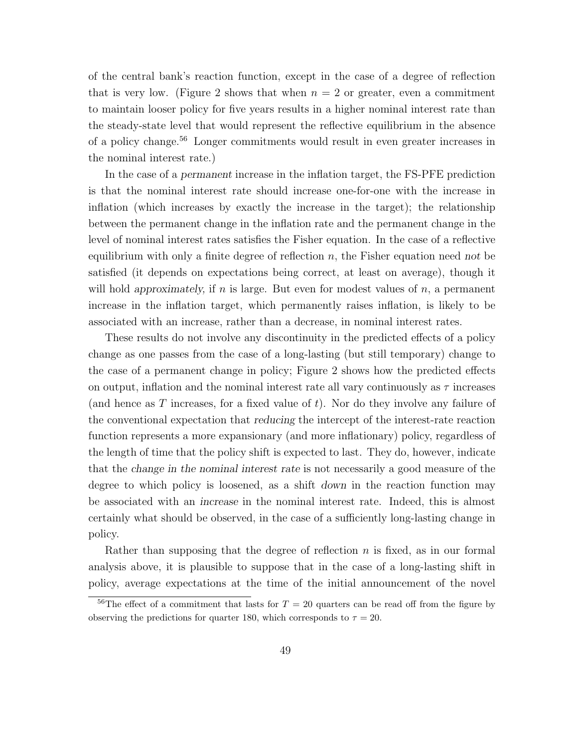of the central bank's reaction function, except in the case of a degree of reflection that is very low. (Figure 2 shows that when $n = 2$ or greater, even a commitment to maintain looser policy for five years results in a higher nominal interest rate than the steady-state level that would represent the reflective equilibrium in the absence of a policy change.[56] Longer commitments would result in even greater increases in the nominal interest rate.)

In the case of a *permanent* increase in the inflation target, the FS-PFE prediction is that the nominal interest rate should increase one-for-one with the increase in inflation (which increases by exactly the increase in the target); the relationship between the permanent change in the inflation rate and the permanent change in the level of nominal interest rates satisfies the Fisher equation. In the case of a reflective equilibrium with only a finite degree of reflection $n$, the Fisher equation need *not* be satisfied (it depends on expectations being correct, at least on average), though it will hold *approximately,* if $n$ is large. But even for modest values of $n$, a permanent increase in the inflation target, which permanently raises inflation, is likely to be associated with an increase, rather than a decrease, in nominal interest rates.

These results do not involve any discontinuity in the predicted effects of a policy change as one passes from the case of a long-lasting (but still temporary) change to the case of a permanent change in policy; Figure 2 shows how the predicted effects on output, inflation and the nominal interest rate all vary continuously as $\tau$ increases (and hence as $T$ increases, for a fixed value of $t$). Nor do they involve any failure of the conventional expectation that *reducing* the intercept of the interest-rate reaction function represents a more expansionary (and more inflationary) policy, regardless of the length of time that the policy shift is expected to last. They do, however, indicate that the *change in the nominal interest rate* is not necessarily a good measure of the degree to which policy is loosened, as a shift *down* in the reaction function may be associated with an *increase* in the nominal interest rate. Indeed, this is almost certainly what should be observed, in the case of a sufficiently long-lasting change in policy.

Rather than supposing that the degree of reflection $n$ is fixed, as in our formal analysis above, it is plausible to suppose that in the case of a long-lasting shift in policy, average expectations at the time of the initial announcement of the novel

[56] The effect of a commitment that lasts for $T = 20$ quarters can be read off from the figure by observing the predictions for quarter 180, which corresponds to $\tau = 20$.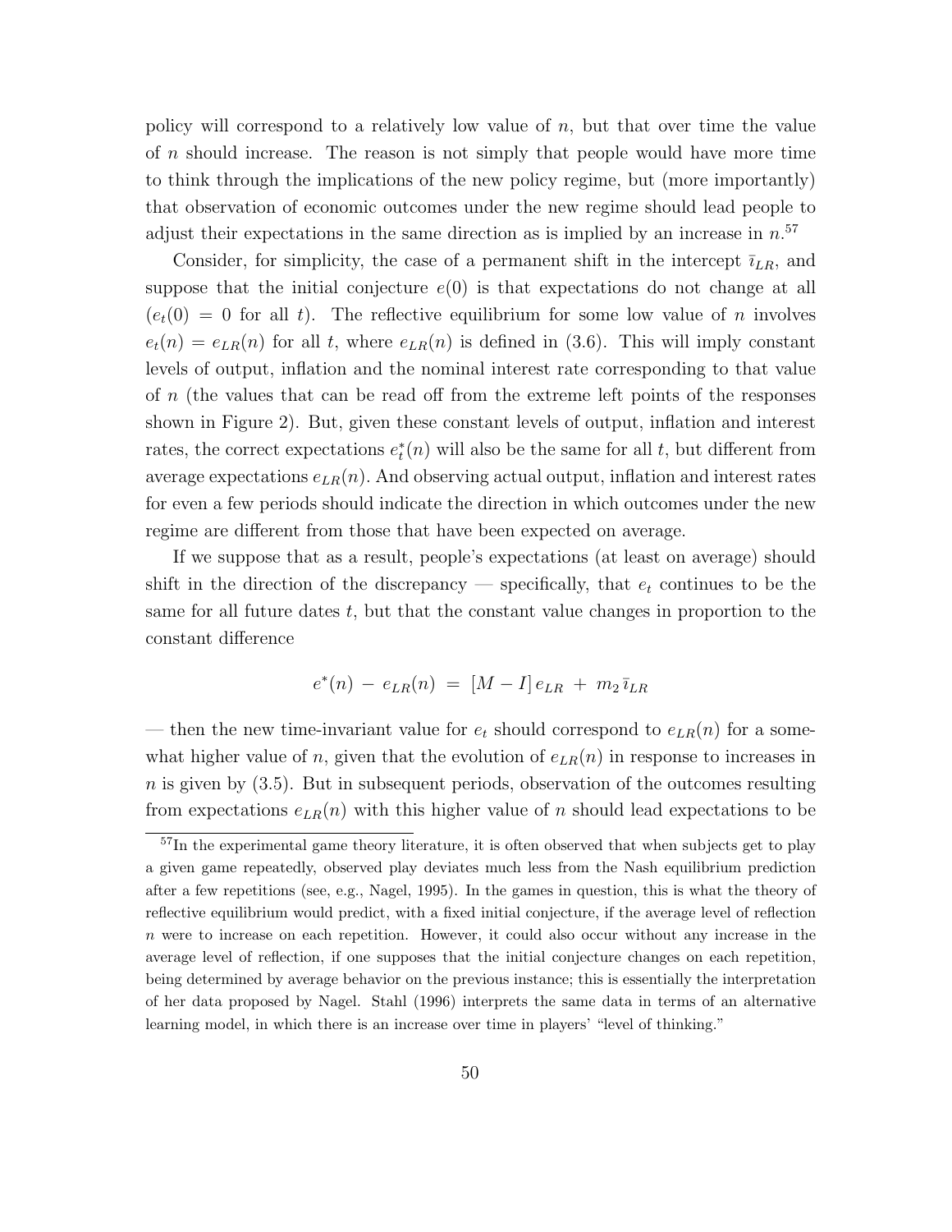policy will correspond to a relatively low value of $n$, but that over time the value of $n$ should increase. The reason is not simply that people would have more time to think through the implications of the new policy regime, but (more importantly) that observation of economic outcomes under the new regime should lead people to adjust their expectations in the same direction as is implied by an increase in $n$.[57]

Consider, for simplicity, the case of a permanent shift in the intercept $\bar{\imath}_{LR}$, and suppose that the initial conjecture $e(0)$ is that expectations do not change at all ($e_t(0) = 0$ for all $t$). The reflective equilibrium for some low value of $n$ involves $e_t(n) = e_{LR}(n)$ for all $t$, where $e_{LR}(n)$ is defined in (3.6). This will imply constant levels of output, inflation and the nominal interest rate corresponding to that value of $n$ (the values that can be read off from the extreme left points of the responses shown in Figure 2). But, given these constant levels of output, inflation and interest rates, the correct expectations $e_t^*(n)$ will also be the same for all $t$, but different from average expectations $e_{LR}(n)$. And observing actual output, inflation and interest rates for even a few periods should indicate the direction in which outcomes under the new regime are different from those that have been expected on average.

If we suppose that as a result, people's expectations (at least on average) should shift in the direction of the discrepancy — specifically, that $e_t$ continues to be the same for all future dates $t$, but that the constant value changes in proportion to the constant difference

$$e^*(n) - e_{LR}(n) = [M - I]\, e_{LR} + m_2\, \bar{\imath}_{LR}$$

— then the new time-invariant value for $e_t$ should correspond to $e_{LR}(n)$ for a somewhat higher value of $n$, given that the evolution of $e_{LR}(n)$ in response to increases in $n$ is given by (3.5). But in subsequent periods, observation of the outcomes resulting from expectations $e_{LR}(n)$ with this higher value of $n$ should lead expectations to be

[57] In the experimental game theory literature, it is often observed that when subjects get to play a given game repeatedly, observed play deviates much less from the Nash equilibrium prediction after a few repetitions (see, e.g., Nagel, 1995). In the games in question, this is what the theory of reflective equilibrium would predict, with a fixed initial conjecture, if the average level of reflection $n$ were to increase on each repetition. However, it could also occur without any increase in the average level of reflection, if one supposes that the initial conjecture changes on each repetition, being determined by average behavior on the previous instance; this is essentially the interpretation of her data proposed by Nagel. Stahl (1996) interprets the same data in terms of an alternative learning model, in which there is an increase over time in players' "level of thinking."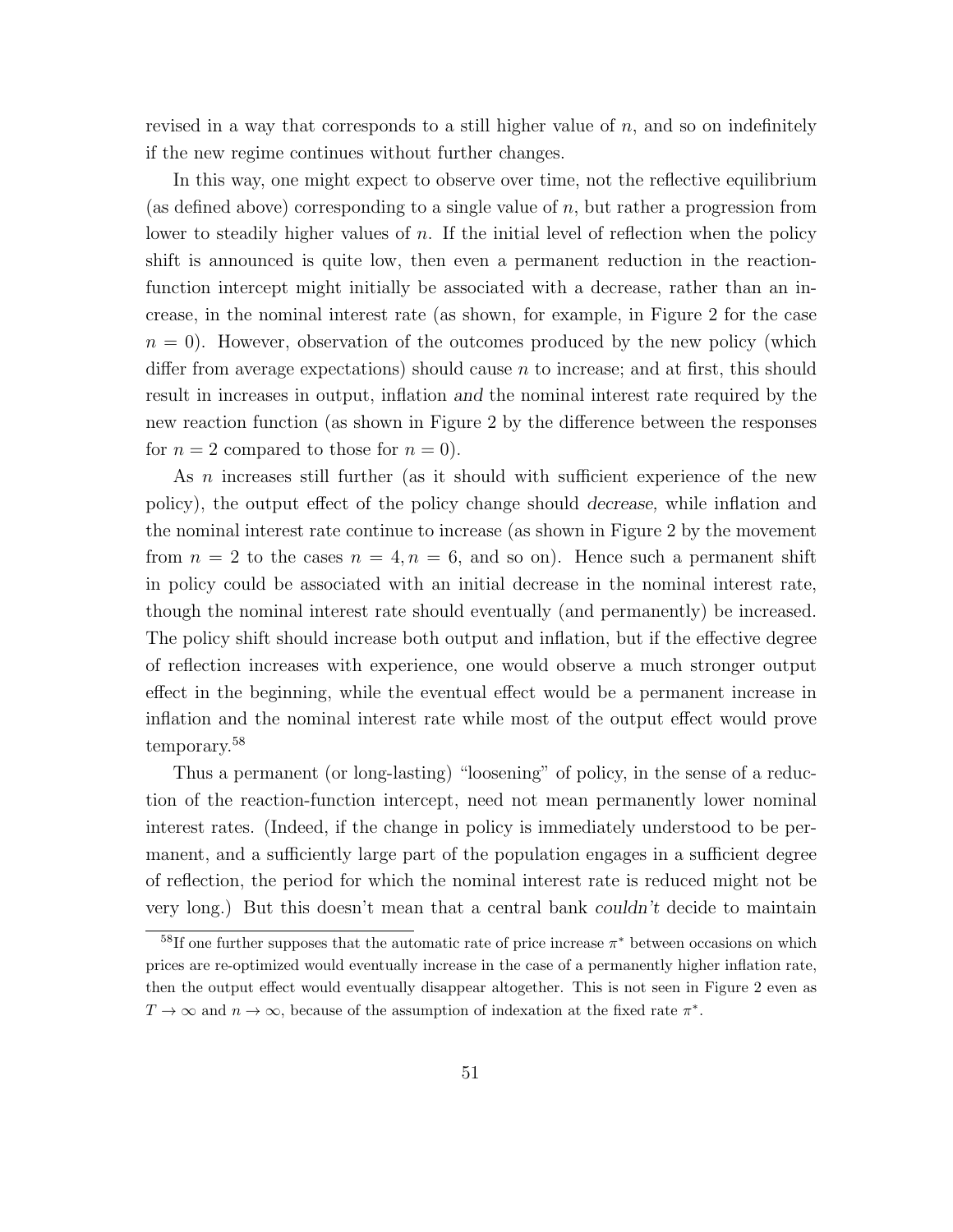revised in a way that corresponds to a still higher value of $n$, and so on indefinitely if the new regime continues without further changes.

In this way, one might expect to observe over time, not the reflective equilibrium (as defined above) corresponding to a single value of $n$, but rather a progression from lower to steadily higher values of $n$. If the initial level of reflection when the policy shift is announced is quite low, then even a permanent reduction in the reaction-function intercept might initially be associated with a decrease, rather than an increase, in the nominal interest rate (as shown, for example, in Figure 2 for the case $n = 0$). However, observation of the outcomes produced by the new policy (which differ from average expectations) should cause $n$ to increase; and at first, this should result in increases in output, inflation *and* the nominal interest rate required by the new reaction function (as shown in Figure 2 by the difference between the responses for $n = 2$ compared to those for $n = 0$).

As $n$ increases still further (as it should with sufficient experience of the new policy), the output effect of the policy change should *decrease,* while inflation and the nominal interest rate continue to increase (as shown in Figure 2 by the movement from $n = 2$ to the cases $n = 4, n = 6$, and so on). Hence such a permanent shift in policy could be associated with an initial decrease in the nominal interest rate, though the nominal interest rate should eventually (and permanently) be increased. The policy shift should increase both output and inflation, but if the effective degree of reflection increases with experience, one would observe a much stronger output effect in the beginning, while the eventual effect would be a permanent increase in inflation and the nominal interest rate while most of the output effect would prove temporary.[58]

Thus a permanent (or long-lasting) "loosening" of policy, in the sense of a reduction of the reaction-function intercept, need not mean permanently lower nominal interest rates. (Indeed, if the change in policy is immediately understood to be permanent, and a sufficiently large part of the population engages in a sufficient degree of reflection, the period for which the nominal interest rate is reduced might not be very long.) But this doesn't mean that a central bank *couldn't* decide to maintain

[58]If one further supposes that the automatic rate of price increase $\pi^*$ between occasions on which prices are re-optimized would eventually increase in the case of a permanently higher inflation rate, then the output effect would eventually disappear altogether. This is not seen in Figure 2 even as $T \to \infty$ and $n \to \infty$, because of the assumption of indexation at the fixed rate $\pi^*$.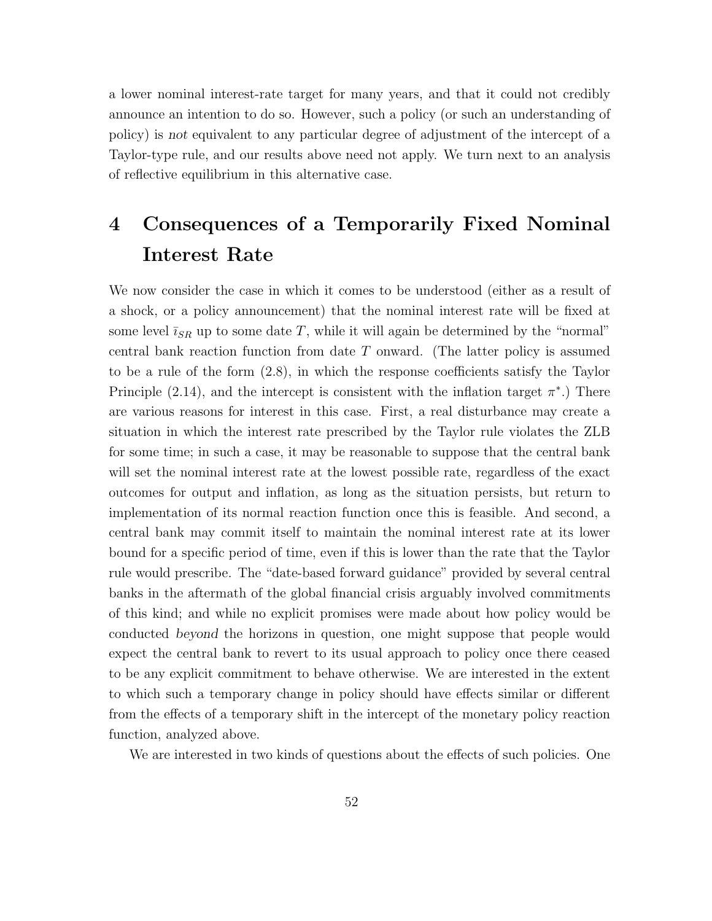a lower nominal interest-rate target for many years, and that it could not credibly announce an intention to do so. However, such a policy (or such an understanding of policy) is *not* equivalent to any particular degree of adjustment of the intercept of a Taylor-type rule, and our results above need not apply. We turn next to an analysis of reflective equilibrium in this alternative case.

# 4 Consequences of a Temporarily Fixed Nominal Interest Rate

We now consider the case in which it comes to be understood (either as a result of a shock, or a policy announcement) that the nominal interest rate will be fixed at some level $\bar{\imath}_{SR}$ up to some date $T$, while it will again be determined by the "normal" central bank reaction function from date $T$ onward. (The latter policy is assumed to be a rule of the form (2.8), in which the response coefficients satisfy the Taylor Principle (2.14), and the intercept is consistent with the inflation target $\pi^*$.) There are various reasons for interest in this case. First, a real disturbance may create a situation in which the interest rate prescribed by the Taylor rule violates the ZLB for some time; in such a case, it may be reasonable to suppose that the central bank will set the nominal interest rate at the lowest possible rate, regardless of the exact outcomes for output and inflation, as long as the situation persists, but return to implementation of its normal reaction function once this is feasible. And second, a central bank may commit itself to maintain the nominal interest rate at its lower bound for a specific period of time, even if this is lower than the rate that the Taylor rule would prescribe. The "date-based forward guidance" provided by several central banks in the aftermath of the global financial crisis arguably involved commitments of this kind; and while no explicit promises were made about how policy would be conducted *beyond* the horizons in question, one might suppose that people would expect the central bank to revert to its usual approach to policy once there ceased to be any explicit commitment to behave otherwise. We are interested in the extent to which such a temporary change in policy should have effects similar or different from the effects of a temporary shift in the intercept of the monetary policy reaction function, analyzed above.

We are interested in two kinds of questions about the effects of such policies. One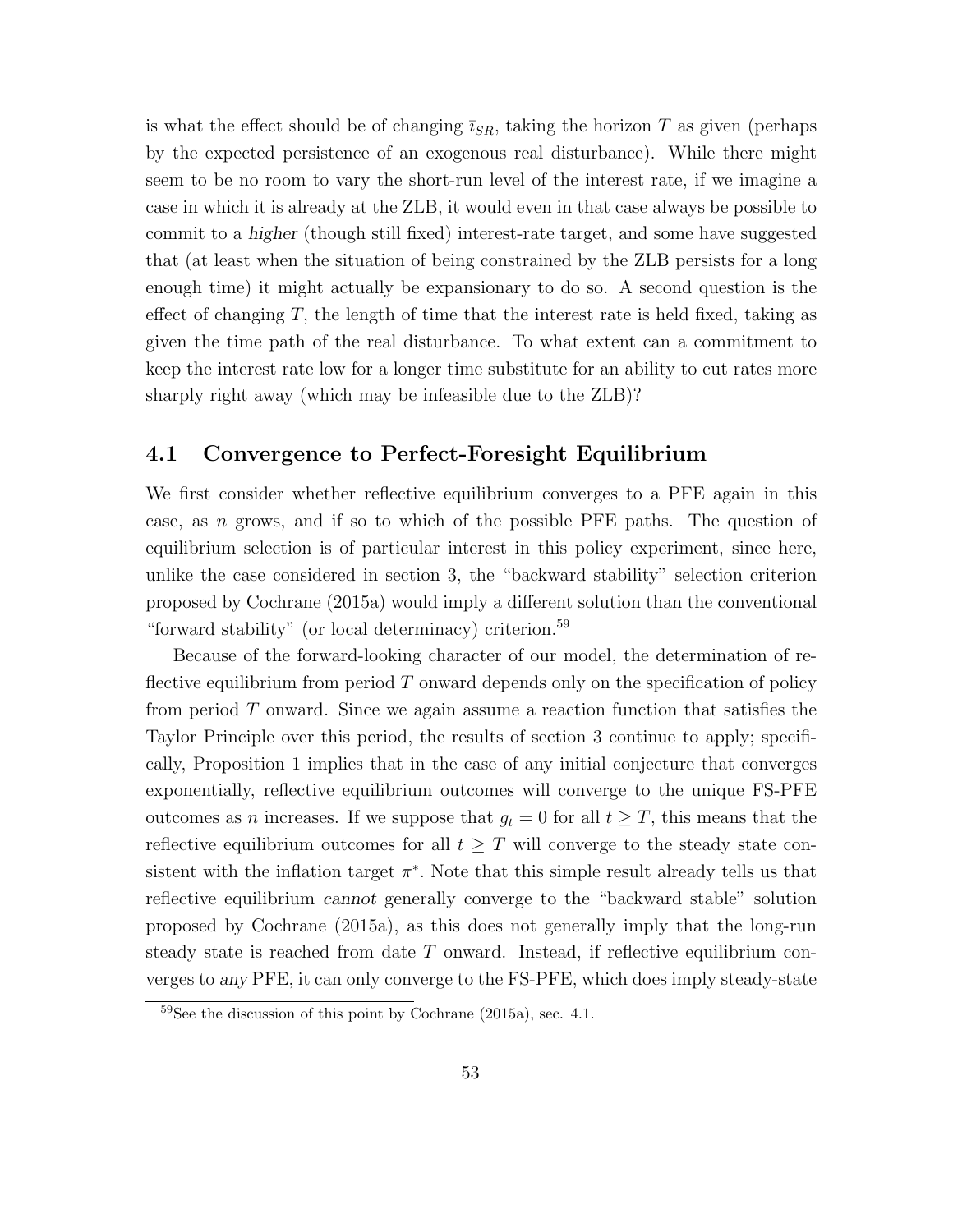is what the effect should be of changing $\bar{\imath}_{SR}$, taking the horizon $T$ as given (perhaps by the expected persistence of an exogenous real disturbance). While there might seem to be no room to vary the short-run level of the interest rate, if we imagine a case in which it is already at the ZLB, it would even in that case always be possible to commit to a *higher* (though still fixed) interest-rate target, and some have suggested that (at least when the situation of being constrained by the ZLB persists for a long enough time) it might actually be expansionary to do so. A second question is the effect of changing $T$, the length of time that the interest rate is held fixed, taking as given the time path of the real disturbance. To what extent can a commitment to keep the interest rate low for a longer time substitute for an ability to cut rates more sharply right away (which may be infeasible due to the ZLB)?

## 4.1 Convergence to Perfect-Foresight Equilibrium

We first consider whether reflective equilibrium converges to a PFE again in this case, as $n$ grows, and if so to which of the possible PFE paths. The question of equilibrium selection is of particular interest in this policy experiment, since here, unlike the case considered in section 3, the "backward stability" selection criterion proposed by Cochrane (2015a) would imply a different solution than the conventional "forward stability" (or local determinacy) criterion.[59]

Because of the forward-looking character of our model, the determination of reflective equilibrium from period $T$ onward depends only on the specification of policy from period $T$ onward. Since we again assume a reaction function that satisfies the Taylor Principle over this period, the results of section 3 continue to apply; specifically, Proposition 1 implies that in the case of any initial conjecture that converges exponentially, reflective equilibrium outcomes will converge to the unique FS-PFE outcomes as $n$ increases. If we suppose that $g_t = 0$ for all $t \geq T$, this means that the reflective equilibrium outcomes for all $t \geq T$ will converge to the steady state consistent with the inflation target $\pi^*$. Note that this simple result already tells us that reflective equilibrium *cannot* generally converge to the "backward stable" solution proposed by Cochrane (2015a), as this does not generally imply that the long-run steady state is reached from date $T$ onward. Instead, if reflective equilibrium converges to *any* PFE, it can only converge to the FS-PFE, which does imply steady-state

[59] See the discussion of this point by Cochrane (2015a), sec. 4.1.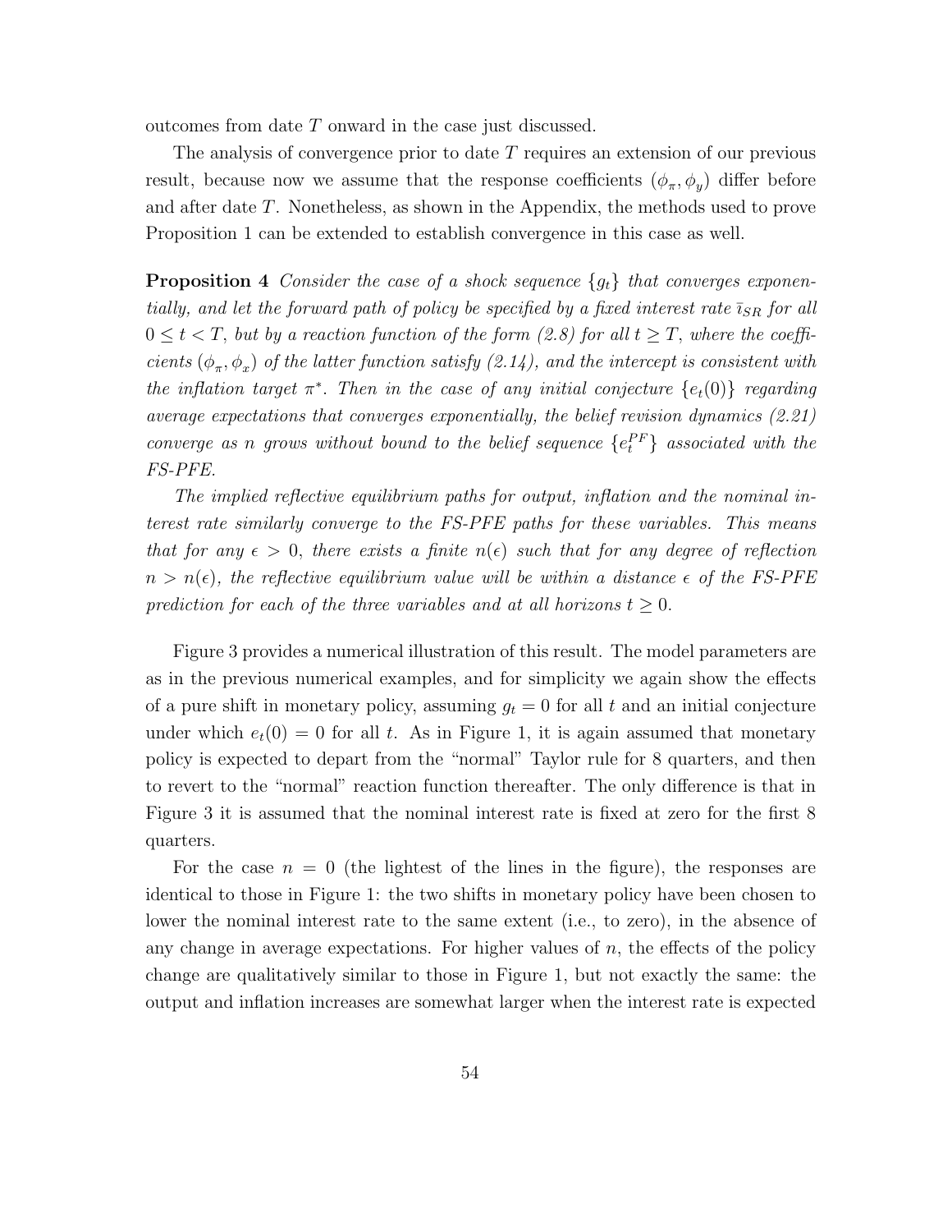outcomes from date $T$ onward in the case just discussed.

The analysis of convergence prior to date $T$ requires an extension of our previous result, because now we assume that the response coefficients $(\phi_\pi, \phi_y)$ differ before and after date $T$. Nonetheless, as shown in the Appendix, the methods used to prove Proposition 1 can be extended to establish convergence in this case as well.

**Proposition 4** *Consider the case of a shock sequence $\{g_t\}$ that converges exponentially, and let the forward path of policy be specified by a fixed interest rate $\bar{\imath}_{SR}$ for all $0 \leq t < T$, but by a reaction function of the form (2.8) for all $t \geq T$, where the coefficients $(\phi_\pi, \phi_x)$ of the latter function satisfy (2.14), and the intercept is consistent with the inflation target $\pi^*$. Then in the case of any initial conjecture $\{e_t(0)\}$ regarding average expectations that converges exponentially, the belief revision dynamics (2.21) converge as $n$ grows without bound to the belief sequence $\{e_t^{PF}\}$ associated with the FS-PFE.*

*The implied reflective equilibrium paths for output, inflation and the nominal interest rate similarly converge to the FS-PFE paths for these variables. This means that for any $\epsilon > 0$, there exists a finite $n(\epsilon)$ such that for any degree of reflection $n > n(\epsilon)$, the reflective equilibrium value will be within a distance $\epsilon$ of the FS-PFE prediction for each of the three variables and at all horizons $t \geq 0$.*

Figure 3 provides a numerical illustration of this result. The model parameters are as in the previous numerical examples, and for simplicity we again show the effects of a pure shift in monetary policy, assuming $g_t = 0$ for all $t$ and an initial conjecture under which $e_t(0) = 0$ for all $t$. As in Figure 1, it is again assumed that monetary policy is expected to depart from the "normal" Taylor rule for 8 quarters, and then to revert to the "normal" reaction function thereafter. The only difference is that in Figure 3 it is assumed that the nominal interest rate is fixed at zero for the first 8 quarters.

For the case $n = 0$ (the lightest of the lines in the figure), the responses are identical to those in Figure 1: the two shifts in monetary policy have been chosen to lower the nominal interest rate to the same extent (i.e., to zero), in the absence of any change in average expectations. For higher values of $n$, the effects of the policy change are qualitatively similar to those in Figure 1, but not exactly the same: the output and inflation increases are somewhat larger when the interest rate is expected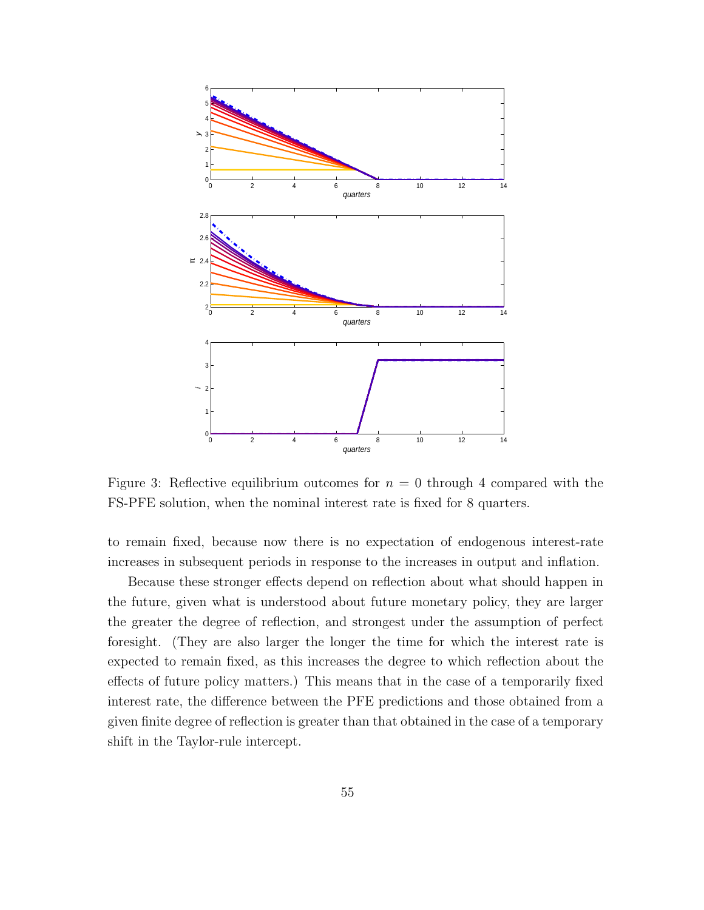Figure 3: Reflective equilibrium outcomes for $n = 0$ through 4 compared with the FS-PFE solution, when the nominal interest rate is fixed for 8 quarters.

to remain fixed, because now there is no expectation of endogenous interest-rate increases in subsequent periods in response to the increases in output and inflation.

Because these stronger effects depend on reflection about what should happen in the future, given what is understood about future monetary policy, they are larger the greater the degree of reflection, and strongest under the assumption of perfect foresight. (They are also larger the longer the time for which the interest rate is expected to remain fixed, as this increases the degree to which reflection about the effects of future policy matters.) This means that in the case of a temporarily fixed interest rate, the difference between the PFE predictions and those obtained from a given finite degree of reflection is greater than that obtained in the case of a temporary shift in the Taylor-rule intercept.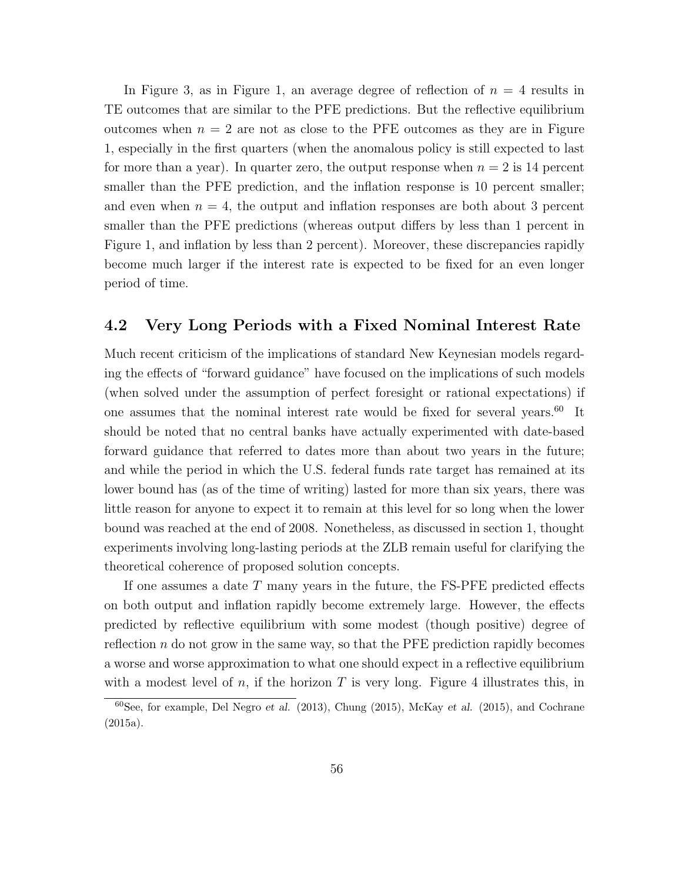In Figure 3, as in Figure 1, an average degree of reflection of $n = 4$ results in TE outcomes that are similar to the PFE predictions. But the reflective equilibrium outcomes when $n = 2$ are not as close to the PFE outcomes as they are in Figure 1, especially in the first quarters (when the anomalous policy is still expected to last for more than a year). In quarter zero, the output response when $n = 2$ is 14 percent smaller than the PFE prediction, and the inflation response is 10 percent smaller; and even when $n = 4$, the output and inflation responses are both about 3 percent smaller than the PFE predictions (whereas output differs by less than 1 percent in Figure 1, and inflation by less than 2 percent). Moreover, these discrepancies rapidly become much larger if the interest rate is expected to be fixed for an even longer period of time.

## 4.2 Very Long Periods with a Fixed Nominal Interest Rate

Much recent criticism of the implications of standard New Keynesian models regarding the effects of "forward guidance" have focused on the implications of such models (when solved under the assumption of perfect foresight or rational expectations) if one assumes that the nominal interest rate would be fixed for several years.[60] It should be noted that no central banks have actually experimented with date-based forward guidance that referred to dates more than about two years in the future; and while the period in which the U.S. federal funds rate target has remained at its lower bound has (as of the time of writing) lasted for more than six years, there was little reason for anyone to expect it to remain at this level for so long when the lower bound was reached at the end of 2008. Nonetheless, as discussed in section 1, thought experiments involving long-lasting periods at the ZLB remain useful for clarifying the theoretical coherence of proposed solution concepts.

If one assumes a date $T$ many years in the future, the FS-PFE predicted effects on both output and inflation rapidly become extremely large. However, the effects predicted by reflective equilibrium with some modest (though positive) degree of reflection $n$ do not grow in the same way, so that the PFE prediction rapidly becomes a worse and worse approximation to what one should expect in a reflective equilibrium with a modest level of $n$, if the horizon $T$ is very long. Figure 4 illustrates this, in

[60] See, for example, Del Negro *et al.* (2013), Chung (2015), McKay *et al.* (2015), and Cochrane (2015a).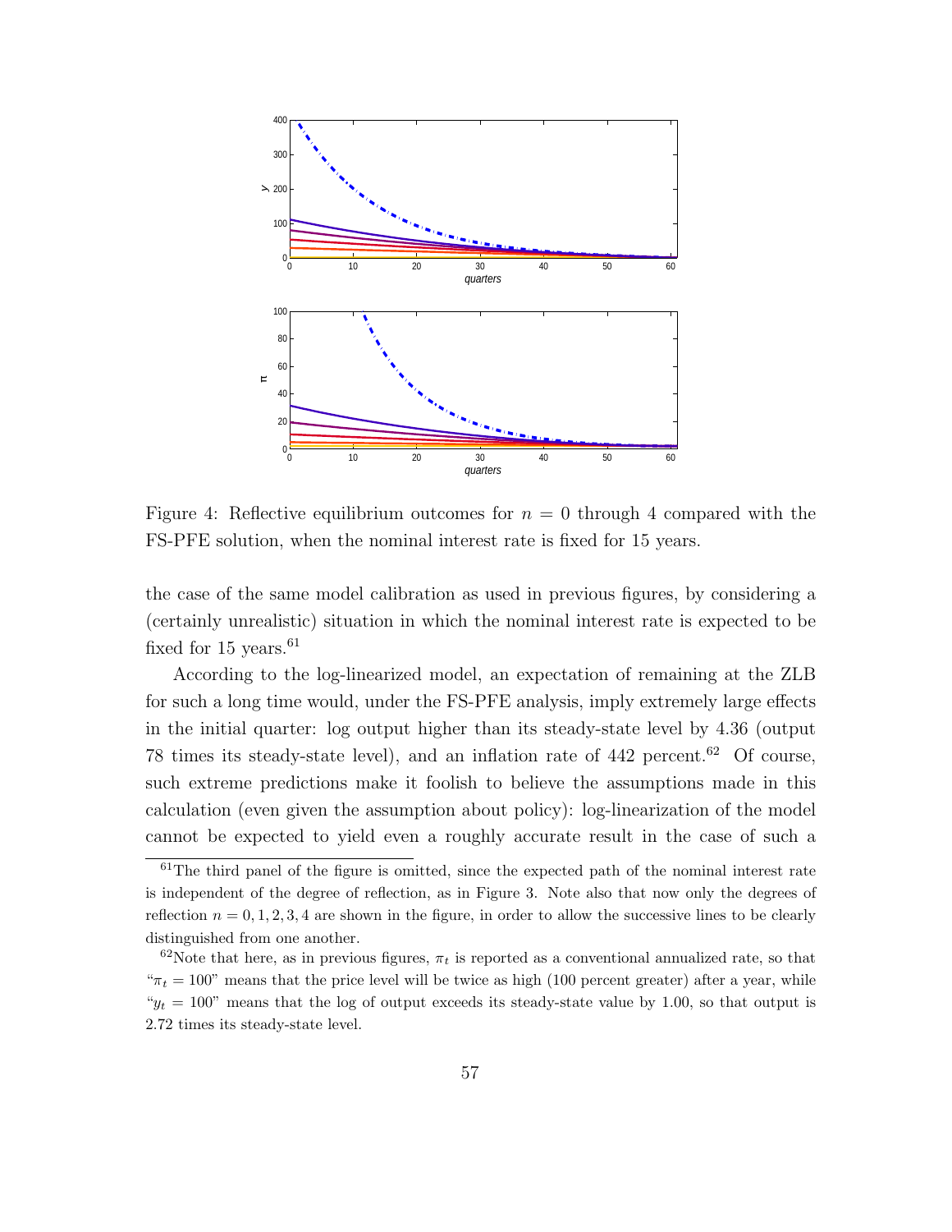Figure 4: Reflective equilibrium outcomes for $n = 0$ through 4 compared with the FS-PFE solution, when the nominal interest rate is fixed for 15 years.

the case of the same model calibration as used in previous figures, by considering a (certainly unrealistic) situation in which the nominal interest rate is expected to be fixed for 15 years.[61]

According to the log-linearized model, an expectation of remaining at the ZLB for such a long time would, under the FS-PFE analysis, imply extremely large effects in the initial quarter: log output higher than its steady-state level by 4.36 (output 78 times its steady-state level), and an inflation rate of 442 percent.[62] Of course, such extreme predictions make it foolish to believe the assumptions made in this calculation (even given the assumption about policy): log-linearization of the model cannot be expected to yield even a roughly accurate result in the case of such a

[61] The third panel of the figure is omitted, since the expected path of the nominal interest rate is independent of the degree of reflection, as in Figure 3. Note also that now only the degrees of reflection $n = 0, 1, 2, 3, 4$ are shown in the figure, in order to allow the successive lines to be clearly distinguished from one another.

[62] Note that here, as in previous figures, $\pi_t$ is reported as a conventional annualized rate, so that "$\pi_t = 100$" means that the price level will be twice as high (100 percent greater) after a year, while "$y_t = 100$" means that the log of output exceeds its steady-state value by 1.00, so that output is 2.72 times its steady-state level.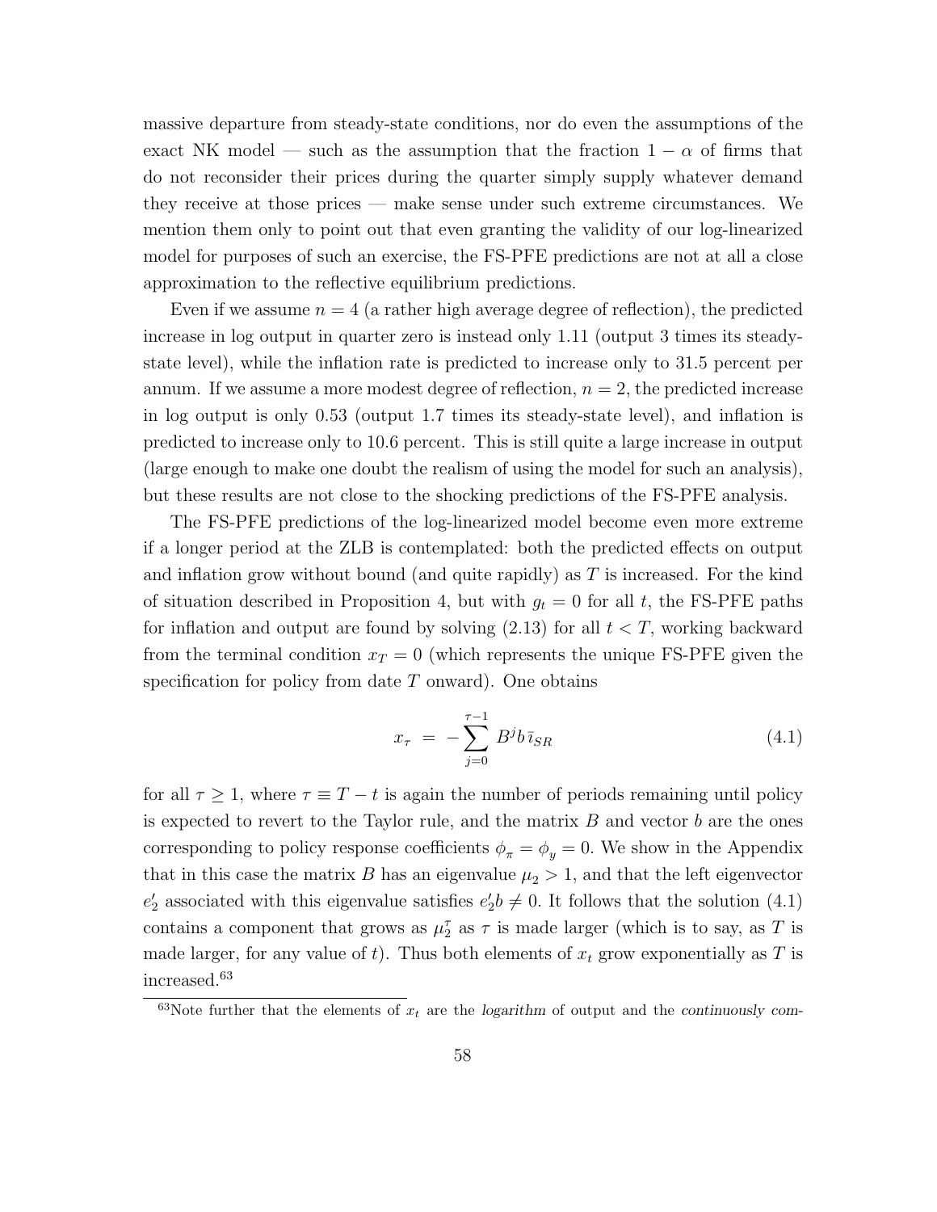massive departure from steady-state conditions, nor do even the assumptions of the exact NK model — such as the assumption that the fraction $1 - \alpha$ of firms that do not reconsider their prices during the quarter simply supply whatever demand they receive at those prices — make sense under such extreme circumstances. We mention them only to point out that even granting the validity of our log-linearized model for purposes of such an exercise, the FS-PFE predictions are not at all a close approximation to the reflective equilibrium predictions.

Even if we assume $n = 4$ (a rather high average degree of reflection), the predicted increase in log output in quarter zero is instead only 1.11 (output 3 times its steady-state level), while the inflation rate is predicted to increase only to 31.5 percent per annum. If we assume a more modest degree of reflection, $n = 2$, the predicted increase in log output is only 0.53 (output 1.7 times its steady-state level), and inflation is predicted to increase only to 10.6 percent. This is still quite a large increase in output (large enough to make one doubt the realism of using the model for such an analysis), but these results are not close to the shocking predictions of the FS-PFE analysis.

The FS-PFE predictions of the log-linearized model become even more extreme if a longer period at the ZLB is contemplated: both the predicted effects on output and inflation grow without bound (and quite rapidly) as $T$ is increased. For the kind of situation described in Proposition 4, but with $g_t = 0$ for all $t$, the FS-PFE paths for inflation and output are found by solving (2.13) for all $t < T$, working backward from the terminal condition $x_T = 0$ (which represents the unique FS-PFE given the specification for policy from date $T$ onward). One obtains

$$x_\tau = -\sum_{j=0}^{\tau-1} B^j b\, \bar{\imath}_{SR} \tag{4.1}$$

for all $\tau \geq 1$, where $\tau \equiv T - t$ is again the number of periods remaining until policy is expected to revert to the Taylor rule, and the matrix $B$ and vector $b$ are the ones corresponding to policy response coefficients $\phi_\pi = \phi_y = 0$. We show in the Appendix that in this case the matrix $B$ has an eigenvalue $\mu_2 > 1$, and that the left eigenvector $e_2'$ associated with this eigenvalue satisfies $e_2' b \neq 0$. It follows that the solution (4.1) contains a component that grows as $\mu_2^\tau$ as $\tau$ is made larger (which is to say, as $T$ is made larger, for any value of $t$). Thus both elements of $x_t$ grow exponentially as $T$ is increased.[63]

[63]Note further that the elements of $x_t$ are the *logarithm* of output and the *continuously com-*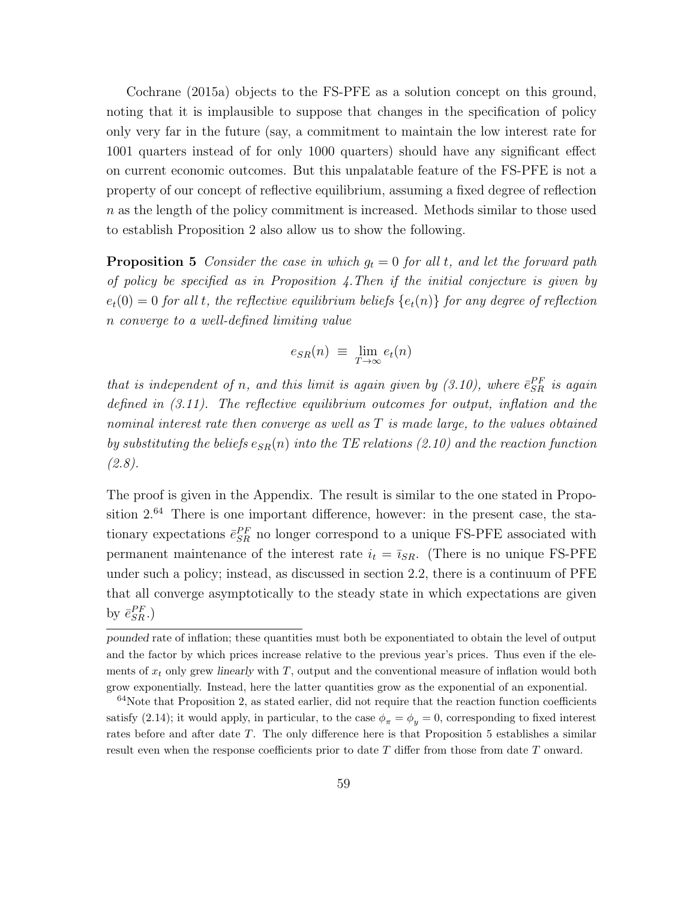Cochrane (2015a) objects to the FS-PFE as a solution concept on this ground, noting that it is implausible to suppose that changes in the specification of policy only very far in the future (say, a commitment to maintain the low interest rate for 1001 quarters instead of for only 1000 quarters) should have any significant effect on current economic outcomes. But this unpalatable feature of the FS-PFE is not a property of our concept of reflective equilibrium, assuming a fixed degree of reflection $n$ as the length of the policy commitment is increased. Methods similar to those used to establish Proposition 2 also allow us to show the following.

**Proposition 5** *Consider the case in which $g_t = 0$ for all $t$, and let the forward path of policy be specified as in Proposition 4. Then if the initial conjecture is given by $e_t(0) = 0$ for all $t$, the reflective equilibrium beliefs $\{e_t(n)\}$ for any degree of reflection $n$ converge to a well-defined limiting value*

$$e_{SR}(n) \equiv \lim_{T\to\infty} e_t(n)$$

*that is independent of $n$, and this limit is again given by (3.10), where $\bar{e}_{SR}^{PF}$ is again defined in (3.11). The reflective equilibrium outcomes for output, inflation and the nominal interest rate then converge as well as $T$ is made large, to the values obtained by substituting the beliefs $e_{SR}(n)$ into the TE relations (2.10) and the reaction function (2.8).*

The proof is given in the Appendix. The result is similar to the one stated in Proposition 2.[64] There is one important difference, however: in the present case, the stationary expectations $\bar{e}_{SR}^{PF}$ no longer correspond to a unique FS-PFE associated with permanent maintenance of the interest rate $i_t = \bar{\imath}_{SR}$. (There is no unique FS-PFE under such a policy; instead, as discussed in section 2.2, there is a continuum of PFE that all converge asymptotically to the steady state in which expectations are given by $\bar{e}_{SR}^{PF}$.)

---

*pounded* rate of inflation; these quantities must both be exponentiated to obtain the level of output and the factor by which prices increase relative to the previous year's prices. Thus even if the elements of $x_t$ only grew *linearly* with $T$, output and the conventional measure of inflation would both grow exponentially. Instead, here the latter quantities grow as the exponential of an exponential.

[64] Note that Proposition 2, as stated earlier, did not require that the reaction function coefficients satisfy (2.14); it would apply, in particular, to the case $\phi_\pi = \phi_y = 0$, corresponding to fixed interest rates before and after date $T$. The only difference here is that Proposition 5 establishes a similar result even when the response coefficients prior to date $T$ differ from those from date $T$ onward.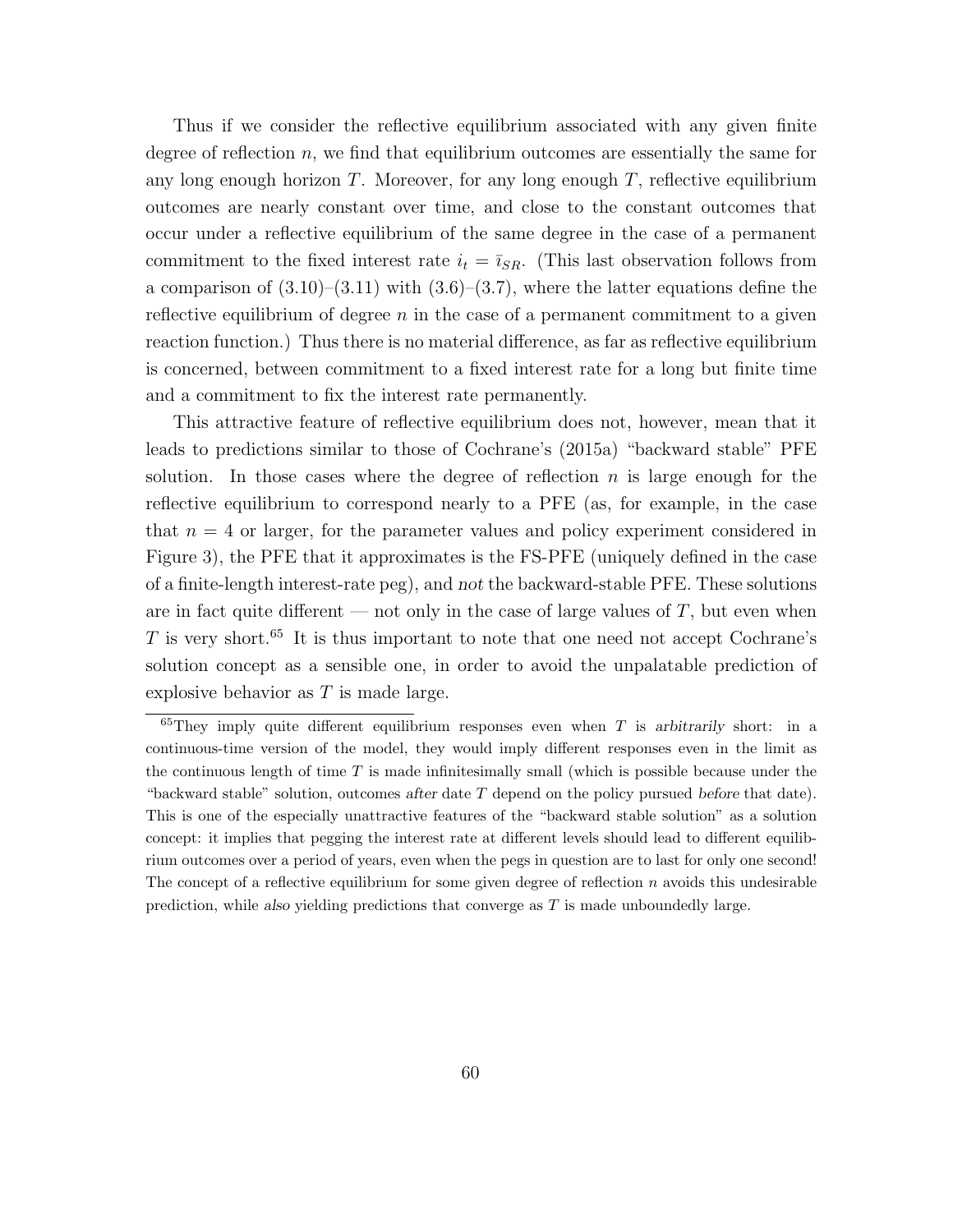Thus if we consider the reflective equilibrium associated with any given finite degree of reflection $n$, we find that equilibrium outcomes are essentially the same for any long enough horizon $T$. Moreover, for any long enough $T$, reflective equilibrium outcomes are nearly constant over time, and close to the constant outcomes that occur under a reflective equilibrium of the same degree in the case of a permanent commitment to the fixed interest rate $i_t = \bar{\imath}_{SR}$. (This last observation follows from a comparison of (3.10)–(3.11) with (3.6)–(3.7), where the latter equations define the reflective equilibrium of degree $n$ in the case of a permanent commitment to a given reaction function.) Thus there is no material difference, as far as reflective equilibrium is concerned, between commitment to a fixed interest rate for a long but finite time and a commitment to fix the interest rate permanently.

This attractive feature of reflective equilibrium does not, however, mean that it leads to predictions similar to those of Cochrane's (2015a) "backward stable" PFE solution. In those cases where the degree of reflection $n$ is large enough for the reflective equilibrium to correspond nearly to a PFE (as, for example, in the case that $n = 4$ or larger, for the parameter values and policy experiment considered in Figure 3), the PFE that it approximates is the FS-PFE (uniquely defined in the case of a finite-length interest-rate peg), and *not* the backward-stable PFE. These solutions are in fact quite different — not only in the case of large values of $T$, but even when $T$ is very short.[65] It is thus important to note that one need not accept Cochrane's solution concept as a sensible one, in order to avoid the unpalatable prediction of explosive behavior as $T$ is made large.

---

[65] They imply quite different equilibrium responses even when $T$ is *arbitrarily* short: in a continuous-time version of the model, they would imply different responses even in the limit as the continuous length of time $T$ is made infinitesimally small (which is possible because under the "backward stable" solution, outcomes *after* date $T$ depend on the policy pursued *before* that date). This is one of the especially unattractive features of the "backward stable solution" as a solution concept: it implies that pegging the interest rate at different levels should lead to different equilibrium outcomes over a period of years, even when the pegs in question are to last for only one second! The concept of a reflective equilibrium for some given degree of reflection $n$ avoids this undesirable prediction, while *also* yielding predictions that converge as $T$ is made unboundedly large.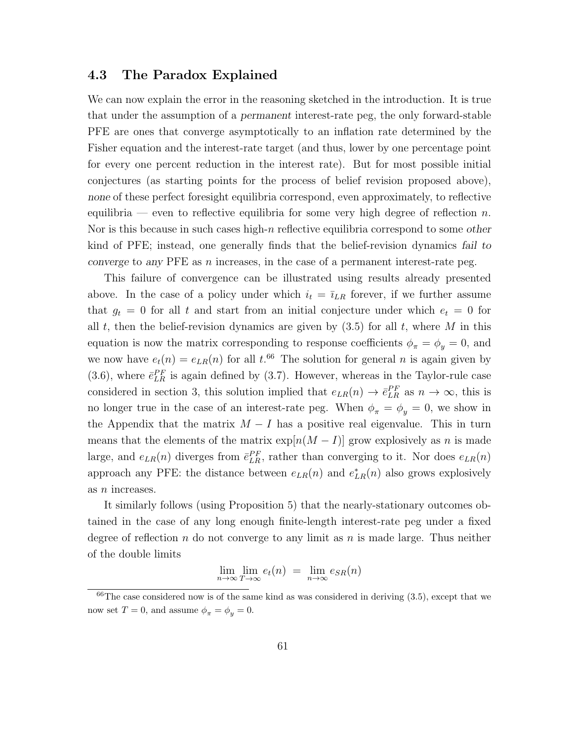### 4.3 The Paradox Explained

We can now explain the error in the reasoning sketched in the introduction. It is true that under the assumption of a *permanent* interest-rate peg, the only forward-stable PFE are ones that converge asymptotically to an inflation rate determined by the Fisher equation and the interest-rate target (and thus, lower by one percentage point for every one percent reduction in the interest rate). But for most possible initial conjectures (as starting points for the process of belief revision proposed above), *none* of these perfect foresight equilibria correspond, even approximately, to reflective equilibria — even to reflective equilibria for some very high degree of reflection $n$. Nor is this because in such cases high-$n$ reflective equilibria correspond to some *other* kind of PFE; instead, one generally finds that the belief-revision dynamics *fail to converge* to *any* PFE as $n$ increases, in the case of a permanent interest-rate peg.

This failure of convergence can be illustrated using results already presented above. In the case of a policy under which $i_t = \bar{\imath}_{LR}$ forever, if we further assume that $g_t = 0$ for all $t$ and start from an initial conjecture under which $e_t = 0$ for all $t$, then the belief-revision dynamics are given by (3.5) for all $t$, where $M$ in this equation is now the matrix corresponding to response coefficients $\phi_\pi = \phi_y = 0$, and we now have $e_t(n) = e_{LR}(n)$ for all $t$.[66] The solution for general $n$ is again given by (3.6), where $\bar{e}^{PF}_{LR}$ is again defined by (3.7). However, whereas in the Taylor-rule case considered in section 3, this solution implied that $e_{LR}(n) \to \bar{e}^{PF}_{LR}$ as $n \to \infty$, this is no longer true in the case of an interest-rate peg. When $\phi_\pi = \phi_y = 0$, we show in the Appendix that the matrix $M - I$ has a positive real eigenvalue. This in turn means that the elements of the matrix $\exp[n(M - I)]$ grow explosively as $n$ is made large, and $e_{LR}(n)$ diverges from $\bar{e}^{PF}_{LR}$, rather than converging to it. Nor does $e_{LR}(n)$ approach any PFE: the distance between $e_{LR}(n)$ and $e^*_{LR}(n)$ also grows explosively as $n$ increases.

It similarly follows (using Proposition 5) that the nearly-stationary outcomes obtained in the case of any long enough finite-length interest-rate peg under a fixed degree of reflection $n$ do not converge to any limit as $n$ is made large. Thus neither of the double limits

$$\lim_{n\to\infty} \lim_{T\to\infty} e_t(n) \;=\; \lim_{n\to\infty} e_{SR}(n)$$

[66] The case considered now is of the same kind as was considered in deriving (3.5), except that we now set $T = 0$, and assume $\phi_\pi = \phi_y = 0$.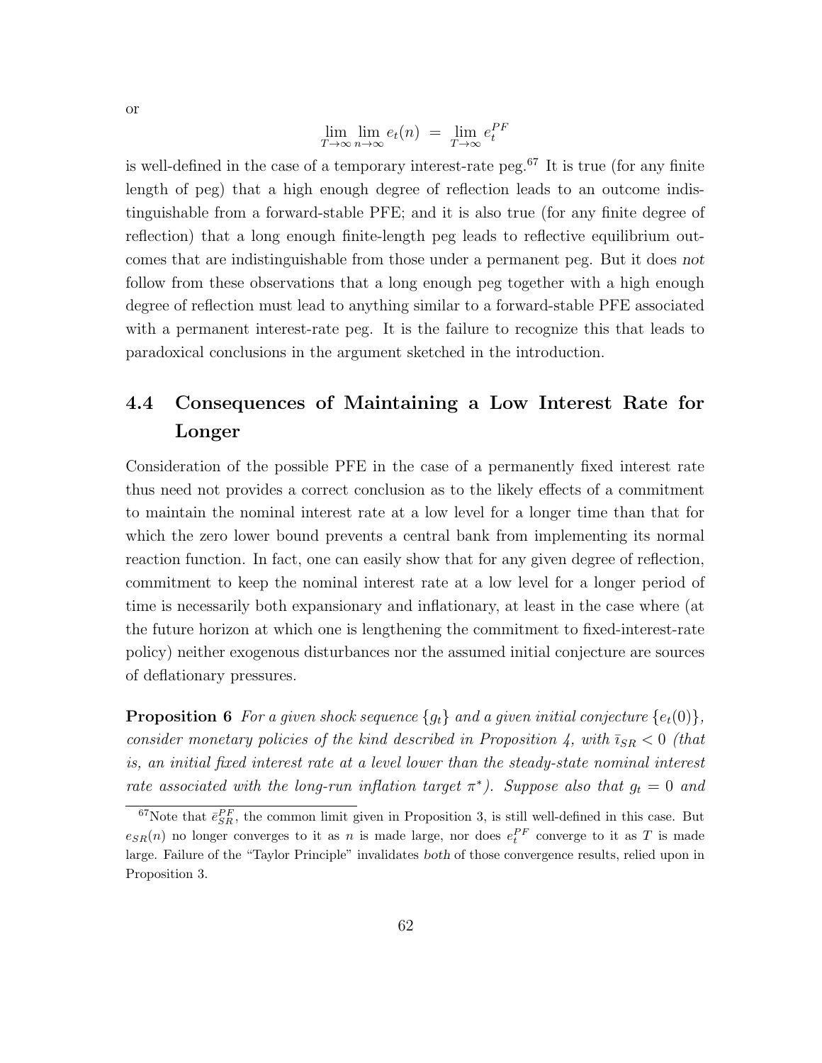or

$$\lim_{T\to\infty}\lim_{n\to\infty} e_t(n) \;=\; \lim_{T\to\infty} e_t^{PF}$$

is well-defined in the case of a temporary interest-rate peg.[67] It is true (for any finite length of peg) that a high enough degree of reflection leads to an outcome indistinguishable from a forward-stable PFE; and it is also true (for any finite degree of reflection) that a long enough finite-length peg leads to reflective equilibrium outcomes that are indistinguishable from those under a permanent peg. But it does *not* follow from these observations that a long enough peg together with a high enough degree of reflection must lead to anything similar to a forward-stable PFE associated with a permanent interest-rate peg. It is the failure to recognize this that leads to paradoxical conclusions in the argument sketched in the introduction.

## 4.4 Consequences of Maintaining a Low Interest Rate for Longer

Consideration of the possible PFE in the case of a permanently fixed interest rate thus need not provides a correct conclusion as to the likely effects of a commitment to maintain the nominal interest rate at a low level for a longer time than that for which the zero lower bound prevents a central bank from implementing its normal reaction function. In fact, one can easily show that for any given degree of reflection, commitment to keep the nominal interest rate at a low level for a longer period of time is necessarily both expansionary and inflationary, at least in the case where (at the future horizon at which one is lengthening the commitment to fixed-interest-rate policy) neither exogenous disturbances nor the assumed initial conjecture are sources of deflationary pressures.

**Proposition 6** *For a given shock sequence $\{g_t\}$ and a given initial conjecture $\{e_t(0)\}$, consider monetary policies of the kind described in Proposition 4, with $\bar{\imath}_{SR} < 0$ (that is, an initial fixed interest rate at a level lower than the steady-state nominal interest rate associated with the long-run inflation target $\pi^*$). Suppose also that $g_t = 0$ and*

[67] Note that $\bar{e}_{SR}^{PF}$, the common limit given in Proposition 3, is still well-defined in this case. But $e_{SR}(n)$ no longer converges to it as $n$ is made large, nor does $e_t^{PF}$ converge to it as $T$ is made large. Failure of the "Taylor Principle" invalidates *both* of those convergence results, relied upon in Proposition 3.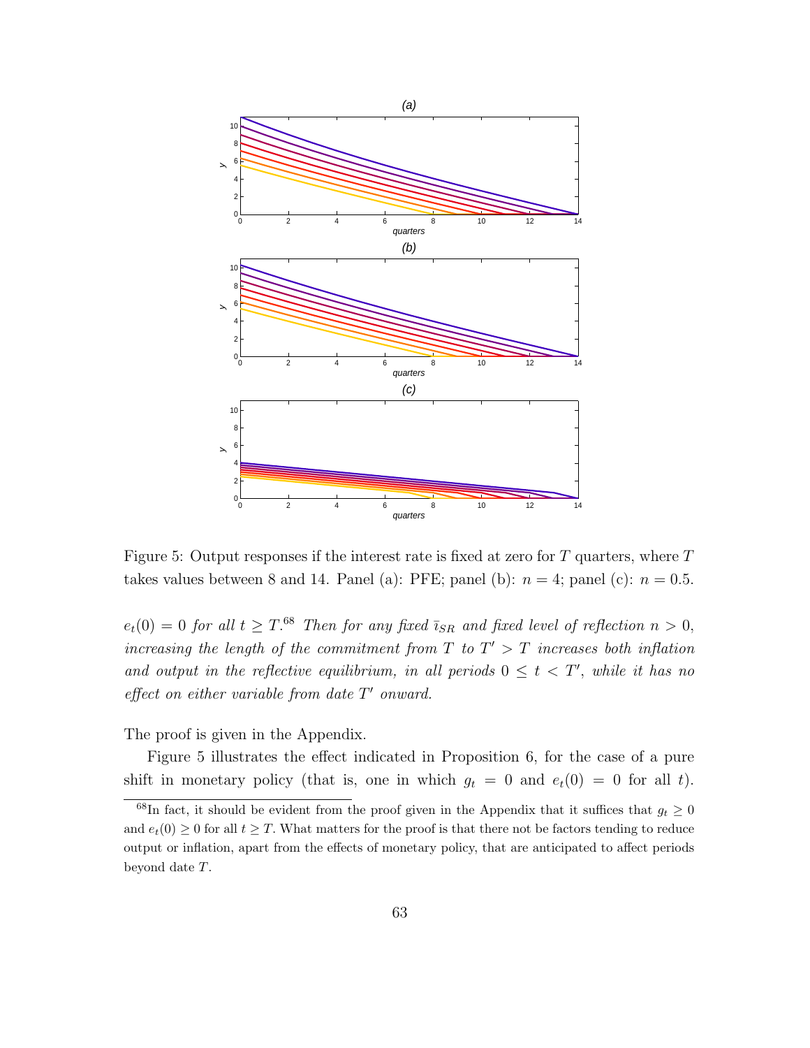Figure 5: Output responses if the interest rate is fixed at zero for $T$ quarters, where $T$ takes values between 8 and 14. Panel (a): PFE; panel (b): $n = 4$; panel (c): $n = 0.5$.

*$e_t(0) = 0$ for all $t \geq T$.*[68] *Then for any fixed $\bar{\imath}_{SR}$ and fixed level of reflection $n > 0$, increasing the length of the commitment from $T$ to $T' > T$ increases both inflation and output in the reflective equilibrium, in all periods $0 \leq t < T'$, while it has no effect on either variable from date $T'$ onward.*

The proof is given in the Appendix.

Figure 5 illustrates the effect indicated in Proposition 6, for the case of a pure shift in monetary policy (that is, one in which $g_t = 0$ and $e_t(0) = 0$ for all $t$).

[68] In fact, it should be evident from the proof given in the Appendix that it suffices that $g_t \geq 0$ and $e_t(0) \geq 0$ for all $t \geq T$. What matters for the proof is that there not be factors tending to reduce output or inflation, apart from the effects of monetary policy, that are anticipated to affect periods beyond date $T$.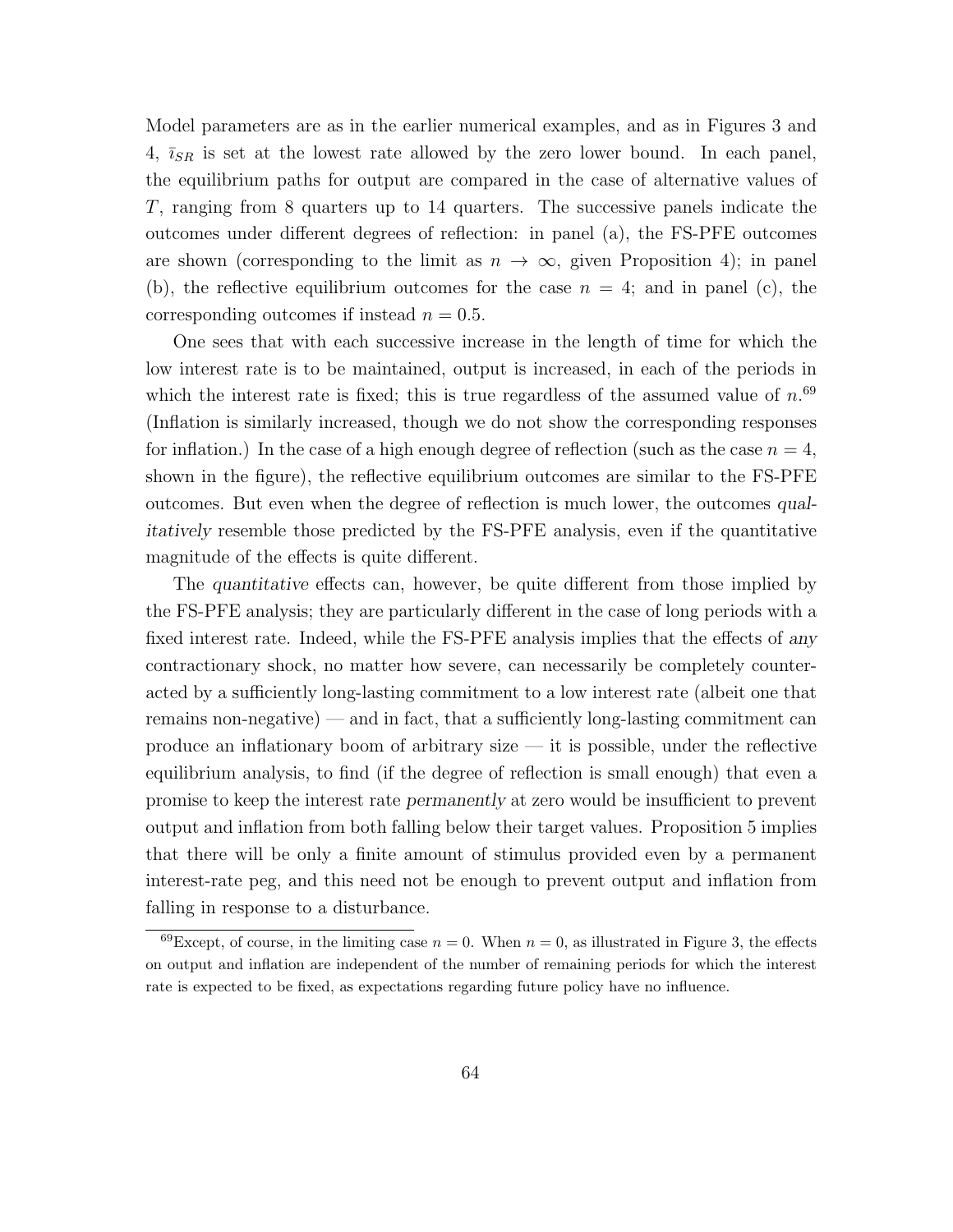Model parameters are as in the earlier numerical examples, and as in Figures 3 and 4, $\bar{\imath}_{SR}$ is set at the lowest rate allowed by the zero lower bound. In each panel, the equilibrium paths for output are compared in the case of alternative values of $T$, ranging from 8 quarters up to 14 quarters. The successive panels indicate the outcomes under different degrees of reflection: in panel (a), the FS-PFE outcomes are shown (corresponding to the limit as $n \to \infty$, given Proposition 4); in panel (b), the reflective equilibrium outcomes for the case $n = 4$; and in panel (c), the corresponding outcomes if instead $n = 0.5$.

One sees that with each successive increase in the length of time for which the low interest rate is to be maintained, output is increased, in each of the periods in which the interest rate is fixed; this is true regardless of the assumed value of $n$.[69] (Inflation is similarly increased, though we do not show the corresponding responses for inflation.) In the case of a high enough degree of reflection (such as the case $n = 4$, shown in the figure), the reflective equilibrium outcomes are similar to the FS-PFE outcomes. But even when the degree of reflection is much lower, the outcomes *qualitatively* resemble those predicted by the FS-PFE analysis, even if the quantitative magnitude of the effects is quite different.

The *quantitative* effects can, however, be quite different from those implied by the FS-PFE analysis; they are particularly different in the case of long periods with a fixed interest rate. Indeed, while the FS-PFE analysis implies that the effects of *any* contractionary shock, no matter how severe, can necessarily be completely counteracted by a sufficiently long-lasting commitment to a low interest rate (albeit one that remains non-negative) — and in fact, that a sufficiently long-lasting commitment can produce an inflationary boom of arbitrary size — it is possible, under the reflective equilibrium analysis, to find (if the degree of reflection is small enough) that even a promise to keep the interest rate *permanently* at zero would be insufficient to prevent output and inflation from both falling below their target values. Proposition 5 implies that there will be only a finite amount of stimulus provided even by a permanent interest-rate peg, and this need not be enough to prevent output and inflation from falling in response to a disturbance.

[69]Except, of course, in the limiting case $n = 0$. When $n = 0$, as illustrated in Figure 3, the effects on output and inflation are independent of the number of remaining periods for which the interest rate is expected to be fixed, as expectations regarding future policy have no influence.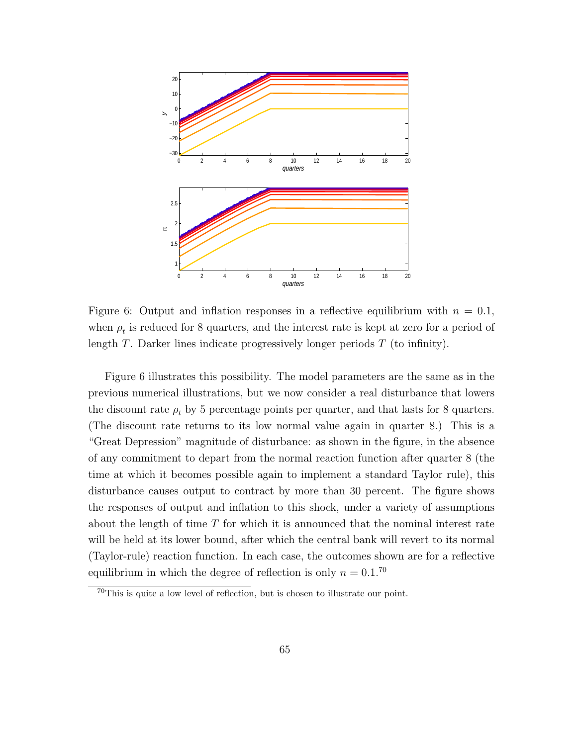Figure 6: Output and inflation responses in a reflective equilibrium with $n = 0.1$, when $\rho_t$ is reduced for 8 quarters, and the interest rate is kept at zero for a period of length $T$. Darker lines indicate progressively longer periods $T$ (to infinity).

Figure 6 illustrates this possibility. The model parameters are the same as in the previous numerical illustrations, but we now consider a real disturbance that lowers the discount rate $\rho_t$ by 5 percentage points per quarter, and that lasts for 8 quarters. (The discount rate returns to its low normal value again in quarter 8.) This is a "Great Depression" magnitude of disturbance: as shown in the figure, in the absence of any commitment to depart from the normal reaction function after quarter 8 (the time at which it becomes possible again to implement a standard Taylor rule), this disturbance causes output to contract by more than 30 percent. The figure shows the responses of output and inflation to this shock, under a variety of assumptions about the length of time $T$ for which it is announced that the nominal interest rate will be held at its lower bound, after which the central bank will revert to its normal (Taylor-rule) reaction function. In each case, the outcomes shown are for a reflective equilibrium in which the degree of reflection is only $n = 0.1$.[70]

[70] This is quite a low level of reflection, but is chosen to illustrate our point.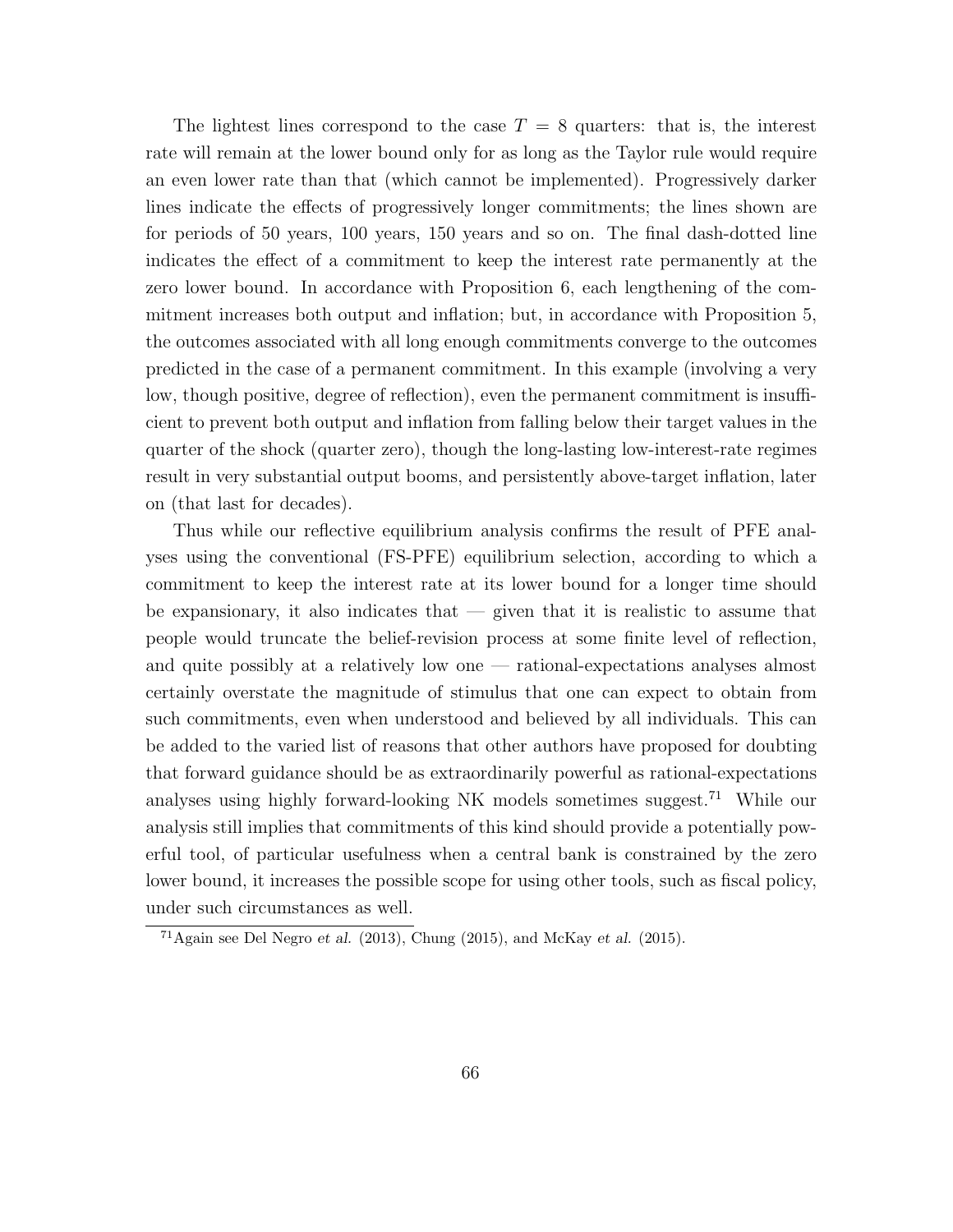The lightest lines correspond to the case $T = 8$ quarters: that is, the interest rate will remain at the lower bound only for as long as the Taylor rule would require an even lower rate than that (which cannot be implemented). Progressively darker lines indicate the effects of progressively longer commitments; the lines shown are for periods of 50 years, 100 years, 150 years and so on. The final dash-dotted line indicates the effect of a commitment to keep the interest rate permanently at the zero lower bound. In accordance with Proposition 6, each lengthening of the commitment increases both output and inflation; but, in accordance with Proposition 5, the outcomes associated with all long enough commitments converge to the outcomes predicted in the case of a permanent commitment. In this example (involving a very low, though positive, degree of reflection), even the permanent commitment is insufficient to prevent both output and inflation from falling below their target values in the quarter of the shock (quarter zero), though the long-lasting low-interest-rate regimes result in very substantial output booms, and persistently above-target inflation, later on (that last for decades).

Thus while our reflective equilibrium analysis confirms the result of PFE analyses using the conventional (FS-PFE) equilibrium selection, according to which a commitment to keep the interest rate at its lower bound for a longer time should be expansionary, it also indicates that — given that it is realistic to assume that people would truncate the belief-revision process at some finite level of reflection, and quite possibly at a relatively low one — rational-expectations analyses almost certainly overstate the magnitude of stimulus that one can expect to obtain from such commitments, even when understood and believed by all individuals. This can be added to the varied list of reasons that other authors have proposed for doubting that forward guidance should be as extraordinarily powerful as rational-expectations analyses using highly forward-looking NK models sometimes suggest.[71] While our analysis still implies that commitments of this kind should provide a potentially powerful tool, of particular usefulness when a central bank is constrained by the zero lower bound, it increases the possible scope for using other tools, such as fiscal policy, under such circumstances as well.

[71] Again see Del Negro *et al.* (2013), Chung (2015), and McKay *et al.* (2015).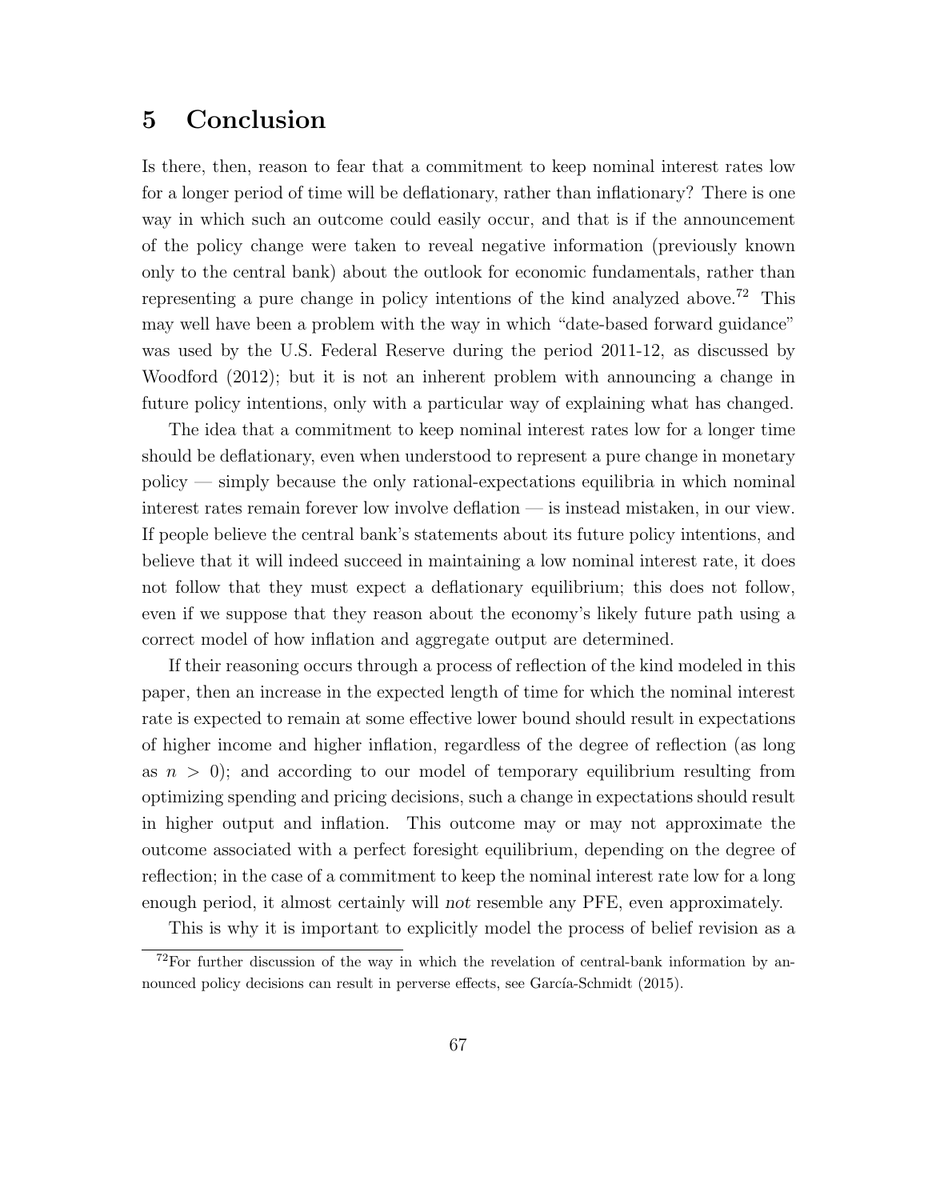# 5 Conclusion

Is there, then, reason to fear that a commitment to keep nominal interest rates low for a longer period of time will be deflationary, rather than inflationary? There is one way in which such an outcome could easily occur, and that is if the announcement of the policy change were taken to reveal negative information (previously known only to the central bank) about the outlook for economic fundamentals, rather than representing a pure change in policy intentions of the kind analyzed above.[72] This may well have been a problem with the way in which "date-based forward guidance" was used by the U.S. Federal Reserve during the period 2011-12, as discussed by Woodford (2012); but it is not an inherent problem with announcing a change in future policy intentions, only with a particular way of explaining what has changed.

The idea that a commitment to keep nominal interest rates low for a longer time should be deflationary, even when understood to represent a pure change in monetary policy — simply because the only rational-expectations equilibria in which nominal interest rates remain forever low involve deflation — is instead mistaken, in our view. If people believe the central bank's statements about its future policy intentions, and believe that it will indeed succeed in maintaining a low nominal interest rate, it does not follow that they must expect a deflationary equilibrium; this does not follow, even if we suppose that they reason about the economy's likely future path using a correct model of how inflation and aggregate output are determined.

If their reasoning occurs through a process of reflection of the kind modeled in this paper, then an increase in the expected length of time for which the nominal interest rate is expected to remain at some effective lower bound should result in expectations of higher income and higher inflation, regardless of the degree of reflection (as long as $n > 0$); and according to our model of temporary equilibrium resulting from optimizing spending and pricing decisions, such a change in expectations should result in higher output and inflation. This outcome may or may not approximate the outcome associated with a perfect foresight equilibrium, depending on the degree of reflection; in the case of a commitment to keep the nominal interest rate low for a long enough period, it almost certainly will *not* resemble any PFE, even approximately.

This is why it is important to explicitly model the process of belief revision as a

[72] For further discussion of the way in which the revelation of central-bank information by announced policy decisions can result in perverse effects, see García-Schmidt (2015).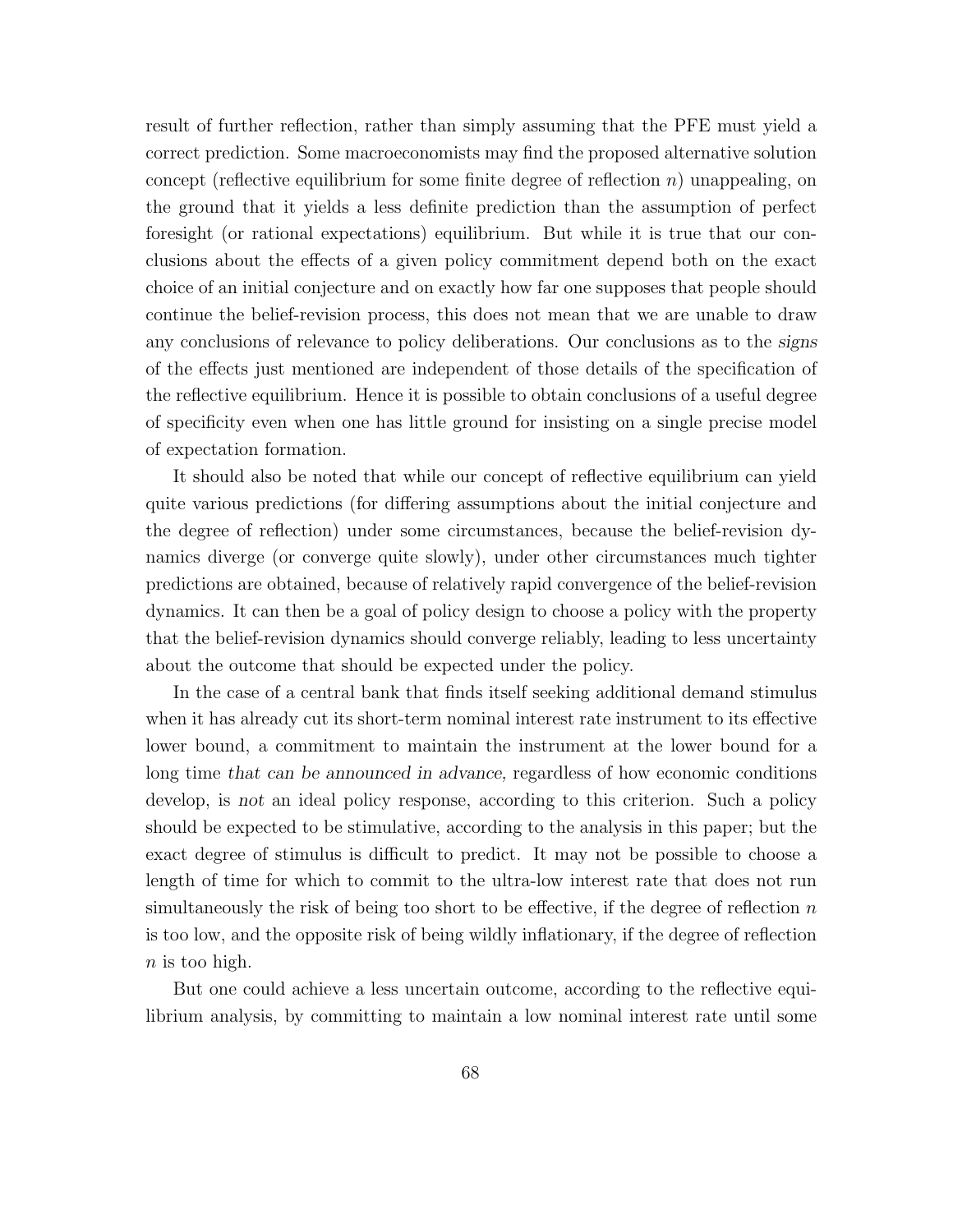result of further reflection, rather than simply assuming that the PFE must yield a correct prediction. Some macroeconomists may find the proposed alternative solution concept (reflective equilibrium for some finite degree of reflection $n$) unappealing, on the ground that it yields a less definite prediction than the assumption of perfect foresight (or rational expectations) equilibrium. But while it is true that our conclusions about the effects of a given policy commitment depend both on the exact choice of an initial conjecture and on exactly how far one supposes that people should continue the belief-revision process, this does not mean that we are unable to draw any conclusions of relevance to policy deliberations. Our conclusions as to the *signs* of the effects just mentioned are independent of those details of the specification of the reflective equilibrium. Hence it is possible to obtain conclusions of a useful degree of specificity even when one has little ground for insisting on a single precise model of expectation formation.

It should also be noted that while our concept of reflective equilibrium can yield quite various predictions (for differing assumptions about the initial conjecture and the degree of reflection) under some circumstances, because the belief-revision dynamics diverge (or converge quite slowly), under other circumstances much tighter predictions are obtained, because of relatively rapid convergence of the belief-revision dynamics. It can then be a goal of policy design to choose a policy with the property that the belief-revision dynamics should converge reliably, leading to less uncertainty about the outcome that should be expected under the policy.

In the case of a central bank that finds itself seeking additional demand stimulus when it has already cut its short-term nominal interest rate instrument to its effective lower bound, a commitment to maintain the instrument at the lower bound for a long time *that can be announced in advance*, regardless of how economic conditions develop, is *not* an ideal policy response, according to this criterion. Such a policy should be expected to be stimulative, according to the analysis in this paper; but the exact degree of stimulus is difficult to predict. It may not be possible to choose a length of time for which to commit to the ultra-low interest rate that does not run simultaneously the risk of being too short to be effective, if the degree of reflection $n$ is too low, and the opposite risk of being wildly inflationary, if the degree of reflection $n$ is too high.

But one could achieve a less uncertain outcome, according to the reflective equilibrium analysis, by committing to maintain a low nominal interest rate until some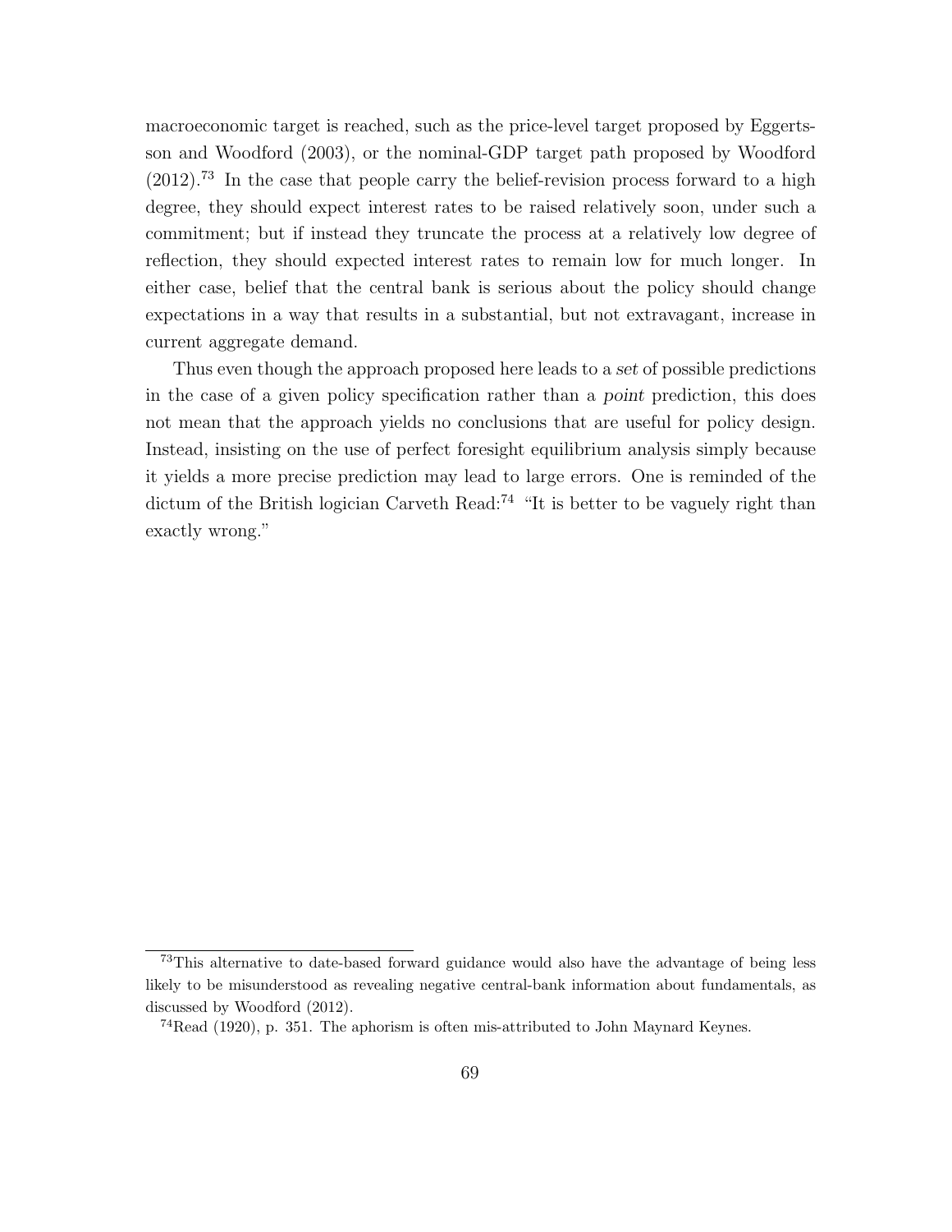macroeconomic target is reached, such as the price-level target proposed by Eggertsson and Woodford (2003), or the nominal-GDP target path proposed by Woodford (2012).[73] In the case that people carry the belief-revision process forward to a high degree, they should expect interest rates to be raised relatively soon, under such a commitment; but if instead they truncate the process at a relatively low degree of reflection, they should expected interest rates to remain low for much longer. In either case, belief that the central bank is serious about the policy should change expectations in a way that results in a substantial, but not extravagant, increase in current aggregate demand.

Thus even though the approach proposed here leads to a *set* of possible predictions in the case of a given policy specification rather than a *point* prediction, this does not mean that the approach yields no conclusions that are useful for policy design. Instead, insisting on the use of perfect foresight equilibrium analysis simply because it yields a more precise prediction may lead to large errors. One is reminded of the dictum of the British logician Carveth Read:[74] "It is better to be vaguely right than exactly wrong."

---

[73] This alternative to date-based forward guidance would also have the advantage of being less likely to be misunderstood as revealing negative central-bank information about fundamentals, as discussed by Woodford (2012).

[74] Read (1920), p. 351. The aphorism is often mis-attributed to John Maynard Keynes.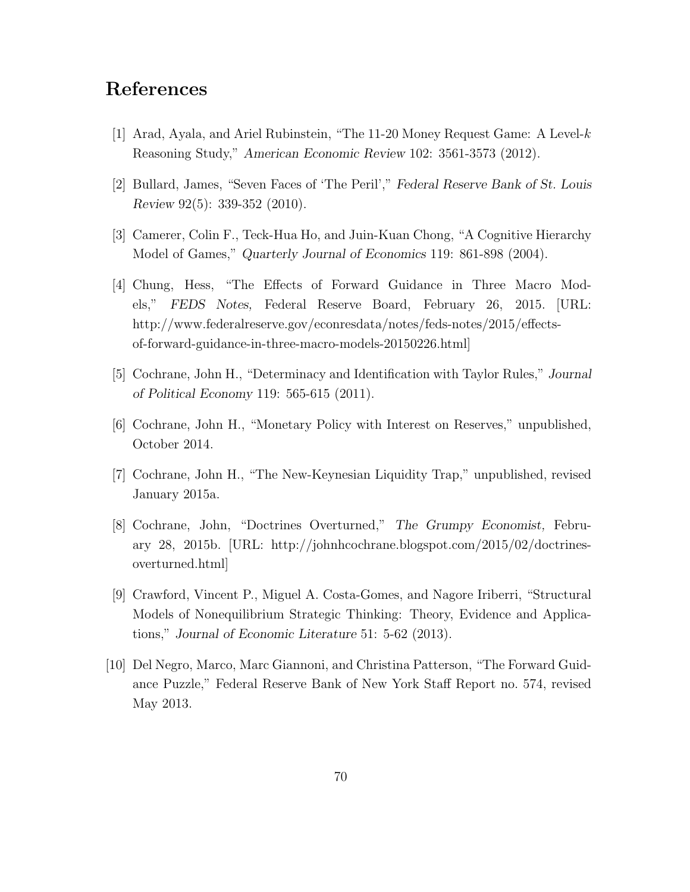# References

[1] Arad, Ayala, and Ariel Rubinstein, "The 11-20 Money Request Game: A Level-$k$ Reasoning Study," *American Economic Review* 102: 3561-3573 (2012).

[2] Bullard, James, "Seven Faces of 'The Peril'," *Federal Reserve Bank of St. Louis Review* 92(5): 339-352 (2010).

[3] Camerer, Colin F., Teck-Hua Ho, and Juin-Kuan Chong, "A Cognitive Hierarchy Model of Games," *Quarterly Journal of Economics* 119: 861-898 (2004).

[4] Chung, Hess, "The Effects of Forward Guidance in Three Macro Models," *FEDS Notes,* Federal Reserve Board, February 26, 2015. [URL: http://www.federalreserve.gov/econresdata/notes/feds-notes/2015/effects-of-forward-guidance-in-three-macro-models-20150226.html]

[5] Cochrane, John H., "Determinacy and Identification with Taylor Rules," *Journal of Political Economy* 119: 565-615 (2011).

[6] Cochrane, John H., "Monetary Policy with Interest on Reserves," unpublished, October 2014.

[7] Cochrane, John H., "The New-Keynesian Liquidity Trap," unpublished, revised January 2015a.

[8] Cochrane, John, "Doctrines Overturned," *The Grumpy Economist,* February 28, 2015b. [URL: http://johnhcochrane.blogspot.com/2015/02/doctrines-overturned.html]

[9] Crawford, Vincent P., Miguel A. Costa-Gomes, and Nagore Iriberri, "Structural Models of Nonequilibrium Strategic Thinking: Theory, Evidence and Applications," *Journal of Economic Literature* 51: 5-62 (2013).

[10] Del Negro, Marco, Marc Giannoni, and Christina Patterson, "The Forward Guidance Puzzle," Federal Reserve Bank of New York Staff Report no. 574, revised May 2013.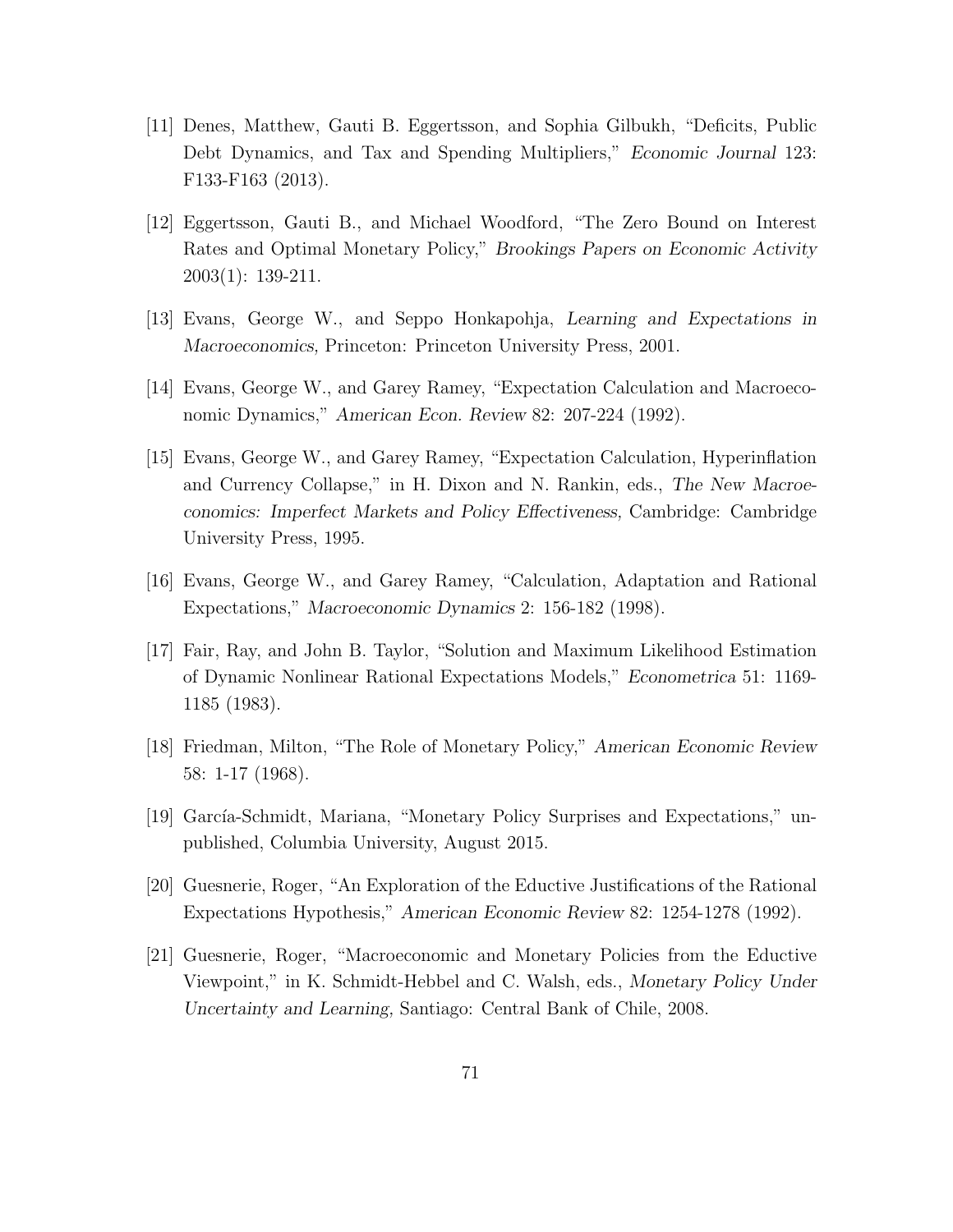[11] Denes, Matthew, Gauti B. Eggertsson, and Sophia Gilbukh, "Deficits, Public Debt Dynamics, and Tax and Spending Multipliers," *Economic Journal* 123: F133-F163 (2013).

[12] Eggertsson, Gauti B., and Michael Woodford, "The Zero Bound on Interest Rates and Optimal Monetary Policy," *Brookings Papers on Economic Activity* 2003(1): 139-211.

[13] Evans, George W., and Seppo Honkapohja, *Learning and Expectations in Macroeconomics*, Princeton: Princeton University Press, 2001.

[14] Evans, George W., and Garey Ramey, "Expectation Calculation and Macroeconomic Dynamics," *American Econ. Review* 82: 207-224 (1992).

[15] Evans, George W., and Garey Ramey, "Expectation Calculation, Hyperinflation and Currency Collapse," in H. Dixon and N. Rankin, eds., *The New Macroeconomics: Imperfect Markets and Policy Effectiveness*, Cambridge: Cambridge University Press, 1995.

[16] Evans, George W., and Garey Ramey, "Calculation, Adaptation and Rational Expectations," *Macroeconomic Dynamics* 2: 156-182 (1998).

[17] Fair, Ray, and John B. Taylor, "Solution and Maximum Likelihood Estimation of Dynamic Nonlinear Rational Expectations Models," *Econometrica* 51: 1169-1185 (1983).

[18] Friedman, Milton, "The Role of Monetary Policy," *American Economic Review* 58: 1-17 (1968).

[19] García-Schmidt, Mariana, "Monetary Policy Surprises and Expectations," unpublished, Columbia University, August 2015.

[20] Guesnerie, Roger, "An Exploration of the Eductive Justifications of the Rational Expectations Hypothesis," *American Economic Review* 82: 1254-1278 (1992).

[21] Guesnerie, Roger, "Macroeconomic and Monetary Policies from the Eductive Viewpoint," in K. Schmidt-Hebbel and C. Walsh, eds., *Monetary Policy Under Uncertainty and Learning,* Santiago: Central Bank of Chile, 2008.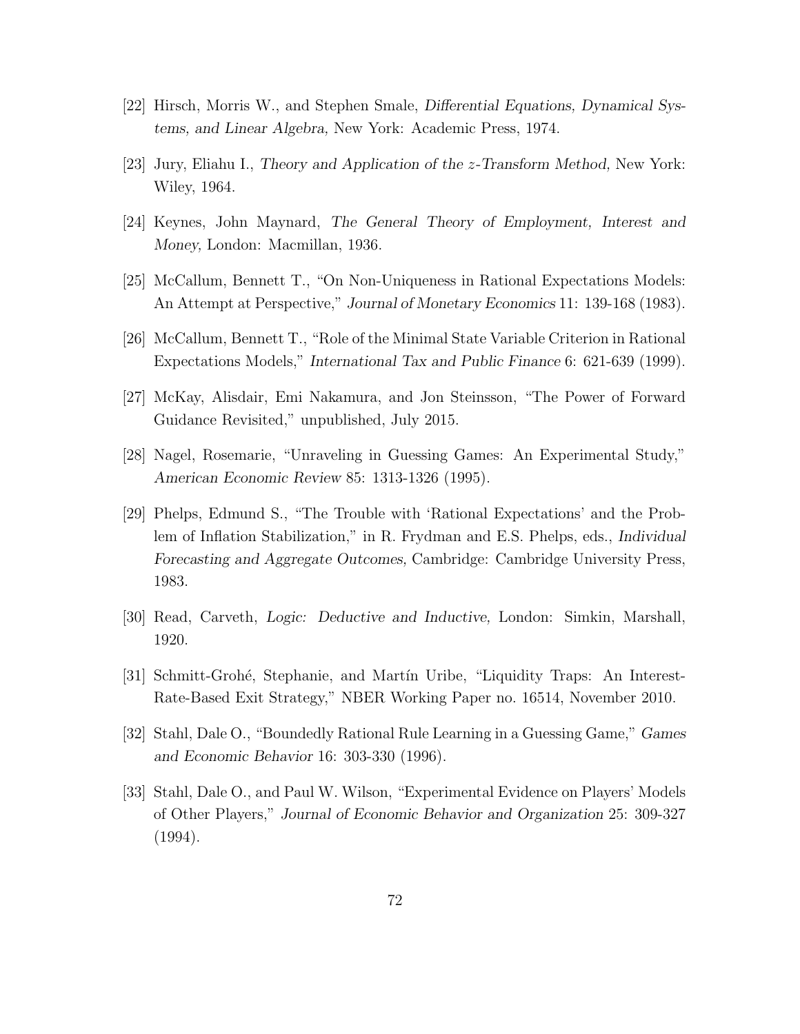[22] Hirsch, Morris W., and Stephen Smale, *Differential Equations, Dynamical Systems, and Linear Algebra*, New York: Academic Press, 1974.

[23] Jury, Eliahu I., *Theory and Application of the $z$-Transform Method*, New York: Wiley, 1964.

[24] Keynes, John Maynard, *The General Theory of Employment, Interest and Money*, London: Macmillan, 1936.

[25] McCallum, Bennett T., "On Non-Uniqueness in Rational Expectations Models: An Attempt at Perspective," *Journal of Monetary Economics* 11: 139-168 (1983).

[26] McCallum, Bennett T., "Role of the Minimal State Variable Criterion in Rational Expectations Models," *International Tax and Public Finance* 6: 621-639 (1999).

[27] McKay, Alisdair, Emi Nakamura, and Jon Steinsson, "The Power of Forward Guidance Revisited," unpublished, July 2015.

[28] Nagel, Rosemarie, "Unraveling in Guessing Games: An Experimental Study," *American Economic Review* 85: 1313-1326 (1995).

[29] Phelps, Edmund S., "The Trouble with 'Rational Expectations' and the Problem of Inflation Stabilization," in R. Frydman and E.S. Phelps, eds., *Individual Forecasting and Aggregate Outcomes,* Cambridge: Cambridge University Press, 1983.

[30] Read, Carveth, *Logic: Deductive and Inductive,* London: Simkin, Marshall, 1920.

[31] Schmitt-Grohé, Stephanie, and Martín Uribe, "Liquidity Traps: An Interest-Rate-Based Exit Strategy," NBER Working Paper no. 16514, November 2010.

[32] Stahl, Dale O., "Boundedly Rational Rule Learning in a Guessing Game," *Games and Economic Behavior* 16: 303-330 (1996).

[33] Stahl, Dale O., and Paul W. Wilson, "Experimental Evidence on Players' Models of Other Players," *Journal of Economic Behavior and Organization* 25: 309-327 (1994).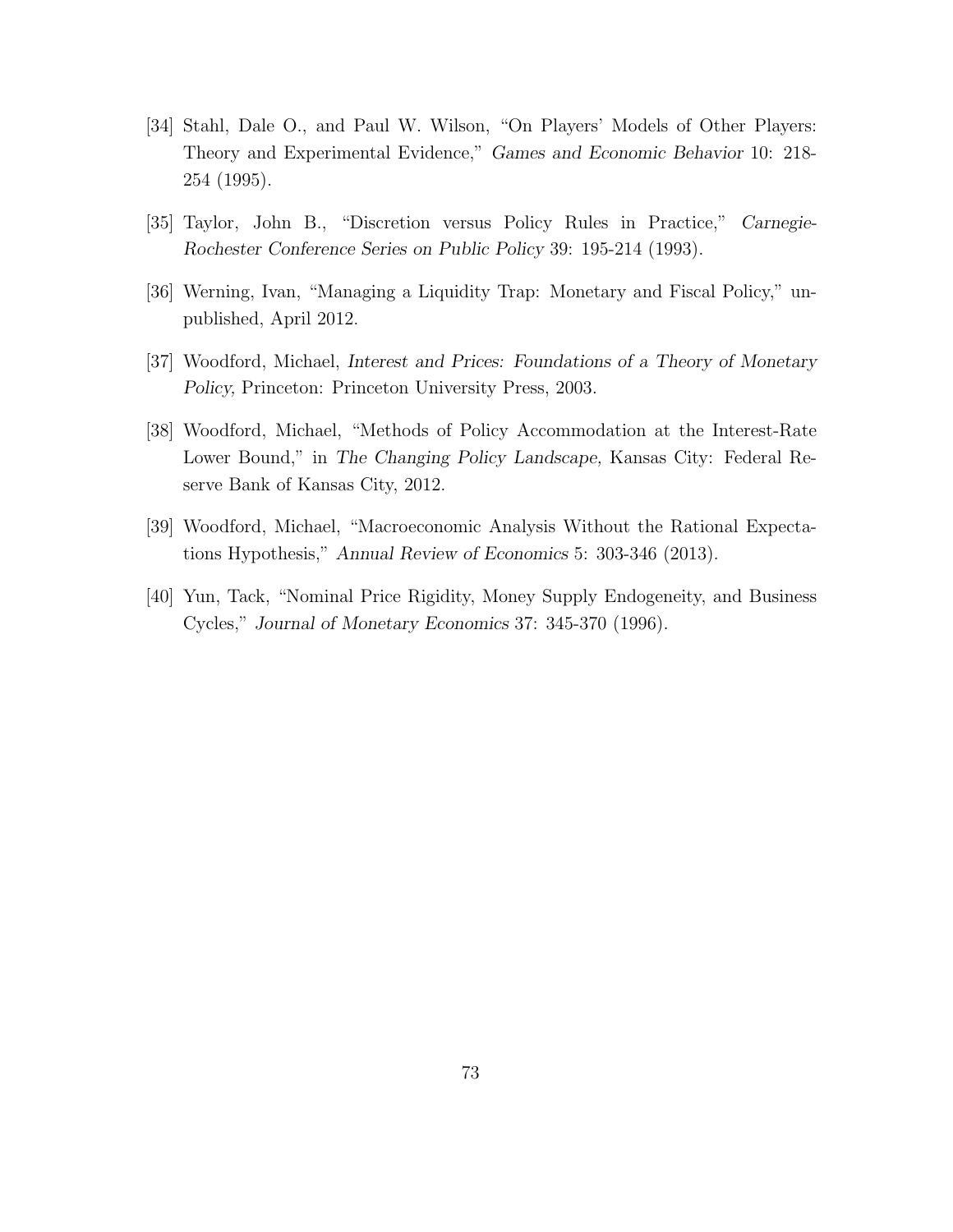[34] Stahl, Dale O., and Paul W. Wilson, "On Players' Models of Other Players: Theory and Experimental Evidence," *Games and Economic Behavior* 10: 218-254 (1995).

[35] Taylor, John B., "Discretion versus Policy Rules in Practice," *Carnegie-Rochester Conference Series on Public Policy* 39: 195-214 (1993).

[36] Werning, Ivan, "Managing a Liquidity Trap: Monetary and Fiscal Policy," unpublished, April 2012.

[37] Woodford, Michael, *Interest and Prices: Foundations of a Theory of Monetary Policy,* Princeton: Princeton University Press, 2003.

[38] Woodford, Michael, "Methods of Policy Accommodation at the Interest-Rate Lower Bound," in *The Changing Policy Landscape,* Kansas City: Federal Reserve Bank of Kansas City, 2012.

[39] Woodford, Michael, "Macroeconomic Analysis Without the Rational Expectations Hypothesis," *Annual Review of Economics* 5: 303-346 (2013).

[40] Yun, Tack, "Nominal Price Rigidity, Money Supply Endogeneity, and Business Cycles," *Journal of Monetary Economics* 37: 345-370 (1996).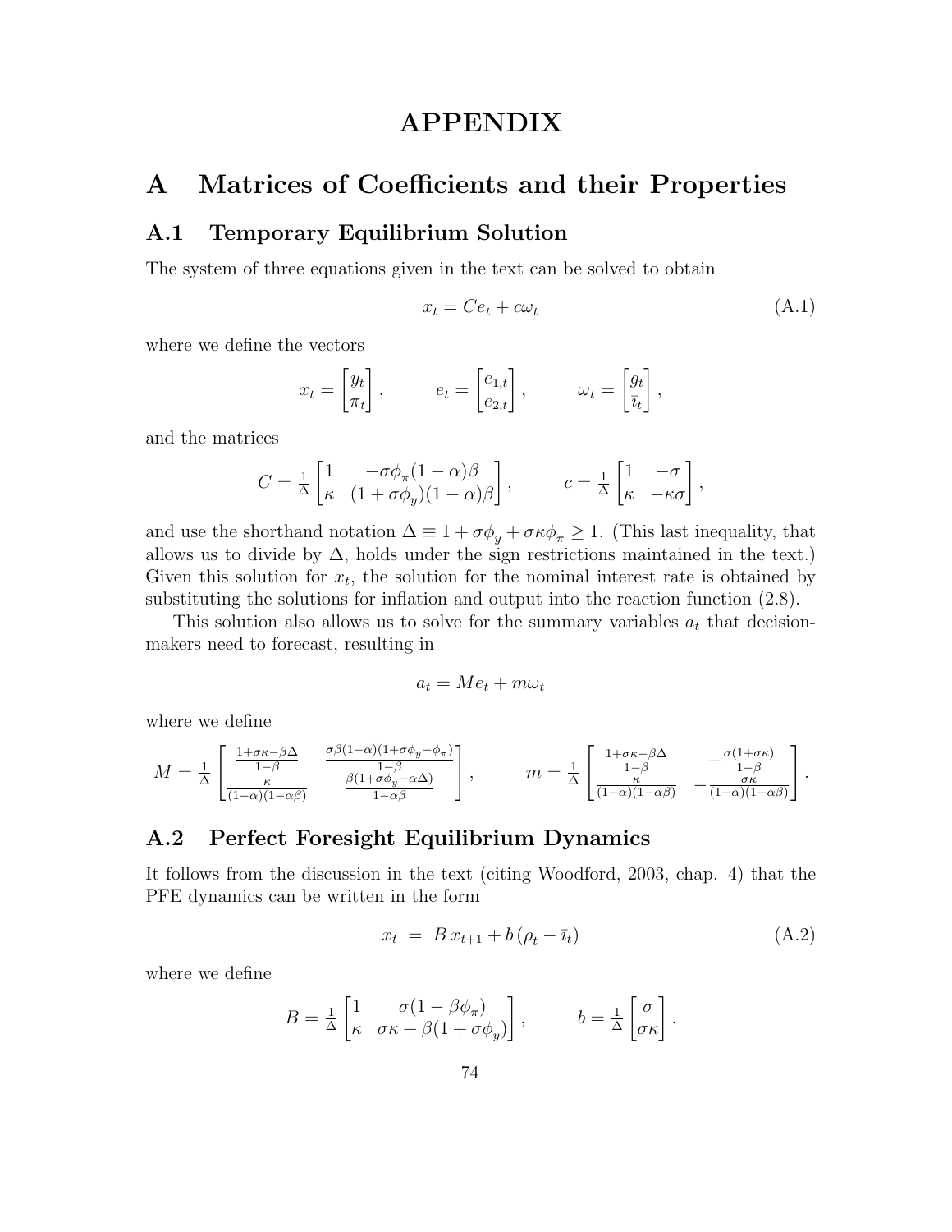# APPENDIX

# A Matrices of Coefficients and their Properties

## A.1 Temporary Equilibrium Solution

The system of three equations given in the text can be solved to obtain

$$x_t = Ce_t + c\omega_t \tag{A.1}$$

where we define the vectors

$$x_t = \begin{bmatrix} y_t \\ \pi_t \end{bmatrix}, \qquad e_t = \begin{bmatrix} e_{1,t} \\ e_{2,t} \end{bmatrix}, \qquad \omega_t = \begin{bmatrix} g_t \\ \bar{\imath}_t \end{bmatrix},$$

and the matrices

$$C = \tfrac{1}{\Delta} \begin{bmatrix} 1 & -\sigma\phi_\pi(1-\alpha)\beta \\ \kappa & (1+\sigma\phi_y)(1-\alpha)\beta \end{bmatrix}, \qquad c = \tfrac{1}{\Delta} \begin{bmatrix} 1 & -\sigma \\ \kappa & -\kappa\sigma \end{bmatrix},$$

and use the shorthand notation $\Delta \equiv 1 + \sigma\phi_y + \sigma\kappa\phi_\pi \geq 1$. (This last inequality, that allows us to divide by $\Delta$, holds under the sign restrictions maintained in the text.) Given this solution for $x_t$, the solution for the nominal interest rate is obtained by substituting the solutions for inflation and output into the reaction function (2.8).

This solution also allows us to solve for the summary variables $a_t$ that decision-makers need to forecast, resulting in

$$a_t = Me_t + m\omega_t$$

where we define

$$M = \tfrac{1}{\Delta} \begin{bmatrix} \frac{1+\sigma\kappa-\beta\Delta}{1-\beta} & \frac{\sigma\beta(1-\alpha)(1+\sigma\phi_y-\phi_\pi)}{1-\beta} \\ \frac{\kappa}{(1-\alpha)(1-\alpha\beta)} & \frac{\beta(1+\sigma\phi_y-\alpha\Delta)}{1-\alpha\beta} \end{bmatrix}, \qquad m = \tfrac{1}{\Delta} \begin{bmatrix} \frac{1+\sigma\kappa-\beta\Delta}{1-\beta} & -\frac{\sigma(1+\sigma\kappa)}{1-\beta} \\ \frac{\kappa}{(1-\alpha)(1-\alpha\beta)} & -\frac{\sigma\kappa}{(1-\alpha)(1-\alpha\beta)} \end{bmatrix}.$$

## A.2 Perfect Foresight Equilibrium Dynamics

It follows from the discussion in the text (citing Woodford, 2003, chap. 4) that the PFE dynamics can be written in the form

$$x_t \;=\; B\,x_{t+1} + b\,(\rho_t - \bar{\imath}_t) \tag{A.2}$$

where we define

$$B = \tfrac{1}{\Delta} \begin{bmatrix} 1 & \sigma(1-\beta\phi_\pi) \\ \kappa & \sigma\kappa + \beta(1+\sigma\phi_y) \end{bmatrix}, \qquad b = \tfrac{1}{\Delta} \begin{bmatrix} \sigma \\ \sigma\kappa \end{bmatrix}.$$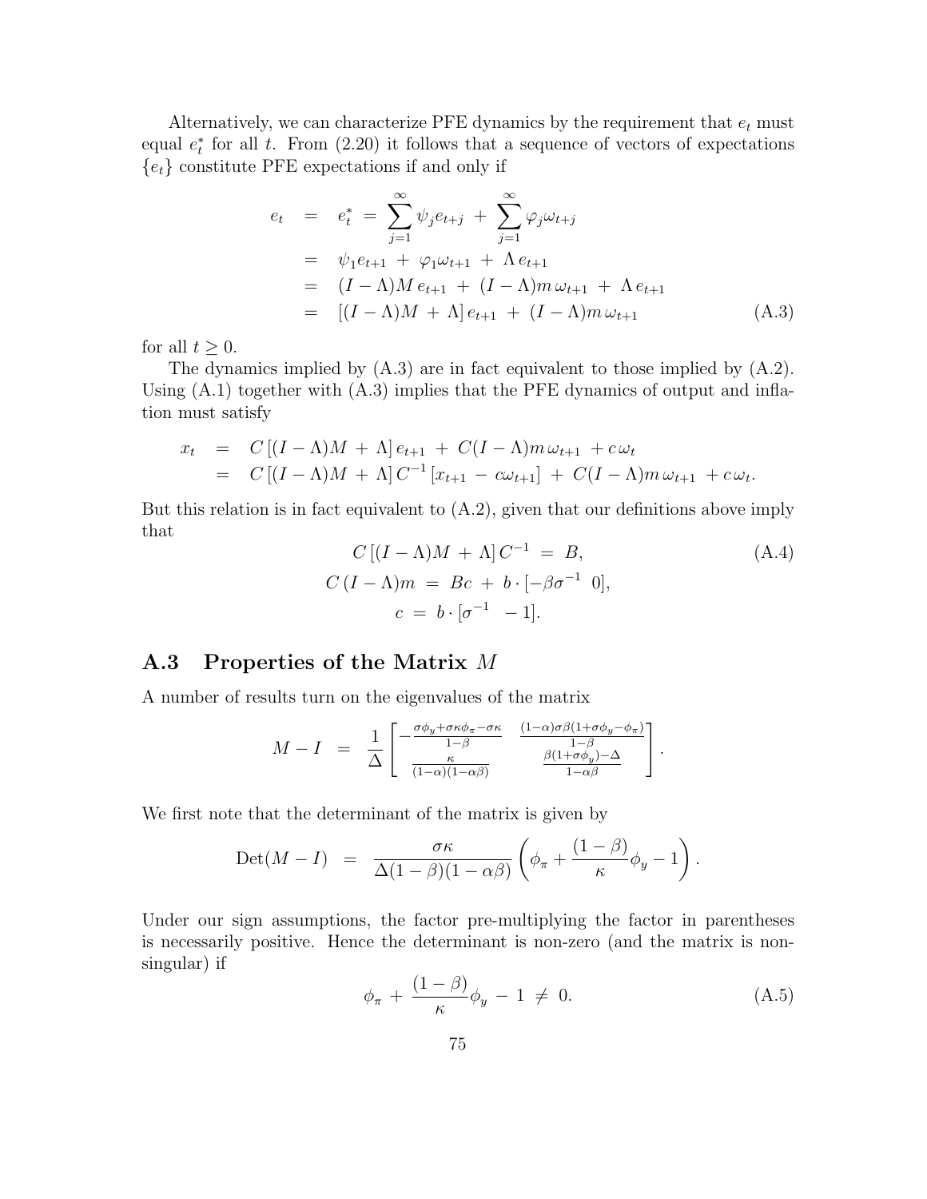Alternatively, we can characterize PFE dynamics by the requirement that $e_t$ must equal $e_t^*$ for all $t$. From (2.20) it follows that a sequence of vectors of expectations $\{e_t\}$ constitute PFE expectations if and only if

$$
\begin{aligned}
e_t &= e_t^* = \sum_{j=1}^{\infty} \psi_j e_{t+j} + \sum_{j=1}^{\infty} \varphi_j \omega_{t+j} \\
&= \psi_1 e_{t+1} + \varphi_1 \omega_{t+1} + \Lambda\, e_{t+1} \\
&= (I - \Lambda) M\, e_{t+1} + (I - \Lambda) m\, \omega_{t+1} + \Lambda\, e_{t+1} \\
&= [(I - \Lambda) M + \Lambda]\, e_{t+1} + (I - \Lambda) m\, \omega_{t+1} \qquad \text{(A.3)}
\end{aligned}
$$

for all $t \geq 0$.

The dynamics implied by (A.3) are in fact equivalent to those implied by (A.2). Using (A.1) together with (A.3) implies that the PFE dynamics of output and inflation must satisfy

$$
\begin{aligned}
x_t &= C\,[(I - \Lambda) M + \Lambda]\, e_{t+1} + C (I - \Lambda) m\, \omega_{t+1} + c\, \omega_t \\
&= C\,[(I - \Lambda) M + \Lambda]\, C^{-1}\, [x_{t+1} - c \omega_{t+1}] + C (I - \Lambda) m\, \omega_{t+1} + c\, \omega_t.
\end{aligned}
$$

But this relation is in fact equivalent to (A.2), given that our definitions above imply that

$$
\begin{aligned}
C\,[(I - \Lambda) M + \Lambda]\, C^{-1} &= B, \qquad \text{(A.4)} \\
C\,(I - \Lambda) m &= Bc + b \cdot [-\beta \sigma^{-1} \;\; 0], \\
c &= b \cdot [\sigma^{-1} \;\; -1].
\end{aligned}
$$

## A.3 Properties of the Matrix $M$

A number of results turn on the eigenvalues of the matrix

$$
M - I = \frac{1}{\Delta} \begin{bmatrix} -\frac{\sigma \phi_y + \sigma \kappa \phi_\pi - \sigma \kappa}{1 - \beta} & \frac{(1-\alpha)\sigma \beta (1 + \sigma \phi_y - \phi_\pi)}{1 - \beta} \\ \frac{\kappa}{(1-\alpha)(1 - \alpha \beta)} & \frac{\beta (1 + \sigma \phi_y) - \Delta}{1 - \alpha \beta} \end{bmatrix}.
$$

We first note that the determinant of the matrix is given by

$$
\mathrm{Det}(M - I) = \frac{\sigma \kappa}{\Delta (1 - \beta)(1 - \alpha \beta)} \left( \phi_\pi + \frac{(1 - \beta)}{\kappa} \phi_y - 1 \right).
$$

Under our sign assumptions, the factor pre-multiplying the factor in parentheses is necessarily positive. Hence the determinant is non-zero (and the matrix is non-singular) if

$$
\phi_\pi + \frac{(1 - \beta)}{\kappa} \phi_y - 1 \neq 0. \qquad \text{(A.5)}
$$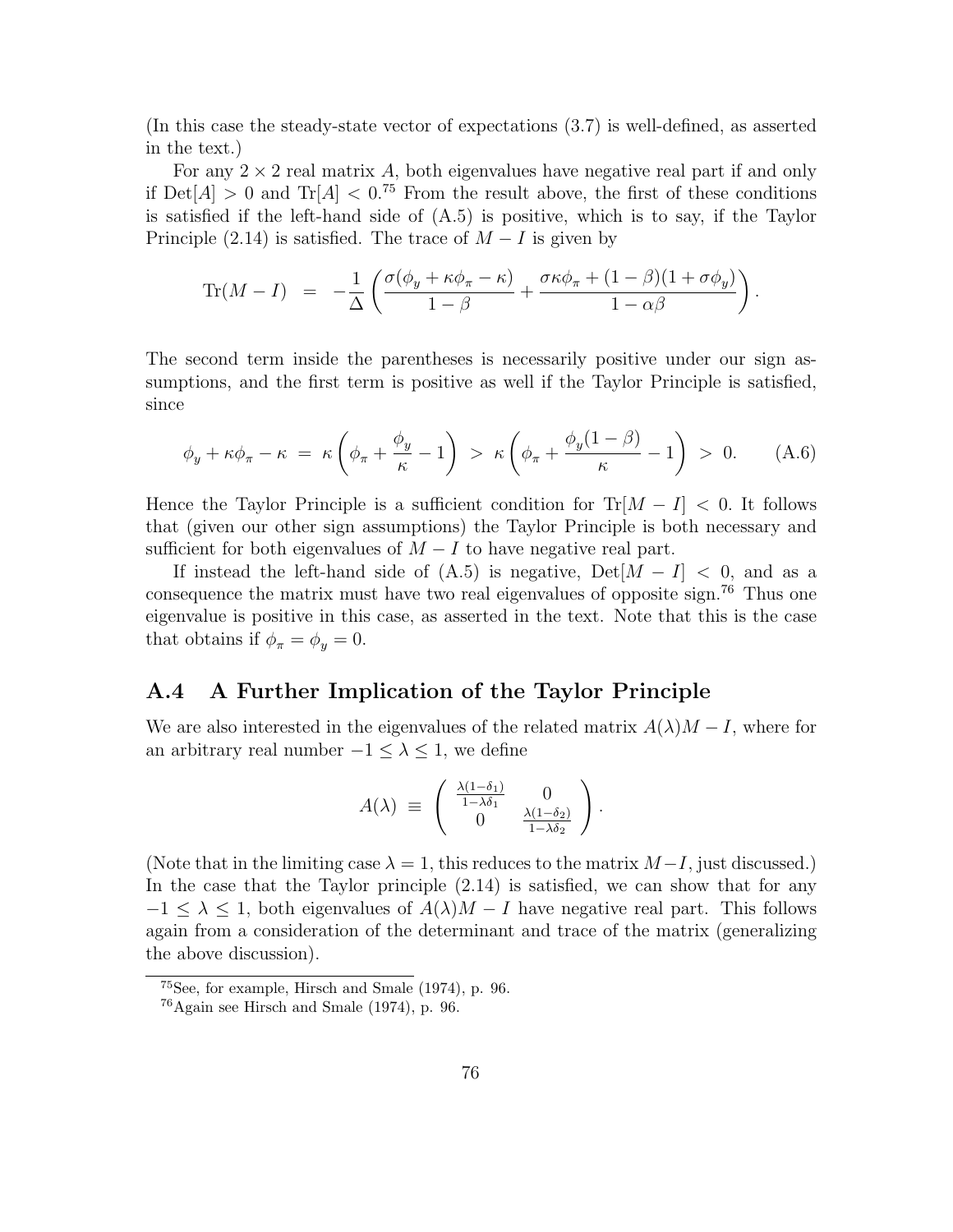(In this case the steady-state vector of expectations (3.7) is well-defined, as asserted in the text.)

For any $2 \times 2$ real matrix $A$, both eigenvalues have negative real part if and only if $\mathrm{Det}[A] > 0$ and $\mathrm{Tr}[A] < 0$.[75] From the result above, the first of these conditions is satisfied if the left-hand side of (A.5) is positive, which is to say, if the Taylor Principle (2.14) is satisfied. The trace of $M - I$ is given by

$$\mathrm{Tr}(M - I) \;\; = \;\; -\frac{1}{\Delta}\left(\frac{\sigma(\phi_y + \kappa\phi_\pi - \kappa)}{1-\beta} + \frac{\sigma\kappa\phi_\pi + (1-\beta)(1+\sigma\phi_y)}{1-\alpha\beta}\right).$$

The second term inside the parentheses is necessarily positive under our sign assumptions, and the first term is positive as well if the Taylor Principle is satisfied, since

$$\phi_y + \kappa\phi_\pi - \kappa \;=\; \kappa\left(\phi_\pi + \frac{\phi_y}{\kappa} - 1\right) \;>\; \kappa\left(\phi_\pi + \frac{\phi_y(1-\beta)}{\kappa} - 1\right) \;>\; 0. \qquad \text{(A.6)}$$

Hence the Taylor Principle is a sufficient condition for $\mathrm{Tr}[M - I] < 0$. It follows that (given our other sign assumptions) the Taylor Principle is both necessary and sufficient for both eigenvalues of $M - I$ to have negative real part.

If instead the left-hand side of (A.5) is negative, $\mathrm{Det}[M - I] < 0$, and as a consequence the matrix must have two real eigenvalues of opposite sign.[76] Thus one eigenvalue is positive in this case, as asserted in the text. Note that this is the case that obtains if $\phi_\pi = \phi_y = 0$.

## A.4 A Further Implication of the Taylor Principle

We are also interested in the eigenvalues of the related matrix $A(\lambda)M - I$, where for an arbitrary real number $-1 \leq \lambda \leq 1$, we define

$$A(\lambda) \;\equiv\; \begin{pmatrix} \frac{\lambda(1-\delta_1)}{1-\lambda\delta_1} & 0 \\ 0 & \frac{\lambda(1-\delta_2)}{1-\lambda\delta_2} \end{pmatrix}.$$

(Note that in the limiting case $\lambda = 1$, this reduces to the matrix $M - I$, just discussed.) In the case that the Taylor principle (2.14) is satisfied, we can show that for any $-1 \leq \lambda \leq 1$, both eigenvalues of $A(\lambda)M - I$ have negative real part. This follows again from a consideration of the determinant and trace of the matrix (generalizing the above discussion).

[75] See, for example, Hirsch and Smale (1974), p. 96.

[76] Again see Hirsch and Smale (1974), p. 96.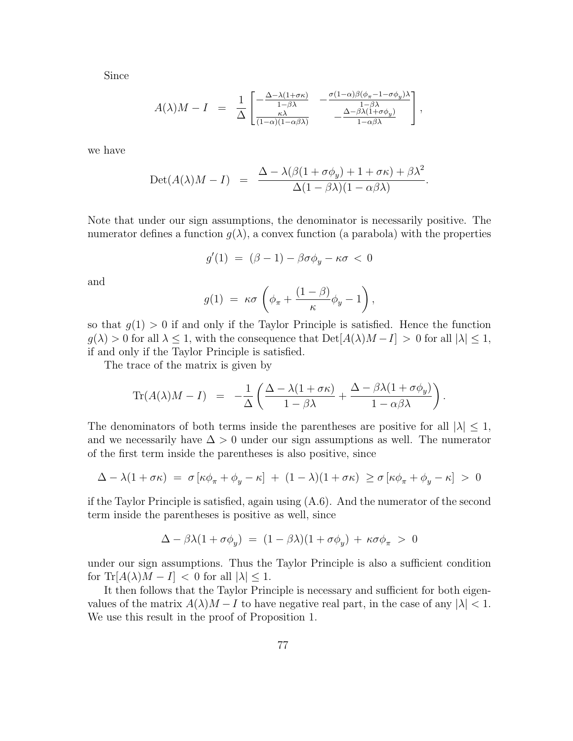Since

$$
A(\lambda)M - I \;\; = \;\; \frac{1}{\Delta}\begin{bmatrix} -\frac{\Delta-\lambda(1+\sigma\kappa)}{1-\beta\lambda} & -\frac{\sigma(1-\alpha)\beta(\phi_\pi-1-\sigma\phi_y)\lambda}{1-\beta\lambda} \\ \frac{\kappa\lambda}{(1-\alpha)(1-\alpha\beta\lambda)} & -\frac{\Delta-\beta\lambda(1+\sigma\phi_y)}{1-\alpha\beta\lambda} \end{bmatrix},
$$

we have

$$
\mathrm{Det}(A(\lambda)M - I) \;\; = \;\; \frac{\Delta - \lambda(\beta(1+\sigma\phi_y) + 1 + \sigma\kappa) + \beta\lambda^2}{\Delta(1-\beta\lambda)(1-\alpha\beta\lambda)}.
$$

Note that under our sign assumptions, the denominator is necessarily positive. The numerator defines a function $g(\lambda)$, a convex function (a parabola) with the properties

$$
g'(1) \; = \; (\beta - 1) - \beta\sigma\phi_y - \kappa\sigma \; < \; 0
$$

and

$$
g(1) \; = \; \kappa\sigma\left(\phi_\pi + \frac{(1-\beta)}{\kappa}\phi_y - 1\right),
$$

so that $g(1) > 0$ if and only if the Taylor Principle is satisfied. Hence the function $g(\lambda) > 0$ for all $\lambda \le 1$, with the consequence that $\mathrm{Det}[A(\lambda)M - I] \; > \; 0$ for all $|\lambda| \le 1$, if and only if the Taylor Principle is satisfied.

The trace of the matrix is given by

$$
\mathrm{Tr}(A(\lambda)M - I) \;\; = \;\; -\frac{1}{\Delta}\left(\frac{\Delta - \lambda(1+\sigma\kappa)}{1-\beta\lambda} + \frac{\Delta - \beta\lambda(1+\sigma\phi_y)}{1-\alpha\beta\lambda}\right).
$$

The denominators of both terms inside the parentheses are positive for all $|\lambda| \le 1$, and we necessarily have $\Delta > 0$ under our sign assumptions as well. The numerator of the first term inside the parentheses is also positive, since

$$
\Delta - \lambda(1+\sigma\kappa) \; = \; \sigma\left[\kappa\phi_\pi + \phi_y - \kappa\right] \; + \; (1-\lambda)(1+\sigma\kappa) \; \ge \sigma\left[\kappa\phi_\pi + \phi_y - \kappa\right] \; > \; 0
$$

if the Taylor Principle is satisfied, again using (A.6). And the numerator of the second term inside the parentheses is positive as well, since

$$
\Delta - \beta\lambda(1+\sigma\phi_y) \; = \; (1-\beta\lambda)(1+\sigma\phi_y) \; + \; \kappa\sigma\phi_\pi \; > \; 0
$$

under our sign assumptions. Thus the Taylor Principle is also a sufficient condition for $\mathrm{Tr}[A(\lambda)M - I] \; < \; 0$ for all $|\lambda| \le 1$.

It then follows that the Taylor Principle is necessary and sufficient for both eigenvalues of the matrix $A(\lambda)M - I$ to have negative real part, in the case of any $|\lambda| < 1$. We use this result in the proof of Proposition 1.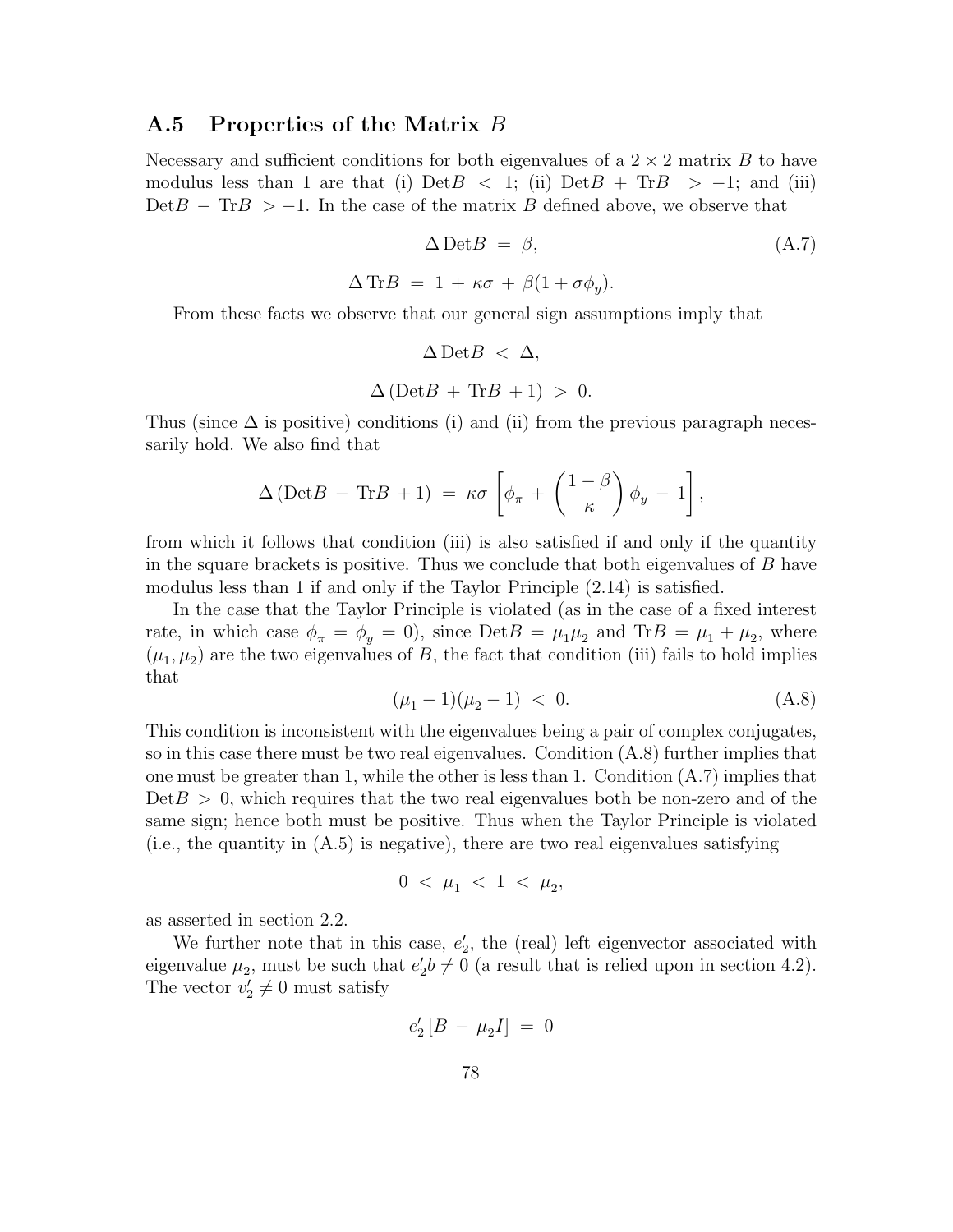## A.5 Properties of the Matrix $B$

Necessary and sufficient conditions for both eigenvalues of a $2 \times 2$ matrix $B$ to have modulus less than 1 are that (i) $\text{Det}B < 1$; (ii) $\text{Det}B + \text{Tr}B > -1$; and (iii) $\text{Det}B - \text{Tr}B > -1$. In the case of the matrix $B$ defined above, we observe that

$$\Delta\, \text{Det}B \;=\; \beta, \tag{A.7}$$

$$\Delta\, \text{Tr}B \;=\; 1 \,+\, \kappa\sigma \,+\, \beta(1 + \sigma\phi_y).$$

From these facts we observe that our general sign assumptions imply that

$$\Delta\, \text{Det}B \;<\; \Delta,$$

$$\Delta\, (\text{Det}B \,+\, \text{Tr}B \,+ 1) \;>\; 0.$$

Thus (since $\Delta$ is positive) conditions (i) and (ii) from the previous paragraph necessarily hold. We also find that

$$\Delta\, (\text{Det}B \,-\, \text{Tr}B \,+ 1) \;=\; \kappa\sigma \left[ \phi_\pi \,+\, \left( \frac{1-\beta}{\kappa} \right) \phi_y \,-\, 1 \right],$$

from which it follows that condition (iii) is also satisfied if and only if the quantity in the square brackets is positive. Thus we conclude that both eigenvalues of $B$ have modulus less than 1 if and only if the Taylor Principle (2.14) is satisfied.

In the case that the Taylor Principle is violated (as in the case of a fixed interest rate, in which case $\phi_\pi = \phi_y = 0$), since $\text{Det}B = \mu_1\mu_2$ and $\text{Tr}B = \mu_1 + \mu_2$, where $(\mu_1, \mu_2)$ are the two eigenvalues of $B$, the fact that condition (iii) fails to hold implies that

$$(\mu_1 - 1)(\mu_2 - 1) \;<\; 0. \tag{A.8}$$

This condition is inconsistent with the eigenvalues being a pair of complex conjugates, so in this case there must be two real eigenvalues. Condition (A.8) further implies that one must be greater than 1, while the other is less than 1. Condition (A.7) implies that $\text{Det}B > 0$, which requires that the two real eigenvalues both be non-zero and of the same sign; hence both must be positive. Thus when the Taylor Principle is violated (i.e., the quantity in (A.5) is negative), there are two real eigenvalues satisfying

$$0 \;<\; \mu_1 \;<\; 1 \;<\; \mu_2,$$

as asserted in section 2.2.

We further note that in this case, $e_2'$, the (real) left eigenvector associated with eigenvalue $\mu_2$, must be such that $e_2'b \neq 0$ (a result that is relied upon in section 4.2). The vector $v_2' \neq 0$ must satisfy

$$e_2' \left[ B \,-\, \mu_2 I \right] \;=\; 0$$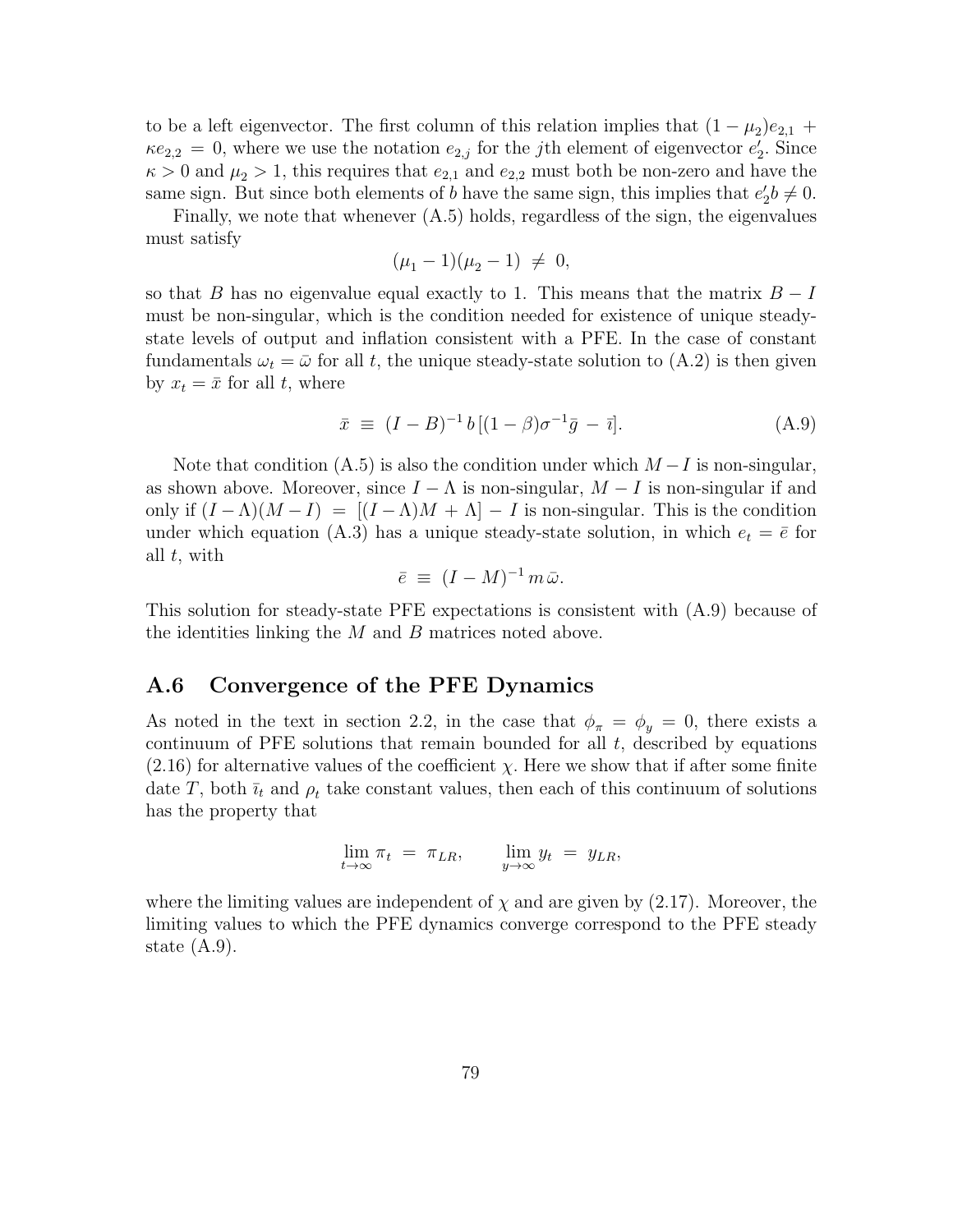to be a left eigenvector. The first column of this relation implies that $(1 - \mu_2)e_{2,1} + \kappa e_{2,2} = 0$, where we use the notation $e_{2,j}$ for the $j$th element of eigenvector $e_2'$. Since $\kappa > 0$ and $\mu_2 > 1$, this requires that $e_{2,1}$ and $e_{2,2}$ must both be non-zero and have the same sign. But since both elements of $b$ have the same sign, this implies that $e_2' b \neq 0$.

Finally, we note that whenever (A.5) holds, regardless of the sign, the eigenvalues must satisfy

$$(\mu_1 - 1)(\mu_2 - 1) \neq 0,$$

so that $B$ has no eigenvalue equal exactly to 1. This means that the matrix $B - I$ must be non-singular, which is the condition needed for existence of unique steady-state levels of output and inflation consistent with a PFE. In the case of constant fundamentals $\omega_t = \bar{\omega}$ for all $t$, the unique steady-state solution to (A.2) is then given by $x_t = \bar{x}$ for all $t$, where

$$\bar{x} \equiv (I - B)^{-1} b \, [(1-\beta)\sigma^{-1}\bar{g} - \bar{\imath}]. \tag{A.9}$$

Note that condition (A.5) is also the condition under which $M - I$ is non-singular, as shown above. Moreover, since $I - \Lambda$ is non-singular, $M - I$ is non-singular if and only if $(I - \Lambda)(M - I) = [(I - \Lambda)M + \Lambda] - I$ is non-singular. This is the condition under which equation (A.3) has a unique steady-state solution, in which $e_t = \bar{e}$ for all $t$, with

$$\bar{e} \equiv (I - M)^{-1} m \, \bar{\omega}.$$

This solution for steady-state PFE expectations is consistent with (A.9) because of the identities linking the $M$ and $B$ matrices noted above.

## A.6 Convergence of the PFE Dynamics

As noted in the text in section 2.2, in the case that $\phi_\pi = \phi_y = 0$, there exists a continuum of PFE solutions that remain bounded for all $t$, described by equations (2.16) for alternative values of the coefficient $\chi$. Here we show that if after some finite date $T$, both $\bar{\imath}_t$ and $\rho_t$ take constant values, then each of this continuum of solutions has the property that

$$\lim_{t\to\infty} \pi_t = \pi_{LR}, \qquad \lim_{y\to\infty} y_t = y_{LR},$$

where the limiting values are independent of $\chi$ and are given by (2.17). Moreover, the limiting values to which the PFE dynamics converge correspond to the PFE steady state (A.9).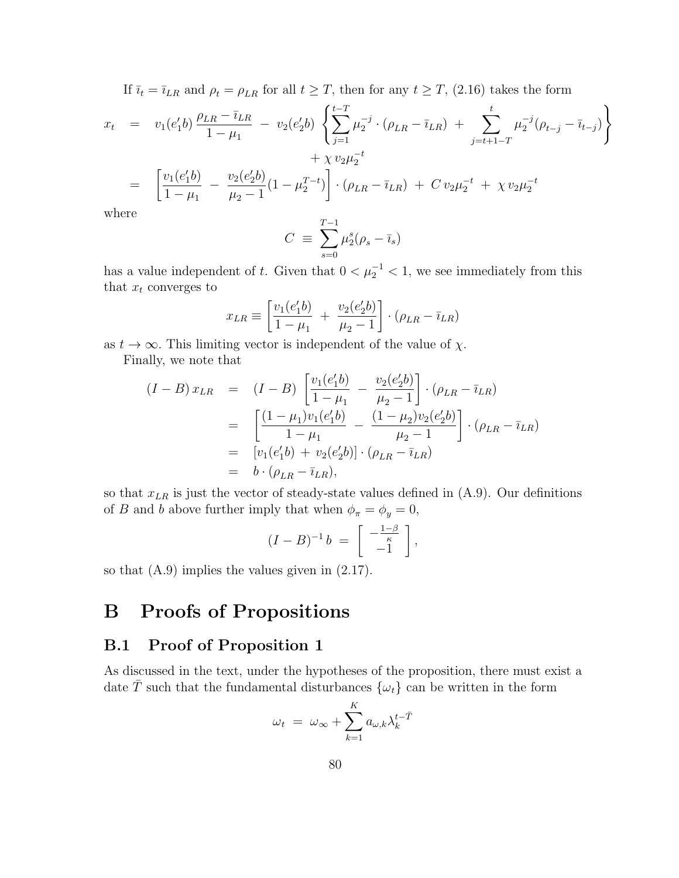If $\bar{\imath}_t = \bar{\imath}_{LR}$ and $\rho_t = \rho_{LR}$ for all $t \geq T$, then for any $t \geq T$, (2.16) takes the form

$$
\begin{aligned}
x_t &= v_1(e_1'b)\,\frac{\rho_{LR} - \bar{\imath}_{LR}}{1-\mu_1} \;-\; v_2(e_2'b)\,\left\{\sum_{j=1}^{t-T}\mu_2^{-j}\cdot(\rho_{LR} - \bar{\imath}_{LR}) \;+\; \sum_{j=t+1-T}^{t}\mu_2^{-j}(\rho_{t-j} - \bar{\imath}_{t-j})\right\} \\
&\qquad + \chi\, v_2\mu_2^{-t} \\
&= \left[\frac{v_1(e_1'b)}{1-\mu_1} \;-\; \frac{v_2(e_2'b)}{\mu_2 - 1}(1-\mu_2^{T-t})\right]\cdot(\rho_{LR} - \bar{\imath}_{LR}) \;+\; C\, v_2\mu_2^{-t} \;+\; \chi\, v_2\mu_2^{-t}
\end{aligned}
$$

where

$$
C \;\equiv\; \sum_{s=0}^{T-1}\mu_2^{s}(\rho_s - \bar{\imath}_s)
$$

has a value independent of $t$. Given that $0 < \mu_2^{-1} < 1$, we see immediately from this that $x_t$ converges to

$$
x_{LR} \equiv \left[\frac{v_1(e_1'b)}{1-\mu_1} \;+\; \frac{v_2(e_2'b)}{\mu_2 - 1}\right]\cdot(\rho_{LR} - \bar{\imath}_{LR})
$$

as $t \to \infty$. This limiting vector is independent of the value of $\chi$.

Finally, we note that

$$
\begin{aligned}
(I-B)\,x_{LR} &= (I-B)\,\left[\frac{v_1(e_1'b)}{1-\mu_1} \;-\; \frac{v_2(e_2'b)}{\mu_2 - 1}\right]\cdot(\rho_{LR} - \bar{\imath}_{LR}) \\
&= \left[\frac{(1-\mu_1)v_1(e_1'b)}{1-\mu_1} \;-\; \frac{(1-\mu_2)v_2(e_2'b)}{\mu_2 - 1}\right]\cdot(\rho_{LR} - \bar{\imath}_{LR}) \\
&= [v_1(e_1'b) \;+\; v_2(e_2'b)]\cdot(\rho_{LR} - \bar{\imath}_{LR}) \\
&= b\cdot(\rho_{LR} - \bar{\imath}_{LR}),
\end{aligned}
$$

so that $x_{LR}$ is just the vector of steady-state values defined in (A.9). Our definitions of $B$ and $b$ above further imply that when $\phi_\pi = \phi_y = 0$,

$$
(I-B)^{-1}\,b \;=\; \left[\begin{array}{c} -\frac{1-\beta}{\kappa} \\ -1 \end{array}\right],
$$

so that (A.9) implies the values given in (2.17).

# B Proofs of Propositions

## B.1 Proof of Proposition 1

As discussed in the text, under the hypotheses of the proposition, there must exist a date $\bar{T}$ such that the fundamental disturbances $\{\omega_t\}$ can be written in the form

$$
\omega_t \;=\; \omega_\infty + \sum_{k=1}^{K} a_{\omega,k}\lambda_k^{t-\bar{T}}
$$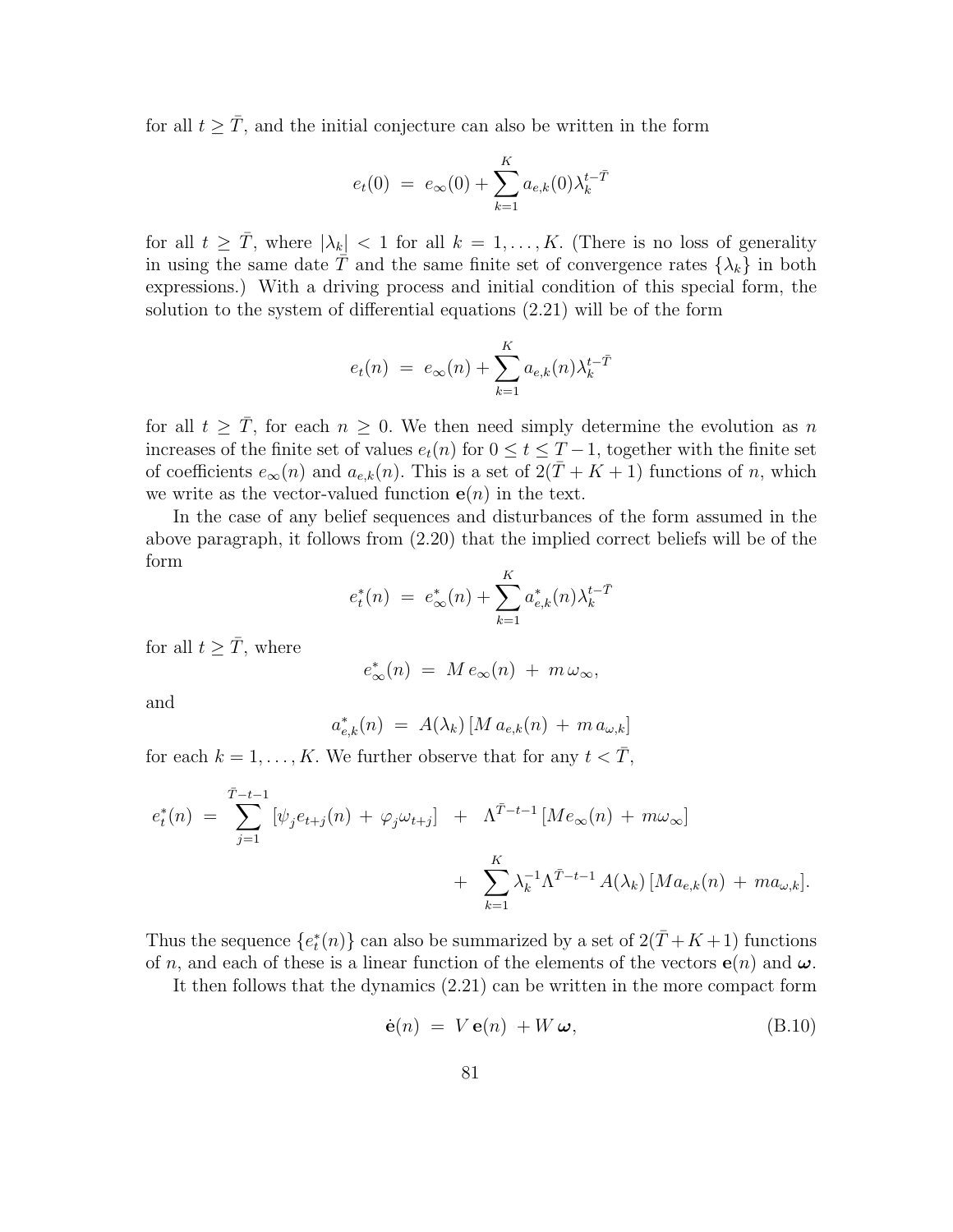for all $t \geq \bar{T}$, and the initial conjecture can also be written in the form

$$e_t(0) \;=\; e_\infty(0) + \sum_{k=1}^{K} a_{e,k}(0)\lambda_k^{t-\bar{T}}$$

for all $t \geq \bar{T}$, where $|\lambda_k| < 1$ for all $k = 1, \ldots, K$. (There is no loss of generality in using the same date $\bar{T}$ and the same finite set of convergence rates $\{\lambda_k\}$ in both expressions.) With a driving process and initial condition of this special form, the solution to the system of differential equations (2.21) will be of the form

$$e_t(n) \;=\; e_\infty(n) + \sum_{k=1}^{K} a_{e,k}(n)\lambda_k^{t-\bar{T}}$$

for all $t \geq \bar{T}$, for each $n \geq 0$. We then need simply determine the evolution as $n$ increases of the finite set of values $e_t(n)$ for $0 \leq t \leq T-1$, together with the finite set of coefficients $e_\infty(n)$ and $a_{e,k}(n)$. This is a set of $2(\bar{T} + K + 1)$ functions of $n$, which we write as the vector-valued function $\mathbf{e}(n)$ in the text.

In the case of any belief sequences and disturbances of the form assumed in the above paragraph, it follows from (2.20) that the implied correct beliefs will be of the form

$$e_t^*(n) \;=\; e_\infty^*(n) + \sum_{k=1}^{K} a_{e,k}^*(n)\lambda_k^{t-\bar{T}}$$

for all $t \geq \bar{T}$, where

$$e_\infty^*(n) \;=\; M\, e_\infty(n) \;+\; m\,\omega_\infty,$$

and

$$a_{e,k}^*(n) \;=\; A(\lambda_k)\,[M\, a_{e,k}(n) \;+\; m\, a_{\omega,k}]$$

for each $k = 1, \ldots, K$. We further observe that for any $t < \bar{T}$,

$$e_t^*(n) \;=\; \sum_{j=1}^{\bar{T}-t-1} [\psi_j e_{t+j}(n) \;+\; \varphi_j \omega_{t+j}] \;\;+\;\; \Lambda^{\bar{T}-t-1}\,[M e_\infty(n) \;+\; m\omega_\infty] \;\;+\;\; \sum_{k=1}^{K} \lambda_k^{-1}\Lambda^{\bar{T}-t-1}\, A(\lambda_k)\,[M a_{e,k}(n) \;+\; m a_{\omega,k}].$$

Thus the sequence $\{e_t^*(n)\}$ can also be summarized by a set of $2(\bar{T}+K+1)$ functions of $n$, and each of these is a linear function of the elements of the vectors $\mathbf{e}(n)$ and $\boldsymbol{\omega}$.

It then follows that the dynamics (2.21) can be written in the more compact form

$$\dot{\mathbf{e}}(n) \;=\; V\,\mathbf{e}(n) \;+ W\,\boldsymbol{\omega}, \tag{B.10}$$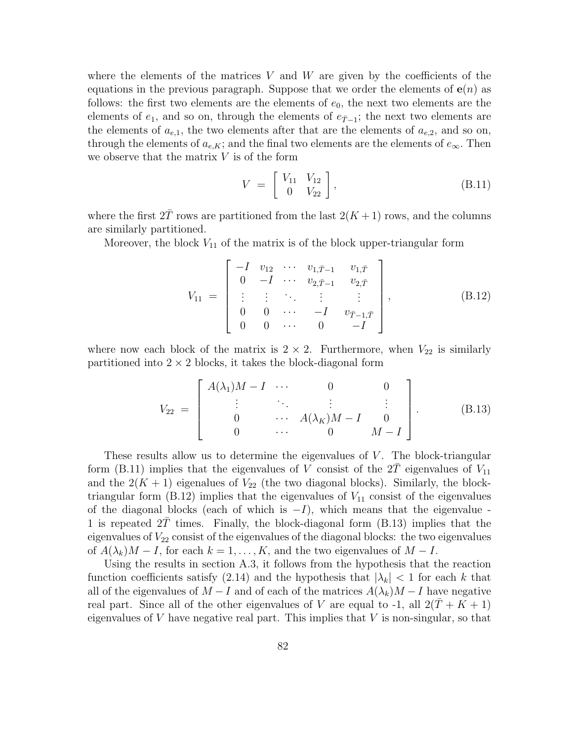where the elements of the matrices $V$ and $W$ are given by the coefficients of the equations in the previous paragraph. Suppose that we order the elements of $\mathbf{e}(n)$ as follows: the first two elements are the elements of $e_0$, the next two elements are the elements of $e_1$, and so on, through the elements of $e_{\bar{T}-1}$; the next two elements are the elements of $a_{e,1}$, the two elements after that are the elements of $a_{e,2}$, and so on, through the elements of $a_{e,K}$; and the final two elements are the elements of $e_\infty$. Then we observe that the matrix $V$ is of the form

$$V = \begin{bmatrix} V_{11} & V_{12} \\ 0 & V_{22} \end{bmatrix}, \tag{B.11}$$

where the first $2\bar{T}$ rows are partitioned from the last $2(K+1)$ rows, and the columns are similarly partitioned.

Moreover, the block $V_{11}$ of the matrix is of the block upper-triangular form

$$V_{11} = \begin{bmatrix} -I & v_{12} & \cdots & v_{1,\bar{T}-1} & v_{1,\bar{T}} \\ 0 & -I & \cdots & v_{2,\bar{T}-1} & v_{2,\bar{T}} \\ \vdots & \vdots & \ddots & \vdots & \vdots \\ 0 & 0 & \cdots & -I & v_{\bar{T}-1,\bar{T}} \\ 0 & 0 & \cdots & 0 & -I \end{bmatrix}, \tag{B.12}$$

where now each block of the matrix is $2 \times 2$. Furthermore, when $V_{22}$ is similarly partitioned into $2 \times 2$ blocks, it takes the block-diagonal form

$$V_{22} = \begin{bmatrix} A(\lambda_1)M - I & \cdots & 0 & 0 \\ \vdots & \ddots & \vdots & \vdots \\ 0 & \cdots & A(\lambda_K)M - I & 0 \\ 0 & \cdots & 0 & M - I \end{bmatrix}. \tag{B.13}$$

These results allow us to determine the eigenvalues of $V$. The block-triangular form (B.11) implies that the eigenvalues of $V$ consist of the $2\bar{T}$ eigenvalues of $V_{11}$ and the $2(K+1)$ eigenalues of $V_{22}$ (the two diagonal blocks). Similarly, the block-triangular form (B.12) implies that the eigenvalues of $V_{11}$ consist of the eigenvalues of the diagonal blocks (each of which is $-I$), which means that the eigenvalue -1 is repeated $2\bar{T}$ times. Finally, the block-diagonal form (B.13) implies that the eigenvalues of $V_{22}$ consist of the eigenvalues of the diagonal blocks: the two eigenvalues of $A(\lambda_k)M - I$, for each $k = 1, \ldots, K$, and the two eigenvalues of $M - I$.

Using the results in section A.3, it follows from the hypothesis that the reaction function coefficients satisfy (2.14) and the hypothesis that $|\lambda_k| < 1$ for each $k$ that all of the eigenvalues of $M - I$ and of each of the matrices $A(\lambda_k)M - I$ have negative real part. Since all of the other eigenvalues of $V$ are equal to -1, all $2(\bar{T} + K + 1)$ eigenvalues of $V$ have negative real part. This implies that $V$ is non-singular, so that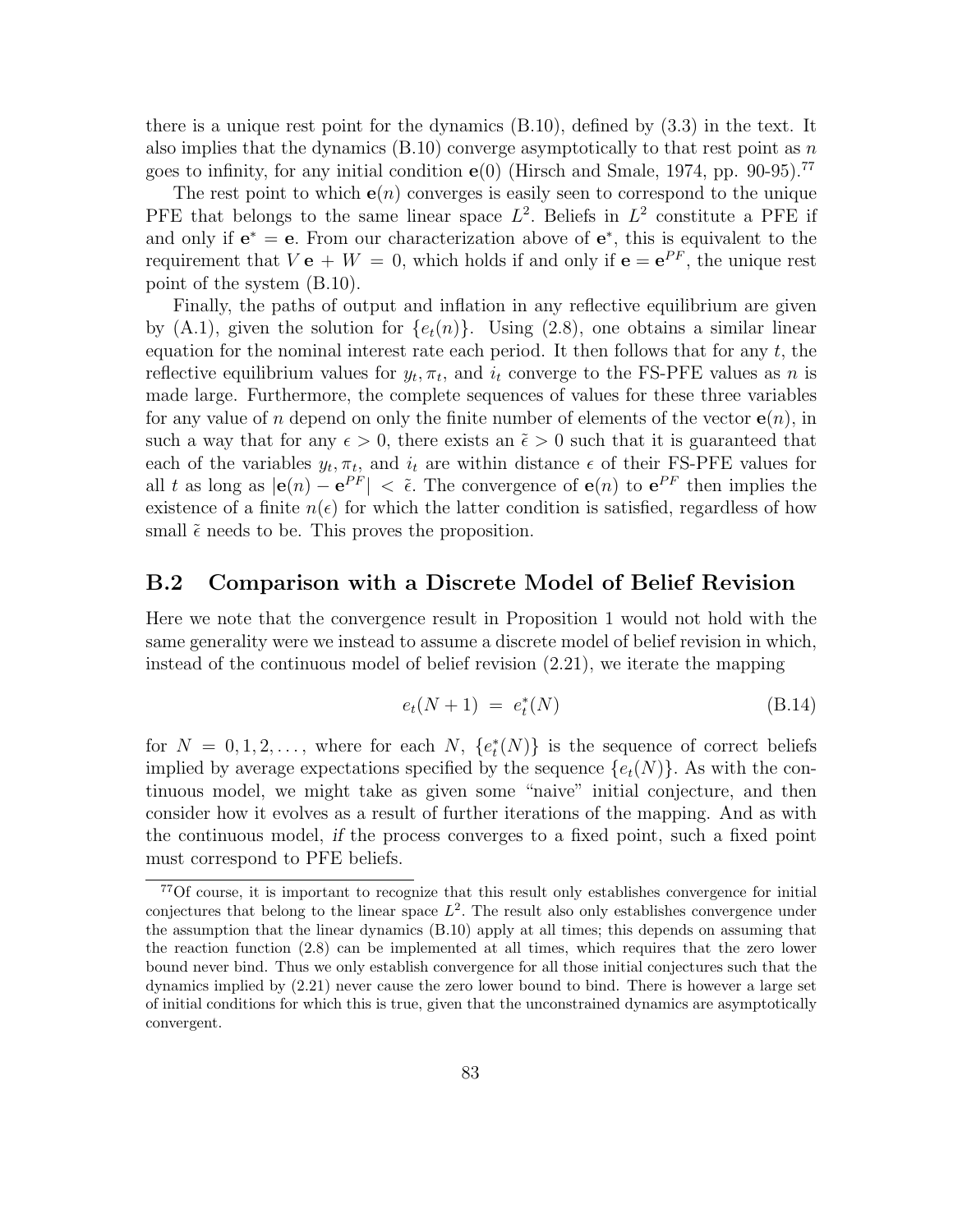there is a unique rest point for the dynamics (B.10), defined by (3.3) in the text. It also implies that the dynamics (B.10) converge asymptotically to that rest point as $n$ goes to infinity, for any initial condition $\mathbf{e}(0)$ (Hirsch and Smale, 1974, pp. 90-95).[77]

The rest point to which $\mathbf{e}(n)$ converges is easily seen to correspond to the unique PFE that belongs to the same linear space $L^2$. Beliefs in $L^2$ constitute a PFE if and only if $\mathbf{e}^* = \mathbf{e}$. From our characterization above of $\mathbf{e}^*$, this is equivalent to the requirement that $V\,\mathbf{e} + W = 0$, which holds if and only if $\mathbf{e} = \mathbf{e}^{PF}$, the unique rest point of the system (B.10).

Finally, the paths of output and inflation in any reflective equilibrium are given by (A.1), given the solution for $\{e_t(n)\}$. Using (2.8), one obtains a similar linear equation for the nominal interest rate each period. It then follows that for any $t$, the reflective equilibrium values for $y_t, \pi_t$, and $i_t$ converge to the FS-PFE values as $n$ is made large. Furthermore, the complete sequences of values for these three variables for any value of $n$ depend on only the finite number of elements of the vector $\mathbf{e}(n)$, in such a way that for any $\epsilon > 0$, there exists an $\tilde{\epsilon} > 0$ such that it is guaranteed that each of the variables $y_t, \pi_t$, and $i_t$ are within distance $\epsilon$ of their FS-PFE values for all $t$ as long as $|\mathbf{e}(n) - \mathbf{e}^{PF}| < \tilde{\epsilon}$. The convergence of $\mathbf{e}(n)$ to $\mathbf{e}^{PF}$ then implies the existence of a finite $n(\epsilon)$ for which the latter condition is satisfied, regardless of how small $\tilde{\epsilon}$ needs to be. This proves the proposition.

## B.2 Comparison with a Discrete Model of Belief Revision

Here we note that the convergence result in Proposition 1 would not hold with the same generality were we instead to assume a discrete model of belief revision in which, instead of the continuous model of belief revision (2.21), we iterate the mapping

$$e_t(N+1) \;=\; e_t^*(N) \tag{B.14}$$

for $N = 0, 1, 2, \ldots$, where for each $N$, $\{e_t^*(N)\}$ is the sequence of correct beliefs implied by average expectations specified by the sequence $\{e_t(N)\}$. As with the continuous model, we might take as given some "naive" initial conjecture, and then consider how it evolves as a result of further iterations of the mapping. And as with the continuous model, *if* the process converges to a fixed point, such a fixed point must correspond to PFE beliefs.

---

[77] Of course, it is important to recognize that this result only establishes convergence for initial conjectures that belong to the linear space $L^2$. The result also only establishes convergence under the assumption that the linear dynamics (B.10) apply at all times; this depends on assuming that the reaction function (2.8) can be implemented at all times, which requires that the zero lower bound never bind. Thus we only establish convergence for all those initial conjectures such that the dynamics implied by (2.21) never cause the zero lower bound to bind. There is however a large set of initial conditions for which this is true, given that the unconstrained dynamics are asymptotically convergent.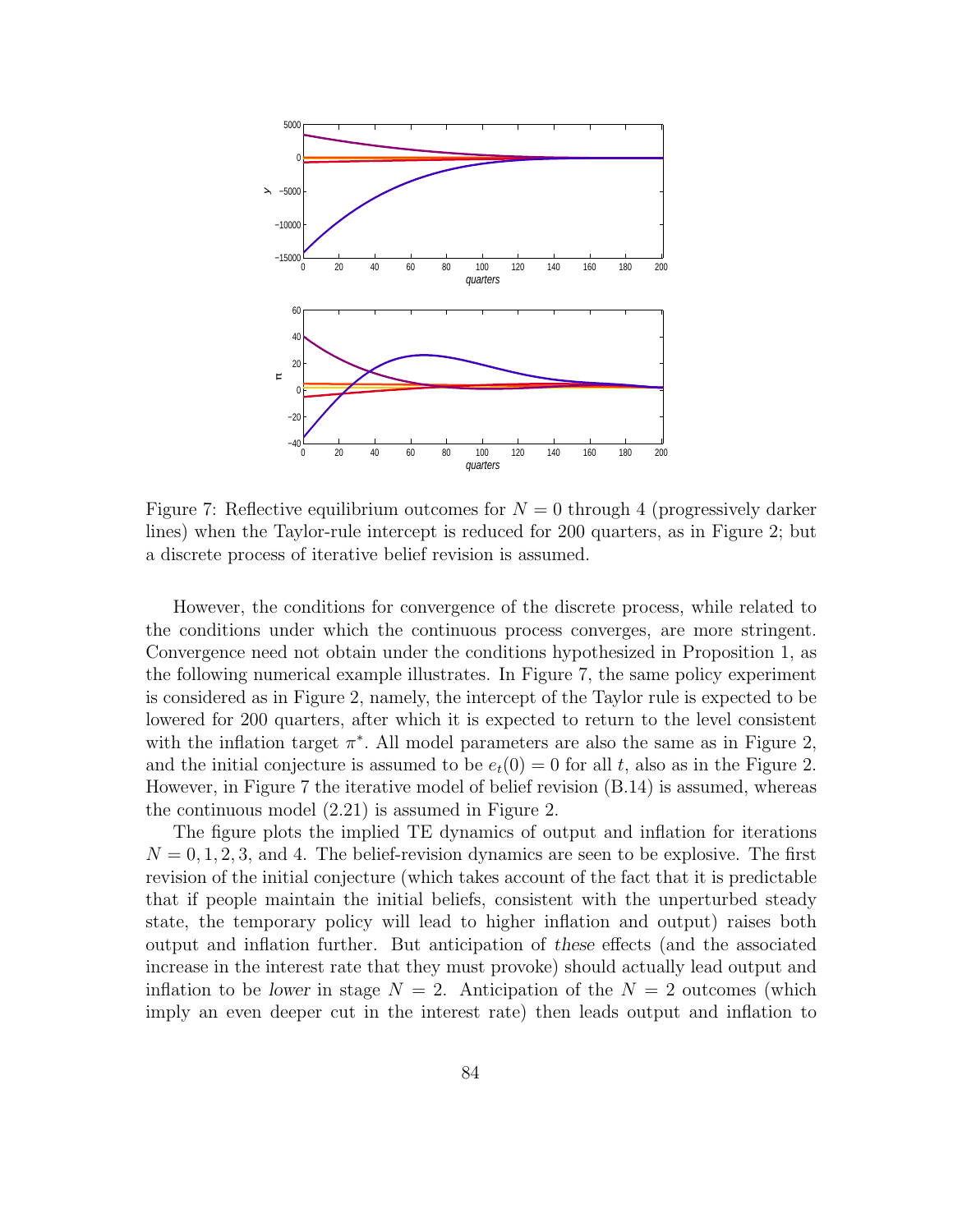Figure 7: Reflective equilibrium outcomes for $N = 0$ through 4 (progressively darker lines) when the Taylor-rule intercept is reduced for 200 quarters, as in Figure 2; but a discrete process of iterative belief revision is assumed.

However, the conditions for convergence of the discrete process, while related to the conditions under which the continuous process converges, are more stringent. Convergence need not obtain under the conditions hypothesized in Proposition 1, as the following numerical example illustrates. In Figure 7, the same policy experiment is considered as in Figure 2, namely, the intercept of the Taylor rule is expected to be lowered for 200 quarters, after which it is expected to return to the level consistent with the inflation target $\pi^*$. All model parameters are also the same as in Figure 2, and the initial conjecture is assumed to be $e_t(0) = 0$ for all $t$, also as in the Figure 2. However, in Figure 7 the iterative model of belief revision (B.14) is assumed, whereas the continuous model (2.21) is assumed in Figure 2.

The figure plots the implied TE dynamics of output and inflation for iterations $N = 0, 1, 2, 3,$ and 4. The belief-revision dynamics are seen to be explosive. The first revision of the initial conjecture (which takes account of the fact that it is predictable that if people maintain the initial beliefs, consistent with the unperturbed steady state, the temporary policy will lead to higher inflation and output) raises both output and inflation further. But anticipation of *these* effects (and the associated increase in the interest rate that they must provoke) should actually lead output and inflation to be *lower* in stage $N = 2$. Anticipation of the $N = 2$ outcomes (which imply an even deeper cut in the interest rate) then leads output and inflation to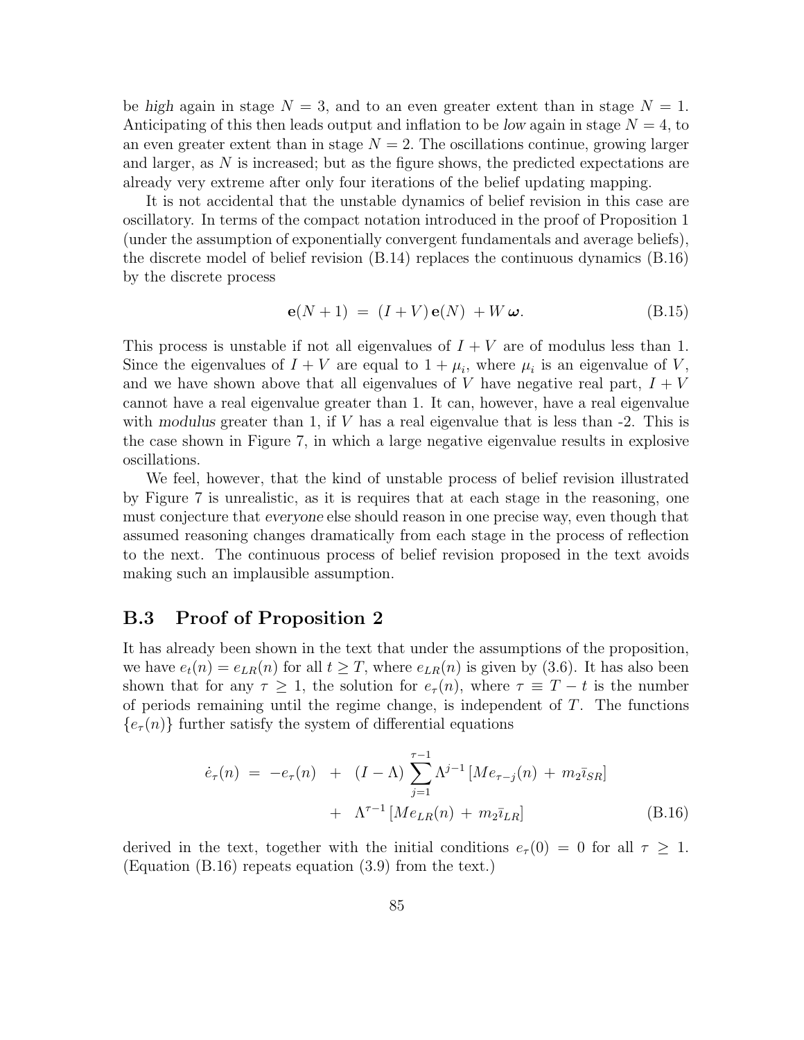be *high* again in stage $N = 3$, and to an even greater extent than in stage $N = 1$. Anticipating of this then leads output and inflation to be *low* again in stage $N = 4$, to an even greater extent than in stage $N = 2$. The oscillations continue, growing larger and larger, as $N$ is increased; but as the figure shows, the predicted expectations are already very extreme after only four iterations of the belief updating mapping.

It is not accidental that the unstable dynamics of belief revision in this case are oscillatory. In terms of the compact notation introduced in the proof of Proposition 1 (under the assumption of exponentially convergent fundamentals and average beliefs), the discrete model of belief revision (B.14) replaces the continuous dynamics (B.16) by the discrete process

$$\mathbf{e}(N+1) \ = \ (I + V)\,\mathbf{e}(N) \ + W\,\boldsymbol{\omega}. \tag{B.15}$$

This process is unstable if not all eigenvalues of $I + V$ are of modulus less than 1. Since the eigenvalues of $I + V$ are equal to $1 + \mu_i$, where $\mu_i$ is an eigenvalue of $V$, and we have shown above that all eigenvalues of $V$ have negative real part, $I + V$ cannot have a real eigenvalue greater than 1. It can, however, have a real eigenvalue with *modulus* greater than 1, if $V$ has a real eigenvalue that is less than -2. This is the case shown in Figure 7, in which a large negative eigenvalue results in explosive oscillations.

We feel, however, that the kind of unstable process of belief revision illustrated by Figure 7 is unrealistic, as it is requires that at each stage in the reasoning, one must conjecture that *everyone* else should reason in one precise way, even though that assumed reasoning changes dramatically from each stage in the process of reflection to the next. The continuous process of belief revision proposed in the text avoids making such an implausible assumption.

## B.3 Proof of Proposition 2

It has already been shown in the text that under the assumptions of the proposition, we have $e_t(n) = e_{LR}(n)$ for all $t \geq T$, where $e_{LR}(n)$ is given by (3.6). It has also been shown that for any $\tau \geq 1$, the solution for $e_\tau(n)$, where $\tau \equiv T - t$ is the number of periods remaining until the regime change, is independent of $T$. The functions $\{e_\tau(n)\}$ further satisfy the system of differential equations

$$\begin{aligned}\dot{e}_\tau(n) \ = \ -e_\tau(n) \ \ &+ \ \ (I - \Lambda) \sum_{j=1}^{\tau-1} \Lambda^{j-1} \left[M e_{\tau-j}(n) \ + \ m_2 \bar{\imath}_{SR}\right] \\ &+ \ \ \Lambda^{\tau-1} \left[M e_{LR}(n) \ + \ m_2 \bar{\imath}_{LR}\right]\end{aligned} \tag{B.16}$$

derived in the text, together with the initial conditions $e_\tau(0) = 0$ for all $\tau \geq 1$. (Equation (B.16) repeats equation (3.9) from the text.)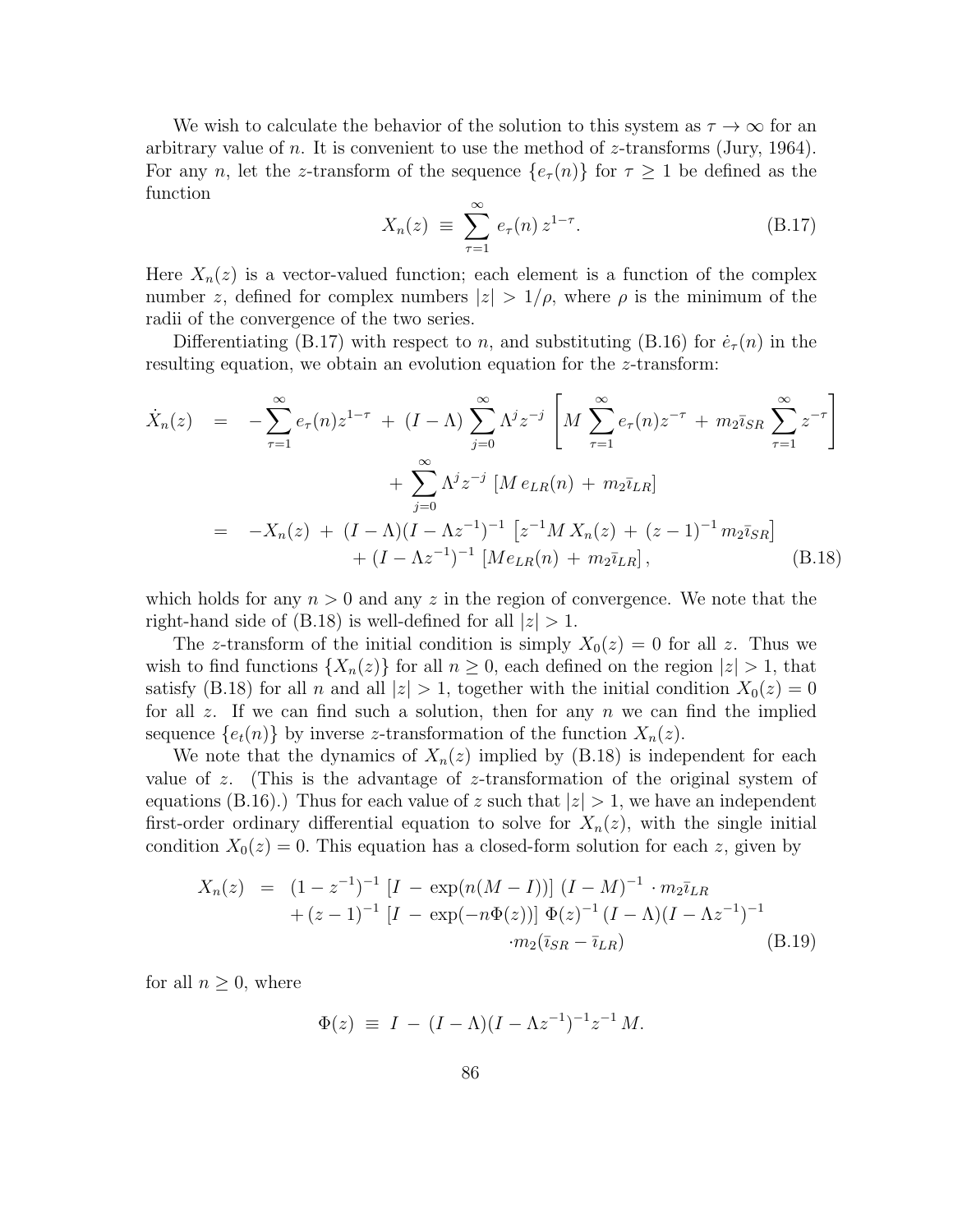We wish to calculate the behavior of the solution to this system as $\tau \to \infty$ for an arbitrary value of $n$. It is convenient to use the method of $z$-transforms (Jury, 1964). For any $n$, let the $z$-transform of the sequence $\{e_\tau(n)\}$ for $\tau \geq 1$ be defined as the function

$$X_n(z) \;\equiv\; \sum_{\tau=1}^{\infty} e_\tau(n)\, z^{1-\tau}. \tag{B.17}$$

Here $X_n(z)$ is a vector-valued function; each element is a function of the complex number $z$, defined for complex numbers $|z| > 1/\rho$, where $\rho$ is the minimum of the radii of the convergence of the two series.

Differentiating (B.17) with respect to $n$, and substituting (B.16) for $\dot{e}_\tau(n)$ in the resulting equation, we obtain an evolution equation for the $z$-transform:

$$\begin{aligned}
\dot{X}_n(z) &= -\sum_{\tau=1}^{\infty} e_\tau(n) z^{1-\tau} \;+\; (I-\Lambda)\sum_{j=0}^{\infty}\Lambda^j z^{-j}\left[M\sum_{\tau=1}^{\infty} e_\tau(n) z^{-\tau} \;+\; m_2 \bar{\imath}_{SR}\sum_{\tau=1}^{\infty} z^{-\tau}\right] \\
&\qquad + \sum_{j=0}^{\infty}\Lambda^j z^{-j}\left[M\, e_{LR}(n) \;+\; m_2 \bar{\imath}_{LR}\right] \\
&= -X_n(z) \;+\; (I-\Lambda)(I-\Lambda z^{-1})^{-1}\left[z^{-1} M\, X_n(z) \;+\; (z-1)^{-1}\, m_2 \bar{\imath}_{SR}\right] \\
&\qquad + (I-\Lambda z^{-1})^{-1}\left[M e_{LR}(n) \;+\; m_2 \bar{\imath}_{LR}\right],
\end{aligned} \tag{B.18}$$

which holds for any $n > 0$ and any $z$ in the region of convergence. We note that the right-hand side of (B.18) is well-defined for all $|z| > 1$.

The $z$-transform of the initial condition is simply $X_0(z) = 0$ for all $z$. Thus we wish to find functions $\{X_n(z)\}$ for all $n \geq 0$, each defined on the region $|z| > 1$, that satisfy (B.18) for all $n$ and all $|z| > 1$, together with the initial condition $X_0(z) = 0$ for all $z$. If we can find such a solution, then for any $n$ we can find the implied sequence $\{e_t(n)\}$ by inverse $z$-transformation of the function $X_n(z)$.

We note that the dynamics of $X_n(z)$ implied by (B.18) is independent for each value of $z$. (This is the advantage of $z$-transformation of the original system of equations (B.16).) Thus for each value of $z$ such that $|z| > 1$, we have an independent first-order ordinary differential equation to solve for $X_n(z)$, with the single initial condition $X_0(z) = 0$. This equation has a closed-form solution for each $z$, given by

$$\begin{aligned}
X_n(z) &= (1-z^{-1})^{-1}\left[I \;-\; \exp(n(M-I))\right](I-M)^{-1}\cdot m_2 \bar{\imath}_{LR} \\
&\quad + (z-1)^{-1}\left[I \;-\; \exp(-n\Phi(z))\right]\Phi(z)^{-1}(I-\Lambda)(I-\Lambda z^{-1})^{-1} \\
&\qquad\qquad \cdot m_2(\bar{\imath}_{SR} - \bar{\imath}_{LR})
\end{aligned} \tag{B.19}$$

for all $n \geq 0$, where

$$\Phi(z) \;\equiv\; I \;-\; (I-\Lambda)(I-\Lambda z^{-1})^{-1} z^{-1} M.$$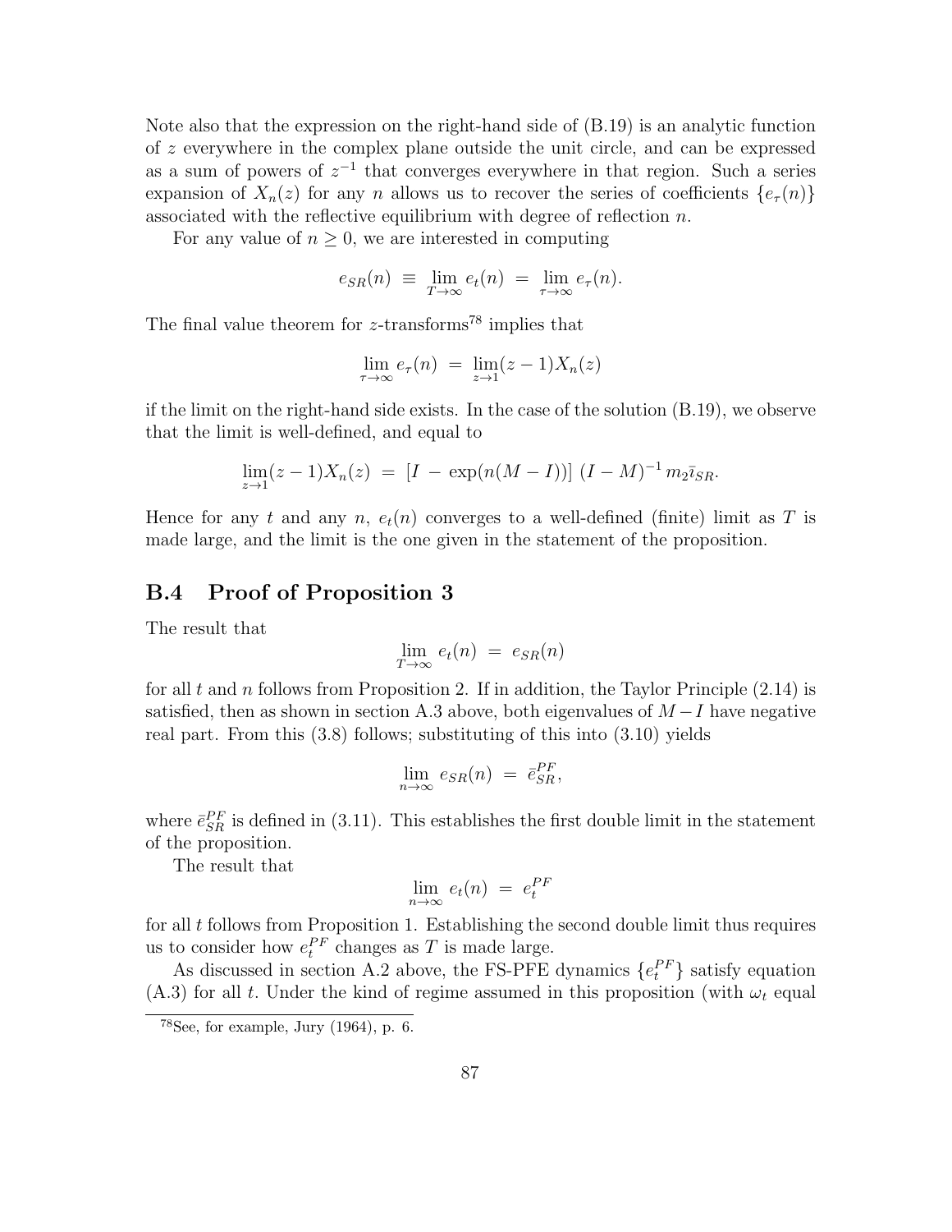Note also that the expression on the right-hand side of (B.19) is an analytic function of $z$ everywhere in the complex plane outside the unit circle, and can be expressed as a sum of powers of $z^{-1}$ that converges everywhere in that region. Such a series expansion of $X_n(z)$ for any $n$ allows us to recover the series of coefficients $\{e_\tau(n)\}$ associated with the reflective equilibrium with degree of reflection $n$.

For any value of $n \geq 0$, we are interested in computing

$$e_{SR}(n) \;\equiv\; \lim_{T\to\infty} e_t(n) \;=\; \lim_{\tau\to\infty} e_\tau(n).$$

The final value theorem for $z$-transforms[78] implies that

$$\lim_{\tau\to\infty} e_\tau(n) \;=\; \lim_{z\to 1}(z-1)X_n(z)$$

if the limit on the right-hand side exists. In the case of the solution (B.19), we observe that the limit is well-defined, and equal to

$$\lim_{z\to 1}(z-1)X_n(z) \;=\; [I \,-\, \exp(n(M-I))]\;(I-M)^{-1}\, m_2 \bar{\imath}_{SR}.$$

Hence for any $t$ and any $n$, $e_t(n)$ converges to a well-defined (finite) limit as $T$ is made large, and the limit is the one given in the statement of the proposition.

## B.4 Proof of Proposition 3

The result that

$$\lim_{T\to\infty} e_t(n) \;=\; e_{SR}(n)$$

for all $t$ and $n$ follows from Proposition 2. If in addition, the Taylor Principle (2.14) is satisfied, then as shown in section A.3 above, both eigenvalues of $M - I$ have negative real part. From this (3.8) follows; substituting of this into (3.10) yields

$$\lim_{n\to\infty} e_{SR}(n) \;=\; \bar{e}^{PF}_{SR},$$

where $\bar{e}^{PF}_{SR}$ is defined in (3.11). This establishes the first double limit in the statement of the proposition.

The result that

$$\lim_{n\to\infty} e_t(n) \;=\; e^{PF}_t$$

for all $t$ follows from Proposition 1. Establishing the second double limit thus requires us to consider how $e^{PF}_t$ changes as $T$ is made large.

As discussed in section A.2 above, the FS-PFE dynamics $\{e^{PF}_t\}$ satisfy equation (A.3) for all $t$. Under the kind of regime assumed in this proposition (with $\omega_t$ equal

[78] See, for example, Jury (1964), p. 6.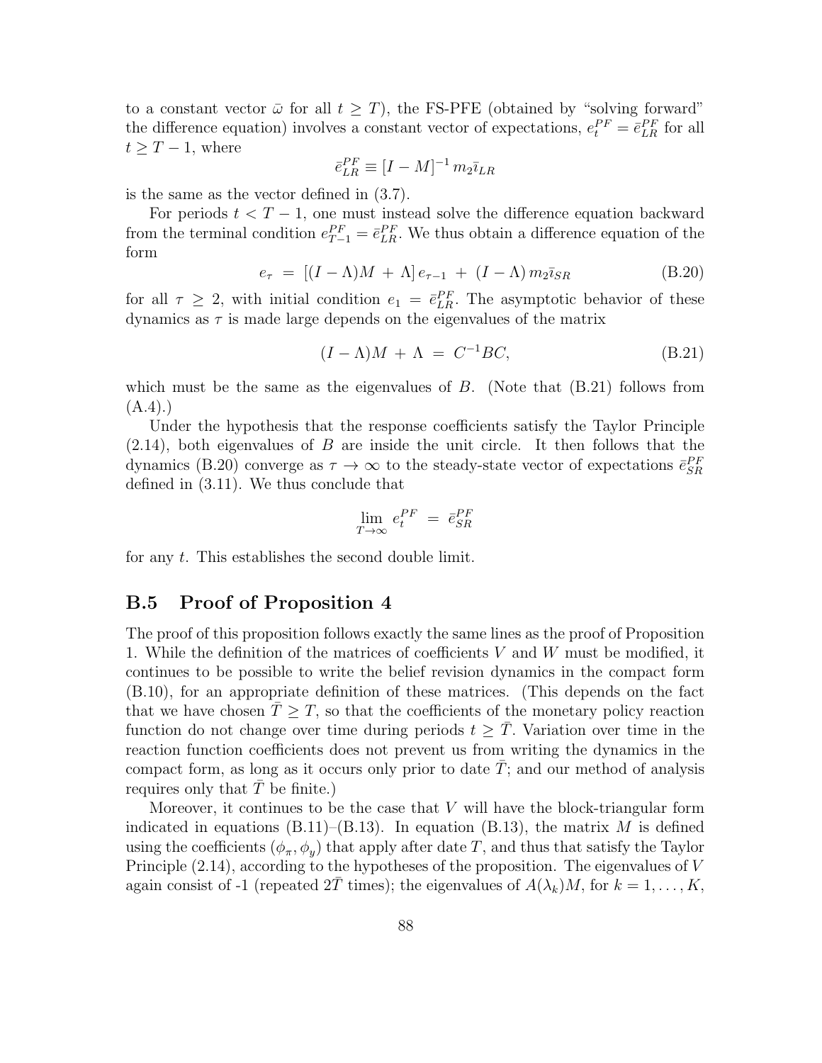to a constant vector $\bar{\omega}$ for all $t \geq T$), the FS-PFE (obtained by "solving forward" the difference equation) involves a constant vector of expectations, $e_t^{PF} = \bar{e}_{LR}^{PF}$ for all $t \geq T-1$, where

$$\bar{e}_{LR}^{PF} \equiv [I - M]^{-1} m_2 \bar{\imath}_{LR}$$

is the same as the vector defined in (3.7).

For periods $t < T-1$, one must instead solve the difference equation backward from the terminal condition $e_{T-1}^{PF} = \bar{e}_{LR}^{PF}$. We thus obtain a difference equation of the form

$$e_\tau = [(I - \Lambda)M + \Lambda] e_{\tau-1} + (I - \Lambda) m_2 \bar{\imath}_{SR} \tag{B.20}$$

for all $\tau \geq 2$, with initial condition $e_1 = \bar{e}_{LR}^{PF}$. The asymptotic behavior of these dynamics as $\tau$ is made large depends on the eigenvalues of the matrix

$$(I - \Lambda)M + \Lambda = C^{-1}BC, \tag{B.21}$$

which must be the same as the eigenvalues of $B$. (Note that (B.21) follows from (A.4).)

Under the hypothesis that the response coefficients satisfy the Taylor Principle (2.14), both eigenvalues of $B$ are inside the unit circle. It then follows that the dynamics (B.20) converge as $\tau \to \infty$ to the steady-state vector of expectations $\bar{e}_{SR}^{PF}$ defined in (3.11). We thus conclude that

$$\lim_{T \to \infty} e_t^{PF} = \bar{e}_{SR}^{PF}$$

for any $t$. This establishes the second double limit.

## B.5 Proof of Proposition 4

The proof of this proposition follows exactly the same lines as the proof of Proposition 1. While the definition of the matrices of coefficients $V$ and $W$ must be modified, it continues to be possible to write the belief revision dynamics in the compact form (B.10), for an appropriate definition of these matrices. (This depends on the fact that we have chosen $\bar{T} \geq T$, so that the coefficients of the monetary policy reaction function do not change over time during periods $t \geq \bar{T}$. Variation over time in the reaction function coefficients does not prevent us from writing the dynamics in the compact form, as long as it occurs only prior to date $\bar{T}$; and our method of analysis requires only that $\bar{T}$ be finite.)

Moreover, it continues to be the case that $V$ will have the block-triangular form indicated in equations (B.11)–(B.13). In equation (B.13), the matrix $M$ is defined using the coefficients $(\phi_\pi, \phi_y)$ that apply after date $T$, and thus that satisfy the Taylor Principle (2.14), according to the hypotheses of the proposition. The eigenvalues of $V$ again consist of -1 (repeated $2\bar{T}$ times); the eigenvalues of $A(\lambda_k)M$, for $k = 1, \ldots, K$,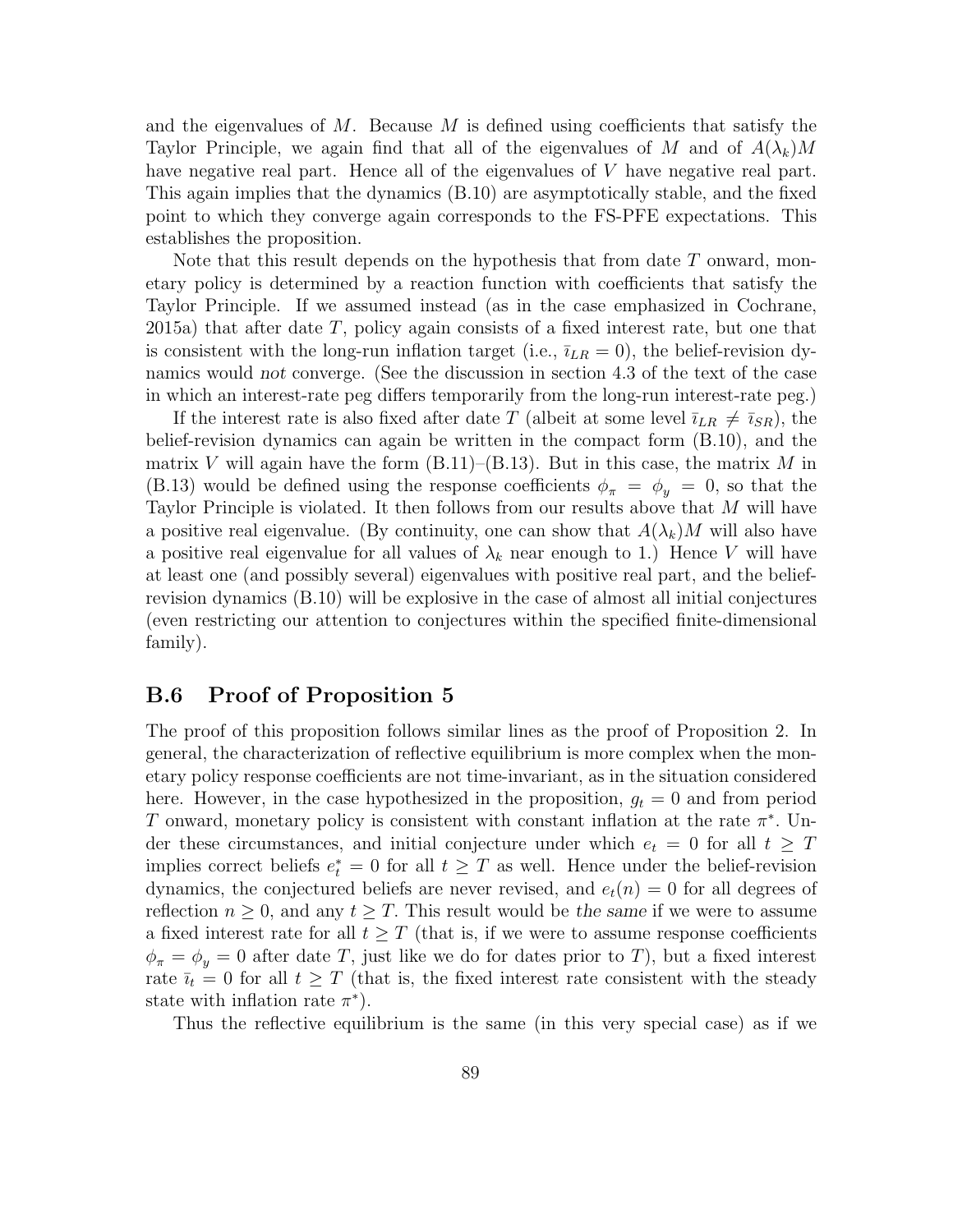and the eigenvalues of $M$. Because $M$ is defined using coefficients that satisfy the Taylor Principle, we again find that all of the eigenvalues of $M$ and of $A(\lambda_k)M$ have negative real part. Hence all of the eigenvalues of $V$ have negative real part. This again implies that the dynamics (B.10) are asymptotically stable, and the fixed point to which they converge again corresponds to the FS-PFE expectations. This establishes the proposition.

Note that this result depends on the hypothesis that from date $T$ onward, monetary policy is determined by a reaction function with coefficients that satisfy the Taylor Principle. If we assumed instead (as in the case emphasized in Cochrane, 2015a) that after date $T$, policy again consists of a fixed interest rate, but one that is consistent with the long-run inflation target (i.e., $\bar{\imath}_{LR} = 0$), the belief-revision dynamics would *not* converge. (See the discussion in section 4.3 of the text of the case in which an interest-rate peg differs temporarily from the long-run interest-rate peg.)

If the interest rate is also fixed after date $T$ (albeit at some level $\bar{\imath}_{LR} \neq \bar{\imath}_{SR}$), the belief-revision dynamics can again be written in the compact form (B.10), and the matrix $V$ will again have the form (B.11)–(B.13). But in this case, the matrix $M$ in (B.13) would be defined using the response coefficients $\phi_\pi = \phi_y = 0$, so that the Taylor Principle is violated. It then follows from our results above that $M$ will have a positive real eigenvalue. (By continuity, one can show that $A(\lambda_k)M$ will also have a positive real eigenvalue for all values of $\lambda_k$ near enough to 1.) Hence $V$ will have at least one (and possibly several) eigenvalues with positive real part, and the belief-revision dynamics (B.10) will be explosive in the case of almost all initial conjectures (even restricting our attention to conjectures within the specified finite-dimensional family).

## B.6 Proof of Proposition 5

The proof of this proposition follows similar lines as the proof of Proposition 2. In general, the characterization of reflective equilibrium is more complex when the monetary policy response coefficients are not time-invariant, as in the situation considered here. However, in the case hypothesized in the proposition, $g_t = 0$ and from period $T$ onward, monetary policy is consistent with constant inflation at the rate $\pi^*$. Under these circumstances, and initial conjecture under which $e_t = 0$ for all $t \geq T$ implies correct beliefs $e_t^* = 0$ for all $t \geq T$ as well. Hence under the belief-revision dynamics, the conjectured beliefs are never revised, and $e_t(n) = 0$ for all degrees of reflection $n \geq 0$, and any $t \geq T$. This result would be *the same* if we were to assume a fixed interest rate for all $t \geq T$ (that is, if we were to assume response coefficients $\phi_\pi = \phi_y = 0$ after date $T$, just like we do for dates prior to $T$), but a fixed interest rate $\bar{\imath}_t = 0$ for all $t \geq T$ (that is, the fixed interest rate consistent with the steady state with inflation rate $\pi^*$).

Thus the reflective equilibrium is the same (in this very special case) as if we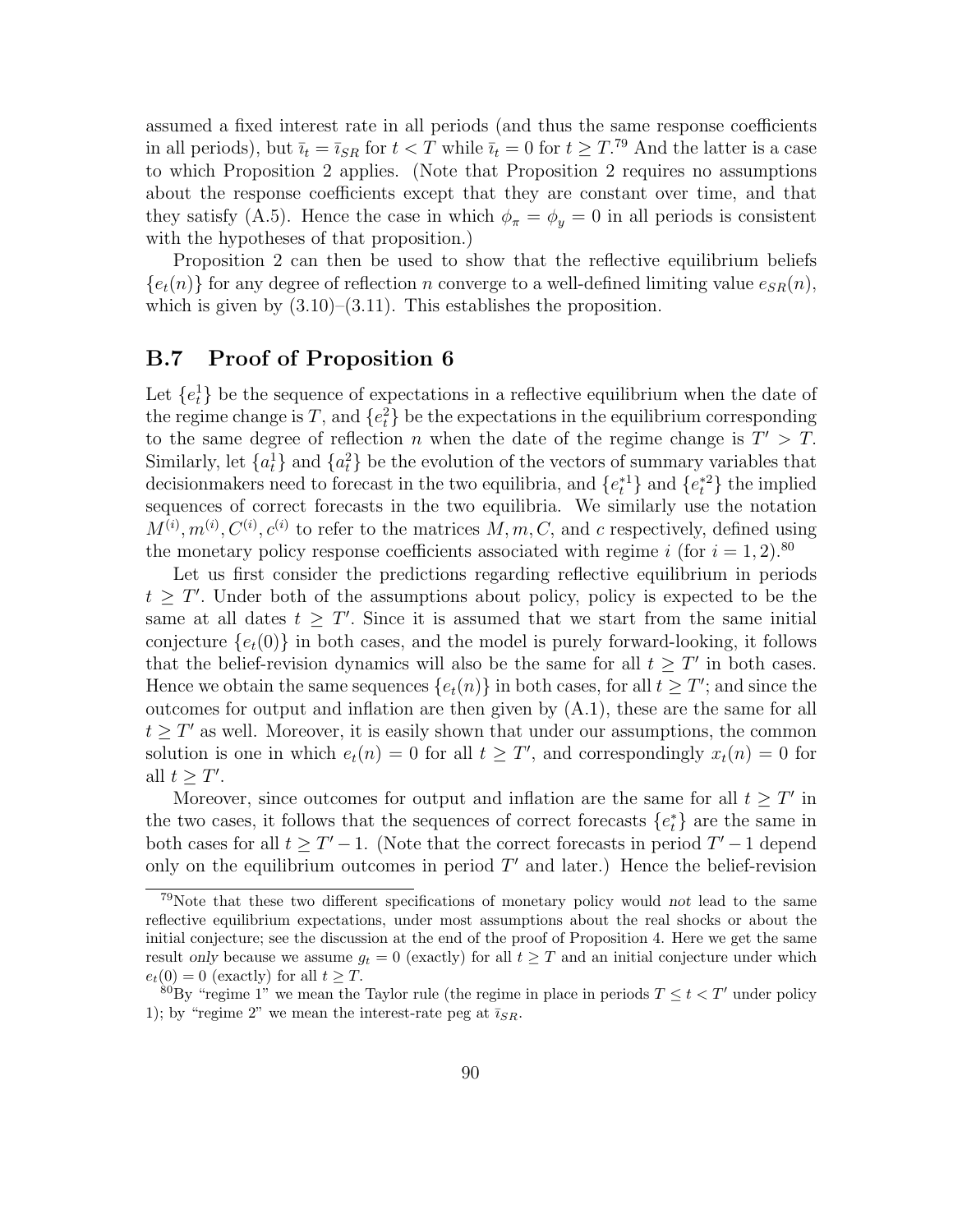assumed a fixed interest rate in all periods (and thus the same response coefficients in all periods), but $\bar{\imath}_t = \bar{\imath}_{SR}$ for $t < T$ while $\bar{\imath}_t = 0$ for $t \geq T$.[79] And the latter is a case to which Proposition 2 applies. (Note that Proposition 2 requires no assumptions about the response coefficients except that they are constant over time, and that they satisfy (A.5). Hence the case in which $\phi_\pi = \phi_y = 0$ in all periods is consistent with the hypotheses of that proposition.)

Proposition 2 can then be used to show that the reflective equilibrium beliefs $\{e_t(n)\}$ for any degree of reflection $n$ converge to a well-defined limiting value $e_{SR}(n)$, which is given by (3.10)–(3.11). This establishes the proposition.

## B.7 Proof of Proposition 6

Let $\{e_t^1\}$ be the sequence of expectations in a reflective equilibrium when the date of the regime change is $T$, and $\{e_t^2\}$ be the expectations in the equilibrium corresponding to the same degree of reflection $n$ when the date of the regime change is $T' > T$. Similarly, let $\{a_t^1\}$ and $\{a_t^2\}$ be the evolution of the vectors of summary variables that decisionmakers need to forecast in the two equilibria, and $\{e_t^{*1}\}$ and $\{e_t^{*2}\}$ the implied sequences of correct forecasts in the two equilibria. We similarly use the notation $M^{(i)}, m^{(i)}, C^{(i)}, c^{(i)}$ to refer to the matrices $M, m, C$, and $c$ respectively, defined using the monetary policy response coefficients associated with regime $i$ (for $i = 1, 2$).[80]

Let us first consider the predictions regarding reflective equilibrium in periods $t \geq T'$. Under both of the assumptions about policy, policy is expected to be the same at all dates $t \geq T'$. Since it is assumed that we start from the same initial conjecture $\{e_t(0)\}$ in both cases, and the model is purely forward-looking, it follows that the belief-revision dynamics will also be the same for all $t \geq T'$ in both cases. Hence we obtain the same sequences $\{e_t(n)\}$ in both cases, for all $t \geq T'$; and since the outcomes for output and inflation are then given by (A.1), these are the same for all $t \geq T'$ as well. Moreover, it is easily shown that under our assumptions, the common solution is one in which $e_t(n) = 0$ for all $t \geq T'$, and correspondingly $x_t(n) = 0$ for all $t \geq T'$.

Moreover, since outcomes for output and inflation are the same for all $t \geq T'$ in the two cases, it follows that the sequences of correct forecasts $\{e_t^*\}$ are the same in both cases for all $t \geq T' - 1$. (Note that the correct forecasts in period $T' - 1$ depend only on the equilibrium outcomes in period $T'$ and later.) Hence the belief-revision

[79] Note that these two different specifications of monetary policy would *not* lead to the same reflective equilibrium expectations, under most assumptions about the real shocks or about the initial conjecture; see the discussion at the end of the proof of Proposition 4. Here we get the same result *only* because we assume $g_t = 0$ (exactly) for all $t \geq T$ and an initial conjecture under which $e_t(0) = 0$ (exactly) for all $t \geq T$.

[80] By "regime 1" we mean the Taylor rule (the regime in place in periods $T \leq t < T'$ under policy 1); by "regime 2" we mean the interest-rate peg at $\bar{\imath}_{SR}$.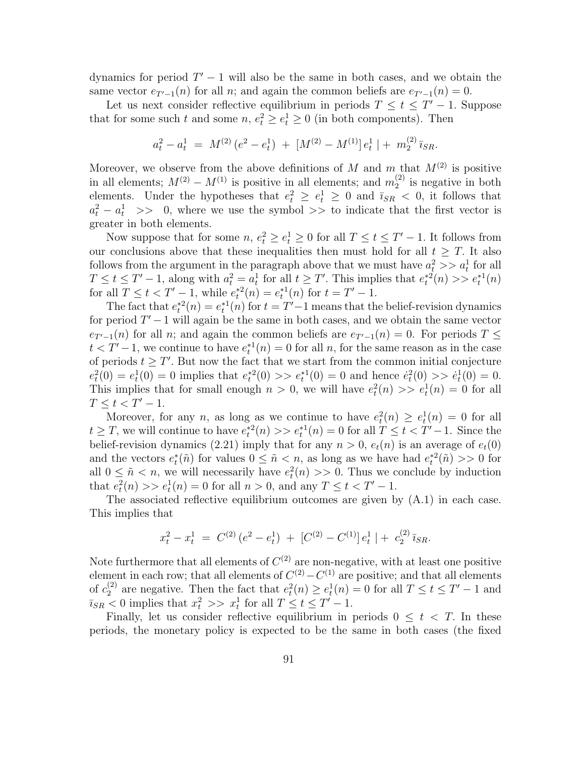dynamics for period $T' - 1$ will also be the same in both cases, and we obtain the same vector $e_{T'-1}(n)$ for all $n$; and again the common beliefs are $e_{T'-1}(n) = 0$.

Let us next consider reflective equilibrium in periods $T \leq t \leq T' - 1$. Suppose that for some such $t$ and some $n$, $e_t^2 \geq e_t^1 \geq 0$ (in both components). Then

$$a_t^2 - a_t^1 \;=\; M^{(2)}\,(e^2 - e_t^1) \;+\; [M^{(2)} - M^{(1)}]\,e_t^1 \mid + \; m_2^{(2)}\,\bar{\imath}_{SR}.$$

Moreover, we observe from the above definitions of $M$ and $m$ that $M^{(2)}$ is positive in all elements; $M^{(2)} - M^{(1)}$ is positive in all elements; and $m_2^{(2)}$ is negative in both elements. Under the hypotheses that $e_t^2 \geq e_t^1 \geq 0$ and $\bar{\imath}_{SR} < 0$, it follows that $a_t^2 - a_t^1 \;>>\; 0$, where we use the symbol $>>$ to indicate that the first vector is greater in both elements.

Now suppose that for some $n$, $e_t^2 \geq e_t^1 \geq 0$ for all $T \leq t \leq T' - 1$. It follows from our conclusions above that these inequalities then must hold for all $t \geq T$. It also follows from the argument in the paragraph above that we must have $a_t^2 >> a_t^1$ for all $T \leq t \leq T' - 1$, along with $a_t^2 = a_t^1$ for all $t \geq T'$. This implies that $e_t^{*2}(n) >> e_t^{*1}(n)$ for all $T \leq t < T' - 1$, while $e_t^{*2}(n) = e_t^{*1}(n)$ for $t = T' - 1$.

The fact that $e_t^{*2}(n) = e_t^{*1}(n)$ for $t = T' - 1$ means that the belief-revision dynamics for period $T' - 1$ will again be the same in both cases, and we obtain the same vector $e_{T'-1}(n)$ for all $n$; and again the common beliefs are $e_{T'-1}(n) = 0$. For periods $T \leq t < T' - 1$, we continue to have $e_t^{*1}(n) = 0$ for all $n$, for the same reason as in the case of periods $t \geq T'$. But now the fact that we start from the common initial conjecture $e_t^2(0) = e_t^1(0) = 0$ implies that $e_t^{*2}(0) >> e_t^{*1}(0) = 0$ and hence $\dot{e}_t^2(0) >> \dot{e}_t^1(0) = 0$. This implies that for small enough $n > 0$, we will have $e_t^2(n) >> e_t^1(n) = 0$ for all $T \leq t < T' - 1$.

Moreover, for any $n$, as long as we continue to have $e_t^2(n) \geq e_t^1(n) = 0$ for all $t \geq T$, we will continue to have $e_t^{*2}(n) >> e_t^{*1}(n) = 0$ for all $T \leq t < T' - 1$. Since the belief-revision dynamics (2.21) imply that for any $n > 0$, $e_t(n)$ is an average of $e_t(0)$ and the vectors $e_t^*(\tilde{n})$ for values $0 \leq \tilde{n} < n$, as long as we have had $e_t^{*2}(\tilde{n}) >> 0$ for all $0 \leq \tilde{n} < n$, we will necessarily have $e_t^2(n) >> 0$. Thus we conclude by induction that $e_t^2(n) >> e_t^1(n) = 0$ for all $n > 0$, and any $T \leq t < T' - 1$.

The associated reflective equilibrium outcomes are given by (A.1) in each case. This implies that

$$x_t^2 - x_t^1 \;=\; C^{(2)}\,(e^2 - e_t^1) \;+\; [C^{(2)} - C^{(1)}]\,e_t^1 \mid + \; c_2^{(2)}\,\bar{\imath}_{SR}.$$

Note furthermore that all elements of $C^{(2)}$ are non-negative, with at least one positive element in each row; that all elements of $C^{(2)} - C^{(1)}$ are positive; and that all elements of $c_2^{(2)}$ are negative. Then the fact that $e_t^2(n) \geq e_t^1(n) = 0$ for all $T \leq t \leq T' - 1$ and $\bar{\imath}_{SR} < 0$ implies that $x_t^2 \;>>\; x_t^1$ for all $T \leq t \leq T' - 1$.

Finally, let us consider reflective equilibrium in periods $0 \leq t < T$. In these periods, the monetary policy is expected to be the same in both cases (the fixed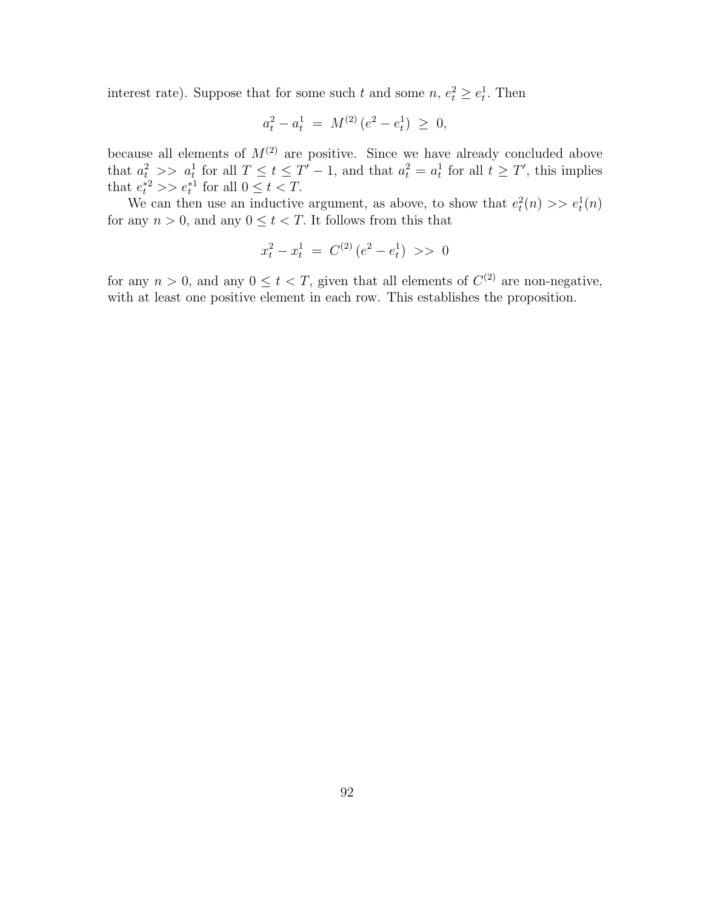interest rate). Suppose that for some such $t$ and some $n$, $e_t^2 \geq e_t^1$. Then

$$a_t^2 - a_t^1 \;=\; M^{(2)}\,(e^2 - e_t^1) \;\geq\; 0,$$

because all elements of $M^{(2)}$ are positive. Since we have already concluded above that $a_t^2 \;>>\; a_t^1$ for all $T \leq t \leq T' - 1$, and that $a_t^2 = a_t^1$ for all $t \geq T'$, this implies that $e_t^{*2} >> e_t^{*1}$ for all $0 \leq t < T$.

We can then use an inductive argument, as above, to show that $e_t^2(n) >> e_t^1(n)$ for any $n > 0$, and any $0 \leq t < T$. It follows from this that

$$x_t^2 - x_t^1 \;=\; C^{(2)}\,(e^2 - e_t^1) \;>>\; 0$$

for any $n > 0$, and any $0 \leq t < T$, given that all elements of $C^{(2)}$ are non-negative, with at least one positive element in each row. This establishes the proposition.